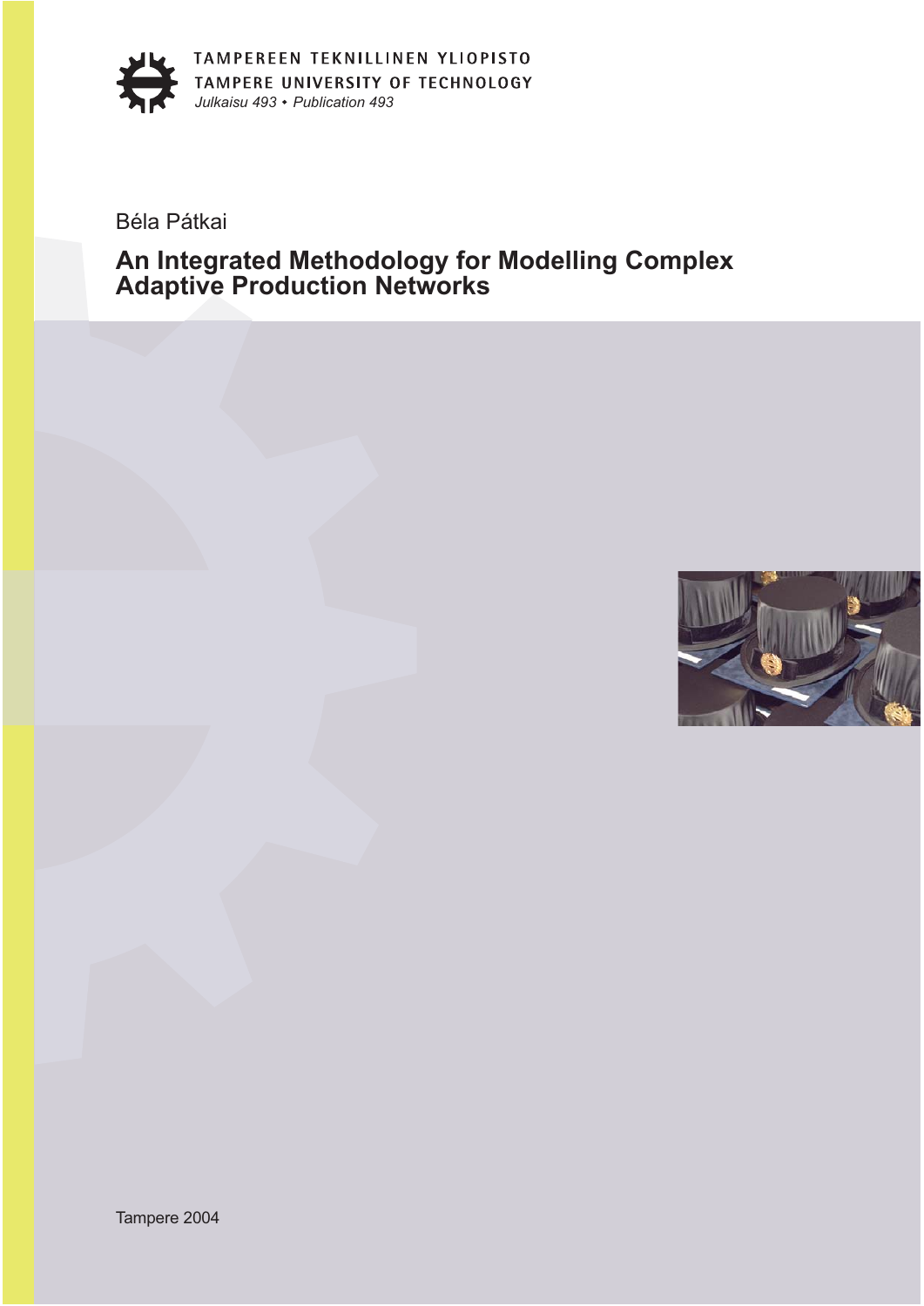TAMPEREEN TEKNILLINEN YLIOPISTO
TAMPERE UNIVERSITY OF TECHNOLOGY
*Julkaisu 493 • Publication 493*

Béla Pátkai

# An Integrated Methodology for Modelling Complex Adaptive Production Networks

Tampere 2004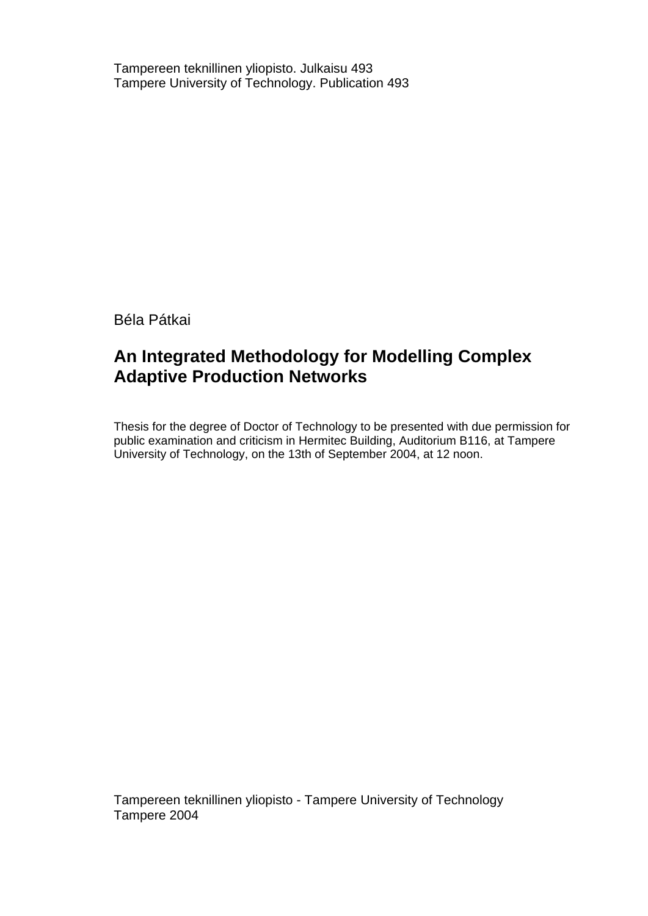Tampereen teknillinen yliopisto. Julkaisu 493
Tampere University of Technology. Publication 493

Béla Pátkai

# An Integrated Methodology for Modelling Complex Adaptive Production Networks

Thesis for the degree of Doctor of Technology to be presented with due permission for public examination and criticism in Hermitec Building, Auditorium B116, at Tampere University of Technology, on the 13th of September 2004, at 12 noon.

Tampereen teknillinen yliopisto - Tampere University of Technology
Tampere 2004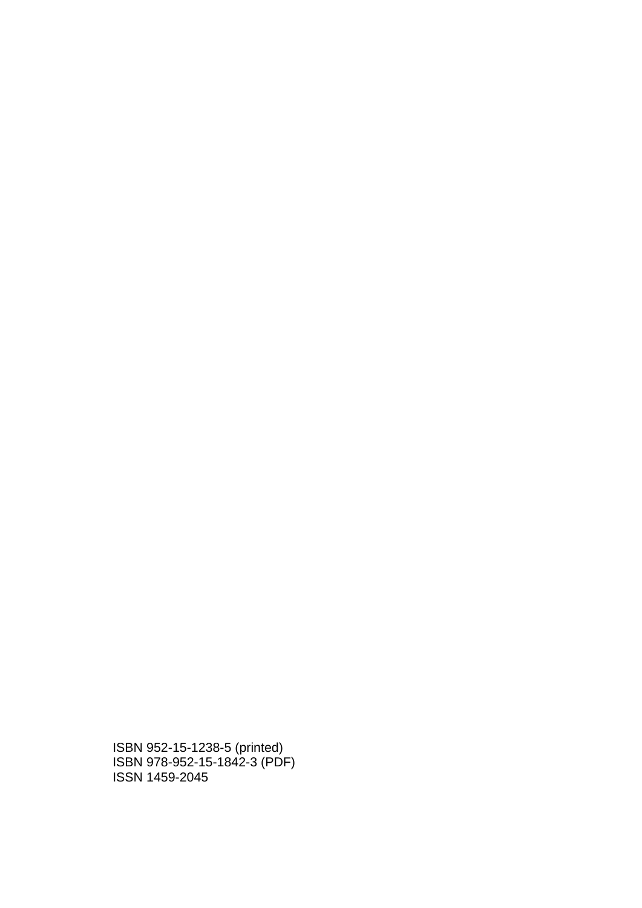ISBN 952-15-1238-5 (printed)
ISBN 978-952-15-1842-3 (PDF)
ISSN 1459-2045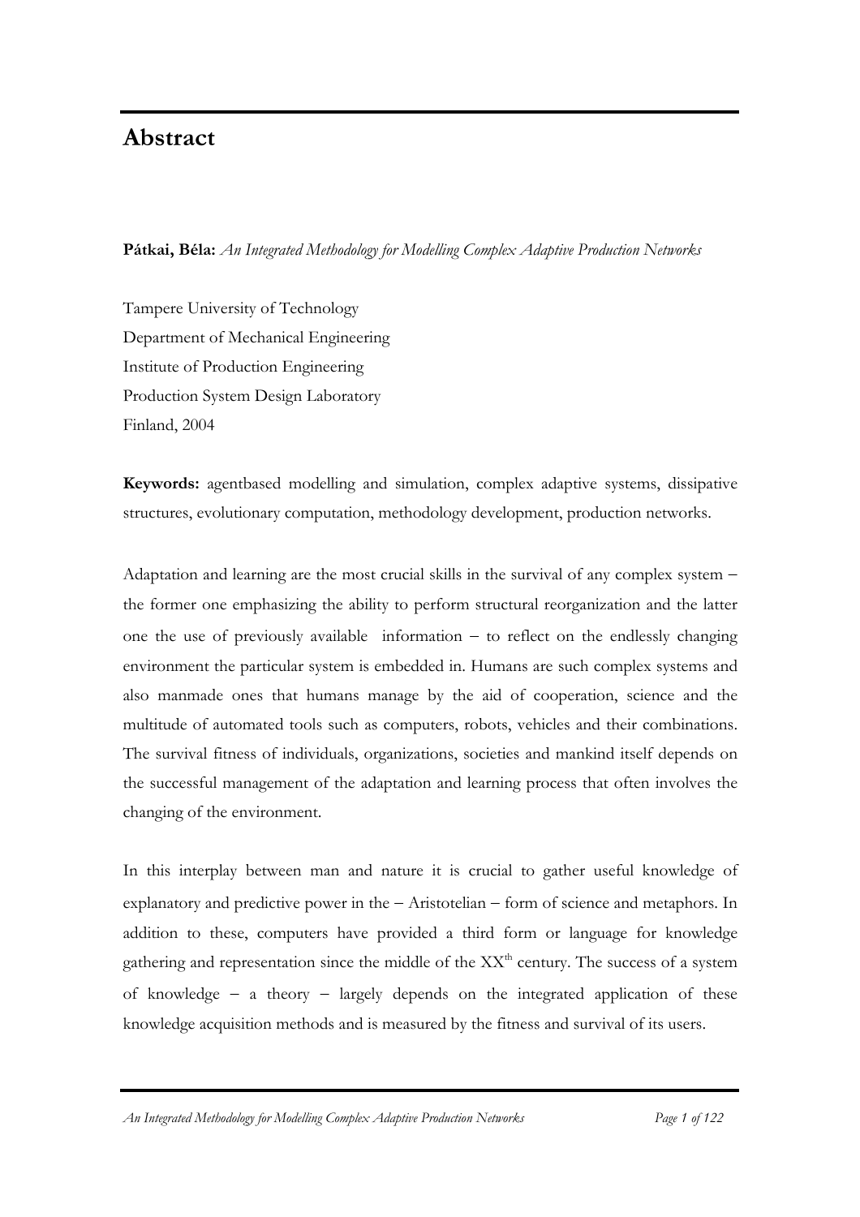# Abstract

**Pátkai, Béla:** *An Integrated Methodology for Modelling Complex Adaptive Production Networks*

Tampere University of Technology
Department of Mechanical Engineering
Institute of Production Engineering
Production System Design Laboratory
Finland, 2004

**Keywords:** agentbased modelling and simulation, complex adaptive systems, dissipative structures, evolutionary computation, methodology development, production networks.

Adaptation and learning are the most crucial skills in the survival of any complex system – the former one emphasizing the ability to perform structural reorganization and the latter one the use of previously available information – to reflect on the endlessly changing environment the particular system is embedded in. Humans are such complex systems and also manmade ones that humans manage by the aid of cooperation, science and the multitude of automated tools such as computers, robots, vehicles and their combinations. The survival fitness of individuals, organizations, societies and mankind itself depends on the successful management of the adaptation and learning process that often involves the changing of the environment.

In this interplay between man and nature it is crucial to gather useful knowledge of explanatory and predictive power in the – Aristotelian – form of science and metaphors. In addition to these, computers have provided a third form or language for knowledge gathering and representation since the middle of the XX$^{th}$ century. The success of a system of knowledge – a theory – largely depends on the integrated application of these knowledge acquisition methods and is measured by the fitness and survival of its users.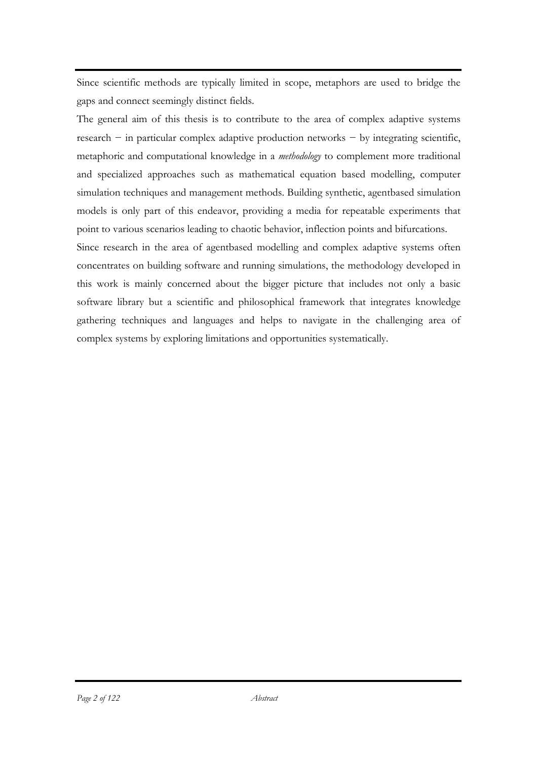Since scientific methods are typically limited in scope, metaphors are used to bridge the gaps and connect seemingly distinct fields.

The general aim of this thesis is to contribute to the area of complex adaptive systems research − in particular complex adaptive production networks − by integrating scientific, metaphoric and computational knowledge in a *methodology* to complement more traditional and specialized approaches such as mathematical equation based modelling, computer simulation techniques and management methods. Building synthetic, agentbased simulation models is only part of this endeavor, providing a media for repeatable experiments that point to various scenarios leading to chaotic behavior, inflection points and bifurcations.

Since research in the area of agentbased modelling and complex adaptive systems often concentrates on building software and running simulations, the methodology developed in this work is mainly concerned about the bigger picture that includes not only a basic software library but a scientific and philosophical framework that integrates knowledge gathering techniques and languages and helps to navigate in the challenging area of complex systems by exploring limitations and opportunities systematically.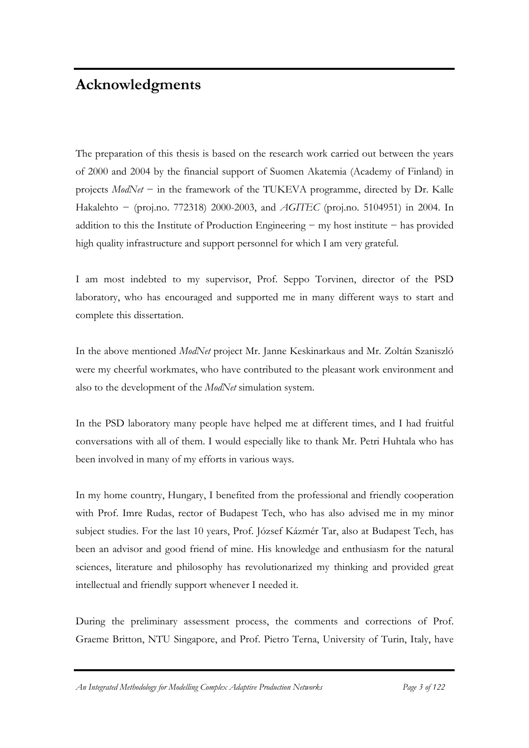# Acknowledgments

The preparation of this thesis is based on the research work carried out between the years of 2000 and 2004 by the financial support of Suomen Akatemia (Academy of Finland) in projects *ModNet* − in the framework of the TUKEVA programme, directed by Dr. Kalle Hakalehto − (proj.no. 772318) 2000-2003, and *AGITEC* (proj.no. 5104951) in 2004. In addition to this the Institute of Production Engineering − my host institute − has provided high quality infrastructure and support personnel for which I am very grateful.

I am most indebted to my supervisor, Prof. Seppo Torvinen, director of the PSD laboratory, who has encouraged and supported me in many different ways to start and complete this dissertation.

In the above mentioned *ModNet* project Mr. Janne Keskinarkaus and Mr. Zoltán Szaniszló were my cheerful workmates, who have contributed to the pleasant work environment and also to the development of the *ModNet* simulation system.

In the PSD laboratory many people have helped me at different times, and I had fruitful conversations with all of them. I would especially like to thank Mr. Petri Huhtala who has been involved in many of my efforts in various ways.

In my home country, Hungary, I benefited from the professional and friendly cooperation with Prof. Imre Rudas, rector of Budapest Tech, who has also advised me in my minor subject studies. For the last 10 years, Prof. József Kázmér Tar, also at Budapest Tech, has been an advisor and good friend of mine. His knowledge and enthusiasm for the natural sciences, literature and philosophy has revolutionarized my thinking and provided great intellectual and friendly support whenever I needed it.

During the preliminary assessment process, the comments and corrections of Prof. Graeme Britton, NTU Singapore, and Prof. Pietro Terna, University of Turin, Italy, have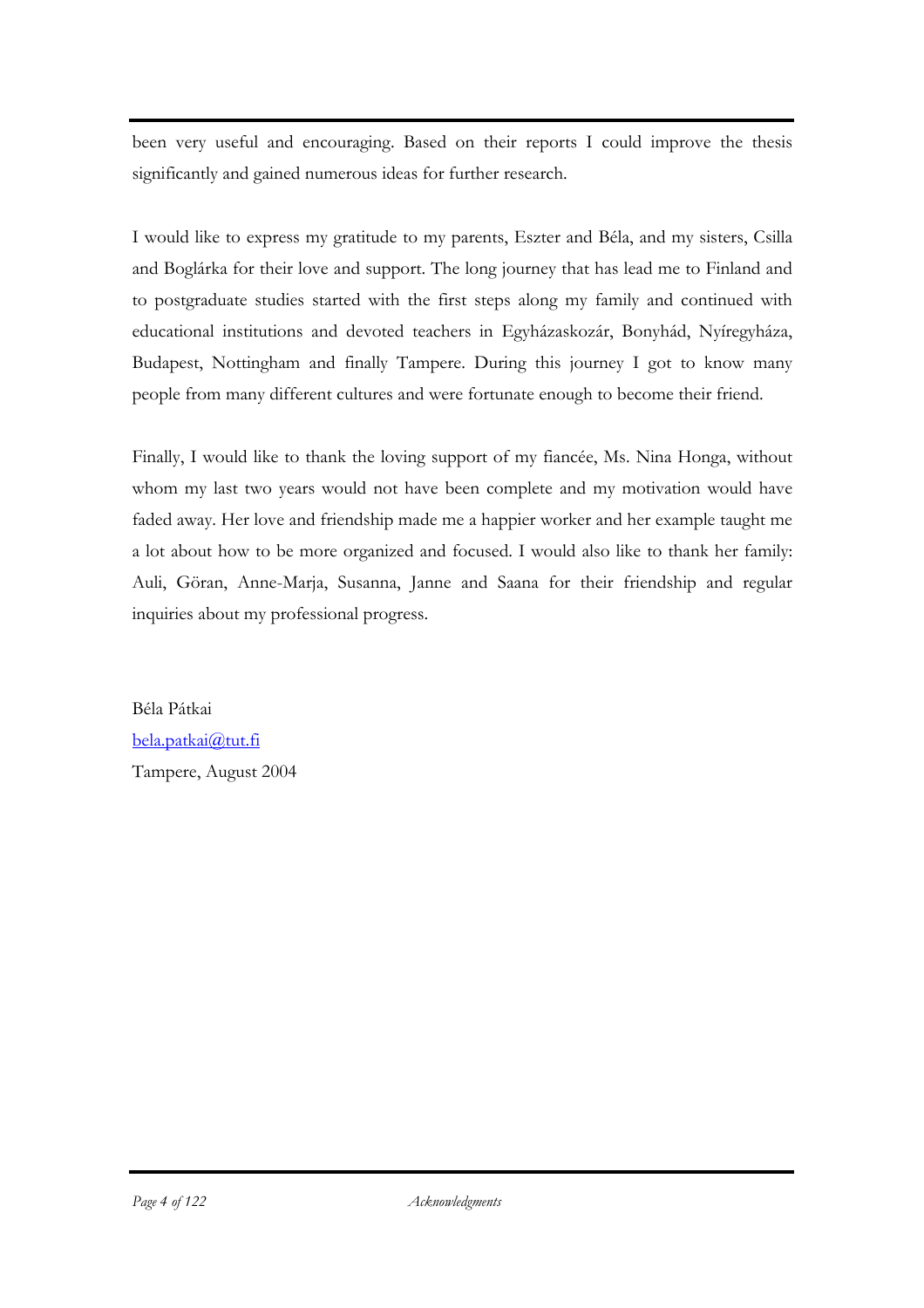been very useful and encouraging. Based on their reports I could improve the thesis significantly and gained numerous ideas for further research.

I would like to express my gratitude to my parents, Eszter and Béla, and my sisters, Csilla and Boglárka for their love and support. The long journey that has lead me to Finland and to postgraduate studies started with the first steps along my family and continued with educational institutions and devoted teachers in Egyházaskozár, Bonyhád, Nyíregyháza, Budapest, Nottingham and finally Tampere. During this journey I got to know many people from many different cultures and were fortunate enough to become their friend.

Finally, I would like to thank the loving support of my fiancée, Ms. Nina Honga, without whom my last two years would not have been complete and my motivation would have faded away. Her love and friendship made me a happier worker and her example taught me a lot about how to be more organized and focused. I would also like to thank her family: Auli, Göran, Anne-Marja, Susanna, Janne and Saana for their friendship and regular inquiries about my professional progress.

Béla Pátkai
bela.patkai@tut.fi
Tampere, August 2004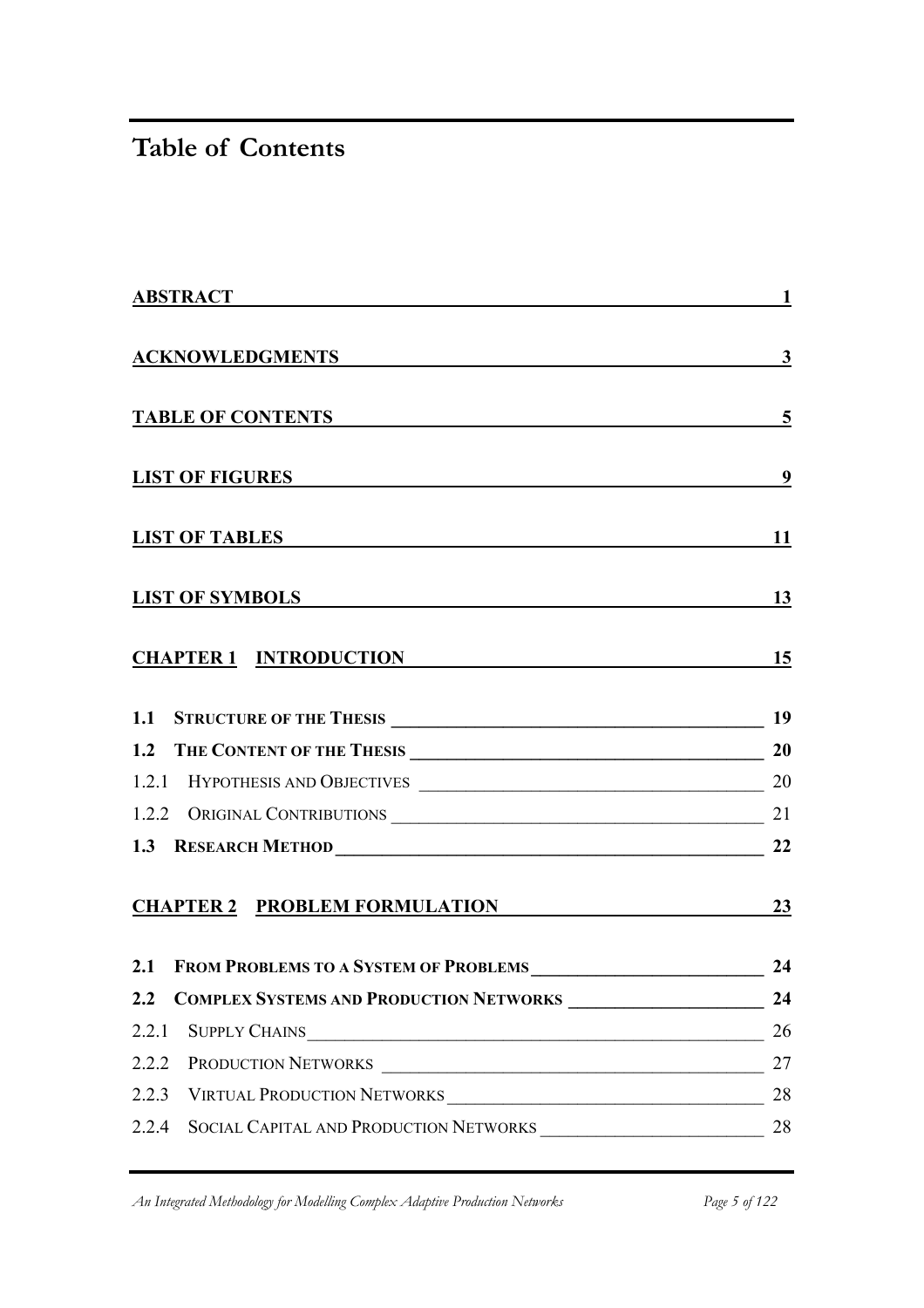# Table of Contents

| | |
|---|---|
| **ABSTRACT** | **1** |
| **ACKNOWLEDGMENTS** | **3** |
| **TABLE OF CONTENTS** | **5** |
| **LIST OF FIGURES** | **9** |
| **LIST OF TABLES** | **11** |
| **LIST OF SYMBOLS** | **13** |
| **CHAPTER 1 INTRODUCTION** | **15** |
| **1.1 STRUCTURE OF THE THESIS** | **19** |
| **1.2 THE CONTENT OF THE THESIS** | **20** |
| 1.2.1 HYPOTHESIS AND OBJECTIVES | 20 |
| 1.2.2 ORIGINAL CONTRIBUTIONS | 21 |
| **1.3 RESEARCH METHOD** | **22** |
| **CHAPTER 2 PROBLEM FORMULATION** | **23** |
| **2.1 FROM PROBLEMS TO A SYSTEM OF PROBLEMS** | **24** |
| **2.2 COMPLEX SYSTEMS AND PRODUCTION NETWORKS** | **24** |
| 2.2.1 SUPPLY CHAINS | 26 |
| 2.2.2 PRODUCTION NETWORKS | 27 |
| 2.2.3 VIRTUAL PRODUCTION NETWORKS | 28 |
| 2.2.4 SOCIAL CAPITAL AND PRODUCTION NETWORKS | 28 |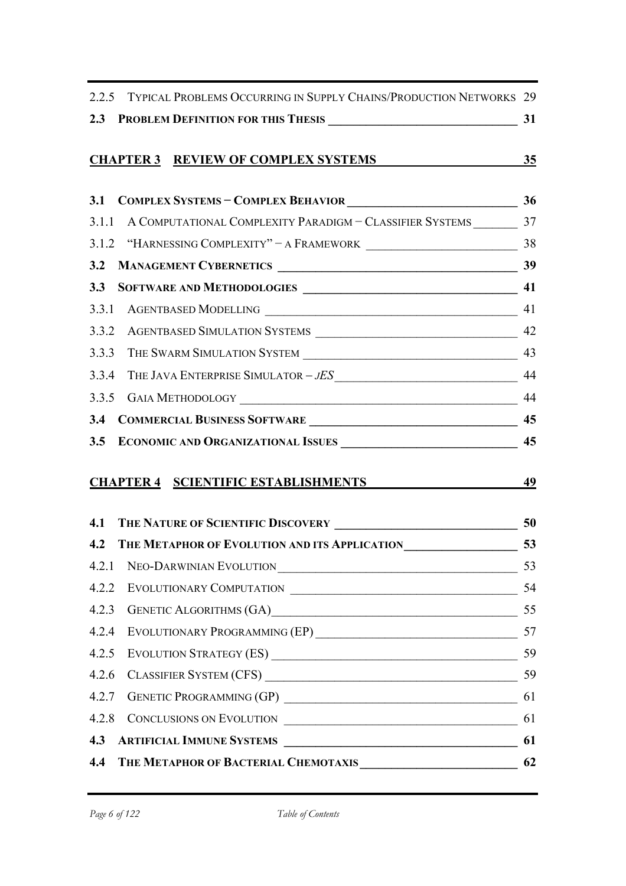2.2.5 Typical Problems Occurring in Supply Chains/Production Networks 29

**2.3 Problem Definition for this Thesis 31**

**Chapter 3 Review of Complex Systems 35**

**3.1 Complex Systems – Complex Behavior 36**

3.1.1 A Computational Complexity Paradigm – Classifier Systems 37

3.1.2 "Harnessing Complexity" – a Framework 38

**3.2 Management Cybernetics 39**

**3.3 Software and Methodologies 41**

3.3.1 Agentbased Modelling 41

3.3.2 Agentbased Simulation Systems 42

3.3.3 The Swarm Simulation System 43

3.3.4 The Java Enterprise Simulator – *JES* 44

3.3.5 Gaia Methodology 44

**3.4 Commercial Business Software 45**

**3.5 Economic and Organizational Issues 45**

**Chapter 4 Scientific Establishments 49**

**4.1 The Nature of Scientific Discovery 50**

**4.2 The Metaphor of Evolution and its Application 53**

4.2.1 Neo-Darwinian Evolution 53

4.2.2 Evolutionary Computation 54

4.2.3 Genetic Algorithms (GA) 55

4.2.4 Evolutionary Programming (EP) 57

4.2.5 Evolution Strategy (ES) 59

4.2.6 Classifier System (CFS) 59

4.2.7 Genetic Programming (GP) 61

4.2.8 Conclusions on Evolution 61

**4.3 Artificial Immune Systems 61**

**4.4 The Metaphor of Bacterial Chemotaxis 62**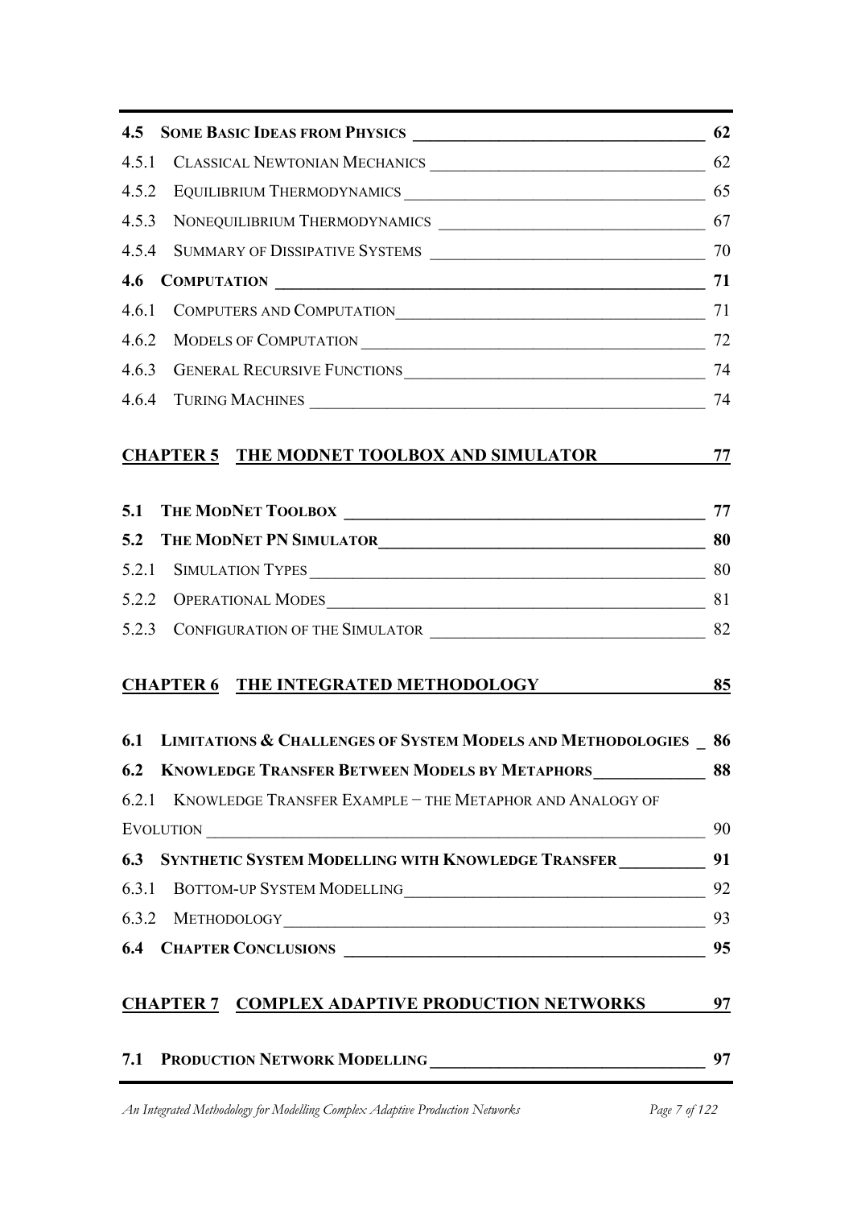| | | |
|---|---|---|
| **4.5** | **SOME BASIC IDEAS FROM PHYSICS** | **62** |
| 4.5.1 | CLASSICAL NEWTONIAN MECHANICS | 62 |
| 4.5.2 | EQUILIBRIUM THERMODYNAMICS | 65 |
| 4.5.3 | NONEQUILIBRIUM THERMODYNAMICS | 67 |
| 4.5.4 | SUMMARY OF DISSIPATIVE SYSTEMS | 70 |
| **4.6** | **COMPUTATION** | **71** |
| 4.6.1 | COMPUTERS AND COMPUTATION | 71 |
| 4.6.2 | MODELS OF COMPUTATION | 72 |
| 4.6.3 | GENERAL RECURSIVE FUNCTIONS | 74 |
| 4.6.4 | TURING MACHINES | 74 |

**CHAPTER 5 THE MODNET TOOLBOX AND SIMULATOR** **77**

| | | |
|---|---|---|
| **5.1** | **THE MODNET TOOLBOX** | **77** |
| **5.2** | **THE MODNET PN SIMULATOR** | **80** |
| 5.2.1 | SIMULATION TYPES | 80 |
| 5.2.2 | OPERATIONAL MODES | 81 |
| 5.2.3 | CONFIGURATION OF THE SIMULATOR | 82 |

**CHAPTER 6 THE INTEGRATED METHODOLOGY** **85**

| | | |
|---|---|---|
| **6.1** | **LIMITATIONS & CHALLENGES OF SYSTEM MODELS AND METHODOLOGIES** | **86** |
| **6.2** | **KNOWLEDGE TRANSFER BETWEEN MODELS BY METAPHORS** | **88** |
| 6.2.1 | KNOWLEDGE TRANSFER EXAMPLE – THE METAPHOR AND ANALOGY OF EVOLUTION | 90 |
| **6.3** | **SYNTHETIC SYSTEM MODELLING WITH KNOWLEDGE TRANSFER** | **91** |
| 6.3.1 | BOTTOM-UP SYSTEM MODELLING | 92 |
| 6.3.2 | METHODOLOGY | 93 |
| **6.4** | **CHAPTER CONCLUSIONS** | **95** |

**CHAPTER 7 COMPLEX ADAPTIVE PRODUCTION NETWORKS** **97**

| | | |
|---|---|---|
| **7.1** | **PRODUCTION NETWORK MODELLING** | **97** |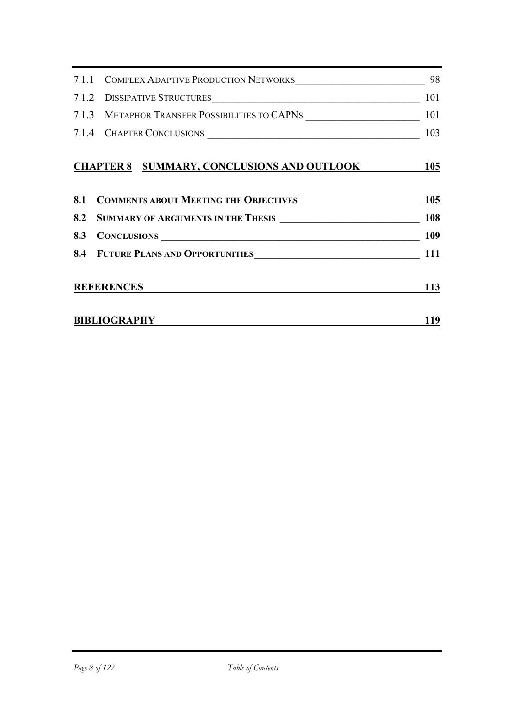- 7.1.1 Complex Adaptive Production Networks — 98
- 7.1.2 Dissipative Structures — 101
- 7.1.3 Metaphor Transfer Possibilities to CAPNs — 101
- 7.1.4 Chapter Conclusions — 103

**Chapter 8 Summary, Conclusions and Outlook — 105**

- **8.1 Comments about Meeting the Objectives — 105**
- **8.2 Summary of Arguments in the Thesis — 108**
- **8.3 Conclusions — 109**
- **8.4 Future Plans and Opportunities — 111**

**References — 113**

**Bibliography — 119**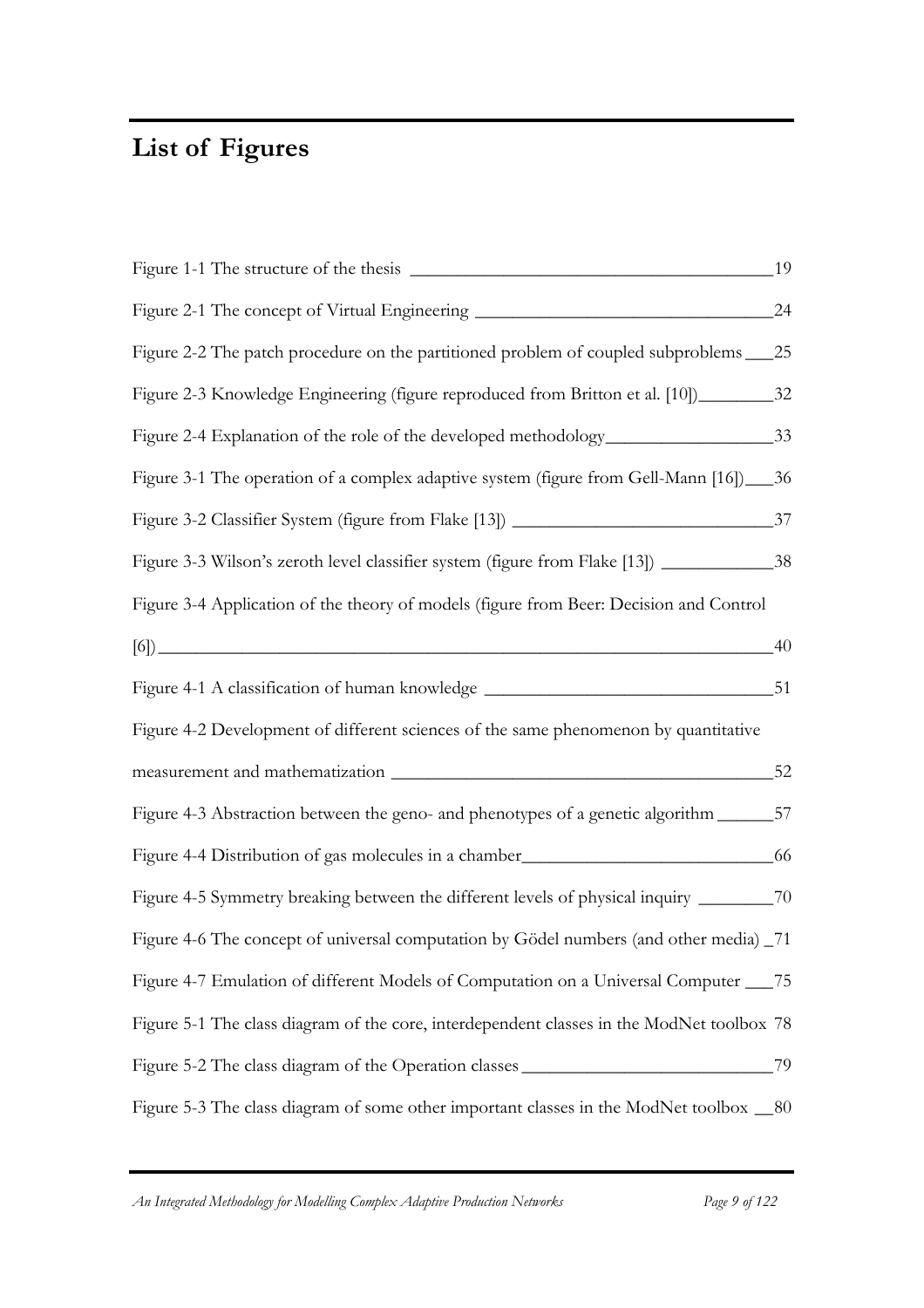# List of Figures

Figure 1-1 The structure of the thesis 19

Figure 2-1 The concept of Virtual Engineering 24

Figure 2-2 The patch procedure on the partitioned problem of coupled subproblems 25

Figure 2-3 Knowledge Engineering (figure reproduced from Britton et al. [10]) 32

Figure 2-4 Explanation of the role of the developed methodology 33

Figure 3-1 The operation of a complex adaptive system (figure from Gell-Mann [16]) 36

Figure 3-2 Classifier System (figure from Flake [13]) 37

Figure 3-3 Wilson's zeroth level classifier system (figure from Flake [13]) 38

Figure 3-4 Application of the theory of models (figure from Beer: Decision and Control [6]) 40

Figure 4-1 A classification of human knowledge 51

Figure 4-2 Development of different sciences of the same phenomenon by quantitative measurement and mathematization 52

Figure 4-3 Abstraction between the geno- and phenotypes of a genetic algorithm 57

Figure 4-4 Distribution of gas molecules in a chamber 66

Figure 4-5 Symmetry breaking between the different levels of physical inquiry 70

Figure 4-6 The concept of universal computation by Gödel numbers (and other media) 71

Figure 4-7 Emulation of different Models of Computation on a Universal Computer 75

Figure 5-1 The class diagram of the core, interdependent classes in the ModNet toolbox 78

Figure 5-2 The class diagram of the Operation classes 79

Figure 5-3 The class diagram of some other important classes in the ModNet toolbox 80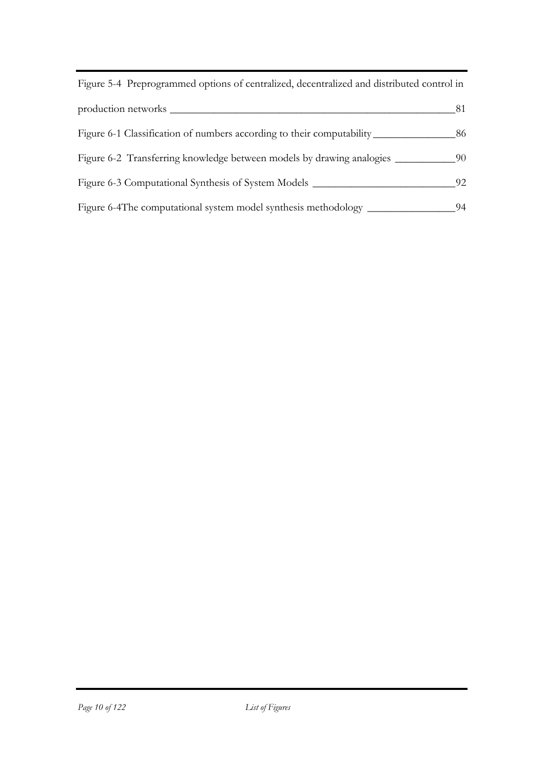Figure 5-4 Preprogrammed options of centralized, decentralized and distributed control in production networks ______ 81

Figure 6-1 Classification of numbers according to their computability ______ 86

Figure 6-2 Transferring knowledge between models by drawing analogies ______ 90

Figure 6-3 Computational Synthesis of System Models ______ 92

Figure 6-4The computational system model synthesis methodology ______ 94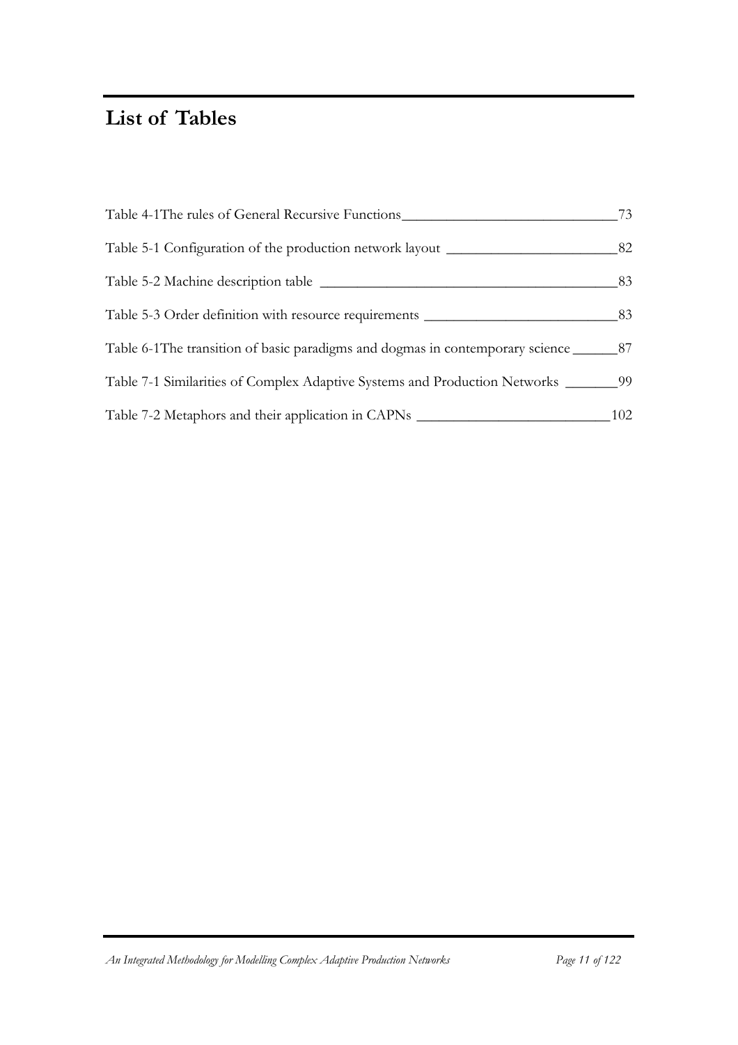# List of Tables

Table 4-1The rules of General Recursive Functions_____________________________73

Table 5-1 Configuration of the production network layout _______________________82

Table 5-2 Machine description table _______________________________________83

Table 5-3 Order definition with resource requirements _________________________83

Table 6-1The transition of basic paradigms and dogmas in contemporary science ______87

Table 7-1 Similarities of Complex Adaptive Systems and Production Networks _______99

Table 7-2 Metaphors and their application in CAPNs __________________________102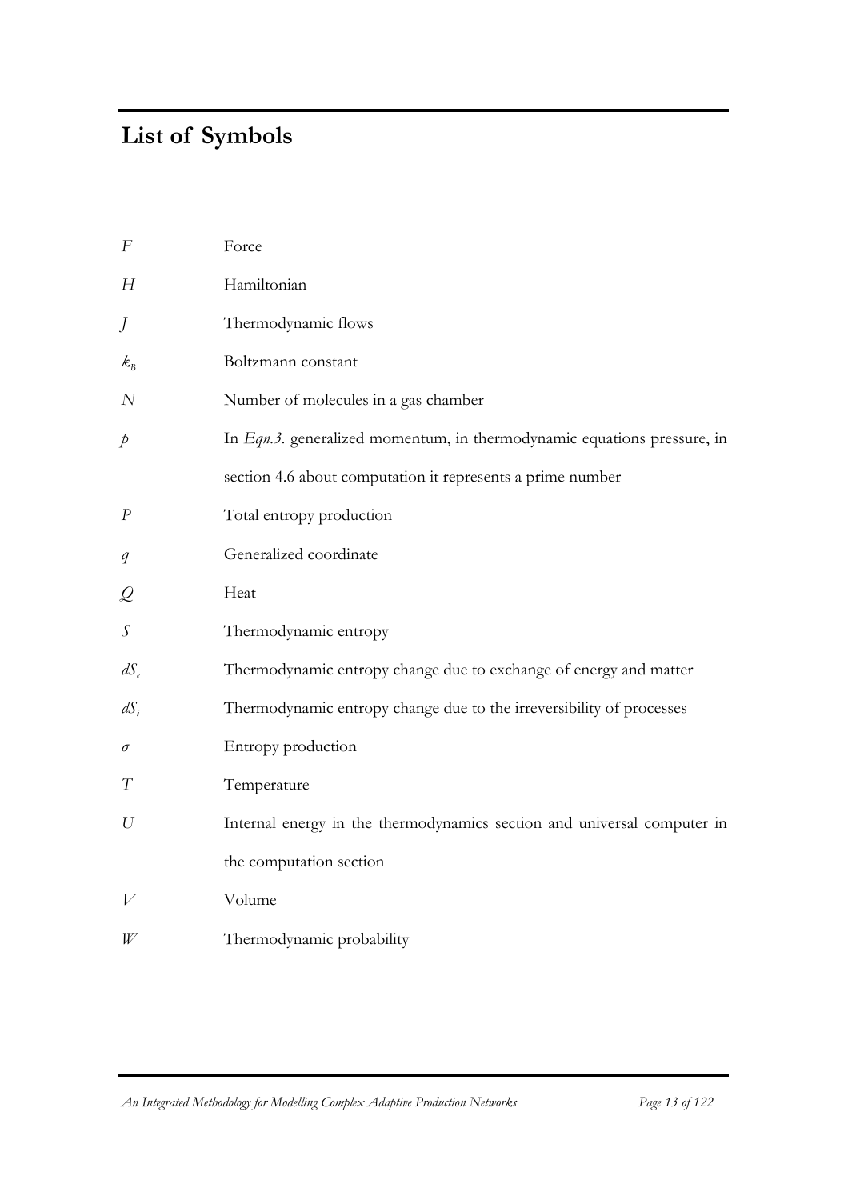# List of Symbols

| Symbol | Description |
|---|---|
| $F$ | Force |
| $H$ | Hamiltonian |
| $J$ | Thermodynamic flows |
| $k_B$ | Boltzmann constant |
| $N$ | Number of molecules in a gas chamber |
| $p$ | In *Eqn.3.* generalized momentum, in thermodynamic equations pressure, in section 4.6 about computation it represents a prime number |
| $P$ | Total entropy production |
| $q$ | Generalized coordinate |
| $Q$ | Heat |
| $S$ | Thermodynamic entropy |
| $dS_e$ | Thermodynamic entropy change due to exchange of energy and matter |
| $dS_i$ | Thermodynamic entropy change due to the irreversibility of processes |
| $\sigma$ | Entropy production |
| $T$ | Temperature |
| $U$ | Internal energy in the thermodynamics section and universal computer in the computation section |
| $V$ | Volume |
| $W$ | Thermodynamic probability |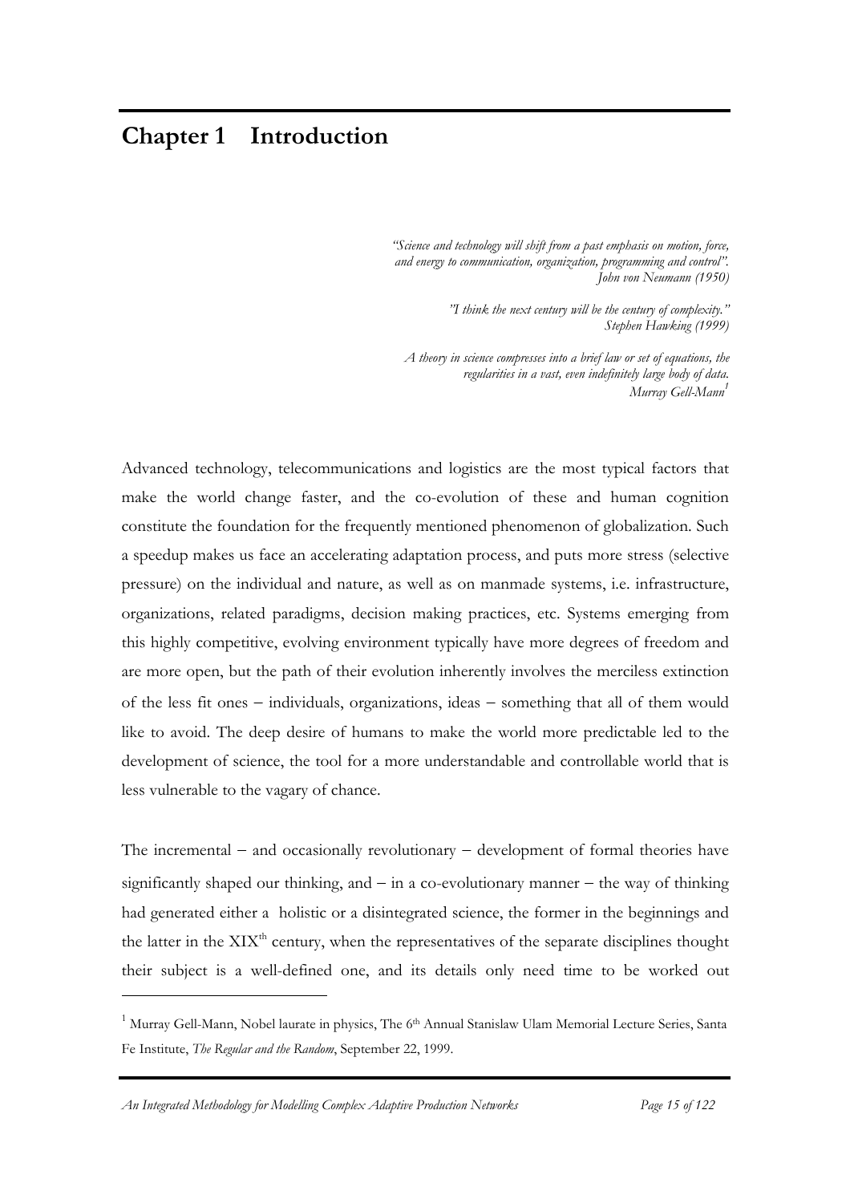# Chapter 1 Introduction

> *"Science and technology will shift from a past emphasis on motion, force, and energy to communication, organization, programming and control".*
> *John von Neumann (1950)*
>
> *"I think the next century will be the century of complexity."*
> *Stephen Hawking (1999)*
>
> *A theory in science compresses into a brief law or set of equations, the regularities in a vast, even indefinitely large body of data.*
> *Murray Gell-Mann*[1]

Advanced technology, telecommunications and logistics are the most typical factors that make the world change faster, and the co-evolution of these and human cognition constitute the foundation for the frequently mentioned phenomenon of globalization. Such a speedup makes us face an accelerating adaptation process, and puts more stress (selective pressure) on the individual and nature, as well as on manmade systems, i.e. infrastructure, organizations, related paradigms, decision making practices, etc. Systems emerging from this highly competitive, evolving environment typically have more degrees of freedom and are more open, but the path of their evolution inherently involves the merciless extinction of the less fit ones – individuals, organizations, ideas – something that all of them would like to avoid. The deep desire of humans to make the world more predictable led to the development of science, the tool for a more understandable and controllable world that is less vulnerable to the vagary of chance.

The incremental – and occasionally revolutionary – development of formal theories have significantly shaped our thinking, and – in a co-evolutionary manner – the way of thinking had generated either a holistic or a disintegrated science, the former in the beginnings and the latter in the XIX$^{th}$ century, when the representatives of the separate disciplines thought their subject is a well-defined one, and its details only need time to be worked out

---

[1] Murray Gell-Mann, Nobel laurate in physics, The 6$^{th}$ Annual Stanislaw Ulam Memorial Lecture Series, Santa Fe Institute, *The Regular and the Random*, September 22, 1999.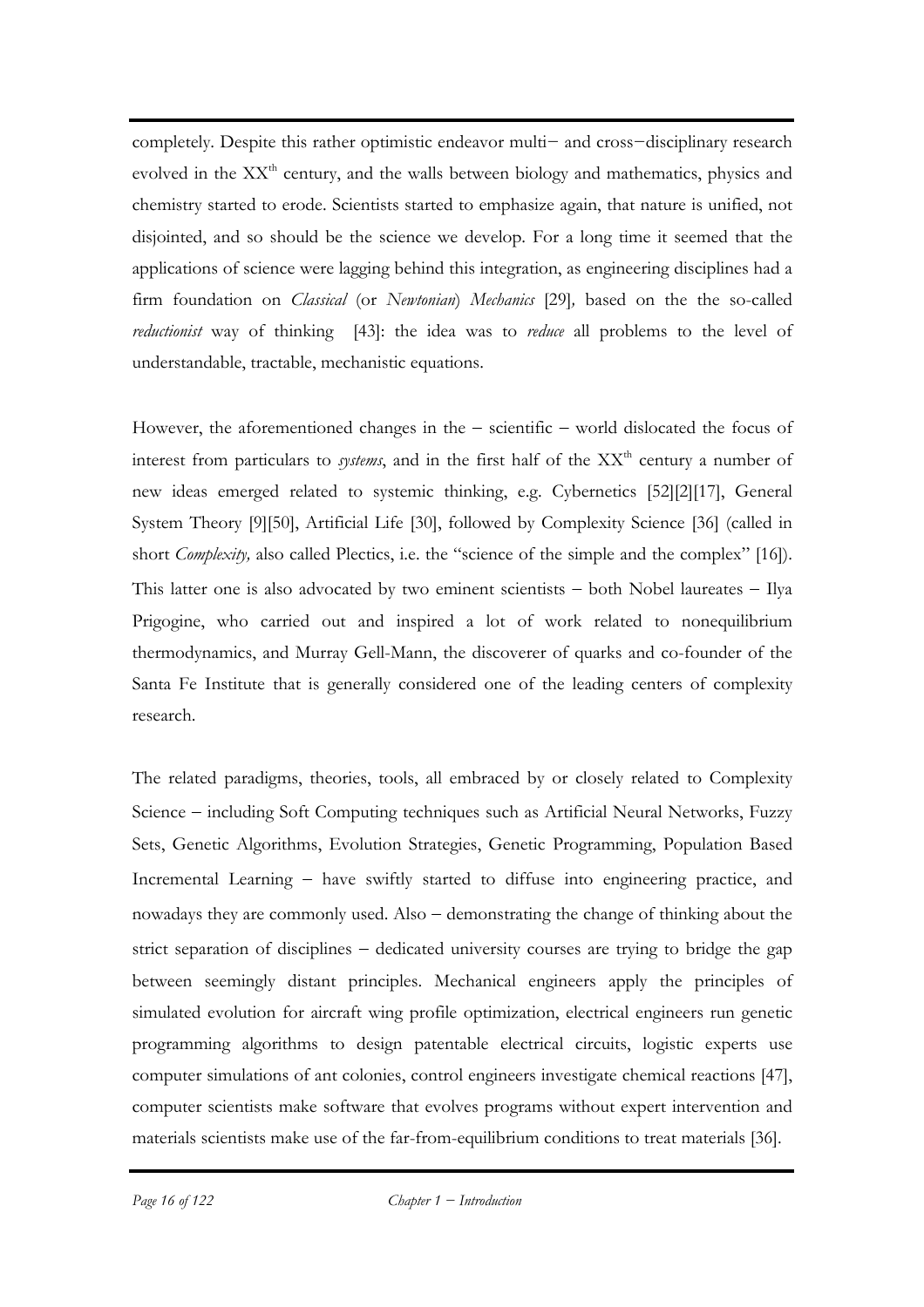completely. Despite this rather optimistic endeavor multi− and cross−disciplinary research evolved in the XX$^{th}$ century, and the walls between biology and mathematics, physics and chemistry started to erode. Scientists started to emphasize again, that nature is unified, not disjointed, and so should be the science we develop. For a long time it seemed that the applications of science were lagging behind this integration, as engineering disciplines had a firm foundation on *Classical* (or *Newtonian*) *Mechanics* [29], based on the the so-called *reductionist* way of thinking [43]: the idea was to *reduce* all problems to the level of understandable, tractable, mechanistic equations.

However, the aforementioned changes in the − scientific − world dislocated the focus of interest from particulars to *systems*, and in the first half of the XX$^{th}$ century a number of new ideas emerged related to systemic thinking, e.g. Cybernetics [52][2][17], General System Theory [9][50], Artificial Life [30], followed by Complexity Science [36] (called in short *Complexity,* also called Plectics, i.e. the "science of the simple and the complex" [16]). This latter one is also advocated by two eminent scientists − both Nobel laureates − Ilya Prigogine, who carried out and inspired a lot of work related to nonequilibrium thermodynamics, and Murray Gell-Mann, the discoverer of quarks and co-founder of the Santa Fe Institute that is generally considered one of the leading centers of complexity research.

The related paradigms, theories, tools, all embraced by or closely related to Complexity Science − including Soft Computing techniques such as Artificial Neural Networks, Fuzzy Sets, Genetic Algorithms, Evolution Strategies, Genetic Programming, Population Based Incremental Learning − have swiftly started to diffuse into engineering practice, and nowadays they are commonly used. Also − demonstrating the change of thinking about the strict separation of disciplines − dedicated university courses are trying to bridge the gap between seemingly distant principles. Mechanical engineers apply the principles of simulated evolution for aircraft wing profile optimization, electrical engineers run genetic programming algorithms to design patentable electrical circuits, logistic experts use computer simulations of ant colonies, control engineers investigate chemical reactions [47], computer scientists make software that evolves programs without expert intervention and materials scientists make use of the far-from-equilibrium conditions to treat materials [36].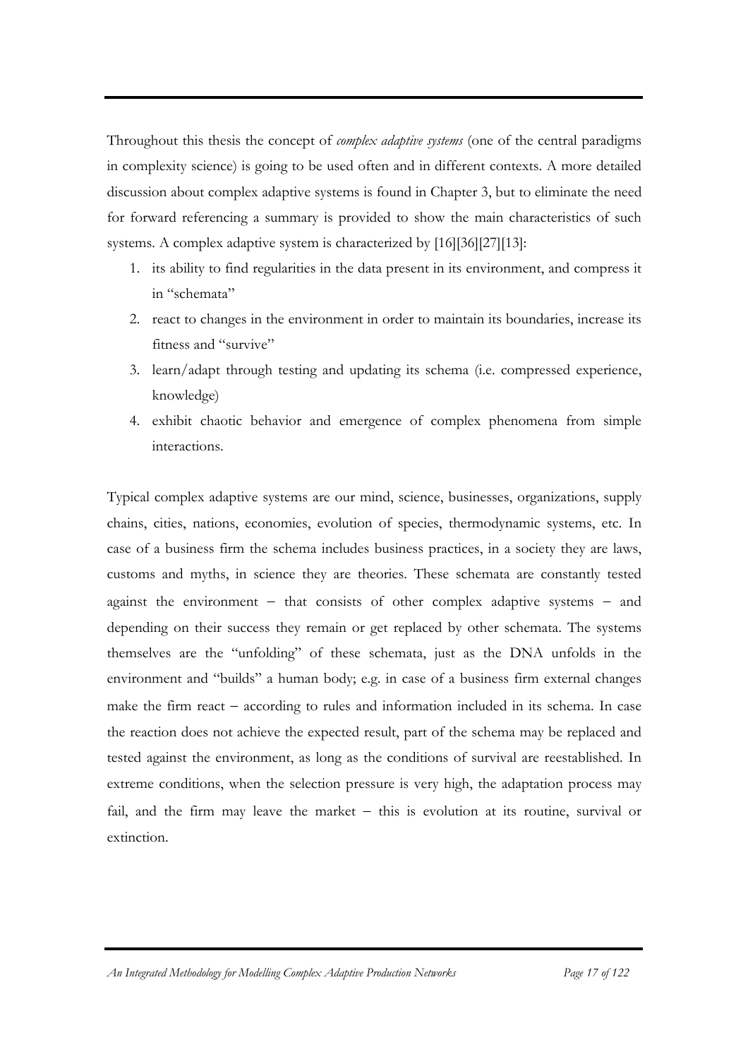Throughout this thesis the concept of *complex adaptive systems* (one of the central paradigms in complexity science) is going to be used often and in different contexts. A more detailed discussion about complex adaptive systems is found in Chapter 3, but to eliminate the need for forward referencing a summary is provided to show the main characteristics of such systems. A complex adaptive system is characterized by [16][36][27][13]:

1. its ability to find regularities in the data present in its environment, and compress it in "schemata"
2. react to changes in the environment in order to maintain its boundaries, increase its fitness and "survive"
3. learn/adapt through testing and updating its schema (i.e. compressed experience, knowledge)
4. exhibit chaotic behavior and emergence of complex phenomena from simple interactions.

Typical complex adaptive systems are our mind, science, businesses, organizations, supply chains, cities, nations, economies, evolution of species, thermodynamic systems, etc. In case of a business firm the schema includes business practices, in a society they are laws, customs and myths, in science they are theories. These schemata are constantly tested against the environment – that consists of other complex adaptive systems – and depending on their success they remain or get replaced by other schemata. The systems themselves are the "unfolding" of these schemata, just as the DNA unfolds in the environment and "builds" a human body; e.g. in case of a business firm external changes make the firm react – according to rules and information included in its schema. In case the reaction does not achieve the expected result, part of the schema may be replaced and tested against the environment, as long as the conditions of survival are reestablished. In extreme conditions, when the selection pressure is very high, the adaptation process may fail, and the firm may leave the market – this is evolution at its routine, survival or extinction.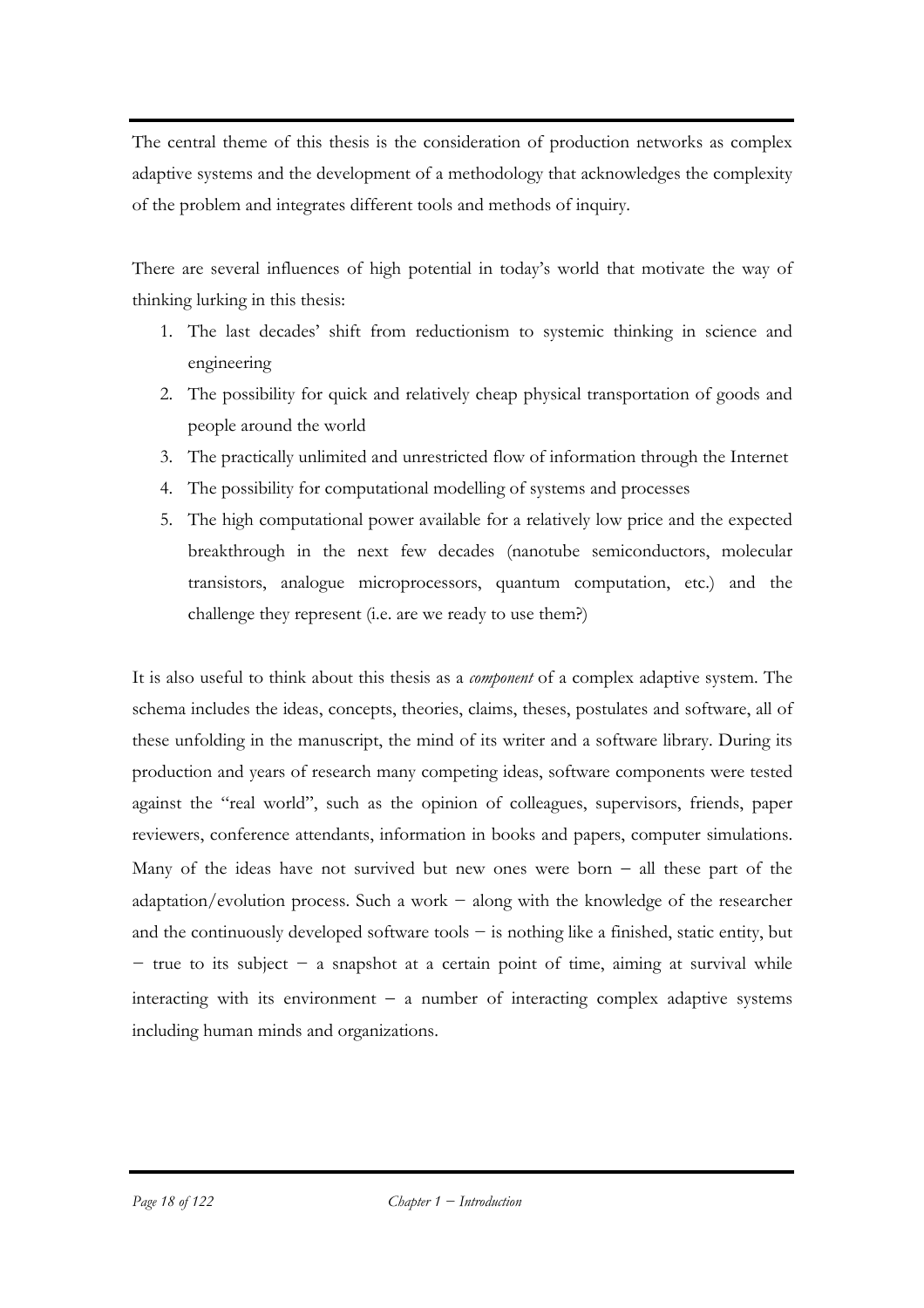The central theme of this thesis is the consideration of production networks as complex adaptive systems and the development of a methodology that acknowledges the complexity of the problem and integrates different tools and methods of inquiry.

There are several influences of high potential in today's world that motivate the way of thinking lurking in this thesis:

1. The last decades' shift from reductionism to systemic thinking in science and engineering
2. The possibility for quick and relatively cheap physical transportation of goods and people around the world
3. The practically unlimited and unrestricted flow of information through the Internet
4. The possibility for computational modelling of systems and processes
5. The high computational power available for a relatively low price and the expected breakthrough in the next few decades (nanotube semiconductors, molecular transistors, analogue microprocessors, quantum computation, etc.) and the challenge they represent (i.e. are we ready to use them?)

It is also useful to think about this thesis as a *component* of a complex adaptive system. The schema includes the ideas, concepts, theories, claims, theses, postulates and software, all of these unfolding in the manuscript, the mind of its writer and a software library. During its production and years of research many competing ideas, software components were tested against the "real world", such as the opinion of colleagues, supervisors, friends, paper reviewers, conference attendants, information in books and papers, computer simulations. Many of the ideas have not survived but new ones were born − all these part of the adaptation/evolution process. Such a work − along with the knowledge of the researcher and the continuously developed software tools − is nothing like a finished, static entity, but − true to its subject − a snapshot at a certain point of time, aiming at survival while interacting with its environment − a number of interacting complex adaptive systems including human minds and organizations.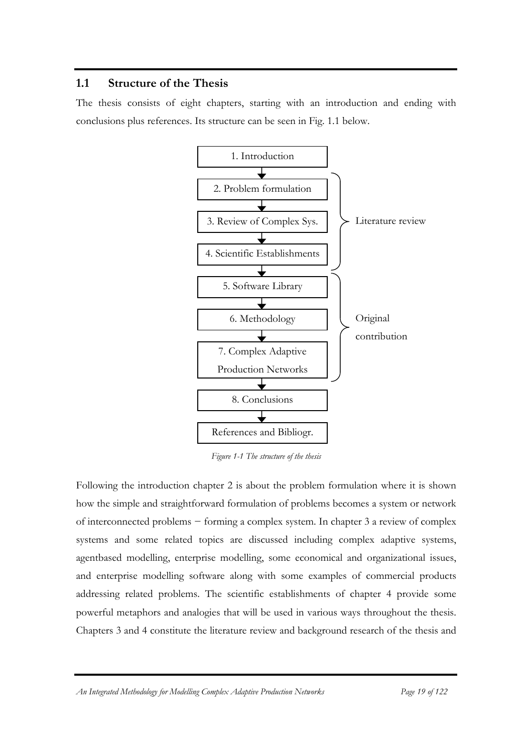## 1.1 Structure of the Thesis

The thesis consists of eight chapters, starting with an introduction and ending with conclusions plus references. Its structure can be seen in Fig. 1.1 below.

1. Introduction
2. Problem formulation
3. Review of Complex Sys.
4. Scientific Establishments
5. Software Library
6. Methodology
7. Complex Adaptive Production Networks
8. Conclusions

References and Bibliogr.

Literature review (chapters 2–4)

Original contribution (chapters 5–7)

*Figure 1-1 The structure of the thesis*

Following the introduction chapter 2 is about the problem formulation where it is shown how the simple and straightforward formulation of problems becomes a system or network of interconnected problems − forming a complex system. In chapter 3 a review of complex systems and some related topics are discussed including complex adaptive systems, agentbased modelling, enterprise modelling, some economical and organizational issues, and enterprise modelling software along with some examples of commercial products addressing related problems. The scientific establishments of chapter 4 provide some powerful metaphors and analogies that will be used in various ways throughout the thesis. Chapters 3 and 4 constitute the literature review and background research of the thesis and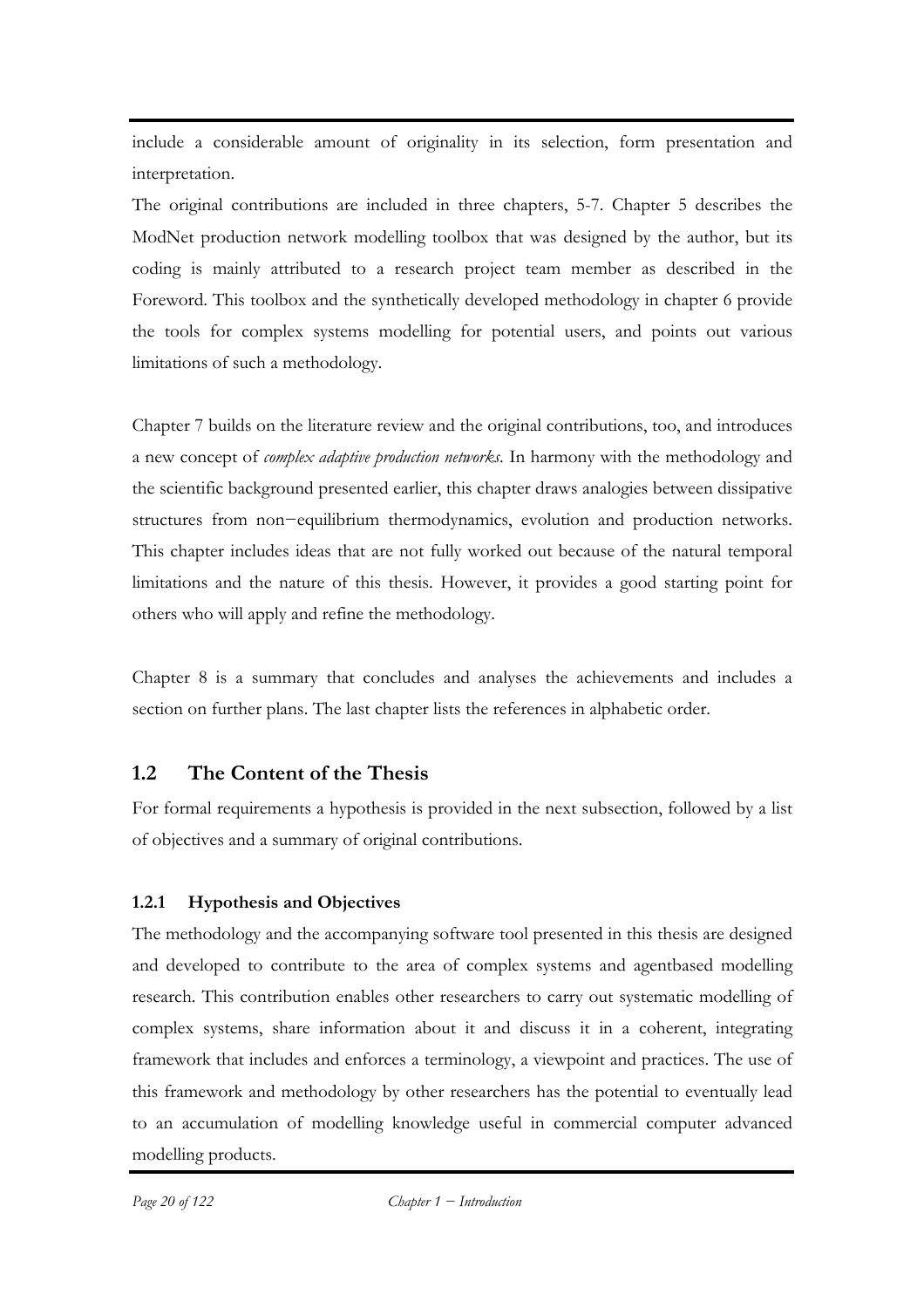include a considerable amount of originality in its selection, form presentation and interpretation.

The original contributions are included in three chapters, 5-7. Chapter 5 describes the ModNet production network modelling toolbox that was designed by the author, but its coding is mainly attributed to a research project team member as described in the Foreword. This toolbox and the synthetically developed methodology in chapter 6 provide the tools for complex systems modelling for potential users, and points out various limitations of such a methodology.

Chapter 7 builds on the literature review and the original contributions, too, and introduces a new concept of *complex adaptive production networks*. In harmony with the methodology and the scientific background presented earlier, this chapter draws analogies between dissipative structures from non−equilibrium thermodynamics, evolution and production networks. This chapter includes ideas that are not fully worked out because of the natural temporal limitations and the nature of this thesis. However, it provides a good starting point for others who will apply and refine the methodology.

Chapter 8 is a summary that concludes and analyses the achievements and includes a section on further plans. The last chapter lists the references in alphabetic order.

## 1.2 The Content of the Thesis

For formal requirements a hypothesis is provided in the next subsection, followed by a list of objectives and a summary of original contributions.

### 1.2.1 Hypothesis and Objectives

The methodology and the accompanying software tool presented in this thesis are designed and developed to contribute to the area of complex systems and agentbased modelling research. This contribution enables other researchers to carry out systematic modelling of complex systems, share information about it and discuss it in a coherent, integrating framework that includes and enforces a terminology, a viewpoint and practices. The use of this framework and methodology by other researchers has the potential to eventually lead to an accumulation of modelling knowledge useful in commercial computer advanced modelling products.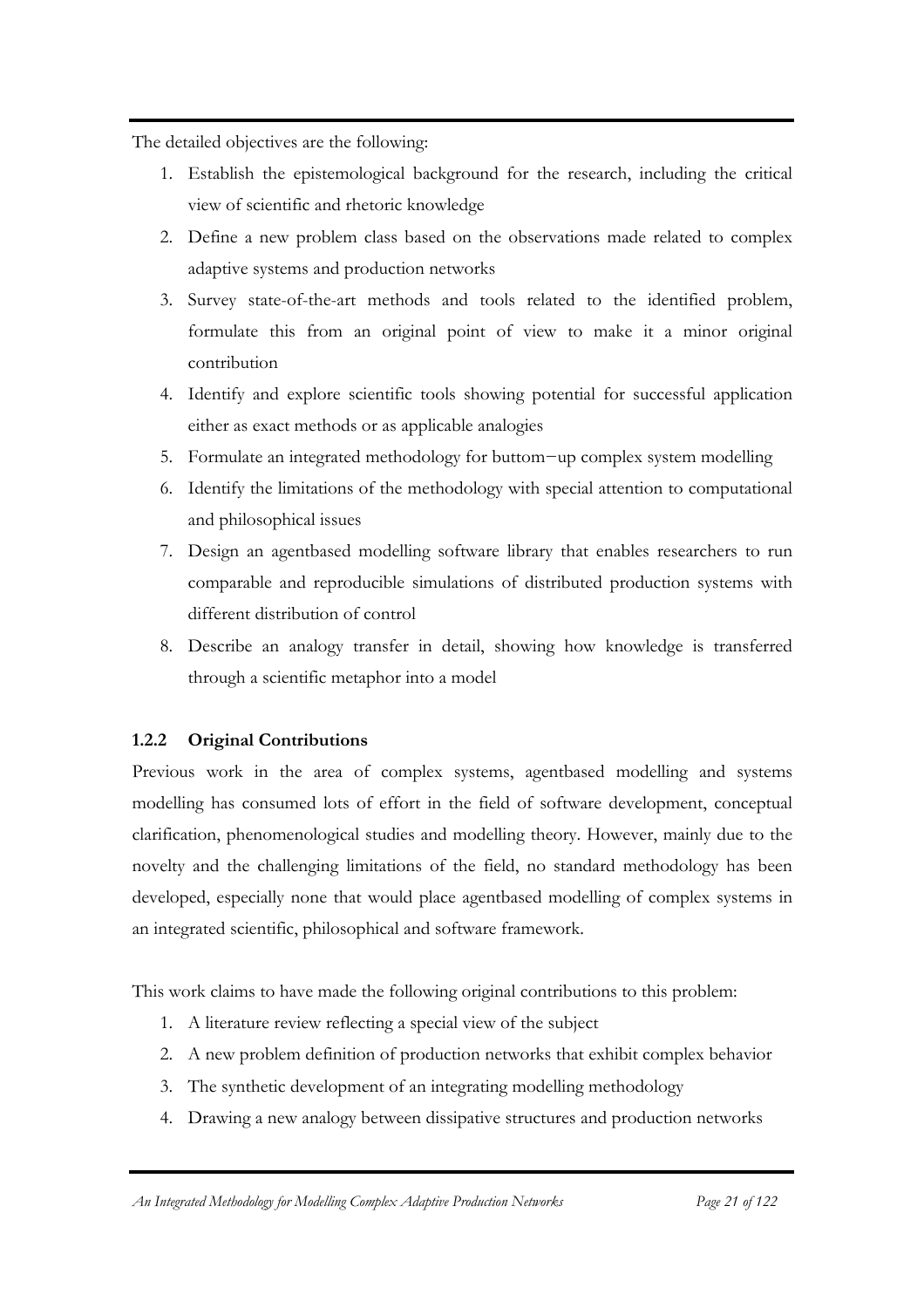The detailed objectives are the following:

1. Establish the epistemological background for the research, including the critical view of scientific and rhetoric knowledge
2. Define a new problem class based on the observations made related to complex adaptive systems and production networks
3. Survey state-of-the-art methods and tools related to the identified problem, formulate this from an original point of view to make it a minor original contribution
4. Identify and explore scientific tools showing potential for successful application either as exact methods or as applicable analogies
5. Formulate an integrated methodology for buttom−up complex system modelling
6. Identify the limitations of the methodology with special attention to computational and philosophical issues
7. Design an agentbased modelling software library that enables researchers to run comparable and reproducible simulations of distributed production systems with different distribution of control
8. Describe an analogy transfer in detail, showing how knowledge is transferred through a scientific metaphor into a model

### 1.2.2 Original Contributions

Previous work in the area of complex systems, agentbased modelling and systems modelling has consumed lots of effort in the field of software development, conceptual clarification, phenomenological studies and modelling theory. However, mainly due to the novelty and the challenging limitations of the field, no standard methodology has been developed, especially none that would place agentbased modelling of complex systems in an integrated scientific, philosophical and software framework.

This work claims to have made the following original contributions to this problem:

1. A literature review reflecting a special view of the subject
2. A new problem definition of production networks that exhibit complex behavior
3. The synthetic development of an integrating modelling methodology
4. Drawing a new analogy between dissipative structures and production networks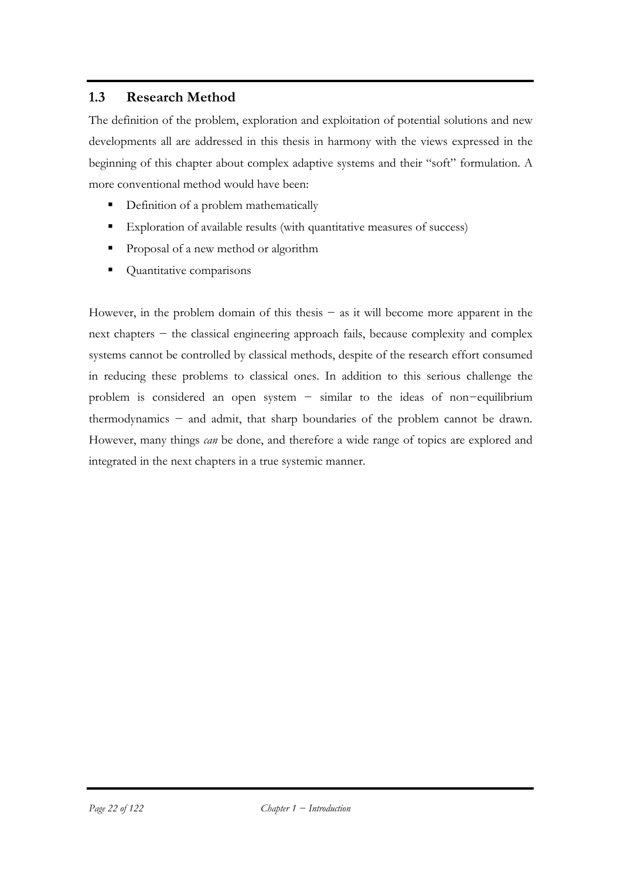## 1.3 Research Method

The definition of the problem, exploration and exploitation of potential solutions and new developments all are addressed in this thesis in harmony with the views expressed in the beginning of this chapter about complex adaptive systems and their "soft" formulation. A more conventional method would have been:

- Definition of a problem mathematically
- Exploration of available results (with quantitative measures of success)
- Proposal of a new method or algorithm
- Quantitative comparisons

However, in the problem domain of this thesis − as it will become more apparent in the next chapters − the classical engineering approach fails, because complexity and complex systems cannot be controlled by classical methods, despite of the research effort consumed in reducing these problems to classical ones. In addition to this serious challenge the problem is considered an open system − similar to the ideas of non−equilibrium thermodynamics − and admit, that sharp boundaries of the problem cannot be drawn. However, many things *can* be done, and therefore a wide range of topics are explored and integrated in the next chapters in a true systemic manner.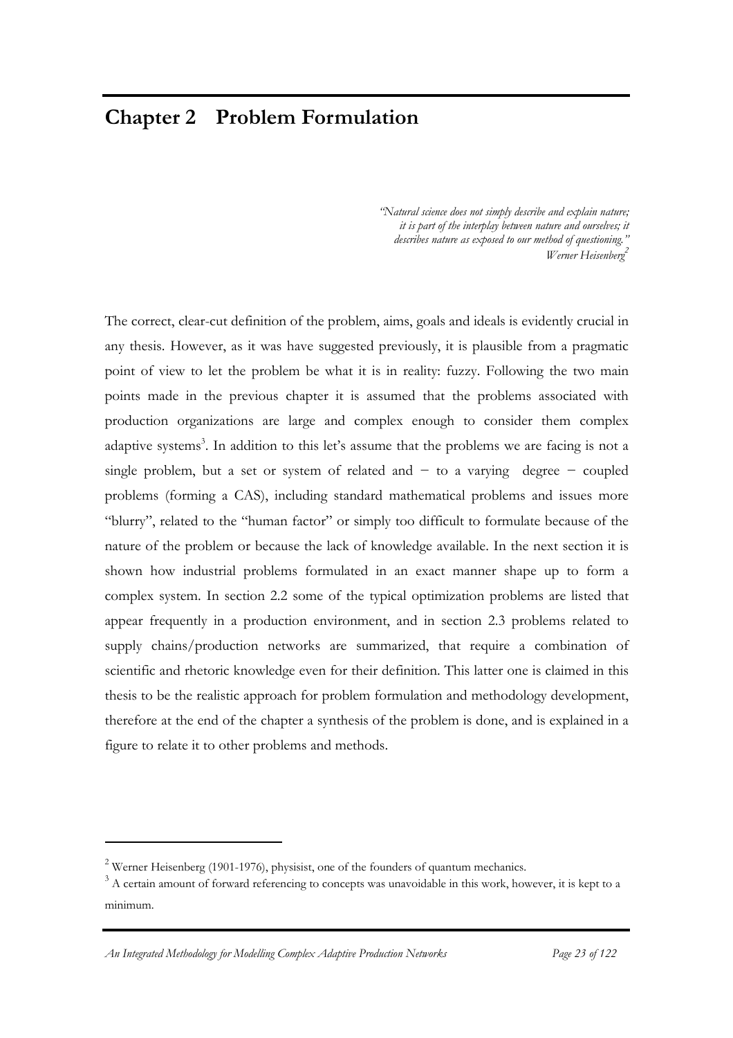# Chapter 2 Problem Formulation

*"Natural science does not simply describe and explain nature; it is part of the interplay between nature and ourselves; it describes nature as exposed to our method of questioning."*
*Werner Heisenberg*[2]

The correct, clear-cut definition of the problem, aims, goals and ideals is evidently crucial in any thesis. However, as it was have suggested previously, it is plausible from a pragmatic point of view to let the problem be what it is in reality: fuzzy. Following the two main points made in the previous chapter it is assumed that the problems associated with production organizations are large and complex enough to consider them complex adaptive systems[3]. In addition to this let's assume that the problems we are facing is not a single problem, but a set or system of related and − to a varying degree − coupled problems (forming a CAS), including standard mathematical problems and issues more "blurry", related to the "human factor" or simply too difficult to formulate because of the nature of the problem or because the lack of knowledge available. In the next section it is shown how industrial problems formulated in an exact manner shape up to form a complex system. In section 2.2 some of the typical optimization problems are listed that appear frequently in a production environment, and in section 2.3 problems related to supply chains/production networks are summarized, that require a combination of scientific and rhetoric knowledge even for their definition. This latter one is claimed in this thesis to be the realistic approach for problem formulation and methodology development, therefore at the end of the chapter a synthesis of the problem is done, and is explained in a figure to relate it to other problems and methods.

---

[2] Werner Heisenberg (1901-1976), physisist, one of the founders of quantum mechanics.

[3] A certain amount of forward referencing to concepts was unavoidable in this work, however, it is kept to a minimum.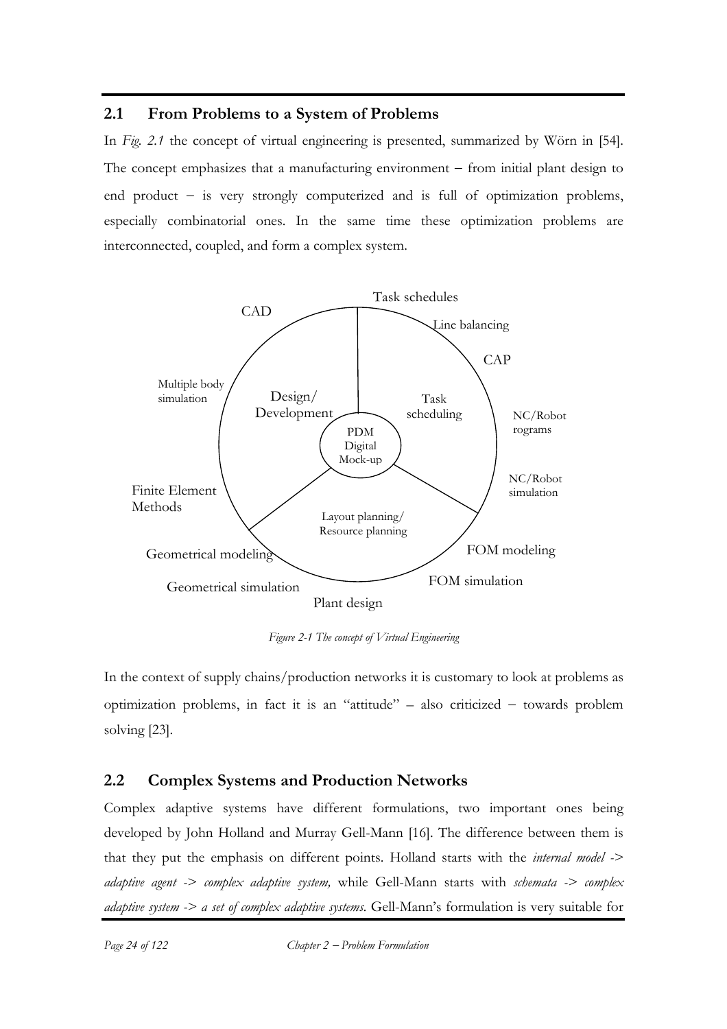## 2.1 From Problems to a System of Problems

In *Fig. 2.1* the concept of virtual engineering is presented, summarized by Wörn in [54]. The concept emphasizes that a manufacturing environment – from initial plant design to end product – is very strongly computerized and is full of optimization problems, especially combinatorial ones. In the same time these optimization problems are interconnected, coupled, and form a complex system.

*Figure 2-1 The concept of Virtual Engineering*

In the context of supply chains/production networks it is customary to look at problems as optimization problems, in fact it is an "attitude" – also criticized – towards problem solving [23].

## 2.2 Complex Systems and Production Networks

Complex adaptive systems have different formulations, two important ones being developed by John Holland and Murray Gell-Mann [16]. The difference between them is that they put the emphasis on different points. Holland starts with the *internal model -> adaptive agent -> complex adaptive system,* while Gell-Mann starts with *schemata -> complex adaptive system -> a set of complex adaptive systems.* Gell-Mann's formulation is very suitable for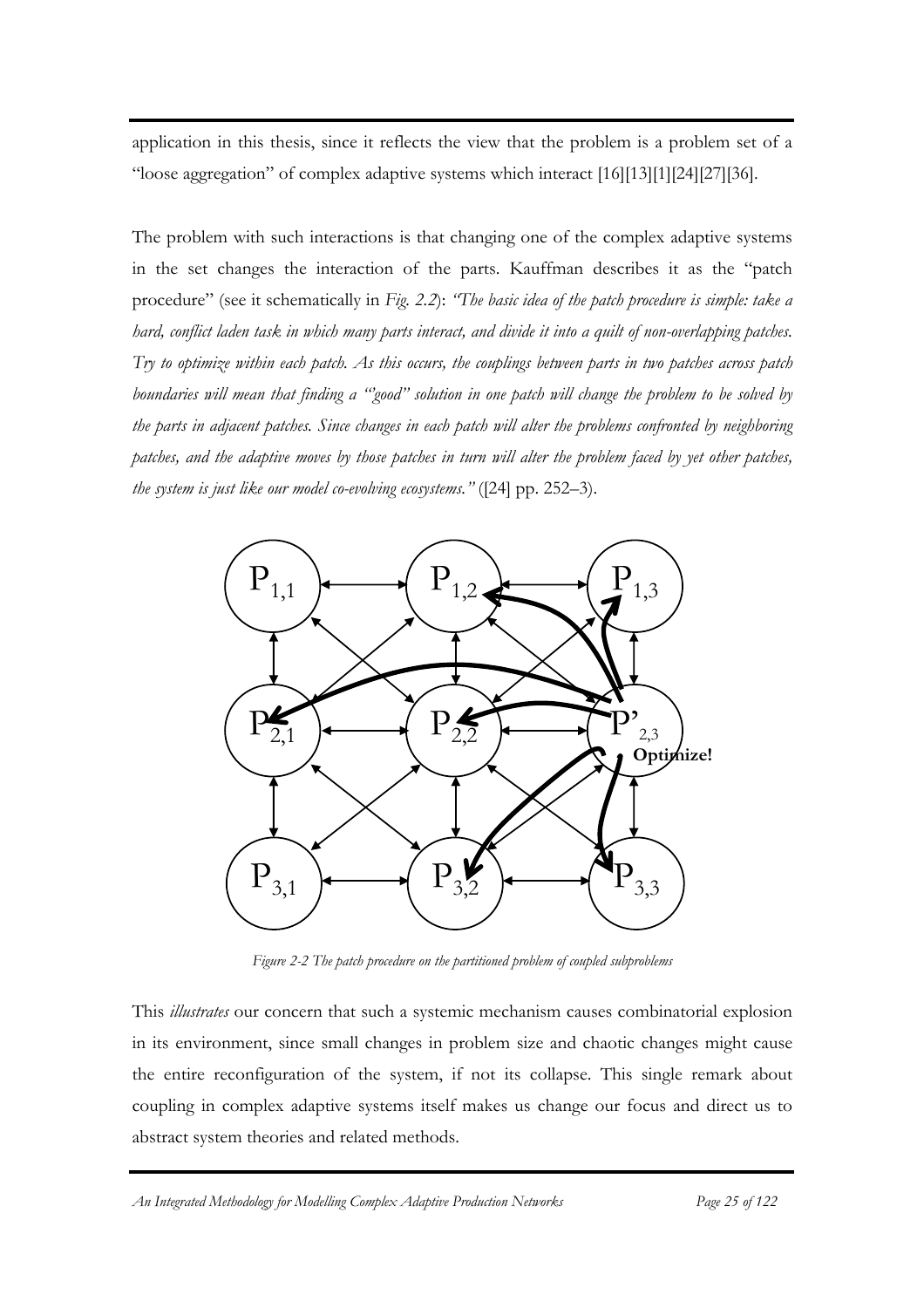application in this thesis, since it reflects the view that the problem is a problem set of a "loose aggregation" of complex adaptive systems which interact [16][13][1][24][27][36].

The problem with such interactions is that changing one of the complex adaptive systems in the set changes the interaction of the parts. Kauffman describes it as the "patch procedure" (see it schematically in *Fig. 2.2*): *"The basic idea of the patch procedure is simple: take a hard, conflict laden task in which many parts interact, and divide it into a quilt of non-overlapping patches. Try to optimize within each patch. As this occurs, the couplings between parts in two patches across patch boundaries will mean that finding a "good" solution in one patch will change the problem to be solved by the parts in adjacent patches. Since changes in each patch will alter the problems confronted by neighboring patches, and the adaptive moves by those patches in turn will alter the problem faced by yet other patches, the system is just like our model co-evolving ecosystems."* ([24] pp. 252–3).

*Figure 2-2 The patch procedure on the partitioned problem of coupled subproblems*

This *illustrates* our concern that such a systemic mechanism causes combinatorial explosion in its environment, since small changes in problem size and chaotic changes might cause the entire reconfiguration of the system, if not its collapse. This single remark about coupling in complex adaptive systems itself makes us change our focus and direct us to abstract system theories and related methods.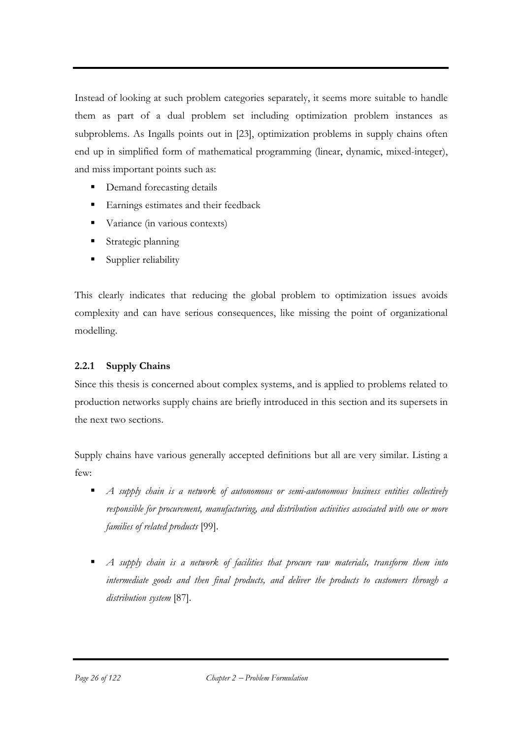Instead of looking at such problem categories separately, it seems more suitable to handle them as part of a dual problem set including optimization problem instances as subproblems. As Ingalls points out in [23], optimization problems in supply chains often end up in simplified form of mathematical programming (linear, dynamic, mixed-integer), and miss important points such as:

- Demand forecasting details
- Earnings estimates and their feedback
- Variance (in various contexts)
- Strategic planning
- Supplier reliability

This clearly indicates that reducing the global problem to optimization issues avoids complexity and can have serious consequences, like missing the point of organizational modelling.

### 2.2.1 Supply Chains

Since this thesis is concerned about complex systems, and is applied to problems related to production networks supply chains are briefly introduced in this section and its supersets in the next two sections.

Supply chains have various generally accepted definitions but all are very similar. Listing a few:

- *A supply chain is a network of autonomous or semi-autonomous business entities collectively responsible for procurement, manufacturing, and distribution activities associated with one or more families of related products* [99].

- *A supply chain is a network of facilities that procure raw materials, transform them into intermediate goods and then final products, and deliver the products to customers through a distribution system* [87].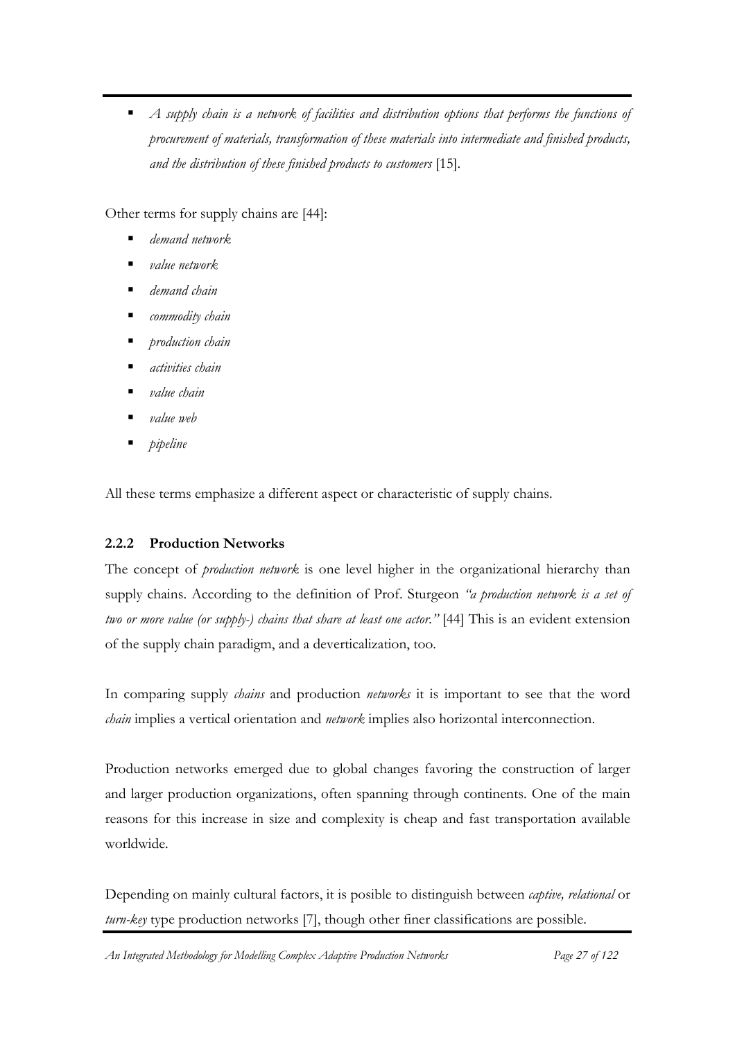- *A supply chain is a network of facilities and distribution options that performs the functions of procurement of materials, transformation of these materials into intermediate and finished products, and the distribution of these finished products to customers* [15].

Other terms for supply chains are [44]:

- *demand network*
- *value network*
- *demand chain*
- *commodity chain*
- *production chain*
- *activities chain*
- *value chain*
- *value web*
- *pipeline*

All these terms emphasize a different aspect or characteristic of supply chains.

### 2.2.2 Production Networks

The concept of *production network* is one level higher in the organizational hierarchy than supply chains. According to the definition of Prof. Sturgeon *"a production network is a set of two or more value (or supply-) chains that share at least one actor."* [44] This is an evident extension of the supply chain paradigm, and a deverticalization, too.

In comparing supply *chains* and production *networks* it is important to see that the word *chain* implies a vertical orientation and *network* implies also horizontal interconnection.

Production networks emerged due to global changes favoring the construction of larger and larger production organizations, often spanning through continents. One of the main reasons for this increase in size and complexity is cheap and fast transportation available worldwide.

Depending on mainly cultural factors, it is posible to distinguish between *captive, relational* or *turn-key* type production networks [7], though other finer classifications are possible.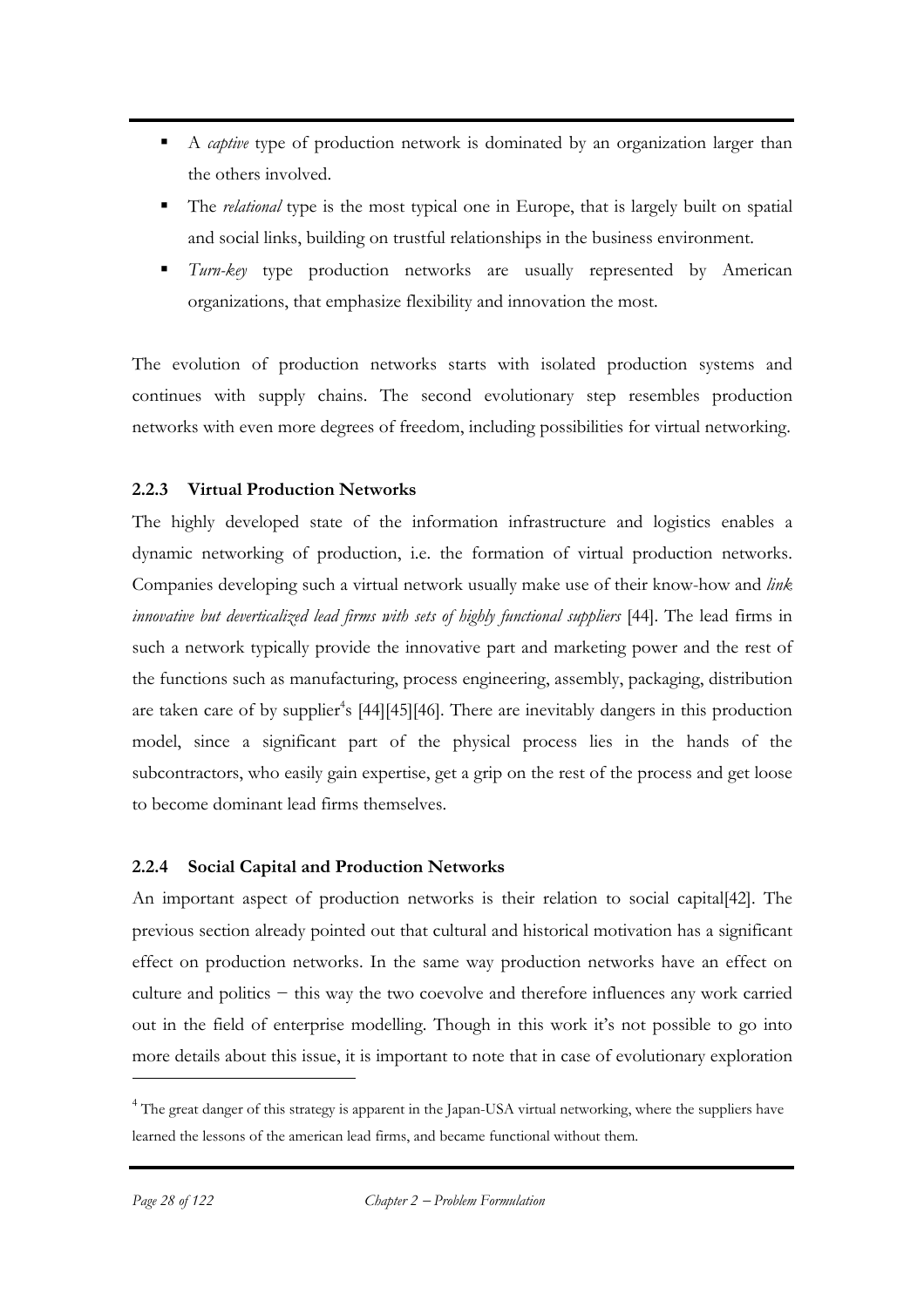- A *captive* type of production network is dominated by an organization larger than the others involved.
- The *relational* type is the most typical one in Europe, that is largely built on spatial and social links, building on trustful relationships in the business environment.
- *Turn-key* type production networks are usually represented by American organizations, that emphasize flexibility and innovation the most.

The evolution of production networks starts with isolated production systems and continues with supply chains. The second evolutionary step resembles production networks with even more degrees of freedom, including possibilities for virtual networking.

### 2.2.3 Virtual Production Networks

The highly developed state of the information infrastructure and logistics enables a dynamic networking of production, i.e. the formation of virtual production networks. Companies developing such a virtual network usually make use of their know-how and *link innovative but deverticalized lead firms with sets of highly functional suppliers* [44]. The lead firms in such a network typically provide the innovative part and marketing power and the rest of the functions such as manufacturing, process engineering, assembly, packaging, distribution are taken care of by supplier[4]s [44][45][46]. There are inevitably dangers in this production model, since a significant part of the physical process lies in the hands of the subcontractors, who easily gain expertise, get a grip on the rest of the process and get loose to become dominant lead firms themselves.

### 2.2.4 Social Capital and Production Networks

An important aspect of production networks is their relation to social capital[42]. The previous section already pointed out that cultural and historical motivation has a significant effect on production networks. In the same way production networks have an effect on culture and politics − this way the two coevolve and therefore influences any work carried out in the field of enterprise modelling. Though in this work it's not possible to go into more details about this issue, it is important to note that in case of evolutionary exploration

---

[4] The great danger of this strategy is apparent in the Japan-USA virtual networking, where the suppliers have learned the lessons of the american lead firms, and became functional without them.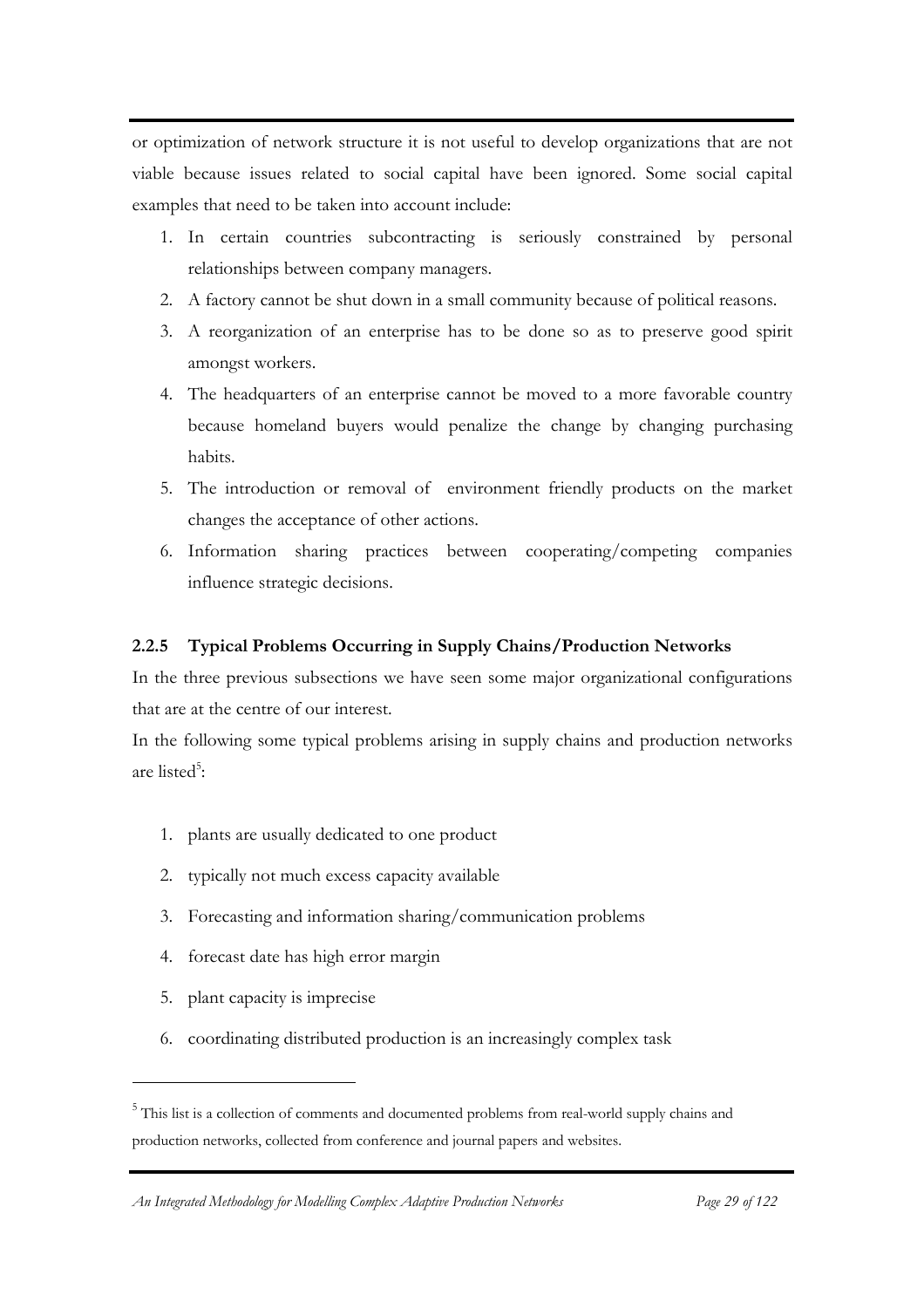or optimization of network structure it is not useful to develop organizations that are not viable because issues related to social capital have been ignored. Some social capital examples that need to be taken into account include:

1. In certain countries subcontracting is seriously constrained by personal relationships between company managers.
2. A factory cannot be shut down in a small community because of political reasons.
3. A reorganization of an enterprise has to be done so as to preserve good spirit amongst workers.
4. The headquarters of an enterprise cannot be moved to a more favorable country because homeland buyers would penalize the change by changing purchasing habits.
5. The introduction or removal of environment friendly products on the market changes the acceptance of other actions.
6. Information sharing practices between cooperating/competing companies influence strategic decisions.

### 2.2.5 Typical Problems Occurring in Supply Chains/Production Networks

In the three previous subsections we have seen some major organizational configurations that are at the centre of our interest.

In the following some typical problems arising in supply chains and production networks are listed[5]:

1. plants are usually dedicated to one product
2. typically not much excess capacity available
3. Forecasting and information sharing/communication problems
4. forecast date has high error margin
5. plant capacity is imprecise
6. coordinating distributed production is an increasingly complex task

[5] This list is a collection of comments and documented problems from real-world supply chains and production networks, collected from conference and journal papers and websites.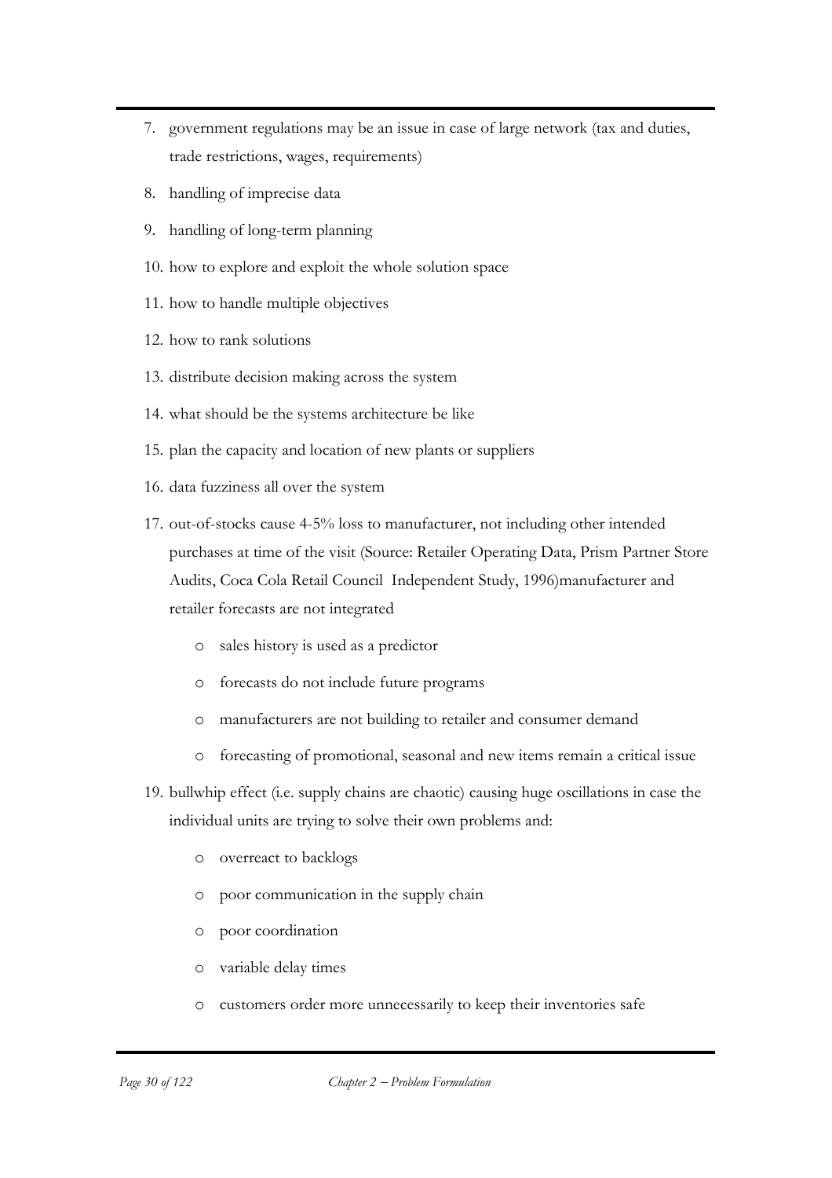7. government regulations may be an issue in case of large network (tax and duties, trade restrictions, wages, requirements)
8. handling of imprecise data
9. handling of long-term planning
10. how to explore and exploit the whole solution space
11. how to handle multiple objectives
12. how to rank solutions
13. distribute decision making across the system
14. what should be the systems architecture be like
15. plan the capacity and location of new plants or suppliers
16. data fuzziness all over the system
17. out-of-stocks cause 4-5% loss to manufacturer, not including other intended purchases at time of the visit (Source: Retailer Operating Data, Prism Partner Store Audits, Coca Cola Retail Council Independent Study, 1996)manufacturer and retailer forecasts are not integrated
    - sales history is used as a predictor
    - forecasts do not include future programs
    - manufacturers are not building to retailer and consumer demand
    - forecasting of promotional, seasonal and new items remain a critical issue
19. bullwhip effect (i.e. supply chains are chaotic) causing huge oscillations in case the individual units are trying to solve their own problems and:
    - overreact to backlogs
    - poor communication in the supply chain
    - poor coordination
    - variable delay times
    - customers order more unnecessarily to keep their inventories safe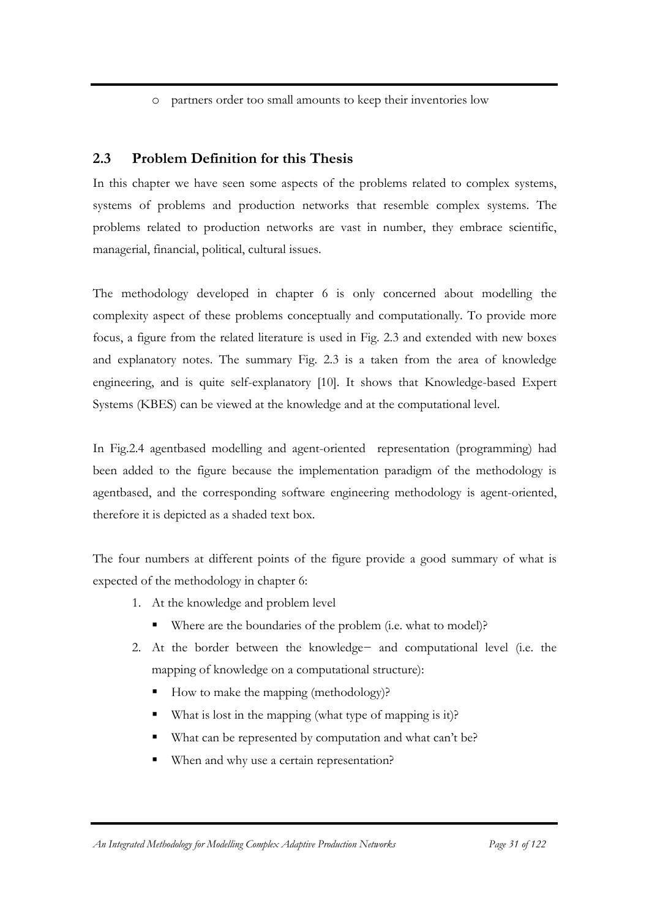- partners order too small amounts to keep their inventories low

## 2.3 Problem Definition for this Thesis

In this chapter we have seen some aspects of the problems related to complex systems, systems of problems and production networks that resemble complex systems. The problems related to production networks are vast in number, they embrace scientific, managerial, financial, political, cultural issues.

The methodology developed in chapter 6 is only concerned about modelling the complexity aspect of these problems conceptually and computationally. To provide more focus, a figure from the related literature is used in Fig. 2.3 and extended with new boxes and explanatory notes. The summary Fig. 2.3 is a taken from the area of knowledge engineering, and is quite self-explanatory [10]. It shows that Knowledge-based Expert Systems (KBES) can be viewed at the knowledge and at the computational level.

In Fig.2.4 agentbased modelling and agent-oriented representation (programming) had been added to the figure because the implementation paradigm of the methodology is agentbased, and the corresponding software engineering methodology is agent-oriented, therefore it is depicted as a shaded text box.

The four numbers at different points of the figure provide a good summary of what is expected of the methodology in chapter 6:

1. At the knowledge and problem level
   - Where are the boundaries of the problem (i.e. what to model)?
2. At the border between the knowledge− and computational level (i.e. the mapping of knowledge on a computational structure):
   - How to make the mapping (methodology)?
   - What is lost in the mapping (what type of mapping is it)?
   - What can be represented by computation and what can't be?
   - When and why use a certain representation?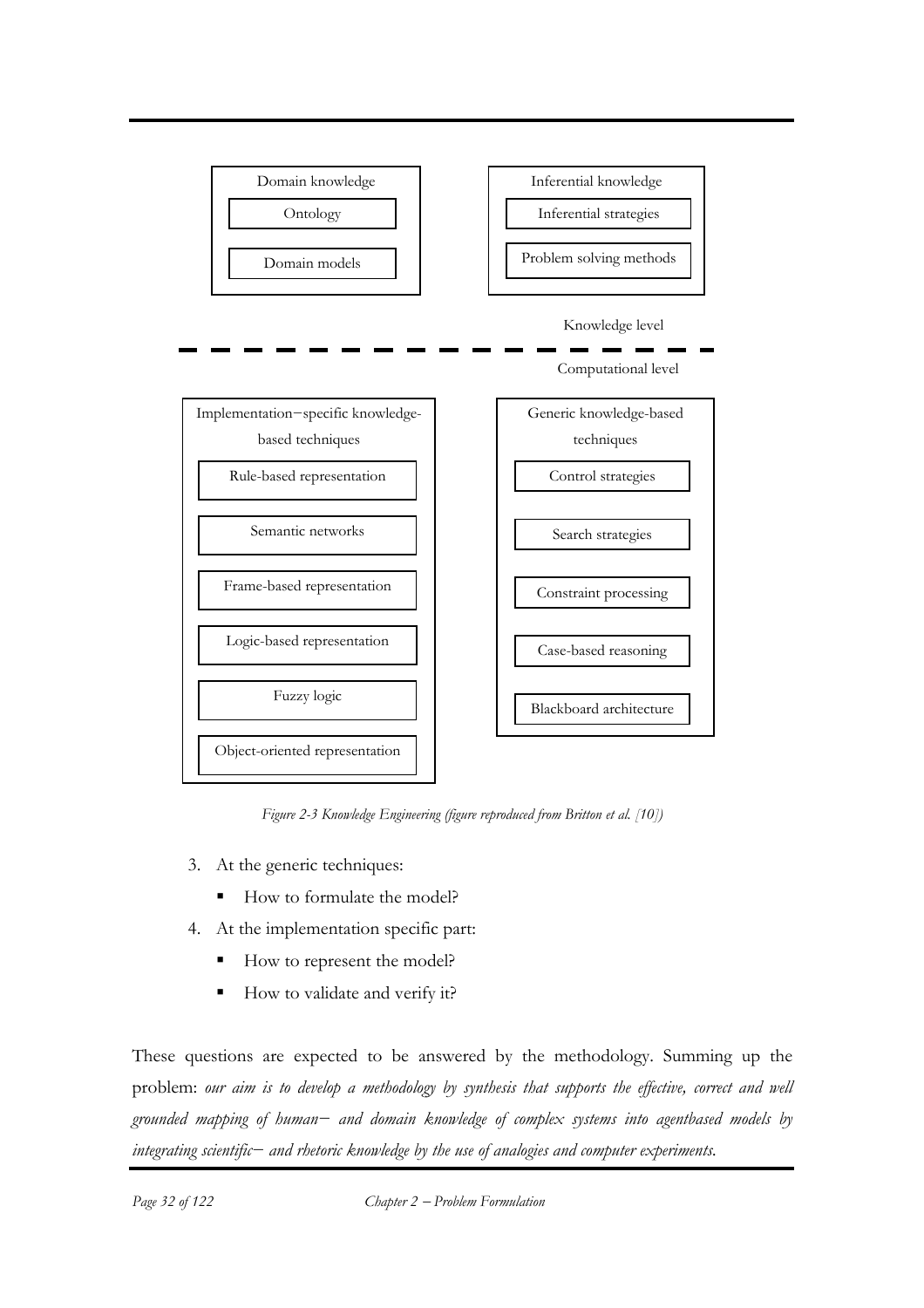Domain knowledge

Ontology

Domain models

Inferential knowledge

Inferential strategies

Problem solving methods

Knowledge level

Computational level

Implementation–specific knowledge-based techniques

Rule-based representation

Semantic networks

Frame-based representation

Logic-based representation

Fuzzy logic

Object-oriented representation

Generic knowledge-based techniques

Control strategies

Search strategies

Constraint processing

Case-based reasoning

Blackboard architecture

*Figure 2-3 Knowledge Engineering (figure reproduced from Britton et al. [10])*

3. At the generic techniques:
   - How to formulate the model?
4. At the implementation specific part:
   - How to represent the model?
   - How to validate and verify it?

These questions are expected to be answered by the methodology. Summing up the problem: *our aim is to develop a methodology by synthesis that supports the effective, correct and well grounded mapping of human– and domain knowledge of complex systems into agentbased models by integrating scientific– and rhetoric knowledge by the use of analogies and computer experiments.*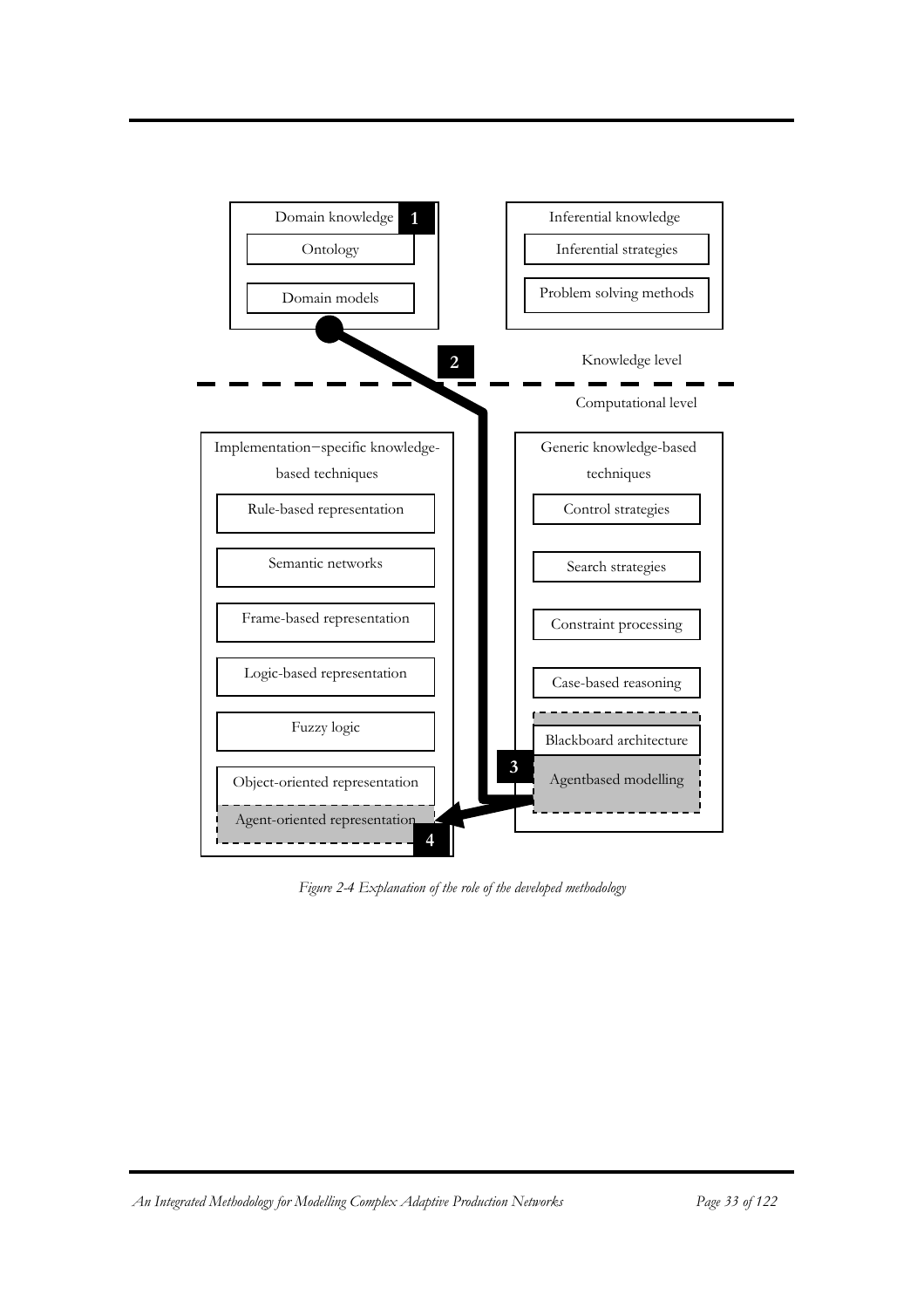Domain knowledge **1**

Ontology

Domain models

Inferential knowledge

Inferential strategies

Problem solving methods

**2**

Knowledge level

Computational level

Implementation−specific knowledge-based techniques

Rule-based representation

Semantic networks

Frame-based representation

Logic-based representation

Fuzzy logic

Object-oriented representation

Agent-oriented representation

**4**

Generic knowledge-based techniques

Control strategies

Search strategies

Constraint processing

Case-based reasoning

Blackboard architecture

**3**

Agentbased modelling

*Figure 2-4 Explanation of the role of the developed methodology*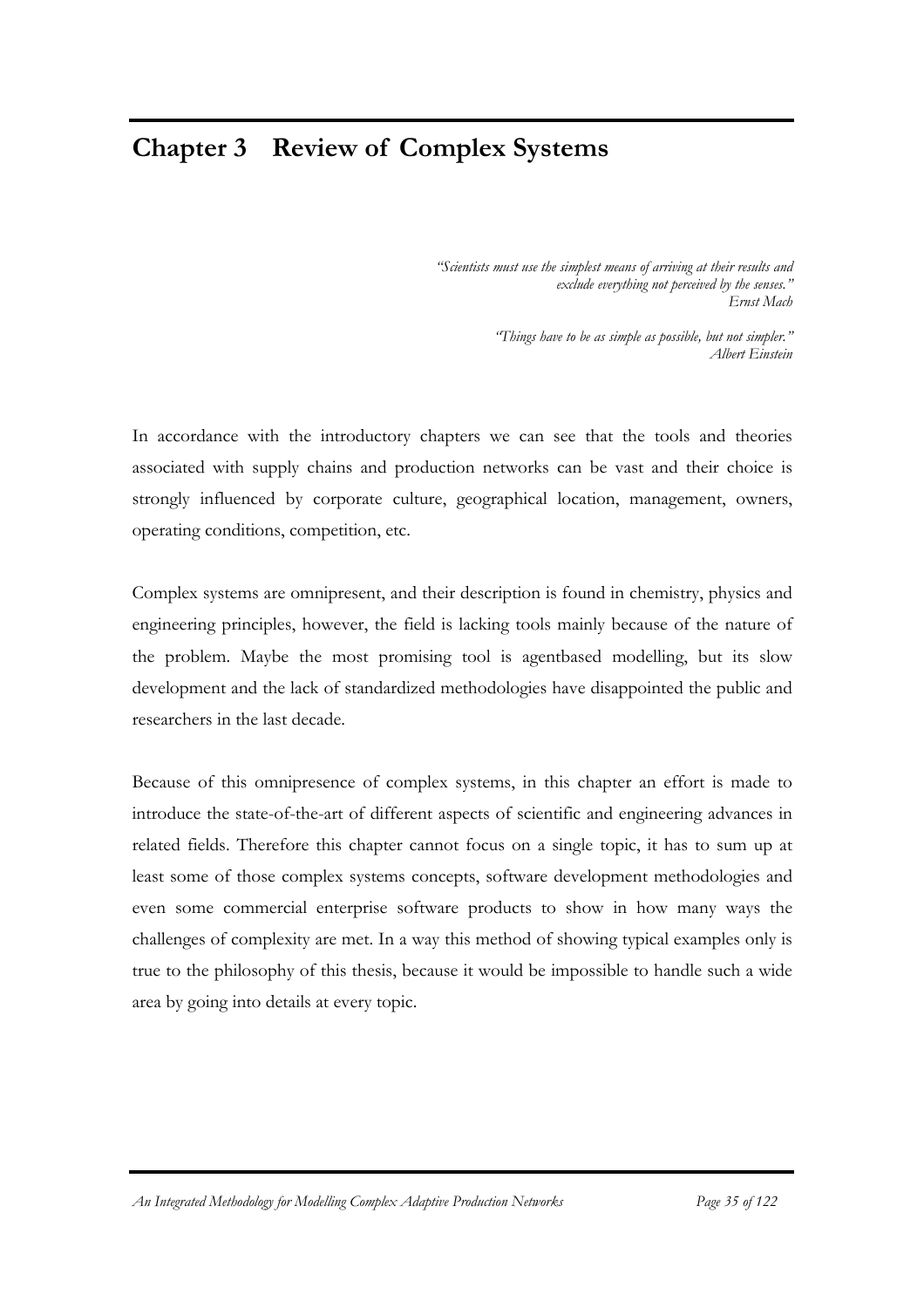# Chapter 3 Review of Complex Systems

> *"Scientists must use the simplest means of arriving at their results and exclude everything not perceived by the senses."*
> *Ernst Mach*
>
> *"Things have to be as simple as possible, but not simpler."*
> *Albert Einstein*

In accordance with the introductory chapters we can see that the tools and theories associated with supply chains and production networks can be vast and their choice is strongly influenced by corporate culture, geographical location, management, owners, operating conditions, competition, etc.

Complex systems are omnipresent, and their description is found in chemistry, physics and engineering principles, however, the field is lacking tools mainly because of the nature of the problem. Maybe the most promising tool is agentbased modelling, but its slow development and the lack of standardized methodologies have disappointed the public and researchers in the last decade.

Because of this omnipresence of complex systems, in this chapter an effort is made to introduce the state-of-the-art of different aspects of scientific and engineering advances in related fields. Therefore this chapter cannot focus on a single topic, it has to sum up at least some of those complex systems concepts, software development methodologies and even some commercial enterprise software products to show in how many ways the challenges of complexity are met. In a way this method of showing typical examples only is true to the philosophy of this thesis, because it would be impossible to handle such a wide area by going into details at every topic.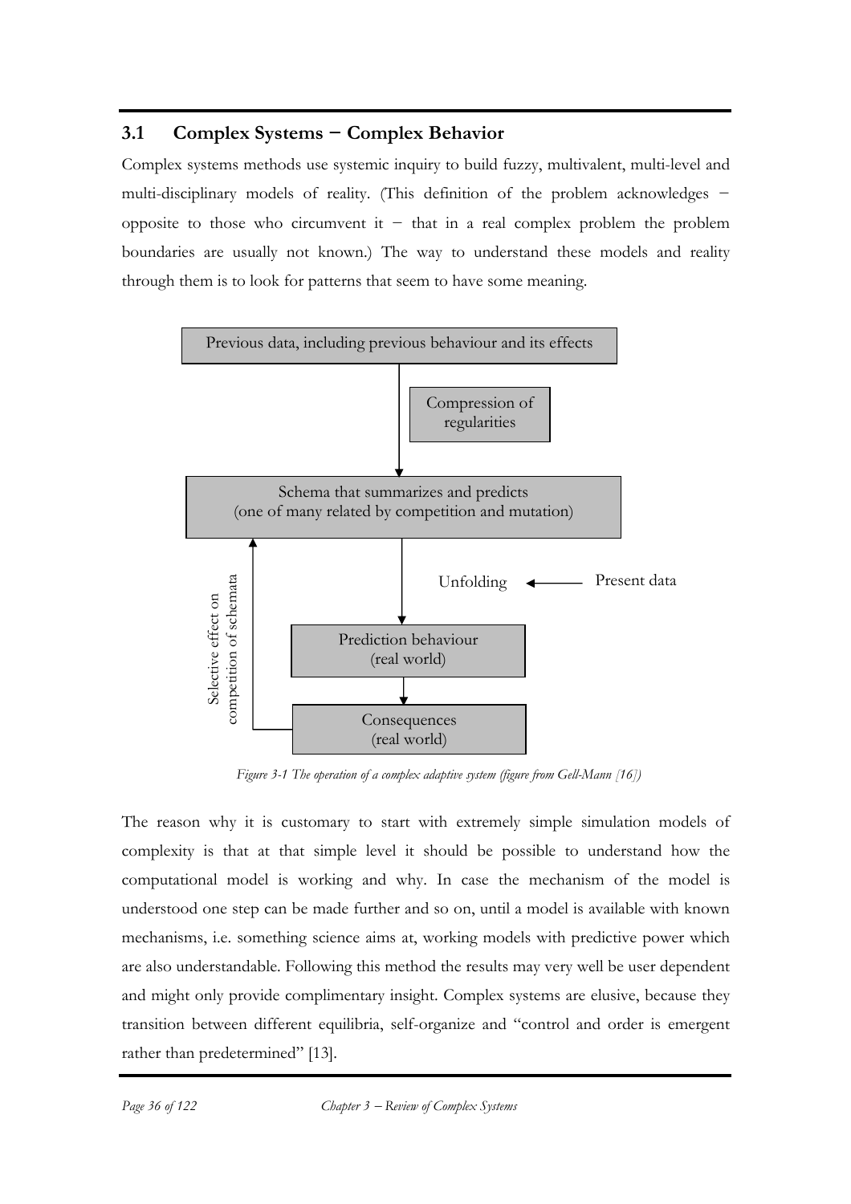## 3.1 Complex Systems − Complex Behavior

Complex systems methods use systemic inquiry to build fuzzy, multivalent, multi-level and multi-disciplinary models of reality. (This definition of the problem acknowledges − opposite to those who circumvent it − that in a real complex problem the problem boundaries are usually not known.) The way to understand these models and reality through them is to look for patterns that seem to have some meaning.

Previous data, including previous behaviour and its effects

Compression of regularities

Schema that summarizes and predicts (one of many related by competition and mutation)

Unfolding ← Present data

Prediction behaviour (real world)

Consequences (real world)

Selective effect on competition of schemata

*Figure 3-1 The operation of a complex adaptive system (figure from Gell-Mann [16])*

The reason why it is customary to start with extremely simple simulation models of complexity is that at that simple level it should be possible to understand how the computational model is working and why. In case the mechanism of the model is understood one step can be made further and so on, until a model is available with known mechanisms, i.e. something science aims at, working models with predictive power which are also understandable. Following this method the results may very well be user dependent and might only provide complimentary insight. Complex systems are elusive, because they transition between different equilibria, self-organize and "control and order is emergent rather than predetermined" [13].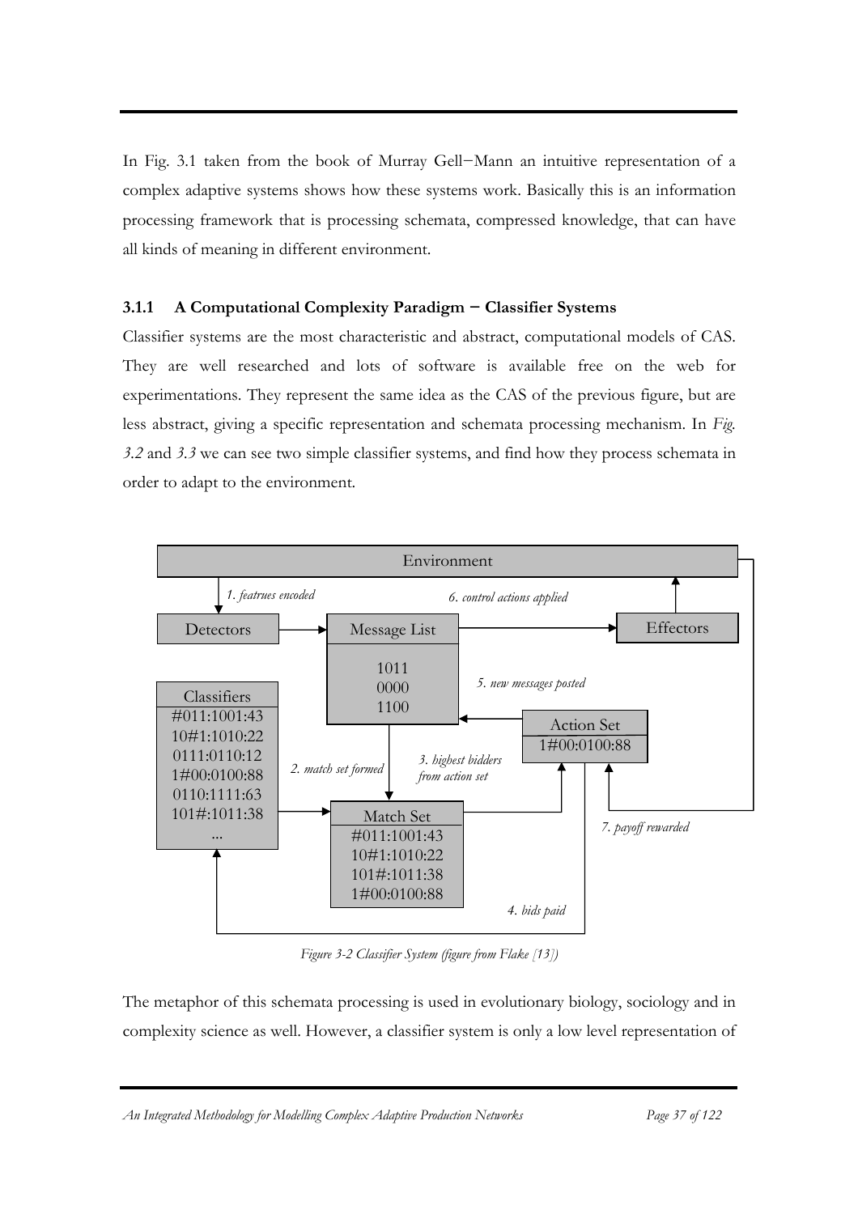In Fig. 3.1 taken from the book of Murray Gell−Mann an intuitive representation of a complex adaptive systems shows how these systems work. Basically this is an information processing framework that is processing schemata, compressed knowledge, that can have all kinds of meaning in different environment.

### 3.1.1 A Computational Complexity Paradigm − Classifier Systems

Classifier systems are the most characteristic and abstract, computational models of CAS. They are well researched and lots of software is available free on the web for experimentations. They represent the same idea as the CAS of the previous figure, but are less abstract, giving a specific representation and schemata processing mechanism. In *Fig. 3.2* and *3.3* we can see two simple classifier systems, and find how they process schemata in order to adapt to the environment.

*Figure 3-2 Classifier System (figure from Flake [13])*

The metaphor of this schemata processing is used in evolutionary biology, sociology and in complexity science as well. However, a classifier system is only a low level representation of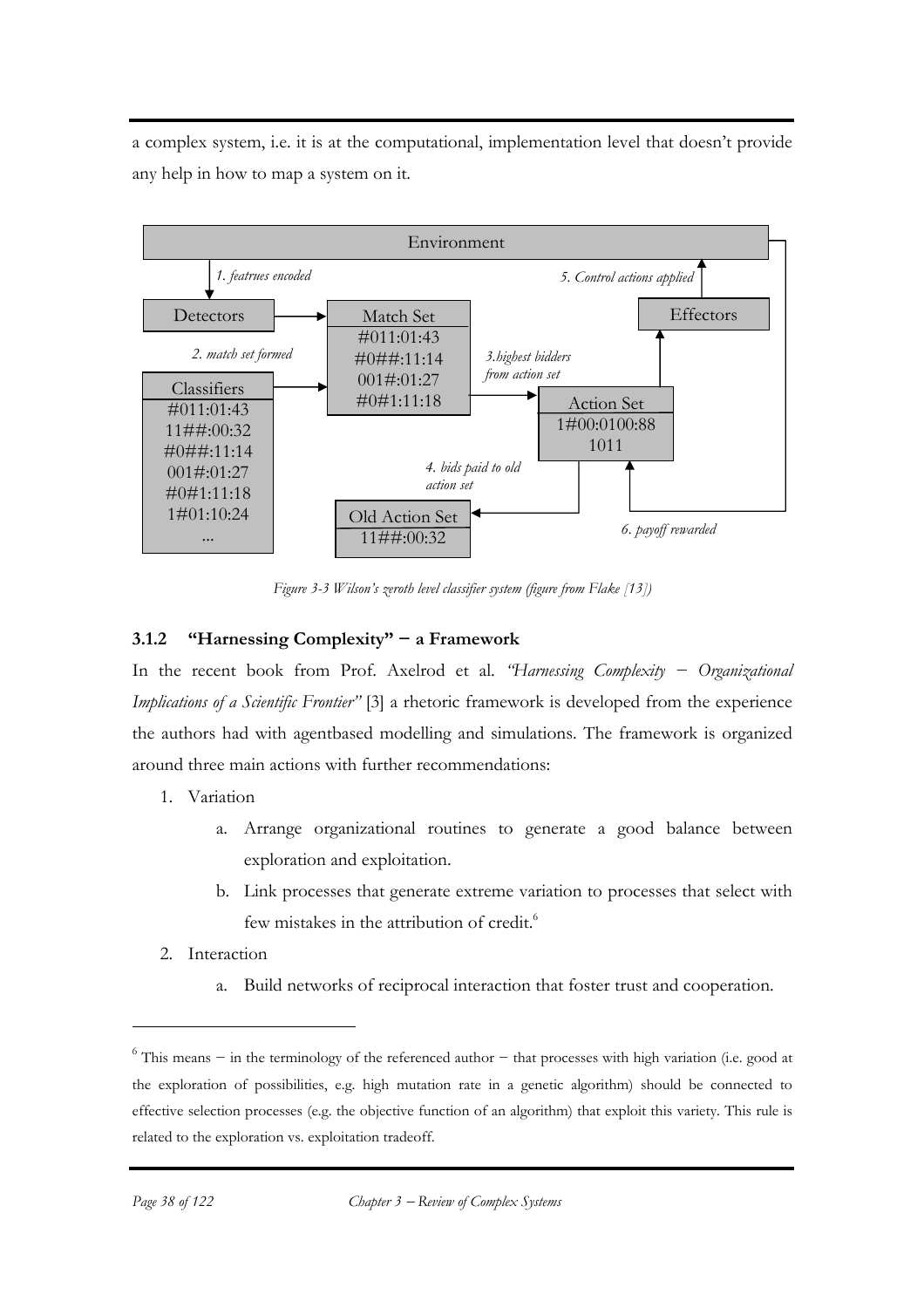a complex system, i.e. it is at the computational, implementation level that doesn't provide any help in how to map a system on it.

Figure 3-3 Wilson's zeroth level classifier system (figure from Flake [13])

### 3.1.2 "Harnessing Complexity" – a Framework

In the recent book from Prof. Axelrod et al. *"Harnessing Complexity – Organizational Implications of a Scientific Frontier"* [3] a rhetoric framework is developed from the experience the authors had with agentbased modelling and simulations. The framework is organized around three main actions with further recommendations:

1. Variation
    a. Arrange organizational routines to generate a good balance between exploration and exploitation.
    b. Link processes that generate extreme variation to processes that select with few mistakes in the attribution of credit.[6]
2. Interaction
    a. Build networks of reciprocal interaction that foster trust and cooperation.

---

[6] This means – in the terminology of the referenced author – that processes with high variation (i.e. good at the exploration of possibilities, e.g. high mutation rate in a genetic algorithm) should be connected to effective selection processes (e.g. the objective function of an algorithm) that exploit this variety. This rule is related to the exploration vs. exploitation tradeoff.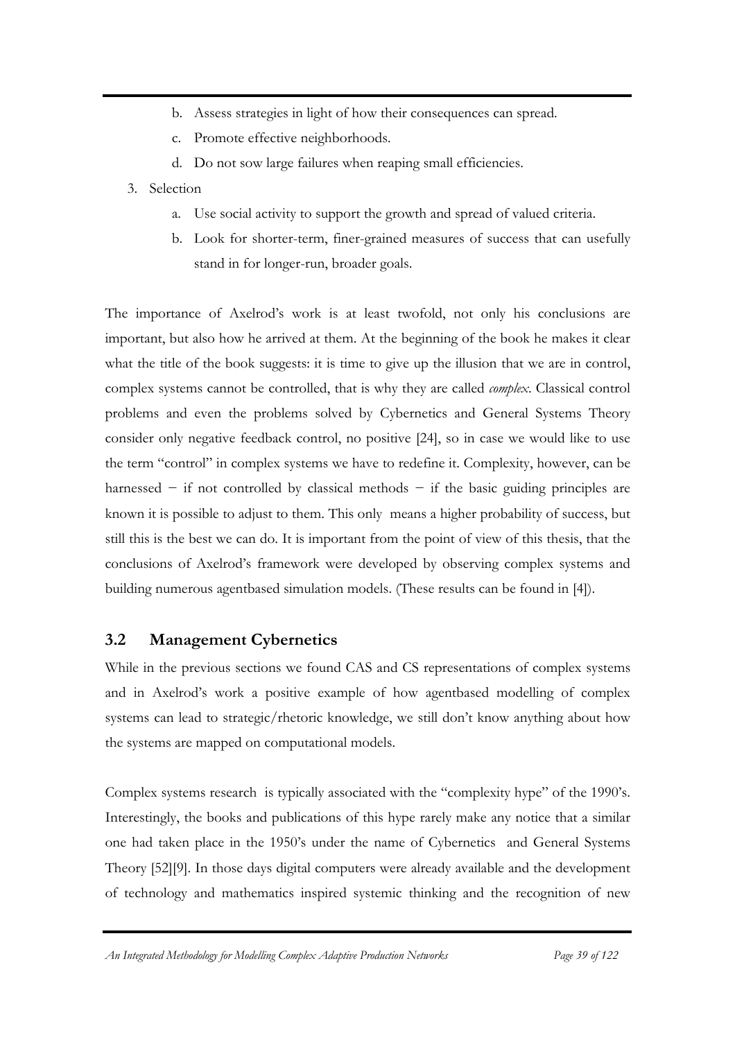b. Assess strategies in light of how their consequences can spread.
   c. Promote effective neighborhoods.
   d. Do not sow large failures when reaping small efficiencies.
3. Selection
   a. Use social activity to support the growth and spread of valued criteria.
   b. Look for shorter-term, finer-grained measures of success that can usefully stand in for longer-run, broader goals.

The importance of Axelrod's work is at least twofold, not only his conclusions are important, but also how he arrived at them. At the beginning of the book he makes it clear what the title of the book suggests: it is time to give up the illusion that we are in control, complex systems cannot be controlled, that is why they are called *complex*. Classical control problems and even the problems solved by Cybernetics and General Systems Theory consider only negative feedback control, no positive [24], so in case we would like to use the term "control" in complex systems we have to redefine it. Complexity, however, can be harnessed − if not controlled by classical methods − if the basic guiding principles are known it is possible to adjust to them. This only means a higher probability of success, but still this is the best we can do. It is important from the point of view of this thesis, that the conclusions of Axelrod's framework were developed by observing complex systems and building numerous agentbased simulation models. (These results can be found in [4]).

## 3.2 Management Cybernetics

While in the previous sections we found CAS and CS representations of complex systems and in Axelrod's work a positive example of how agentbased modelling of complex systems can lead to strategic/rhetoric knowledge, we still don't know anything about how the systems are mapped on computational models.

Complex systems research is typically associated with the "complexity hype" of the 1990's. Interestingly, the books and publications of this hype rarely make any notice that a similar one had taken place in the 1950's under the name of Cybernetics and General Systems Theory [52][9]. In those days digital computers were already available and the development of technology and mathematics inspired systemic thinking and the recognition of new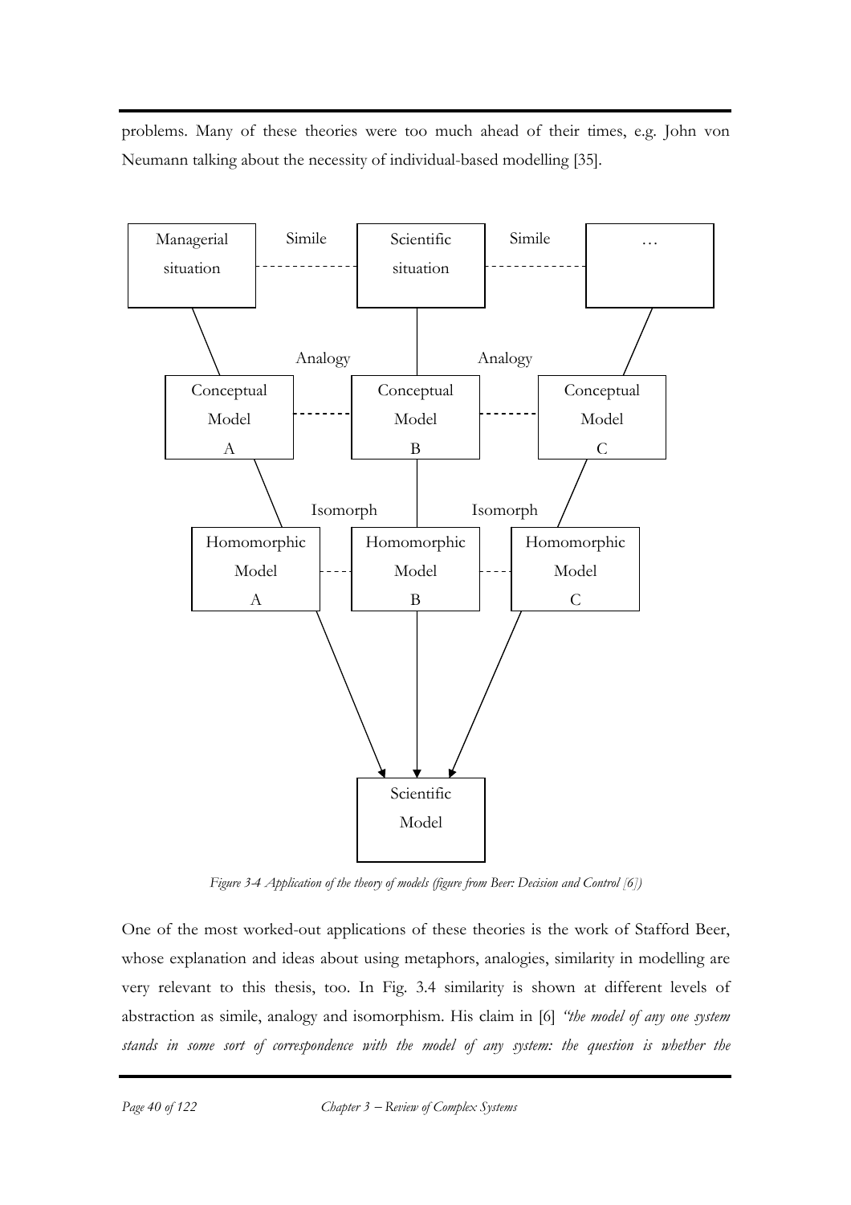problems. Many of these theories were too much ahead of their times, e.g. John von Neumann talking about the necessity of individual-based modelling [35].

*Figure 3-4 Application of the theory of models (figure from Beer: Decision and Control [6])*

One of the most worked-out applications of these theories is the work of Stafford Beer, whose explanation and ideas about using metaphors, analogies, similarity in modelling are very relevant to this thesis, too. In Fig. 3.4 similarity is shown at different levels of abstraction as simile, analogy and isomorphism. His claim in [6] *"the model of any one system stands in some sort of correspondence with the model of any system: the question is whether the*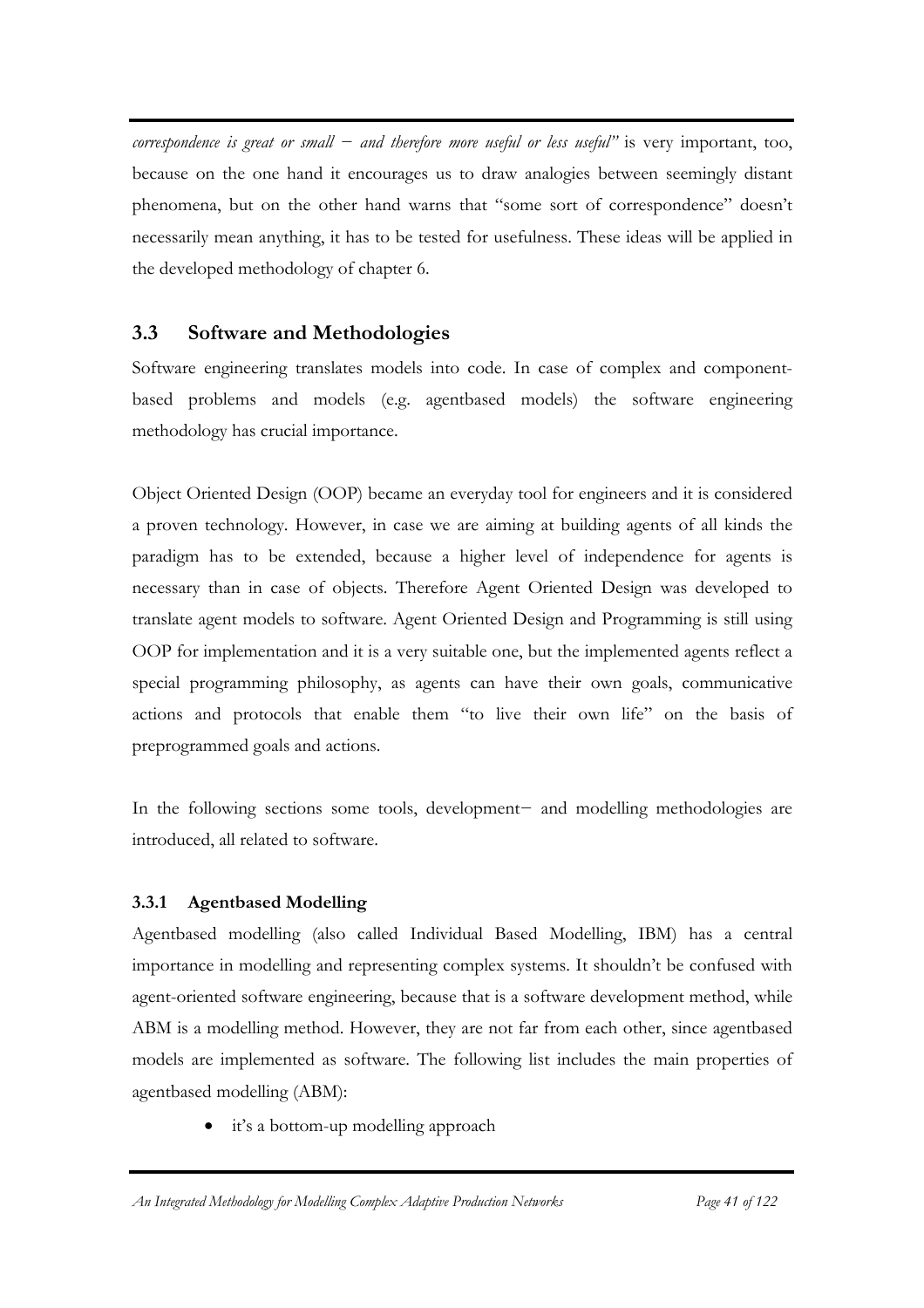*correspondence is great or small – and therefore more useful or less useful"* is very important, too, because on the one hand it encourages us to draw analogies between seemingly distant phenomena, but on the other hand warns that "some sort of correspondence" doesn't necessarily mean anything, it has to be tested for usefulness. These ideas will be applied in the developed methodology of chapter 6.

## 3.3 Software and Methodologies

Software engineering translates models into code. In case of complex and component-based problems and models (e.g. agentbased models) the software engineering methodology has crucial importance.

Object Oriented Design (OOP) became an everyday tool for engineers and it is considered a proven technology. However, in case we are aiming at building agents of all kinds the paradigm has to be extended, because a higher level of independence for agents is necessary than in case of objects. Therefore Agent Oriented Design was developed to translate agent models to software. Agent Oriented Design and Programming is still using OOP for implementation and it is a very suitable one, but the implemented agents reflect a special programming philosophy, as agents can have their own goals, communicative actions and protocols that enable them "to live their own life" on the basis of preprogrammed goals and actions.

In the following sections some tools, development– and modelling methodologies are introduced, all related to software.

### 3.3.1 Agentbased Modelling

Agentbased modelling (also called Individual Based Modelling, IBM) has a central importance in modelling and representing complex systems. It shouldn't be confused with agent-oriented software engineering, because that is a software development method, while ABM is a modelling method. However, they are not far from each other, since agentbased models are implemented as software. The following list includes the main properties of agentbased modelling (ABM):

- it's a bottom-up modelling approach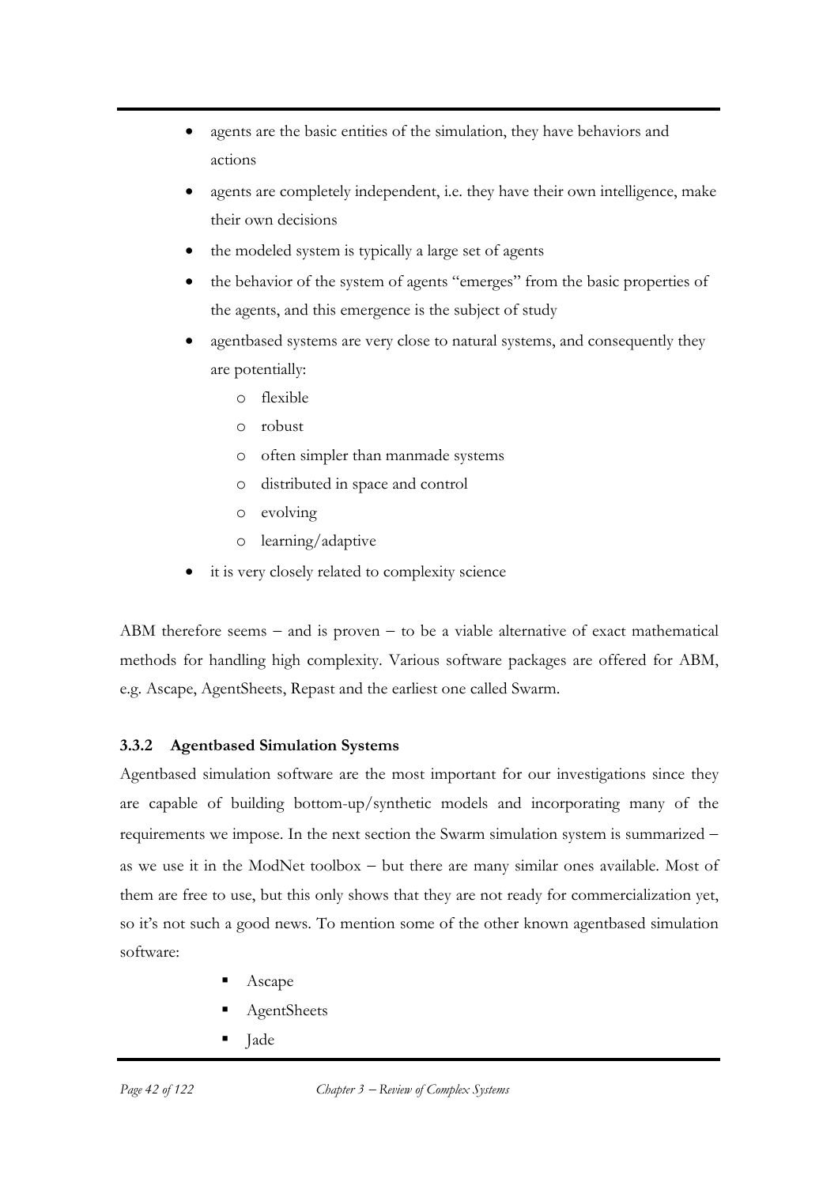- agents are the basic entities of the simulation, they have behaviors and actions
- agents are completely independent, i.e. they have their own intelligence, make their own decisions
- the modeled system is typically a large set of agents
- the behavior of the system of agents "emerges" from the basic properties of the agents, and this emergence is the subject of study
- agentbased systems are very close to natural systems, and consequently they are potentially:
    - flexible
    - robust
    - often simpler than manmade systems
    - distributed in space and control
    - evolving
    - learning/adaptive
- it is very closely related to complexity science

ABM therefore seems – and is proven – to be a viable alternative of exact mathematical methods for handling high complexity. Various software packages are offered for ABM, e.g. Ascape, AgentSheets, Repast and the earliest one called Swarm.

### 3.3.2 Agentbased Simulation Systems

Agentbased simulation software are the most important for our investigations since they are capable of building bottom-up/synthetic models and incorporating many of the requirements we impose. In the next section the Swarm simulation system is summarized – as we use it in the ModNet toolbox – but there are many similar ones available. Most of them are free to use, but this only shows that they are not ready for commercialization yet, so it's not such a good news. To mention some of the other known agentbased simulation software:

- Ascape
- AgentSheets
- Jade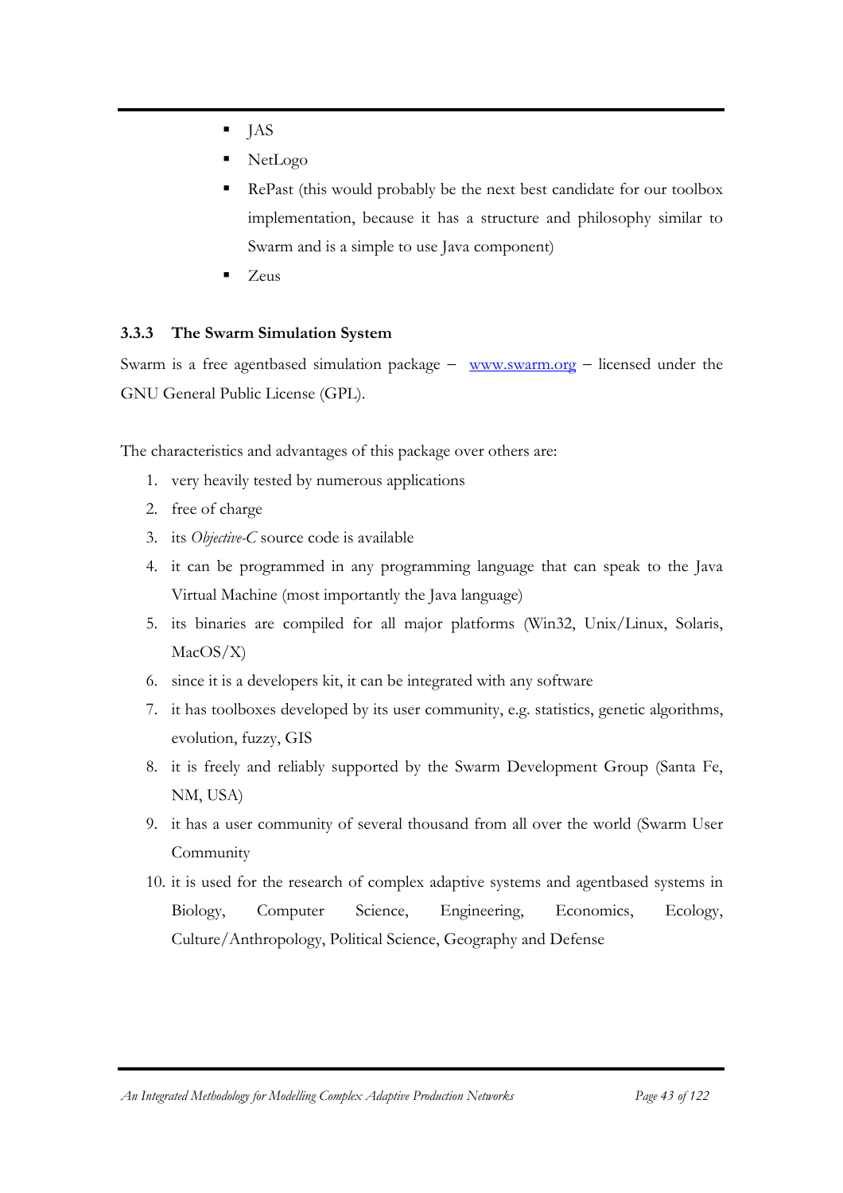- JAS
- NetLogo
- RePast (this would probably be the next best candidate for our toolbox implementation, because it has a structure and philosophy similar to Swarm and is a simple to use Java component)
- Zeus

### 3.3.3 The Swarm Simulation System

Swarm is a free agentbased simulation package – [www.swarm.org](http://www.swarm.org) – licensed under the GNU General Public License (GPL).

The characteristics and advantages of this package over others are:

1. very heavily tested by numerous applications
2. free of charge
3. its *Objective-C* source code is available
4. it can be programmed in any programming language that can speak to the Java Virtual Machine (most importantly the Java language)
5. its binaries are compiled for all major platforms (Win32, Unix/Linux, Solaris, MacOS/X)
6. since it is a developers kit, it can be integrated with any software
7. it has toolboxes developed by its user community, e.g. statistics, genetic algorithms, evolution, fuzzy, GIS
8. it is freely and reliably supported by the Swarm Development Group (Santa Fe, NM, USA)
9. it has a user community of several thousand from all over the world (Swarm User Community
10. it is used for the research of complex adaptive systems and agentbased systems in Biology, Computer Science, Engineering, Economics, Ecology, Culture/Anthropology, Political Science, Geography and Defense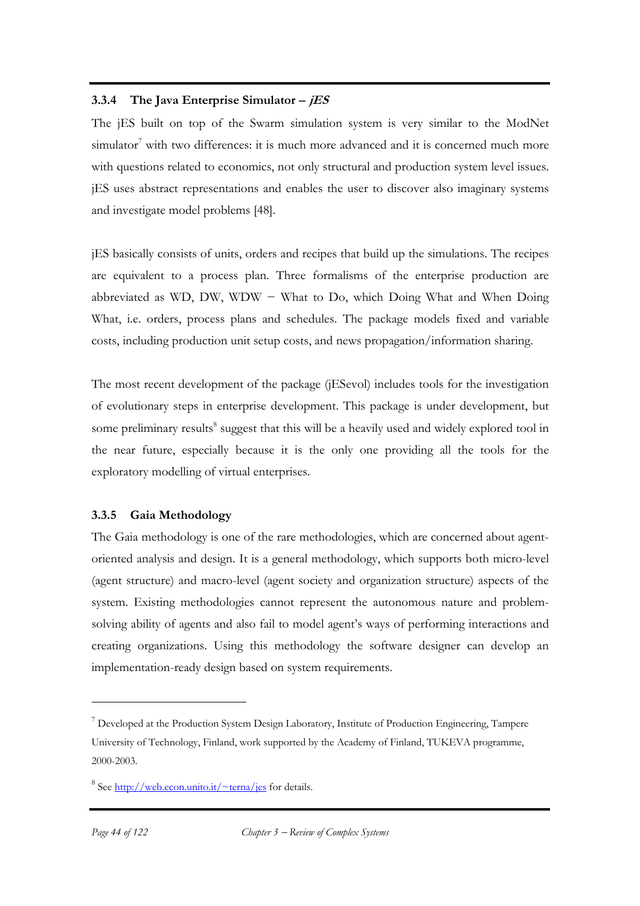### 3.3.4 The Java Enterprise Simulator – *jES*

The jES built on top of the Swarm simulation system is very similar to the ModNet simulator[7] with two differences: it is much more advanced and it is concerned much more with questions related to economics, not only structural and production system level issues. jES uses abstract representations and enables the user to discover also imaginary systems and investigate model problems [48].

jES basically consists of units, orders and recipes that build up the simulations. The recipes are equivalent to a process plan. Three formalisms of the enterprise production are abbreviated as WD, DW, WDW − What to Do, which Doing What and When Doing What, i.e. orders, process plans and schedules. The package models fixed and variable costs, including production unit setup costs, and news propagation/information sharing.

The most recent development of the package (jESevol) includes tools for the investigation of evolutionary steps in enterprise development. This package is under development, but some preliminary results[8] suggest that this will be a heavily used and widely explored tool in the near future, especially because it is the only one providing all the tools for the exploratory modelling of virtual enterprises.

### 3.3.5 Gaia Methodology

The Gaia methodology is one of the rare methodologies, which are concerned about agent-oriented analysis and design. It is a general methodology, which supports both micro-level (agent structure) and macro-level (agent society and organization structure) aspects of the system. Existing methodologies cannot represent the autonomous nature and problem-solving ability of agents and also fail to model agent's ways of performing interactions and creating organizations. Using this methodology the software designer can develop an implementation-ready design based on system requirements.

---

[7] Developed at the Production System Design Laboratory, Institute of Production Engineering, Tampere University of Technology, Finland, work supported by the Academy of Finland, TUKEVA programme, 2000-2003.

[8] See http://web.econ.unito.it/~terna/jes for details.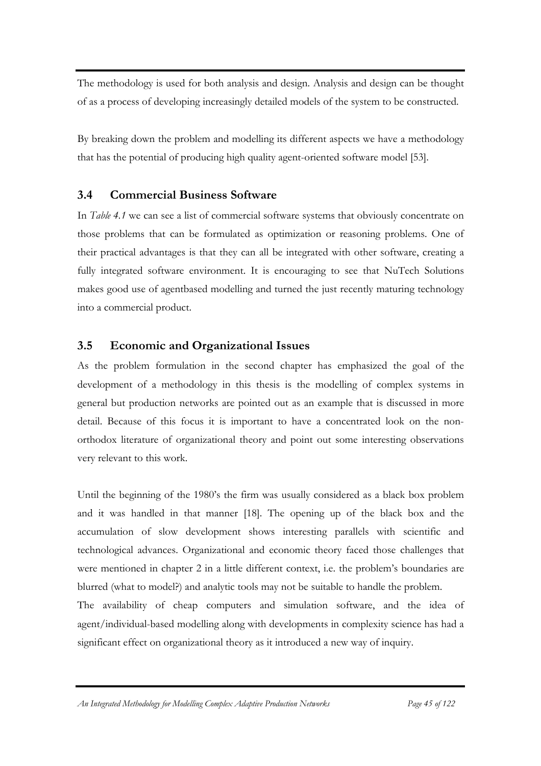The methodology is used for both analysis and design. Analysis and design can be thought of as a process of developing increasingly detailed models of the system to be constructed.

By breaking down the problem and modelling its different aspects we have a methodology that has the potential of producing high quality agent-oriented software model [53].

## 3.4 Commercial Business Software

In *Table 4.1* we can see a list of commercial software systems that obviously concentrate on those problems that can be formulated as optimization or reasoning problems. One of their practical advantages is that they can all be integrated with other software, creating a fully integrated software environment. It is encouraging to see that NuTech Solutions makes good use of agentbased modelling and turned the just recently maturing technology into a commercial product.

## 3.5 Economic and Organizational Issues

As the problem formulation in the second chapter has emphasized the goal of the development of a methodology in this thesis is the modelling of complex systems in general but production networks are pointed out as an example that is discussed in more detail. Because of this focus it is important to have a concentrated look on the non-orthodox literature of organizational theory and point out some interesting observations very relevant to this work.

Until the beginning of the 1980's the firm was usually considered as a black box problem and it was handled in that manner [18]. The opening up of the black box and the accumulation of slow development shows interesting parallels with scientific and technological advances. Organizational and economic theory faced those challenges that were mentioned in chapter 2 in a little different context, i.e. the problem's boundaries are blurred (what to model?) and analytic tools may not be suitable to handle the problem.
The availability of cheap computers and simulation software, and the idea of agent/individual-based modelling along with developments in complexity science has had a significant effect on organizational theory as it introduced a new way of inquiry.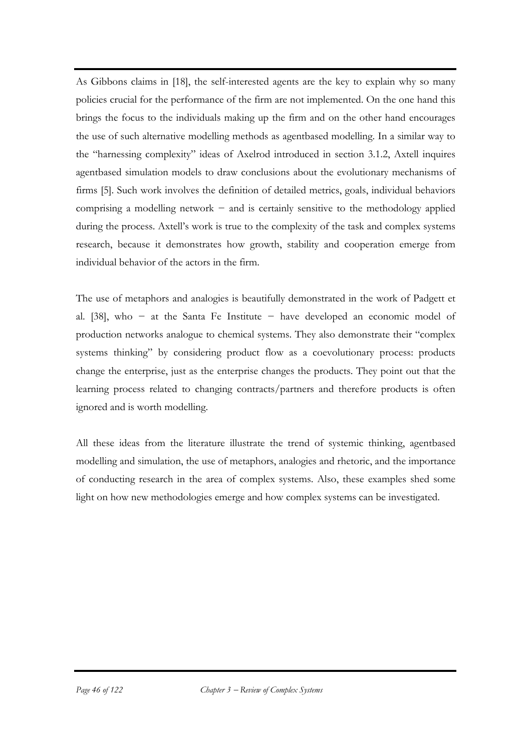As Gibbons claims in [18], the self-interested agents are the key to explain why so many policies crucial for the performance of the firm are not implemented. On the one hand this brings the focus to the individuals making up the firm and on the other hand encourages the use of such alternative modelling methods as agentbased modelling. In a similar way to the "harnessing complexity" ideas of Axelrod introduced in section 3.1.2, Axtell inquires agentbased simulation models to draw conclusions about the evolutionary mechanisms of firms [5]. Such work involves the definition of detailed metrics, goals, individual behaviors comprising a modelling network − and is certainly sensitive to the methodology applied during the process. Axtell's work is true to the complexity of the task and complex systems research, because it demonstrates how growth, stability and cooperation emerge from individual behavior of the actors in the firm.

The use of metaphors and analogies is beautifully demonstrated in the work of Padgett et al. [38], who − at the Santa Fe Institute − have developed an economic model of production networks analogue to chemical systems. They also demonstrate their "complex systems thinking" by considering product flow as a coevolutionary process: products change the enterprise, just as the enterprise changes the products. They point out that the learning process related to changing contracts/partners and therefore products is often ignored and is worth modelling.

All these ideas from the literature illustrate the trend of systemic thinking, agentbased modelling and simulation, the use of metaphors, analogies and rhetoric, and the importance of conducting research in the area of complex systems. Also, these examples shed some light on how new methodologies emerge and how complex systems can be investigated.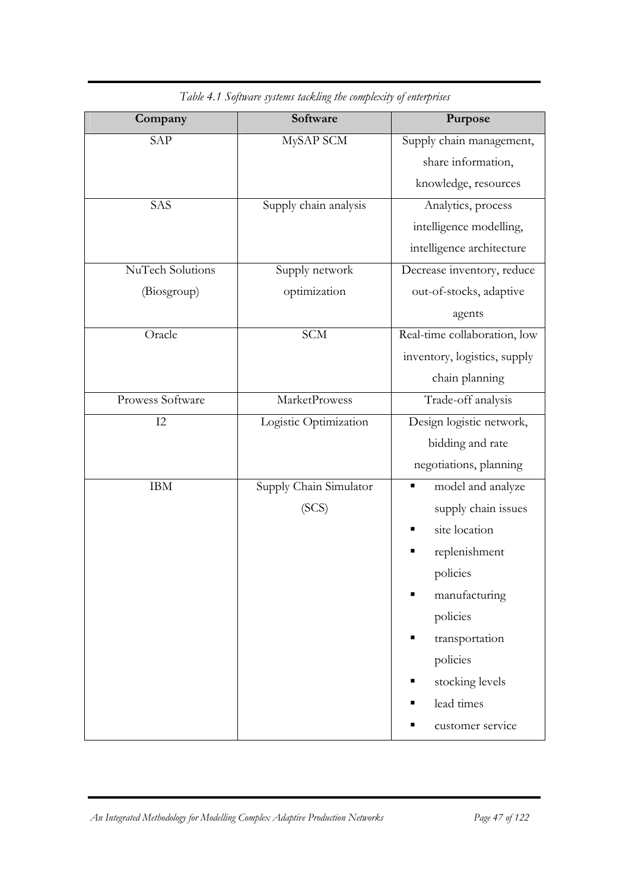*Table 4.1 Software systems tackling the complexity of enterprises*

| Company | Software | Purpose |
|---|---|---|
| SAP | MySAP SCM | Supply chain management, share information, knowledge, resources |
| SAS | Supply chain analysis | Analytics, process intelligence modelling, intelligence architecture |
| NuTech Solutions (Biosgroup) | Supply network optimization | Decrease inventory, reduce out-of-stocks, adaptive agents |
| Oracle | SCM | Real-time collaboration, low inventory, logistics, supply chain planning |
| Prowess Software | MarketProwess | Trade-off analysis |
| I2 | Logistic Optimization | Design logistic network, bidding and rate negotiations, planning |
| IBM | Supply Chain Simulator (SCS) | ▪ model and analyze supply chain issues<br>▪ site location<br>▪ replenishment policies<br>▪ manufacturing policies<br>▪ transportation policies<br>▪ stocking levels<br>▪ lead times<br>▪ customer service |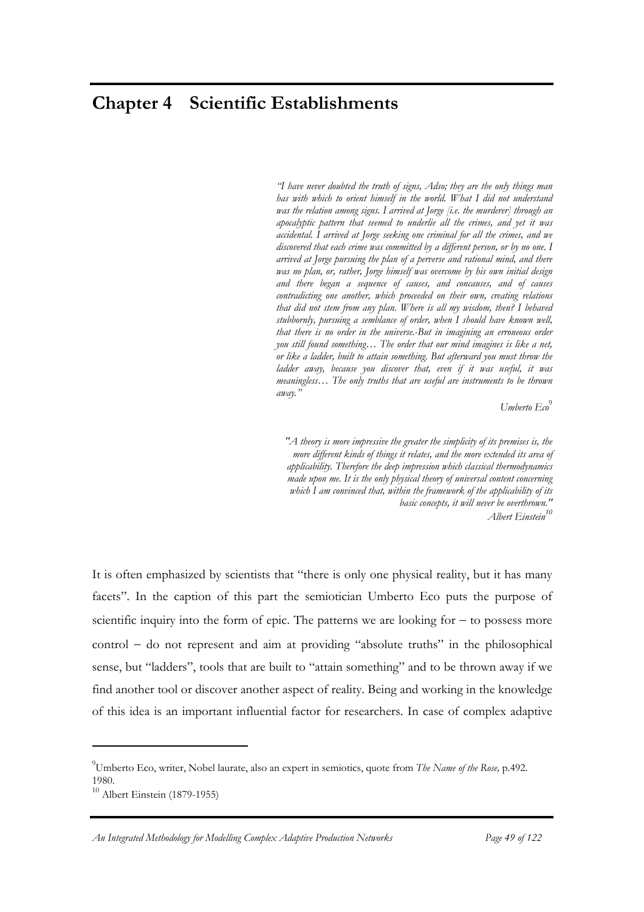# Chapter 4 Scientific Establishments

> *"I have never doubted the truth of signs, Adso; they are the only things man has with which to orient himself in the world. What I did not understand was the relation among signs. I arrived at Jorge [i.e. the murderer] through an apocalyptic pattern that seemed to underlie all the crimes, and yet it was accidental. I arrived at Jorge seeking one criminal for all the crimes, and we discovered that each crime was committed by a different person, or by no one. I arrived at Jorge pursuing the plan of a perverse and rational mind, and there was no plan, or, rather, Jorge himself was overcome by his own initial design and there began a sequence of causes, and concauses, and of causes contradicting one another, which proceeded on their own, creating relations that did not stem from any plan. Where is all my wisdom, then? I behaved stubbornly, pursuing a semblance of order, when I should have known well, that there is no order in the universe.-But in imagining an erroneous order you still found something… The order that our mind imagines is like a net, or like a ladder, built to attain something. But afterward you must throw the ladder away, because you discover that, even if it was useful, it was meaningless… The only truths that are useful are instruments to be thrown away."*
>
> *Umberto Eco*[9]

> *"A theory is more impressive the greater the simplicity of its premises is, the more different kinds of things it relates, and the more extended its area of applicability. Therefore the deep impression which classical thermodynamics made upon me. It is the only physical theory of universal content concerning which I am convinced that, within the framework of the applicability of its basic concepts, it will never be overthrown."*
>
> *Albert Einstein*[10]

It is often emphasized by scientists that "there is only one physical reality, but it has many facets". In the caption of this part the semiotician Umberto Eco puts the purpose of scientific inquiry into the form of epic. The patterns we are looking for – to possess more control – do not represent and aim at providing "absolute truths" in the philosophical sense, but "ladders", tools that are built to "attain something" and to be thrown away if we find another tool or discover another aspect of reality. Being and working in the knowledge of this idea is an important influential factor for researchers. In case of complex adaptive

---

[9] Umberto Eco, writer, Nobel laurate, also an expert in semiotics, quote from *The Name of the Rose,* p.492. 1980.

[10] Albert Einstein (1879-1955)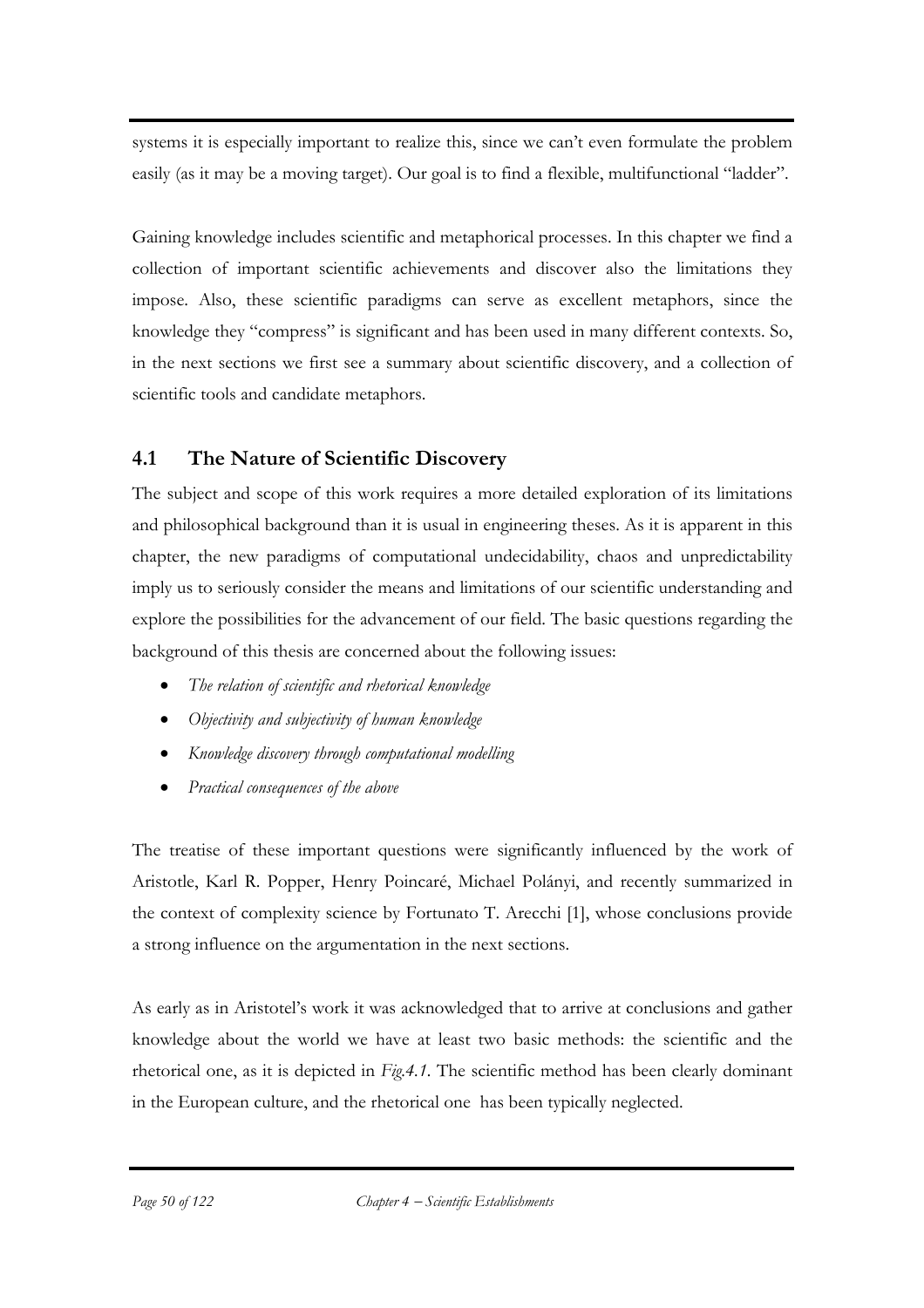systems it is especially important to realize this, since we can't even formulate the problem easily (as it may be a moving target). Our goal is to find a flexible, multifunctional "ladder".

Gaining knowledge includes scientific and metaphorical processes. In this chapter we find a collection of important scientific achievements and discover also the limitations they impose. Also, these scientific paradigms can serve as excellent metaphors, since the knowledge they "compress" is significant and has been used in many different contexts. So, in the next sections we first see a summary about scientific discovery, and a collection of scientific tools and candidate metaphors.

## 4.1 The Nature of Scientific Discovery

The subject and scope of this work requires a more detailed exploration of its limitations and philosophical background than it is usual in engineering theses. As it is apparent in this chapter, the new paradigms of computational undecidability, chaos and unpredictability imply us to seriously consider the means and limitations of our scientific understanding and explore the possibilities for the advancement of our field. The basic questions regarding the background of this thesis are concerned about the following issues:

- *The relation of scientific and rhetorical knowledge*
- *Objectivity and subjectivity of human knowledge*
- *Knowledge discovery through computational modelling*
- *Practical consequences of the above*

The treatise of these important questions were significantly influenced by the work of Aristotle, Karl R. Popper, Henry Poincaré, Michael Polányi, and recently summarized in the context of complexity science by Fortunato T. Arecchi [1], whose conclusions provide a strong influence on the argumentation in the next sections.

As early as in Aristotel's work it was acknowledged that to arrive at conclusions and gather knowledge about the world we have at least two basic methods: the scientific and the rhetorical one, as it is depicted in *Fig.4.1*. The scientific method has been clearly dominant in the European culture, and the rhetorical one has been typically neglected.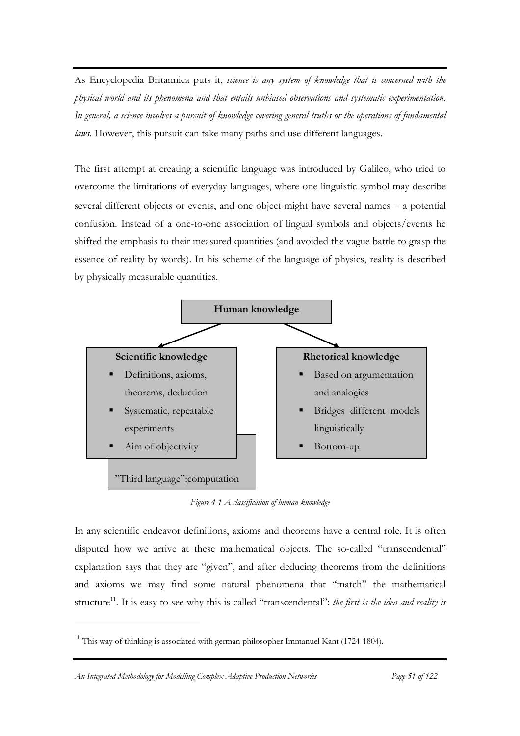As Encyclopedia Britannica puts it, *science is any system of knowledge that is concerned with the physical world and its phenomena and that entails unbiased observations and systematic experimentation. In general, a science involves a pursuit of knowledge covering general truths or the operations of fundamental laws.* However, this pursuit can take many paths and use different languages.

The first attempt at creating a scientific language was introduced by Galileo, who tried to overcome the limitations of everyday languages, where one linguistic symbol may describe several different objects or events, and one object might have several names – a potential confusion. Instead of a one-to-one association of lingual symbols and objects/events he shifted the emphasis to their measured quantities (and avoided the vague battle to grasp the essence of reality by words). In his scheme of the language of physics, reality is described by physically measurable quantities.

**Human knowledge**

**Scientific knowledge**
- Definitions, axioms, theorems, deduction
- Systematic, repeatable experiments
- Aim of objectivity

**Rhetorical knowledge**
- Based on argumentation and analogies
- Bridges different models linguistically
- Bottom-up

"Third language": computation

*Figure 4-1 A classification of human knowledge*

In any scientific endeavor definitions, axioms and theorems have a central role. It is often disputed how we arrive at these mathematical objects. The so-called "transcendental" explanation says that they are "given", and after deducing theorems from the definitions and axioms we may find some natural phenomena that "match" the mathematical structure[11]. It is easy to see why this is called "transcendental": *the first is the idea and reality is*

[11] This way of thinking is associated with german philosopher Immanuel Kant (1724-1804).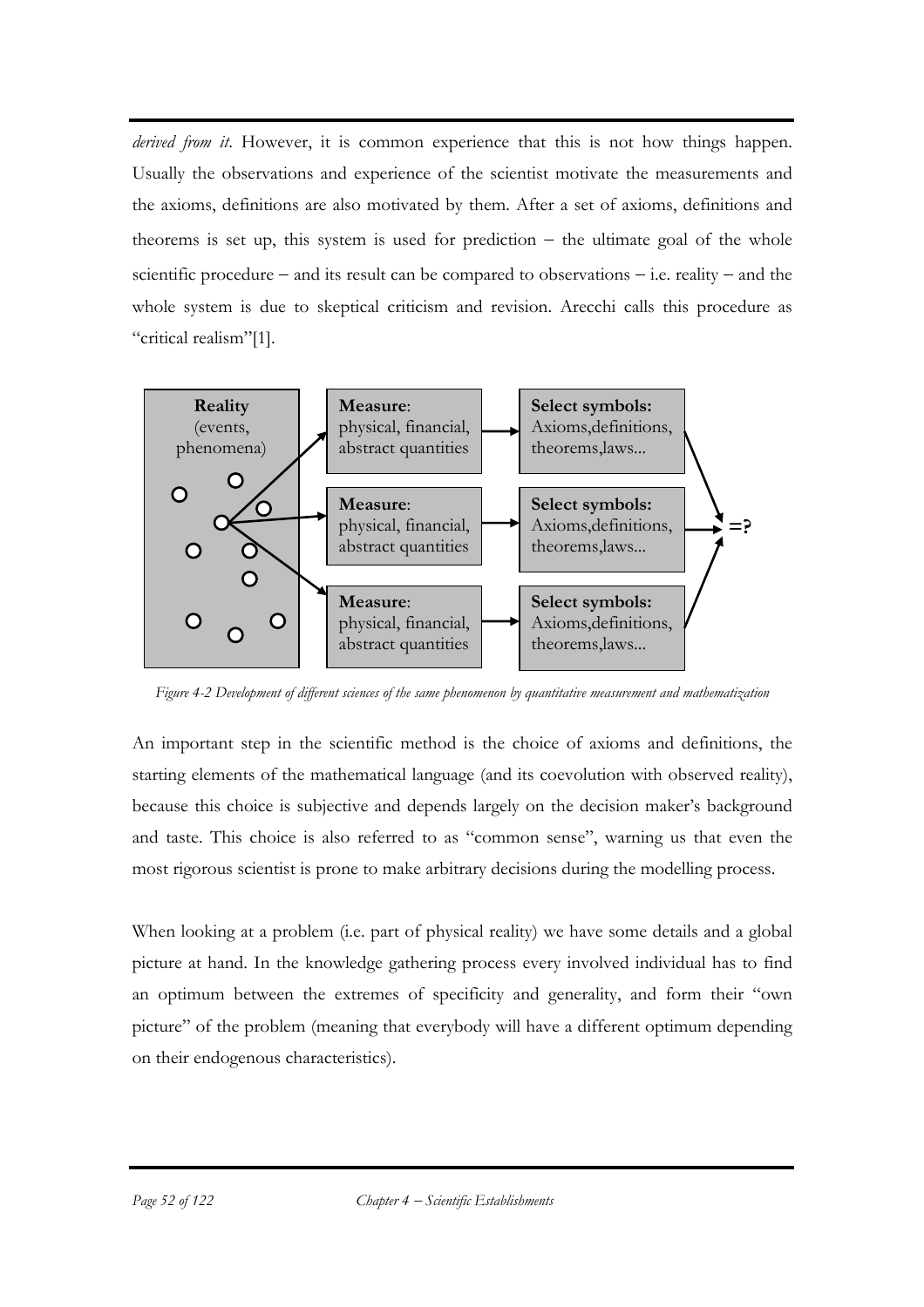*derived from it*. However, it is common experience that this is not how things happen. Usually the observations and experience of the scientist motivate the measurements and the axioms, definitions are also motivated by them. After a set of axioms, definitions and theorems is set up, this system is used for prediction – the ultimate goal of the whole scientific procedure – and its result can be compared to observations – i.e. reality – and the whole system is due to skeptical criticism and revision. Arecchi calls this procedure as "critical realism"[1].

**Reality** (events, phenomena)

**Measure**: physical, financial, abstract quantities → **Select symbols:** Axioms,definitions, theorems,laws...

**Measure**: physical, financial, abstract quantities → **Select symbols:** Axioms,definitions, theorems,laws...

**Measure**: physical, financial, abstract quantities → **Select symbols:** Axioms,definitions, theorems,laws...

=?

*Figure 4-2 Development of different sciences of the same phenomenon by quantitative measurement and mathematization*

An important step in the scientific method is the choice of axioms and definitions, the starting elements of the mathematical language (and its coevolution with observed reality), because this choice is subjective and depends largely on the decision maker's background and taste. This choice is also referred to as "common sense", warning us that even the most rigorous scientist is prone to make arbitrary decisions during the modelling process.

When looking at a problem (i.e. part of physical reality) we have some details and a global picture at hand. In the knowledge gathering process every involved individual has to find an optimum between the extremes of specificity and generality, and form their "own picture" of the problem (meaning that everybody will have a different optimum depending on their endogenous characteristics).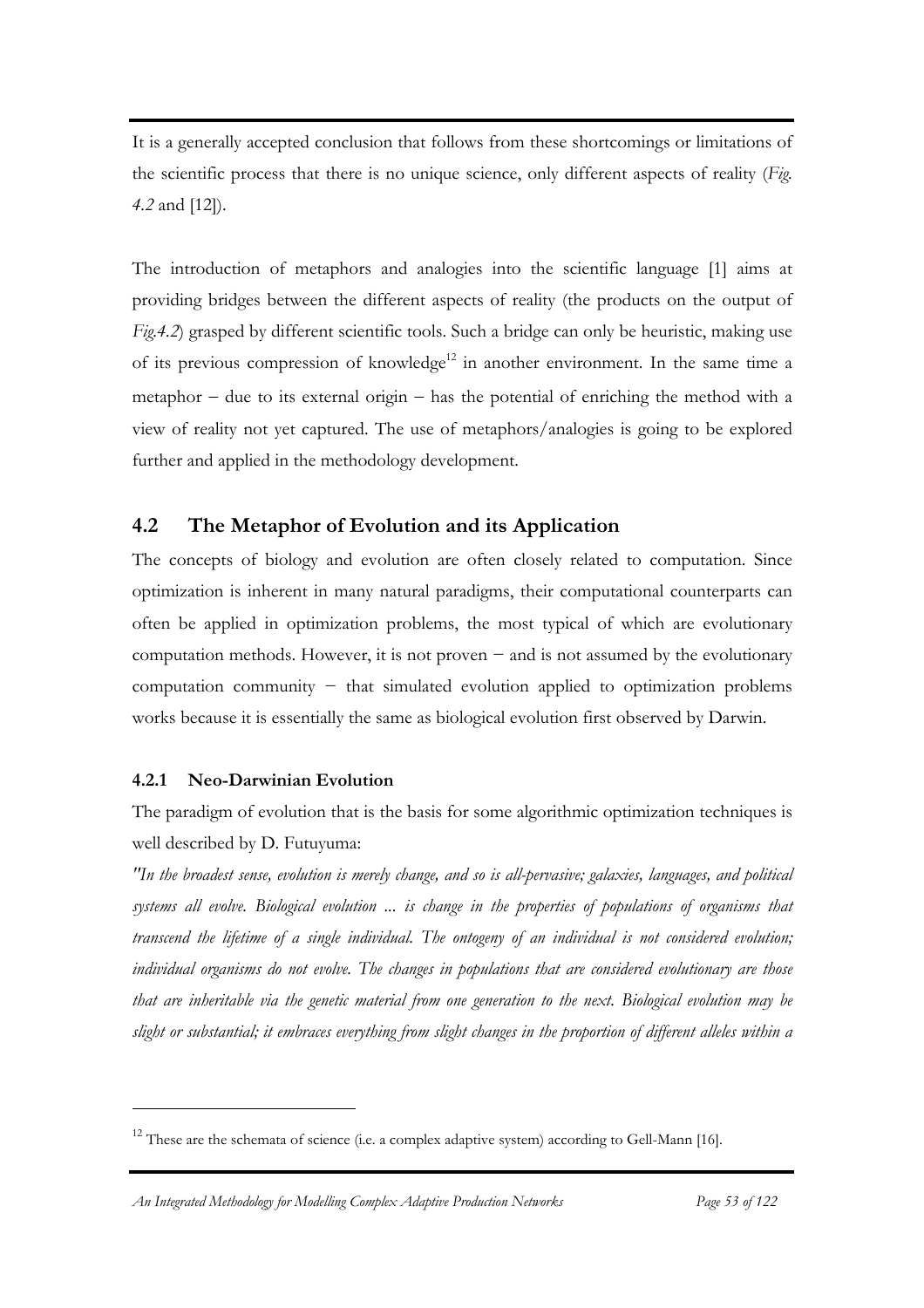It is a generally accepted conclusion that follows from these shortcomings or limitations of the scientific process that there is no unique science, only different aspects of reality (*Fig. 4.2* and [12]).

The introduction of metaphors and analogies into the scientific language [1] aims at providing bridges between the different aspects of reality (the products on the output of *Fig.4.2*) grasped by different scientific tools. Such a bridge can only be heuristic, making use of its previous compression of knowledge[12] in another environment. In the same time a metaphor – due to its external origin – has the potential of enriching the method with a view of reality not yet captured. The use of metaphors/analogies is going to be explored further and applied in the methodology development.

## 4.2 The Metaphor of Evolution and its Application

The concepts of biology and evolution are often closely related to computation. Since optimization is inherent in many natural paradigms, their computational counterparts can often be applied in optimization problems, the most typical of which are evolutionary computation methods. However, it is not proven − and is not assumed by the evolutionary computation community − that simulated evolution applied to optimization problems works because it is essentially the same as biological evolution first observed by Darwin.

### 4.2.1 Neo-Darwinian Evolution

The paradigm of evolution that is the basis for some algorithmic optimization techniques is well described by D. Futuyuma:

*"In the broadest sense, evolution is merely change, and so is all-pervasive; galaxies, languages, and political systems all evolve. Biological evolution ... is change in the properties of populations of organisms that transcend the lifetime of a single individual. The ontogeny of an individual is not considered evolution; individual organisms do not evolve. The changes in populations that are considered evolutionary are those that are inheritable via the genetic material from one generation to the next. Biological evolution may be slight or substantial; it embraces everything from slight changes in the proportion of different alleles within a*

---

[12] These are the schemata of science (i.e. a complex adaptive system) according to Gell-Mann [16].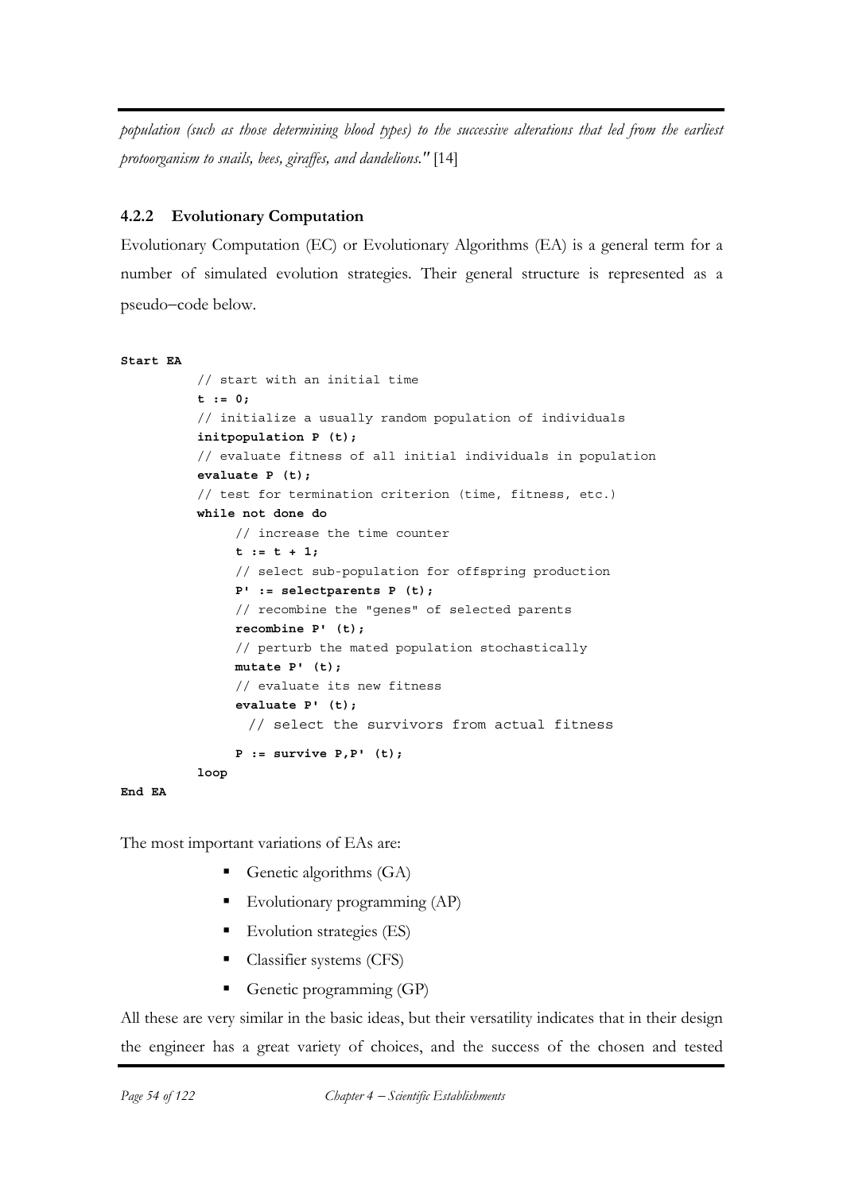*population (such as those determining blood types) to the successive alterations that led from the earliest protoorganism to snails, bees, giraffes, and dandelions."* [14]

### 4.2.2 Evolutionary Computation

Evolutionary Computation (EC) or Evolutionary Algorithms (EA) is a general term for a number of simulated evolution strategies. Their general structure is represented as a pseudo–code below.

```
Start EA
          // start with an initial time
          t := 0;
          // initialize a usually random population of individuals
          initpopulation P (t);
          // evaluate fitness of all initial individuals in population
          evaluate P (t);
          // test for termination criterion (time, fitness, etc.)
          while not done do
               // increase the time counter
               t := t + 1;
               // select sub-population for offspring production
               P' := selectparents P (t);
               // recombine the "genes" of selected parents
               recombine P' (t);
               // perturb the mated population stochastically
               mutate P' (t);
               // evaluate its new fitness
               evaluate P' (t);
                 // select the survivors from actual fitness
               P := survive P,P' (t);
          loop
End EA
```

The most important variations of EAs are:

- Genetic algorithms (GA)
- Evolutionary programming (AP)
- Evolution strategies (ES)
- Classifier systems (CFS)
- Genetic programming (GP)

All these are very similar in the basic ideas, but their versatility indicates that in their design the engineer has a great variety of choices, and the success of the chosen and tested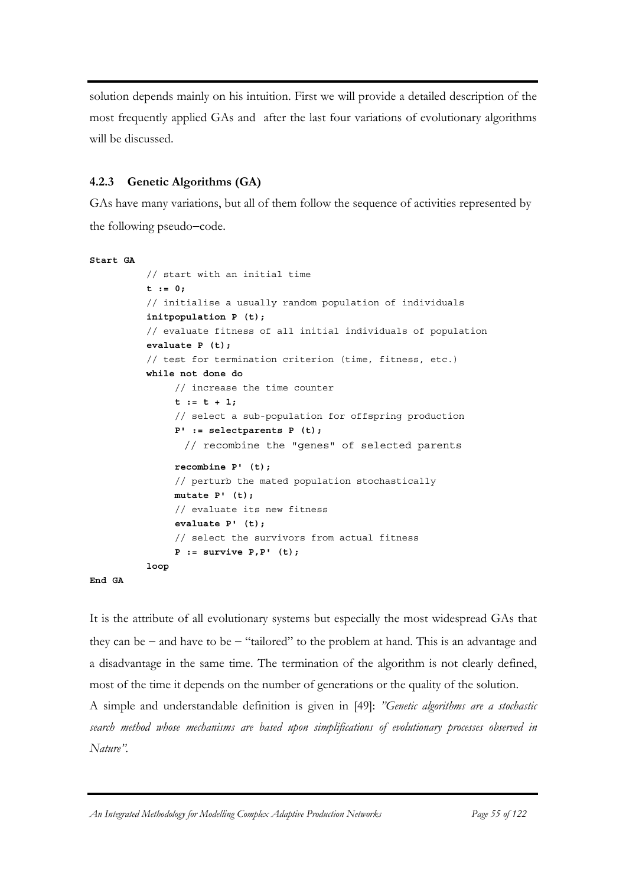solution depends mainly on his intuition. First we will provide a detailed description of the most frequently applied GAs and after the last four variations of evolutionary algorithms will be discussed.

### 4.2.3 Genetic Algorithms (GA)

GAs have many variations, but all of them follow the sequence of activities represented by the following pseudo–code.

```
Start GA
        // start with an initial time
        t := 0;
        // initialise a usually random population of individuals
        initpopulation P (t);
        // evaluate fitness of all initial individuals of population
        evaluate P (t);
        // test for termination criterion (time, fitness, etc.)
        while not done do
            // increase the time counter
            t := t + 1;
            // select a sub-population for offspring production
            P' := selectparents P (t);
            // recombine the "genes" of selected parents
            recombine P' (t);
            // perturb the mated population stochastically
            mutate P' (t);
            // evaluate its new fitness
            evaluate P' (t);
            // select the survivors from actual fitness
            P := survive P,P' (t);
        loop
End GA
```

It is the attribute of all evolutionary systems but especially the most widespread GAs that they can be – and have to be – "tailored" to the problem at hand. This is an advantage and a disadvantage in the same time. The termination of the algorithm is not clearly defined, most of the time it depends on the number of generations or the quality of the solution.

A simple and understandable definition is given in [49]: *"Genetic algorithms are a stochastic search method whose mechanisms are based upon simplifications of evolutionary processes observed in Nature".*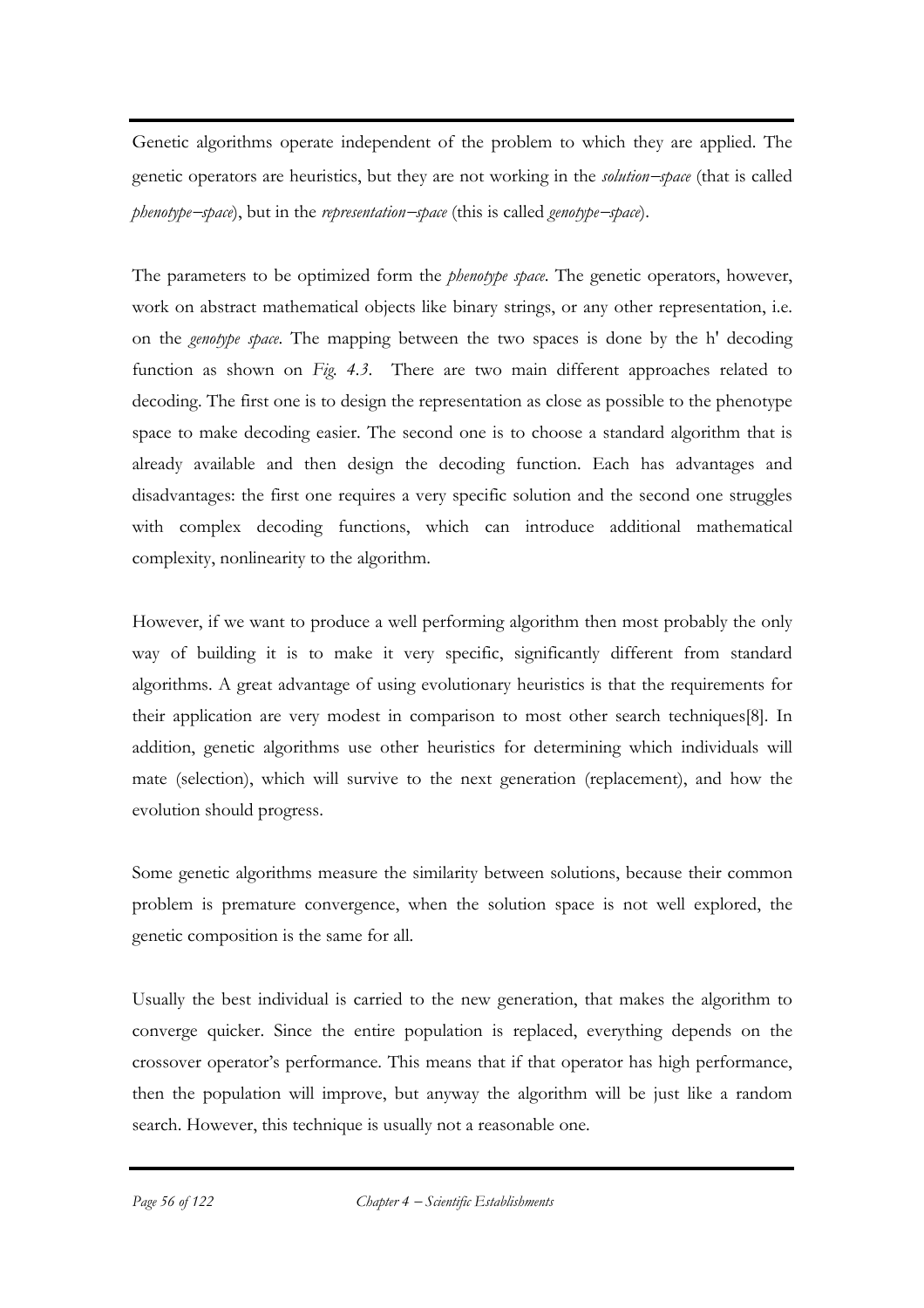Genetic algorithms operate independent of the problem to which they are applied. The genetic operators are heuristics, but they are not working in the *solution–space* (that is called *phenotype–space*), but in the *representation–space* (this is called *genotype–space*).

The parameters to be optimized form the *phenotype space*. The genetic operators, however, work on abstract mathematical objects like binary strings, or any other representation, i.e. on the *genotype space*. The mapping between the two spaces is done by the h' decoding function as shown on *Fig. 4.3*. There are two main different approaches related to decoding. The first one is to design the representation as close as possible to the phenotype space to make decoding easier. The second one is to choose a standard algorithm that is already available and then design the decoding function. Each has advantages and disadvantages: the first one requires a very specific solution and the second one struggles with complex decoding functions, which can introduce additional mathematical complexity, nonlinearity to the algorithm.

However, if we want to produce a well performing algorithm then most probably the only way of building it is to make it very specific, significantly different from standard algorithms. A great advantage of using evolutionary heuristics is that the requirements for their application are very modest in comparison to most other search techniques[8]. In addition, genetic algorithms use other heuristics for determining which individuals will mate (selection), which will survive to the next generation (replacement), and how the evolution should progress.

Some genetic algorithms measure the similarity between solutions, because their common problem is premature convergence, when the solution space is not well explored, the genetic composition is the same for all.

Usually the best individual is carried to the new generation, that makes the algorithm to converge quicker. Since the entire population is replaced, everything depends on the crossover operator's performance. This means that if that operator has high performance, then the population will improve, but anyway the algorithm will be just like a random search. However, this technique is usually not a reasonable one.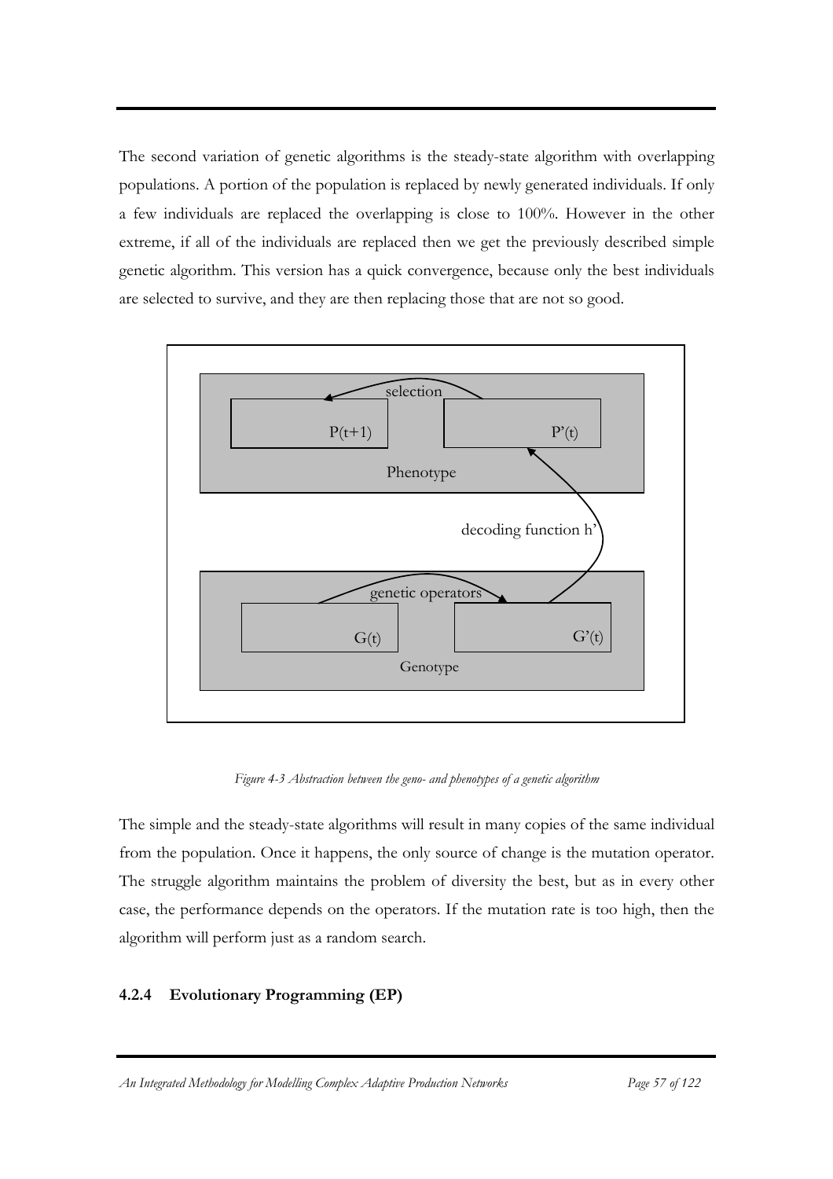The second variation of genetic algorithms is the steady-state algorithm with overlapping populations. A portion of the population is replaced by newly generated individuals. If only a few individuals are replaced the overlapping is close to 100%. However in the other extreme, if all of the individuals are replaced then we get the previously described simple genetic algorithm. This version has a quick convergence, because only the best individuals are selected to survive, and they are then replacing those that are not so good.

*Figure 4-3 Abstraction between the geno- and phenotypes of a genetic algorithm*

The simple and the steady-state algorithms will result in many copies of the same individual from the population. Once it happens, the only source of change is the mutation operator. The struggle algorithm maintains the problem of diversity the best, but as in every other case, the performance depends on the operators. If the mutation rate is too high, then the algorithm will perform just as a random search.

### 4.2.4 Evolutionary Programming (EP)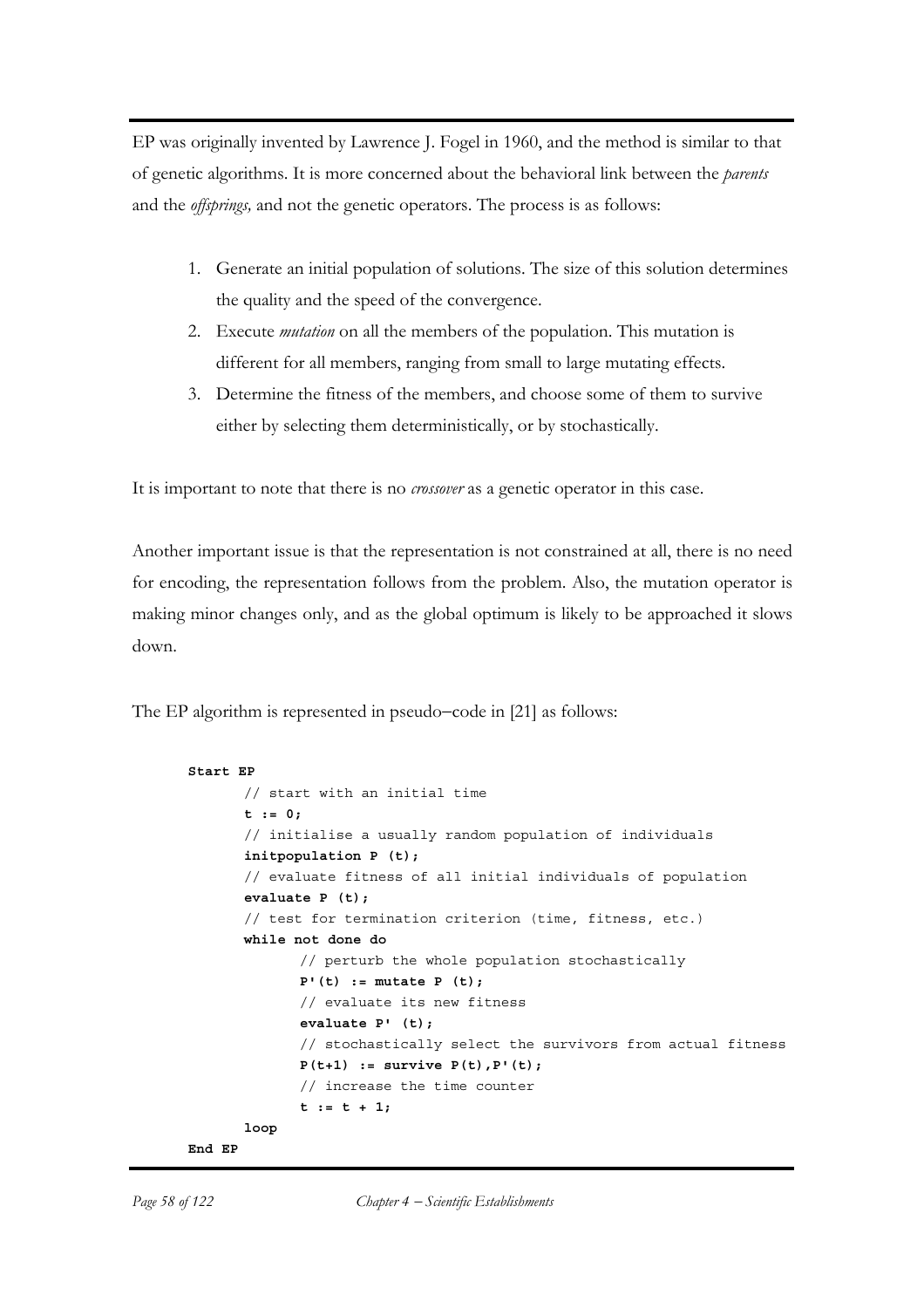EP was originally invented by Lawrence J. Fogel in 1960, and the method is similar to that of genetic algorithms. It is more concerned about the behavioral link between the *parents* and the *offsprings,* and not the genetic operators. The process is as follows:

1. Generate an initial population of solutions. The size of this solution determines the quality and the speed of the convergence.
2. Execute *mutation* on all the members of the population. This mutation is different for all members, ranging from small to large mutating effects.
3. Determine the fitness of the members, and choose some of them to survive either by selecting them deterministically, or by stochastically.

It is important to note that there is no *crossover* as a genetic operator in this case.

Another important issue is that the representation is not constrained at all, there is no need for encoding, the representation follows from the problem. Also, the mutation operator is making minor changes only, and as the global optimum is likely to be approached it slows down.

The EP algorithm is represented in pseudo–code in [21] as follows:

```
Start EP
      // start with an initial time
      t := 0;
      // initialise a usually random population of individuals
      initpopulation P (t);
      // evaluate fitness of all initial individuals of population
      evaluate P (t);
      // test for termination criterion (time, fitness, etc.)
      while not done do
            // perturb the whole population stochastically
            P'(t) := mutate P (t);
            // evaluate its new fitness
            evaluate P' (t);
            // stochastically select the survivors from actual fitness
            P(t+1) := survive P(t),P'(t);
            // increase the time counter
            t := t + 1;
      loop
End EP
```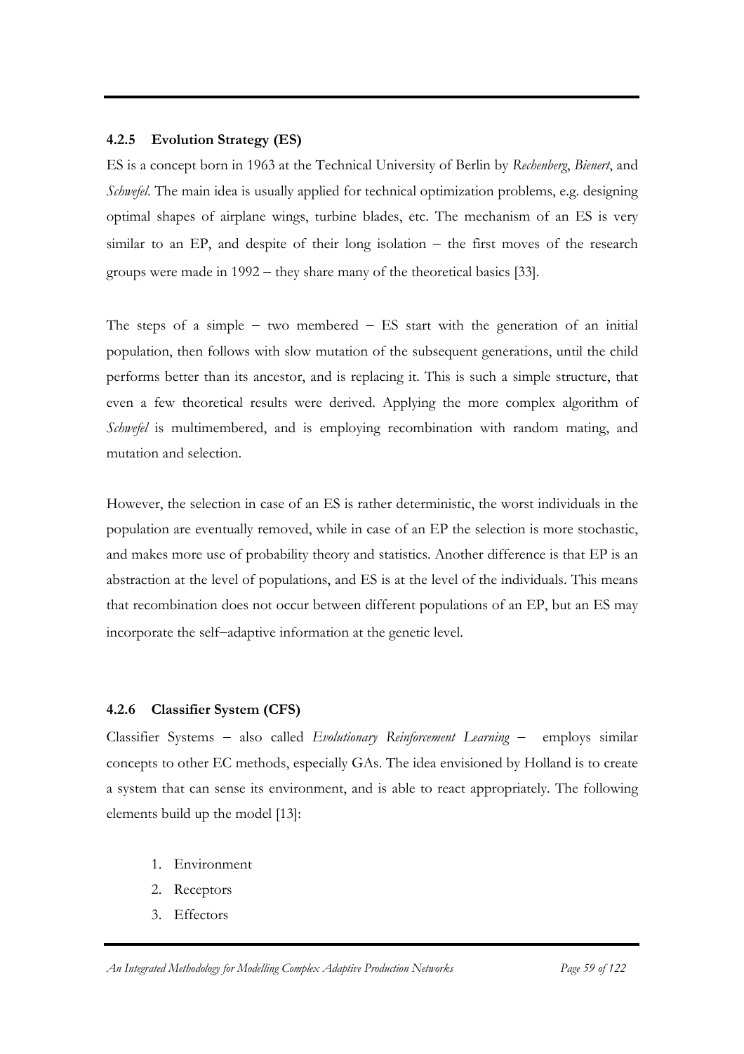### 4.2.5 Evolution Strategy (ES)

ES is a concept born in 1963 at the Technical University of Berlin by *Rechenberg*, *Bienert*, and *Schwefel*. The main idea is usually applied for technical optimization problems, e.g. designing optimal shapes of airplane wings, turbine blades, etc. The mechanism of an ES is very similar to an EP, and despite of their long isolation – the first moves of the research groups were made in 1992 – they share many of the theoretical basics [33].

The steps of a simple – two membered – ES start with the generation of an initial population, then follows with slow mutation of the subsequent generations, until the child performs better than its ancestor, and is replacing it. This is such a simple structure, that even a few theoretical results were derived. Applying the more complex algorithm of *Schwefel* is multimembered, and is employing recombination with random mating, and mutation and selection.

However, the selection in case of an ES is rather deterministic, the worst individuals in the population are eventually removed, while in case of an EP the selection is more stochastic, and makes more use of probability theory and statistics. Another difference is that EP is an abstraction at the level of populations, and ES is at the level of the individuals. This means that recombination does not occur between different populations of an EP, but an ES may incorporate the self–adaptive information at the genetic level.

### 4.2.6 Classifier System (CFS)

Classifier Systems – also called *Evolutionary Reinforcement Learning* – employs similar concepts to other EC methods, especially GAs. The idea envisioned by Holland is to create a system that can sense its environment, and is able to react appropriately. The following elements build up the model [13]:

1. Environment
2. Receptors
3. Effectors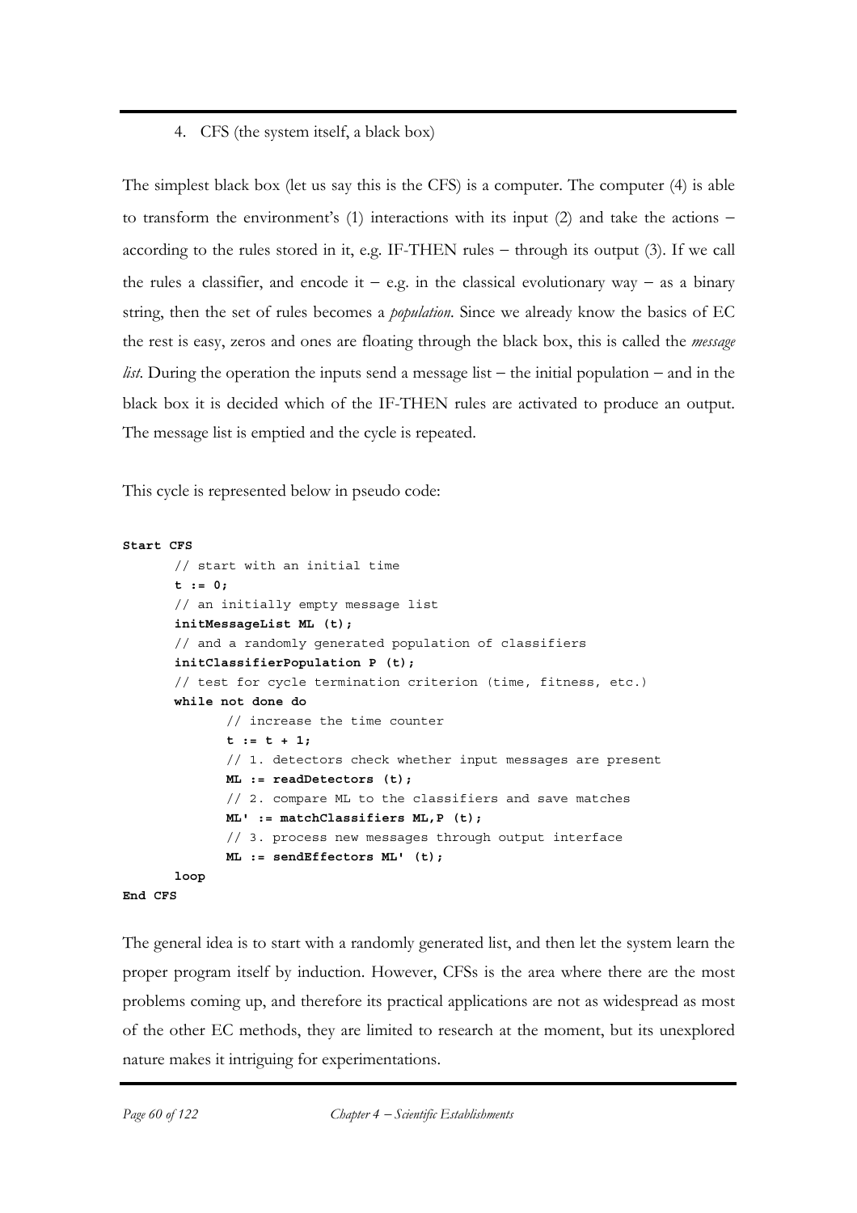4. CFS (the system itself, a black box)

The simplest black box (let us say this is the CFS) is a computer. The computer (4) is able to transform the environment's (1) interactions with its input (2) and take the actions – according to the rules stored in it, e.g. IF-THEN rules – through its output (3). If we call the rules a classifier, and encode it – e.g. in the classical evolutionary way – as a binary string, then the set of rules becomes a *population*. Since we already know the basics of EC the rest is easy, zeros and ones are floating through the black box, this is called the *message list*. During the operation the inputs send a message list – the initial population – and in the black box it is decided which of the IF-THEN rules are activated to produce an output. The message list is emptied and the cycle is repeated.

This cycle is represented below in pseudo code:

```
Start CFS
       // start with an initial time
       t := 0;
       // an initially empty message list
       initMessageList ML (t);
       // and a randomly generated population of classifiers
       initClassifierPopulation P (t);
       // test for cycle termination criterion (time, fitness, etc.)
       while not done do
              // increase the time counter
              t := t + 1;
              // 1. detectors check whether input messages are present
              ML := readDetectors (t);
              // 2. compare ML to the classifiers and save matches
              ML' := matchClassifiers ML,P (t);
              // 3. process new messages through output interface
              ML := sendEffectors ML' (t);
       loop
End CFS
```

The general idea is to start with a randomly generated list, and then let the system learn the proper program itself by induction. However, CFSs is the area where there are the most problems coming up, and therefore its practical applications are not as widespread as most of the other EC methods, they are limited to research at the moment, but its unexplored nature makes it intriguing for experimentations.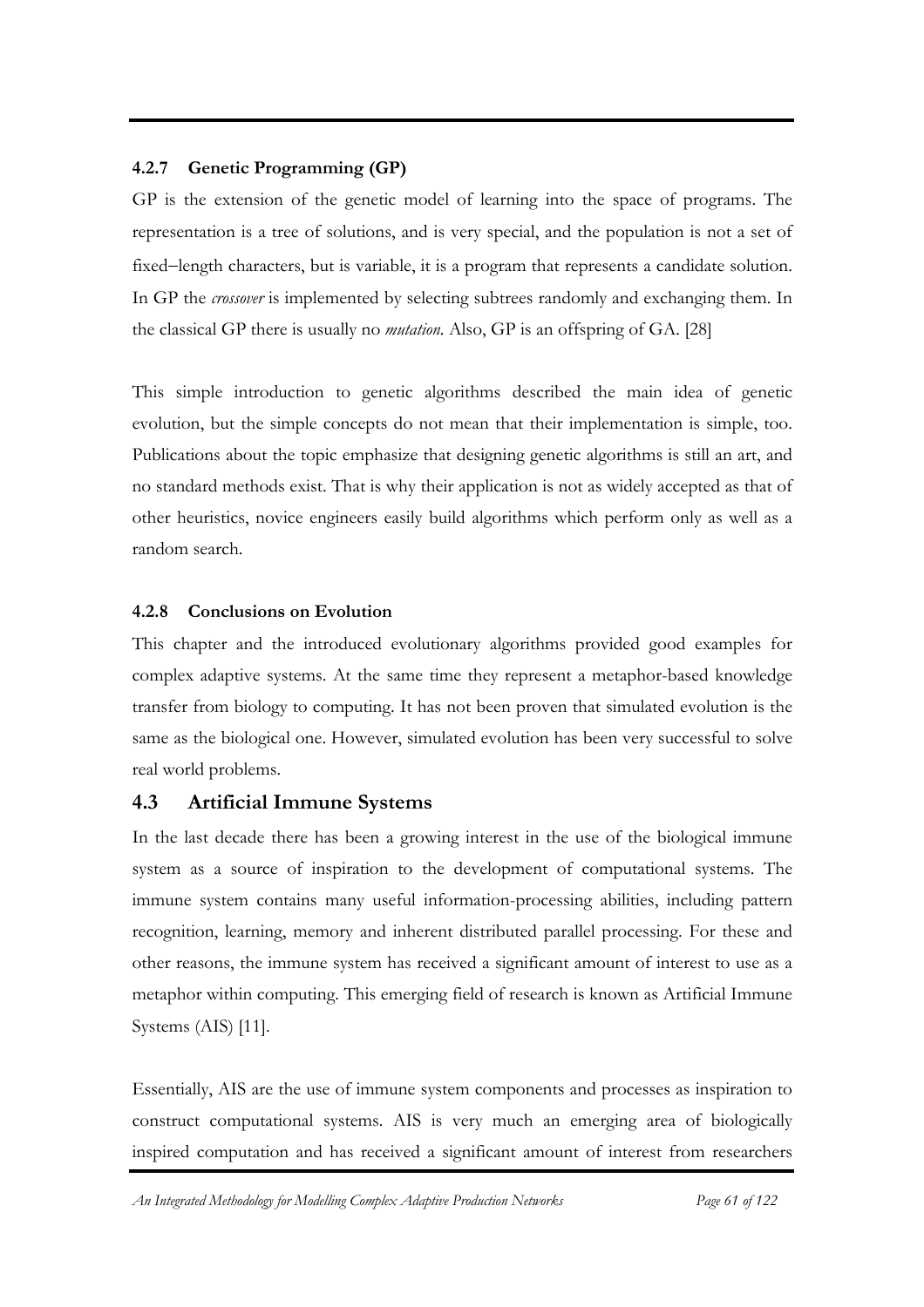#### 4.2.7 Genetic Programming (GP)

GP is the extension of the genetic model of learning into the space of programs. The representation is a tree of solutions, and is very special, and the population is not a set of fixed–length characters, but is variable, it is a program that represents a candidate solution. In GP the *crossover* is implemented by selecting subtrees randomly and exchanging them. In the classical GP there is usually no *mutation*. Also, GP is an offspring of GA. [28]

This simple introduction to genetic algorithms described the main idea of genetic evolution, but the simple concepts do not mean that their implementation is simple, too. Publications about the topic emphasize that designing genetic algorithms is still an art, and no standard methods exist. That is why their application is not as widely accepted as that of other heuristics, novice engineers easily build algorithms which perform only as well as a random search.

#### 4.2.8 Conclusions on Evolution

This chapter and the introduced evolutionary algorithms provided good examples for complex adaptive systems. At the same time they represent a metaphor-based knowledge transfer from biology to computing. It has not been proven that simulated evolution is the same as the biological one. However, simulated evolution has been very successful to solve real world problems.

### 4.3 Artificial Immune Systems

In the last decade there has been a growing interest in the use of the biological immune system as a source of inspiration to the development of computational systems. The immune system contains many useful information-processing abilities, including pattern recognition, learning, memory and inherent distributed parallel processing. For these and other reasons, the immune system has received a significant amount of interest to use as a metaphor within computing. This emerging field of research is known as Artificial Immune Systems (AIS) [11].

Essentially, AIS are the use of immune system components and processes as inspiration to construct computational systems. AIS is very much an emerging area of biologically inspired computation and has received a significant amount of interest from researchers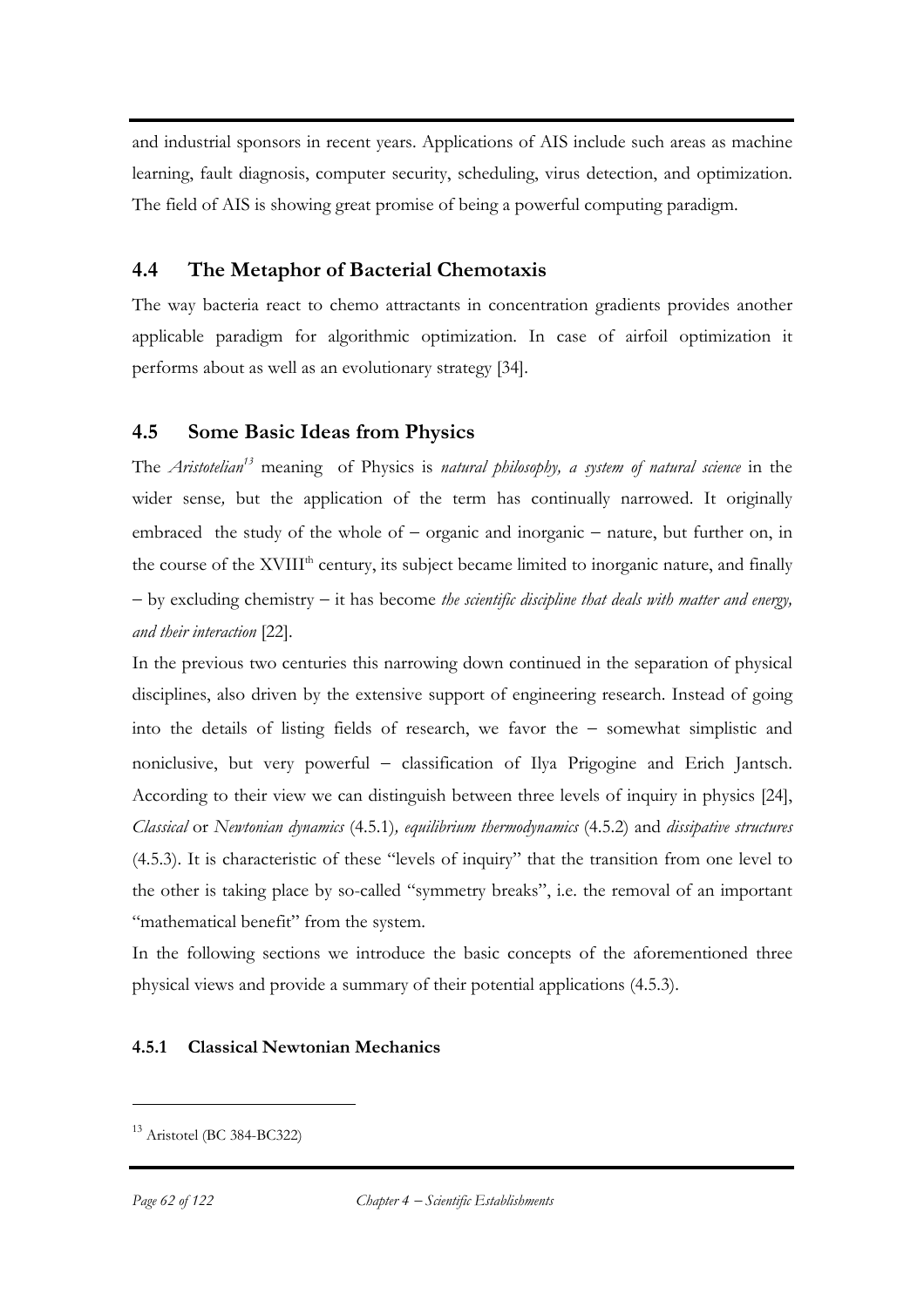and industrial sponsors in recent years. Applications of AIS include such areas as machine learning, fault diagnosis, computer security, scheduling, virus detection, and optimization. The field of AIS is showing great promise of being a powerful computing paradigm.

## 4.4 The Metaphor of Bacterial Chemotaxis

The way bacteria react to chemo attractants in concentration gradients provides another applicable paradigm for algorithmic optimization. In case of airfoil optimization it performs about as well as an evolutionary strategy [34].

## 4.5 Some Basic Ideas from Physics

The *Aristotelian*[13] meaning of Physics is *natural philosophy, a system of natural science* in the wider sense, but the application of the term has continually narrowed. It originally embraced the study of the whole of – organic and inorganic – nature, but further on, in the course of the XVIII$^{th}$ century, its subject became limited to inorganic nature, and finally – by excluding chemistry – it has become *the scientific discipline that deals with matter and energy, and their interaction* [22].

In the previous two centuries this narrowing down continued in the separation of physical disciplines, also driven by the extensive support of engineering research. Instead of going into the details of listing fields of research, we favor the – somewhat simplistic and noniclusive, but very powerful – classification of Ilya Prigogine and Erich Jantsch. According to their view we can distinguish between three levels of inquiry in physics [24], *Classical* or *Newtonian dynamics* (4.5.1), *equilibrium thermodynamics* (4.5.2) and *dissipative structures* (4.5.3). It is characteristic of these "levels of inquiry" that the transition from one level to the other is taking place by so-called "symmetry breaks", i.e. the removal of an important "mathematical benefit" from the system.

In the following sections we introduce the basic concepts of the aforementioned three physical views and provide a summary of their potential applications (4.5.3).

### 4.5.1 Classical Newtonian Mechanics

[13] Aristotel (BC 384-BC322)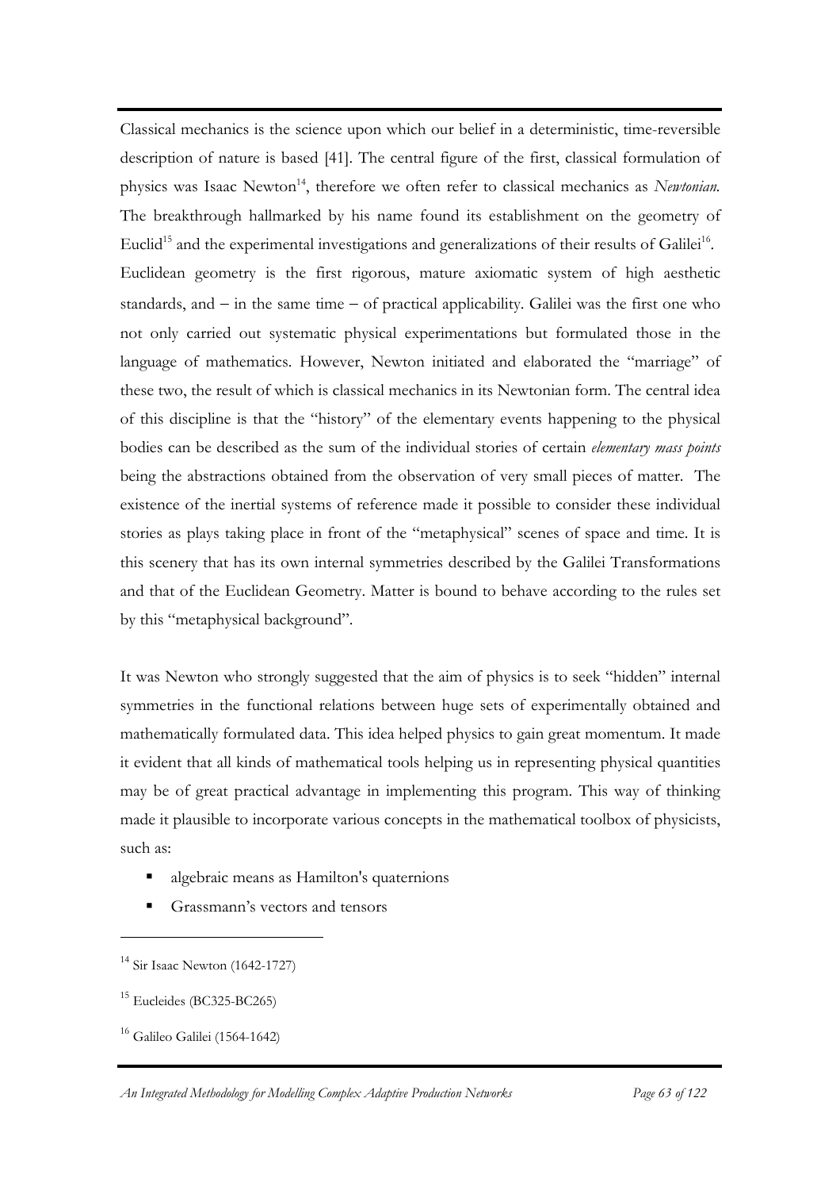Classical mechanics is the science upon which our belief in a deterministic, time-reversible description of nature is based [41]. The central figure of the first, classical formulation of physics was Isaac Newton[14], therefore we often refer to classical mechanics as *Newtonian.* The breakthrough hallmarked by his name found its establishment on the geometry of Euclid[15] and the experimental investigations and generalizations of their results of Galilei[16]. Euclidean geometry is the first rigorous, mature axiomatic system of high aesthetic standards, and – in the same time – of practical applicability. Galilei was the first one who not only carried out systematic physical experimentations but formulated those in the language of mathematics. However, Newton initiated and elaborated the "marriage" of these two, the result of which is classical mechanics in its Newtonian form. The central idea of this discipline is that the "history" of the elementary events happening to the physical bodies can be described as the sum of the individual stories of certain *elementary mass points* being the abstractions obtained from the observation of very small pieces of matter. The existence of the inertial systems of reference made it possible to consider these individual stories as plays taking place in front of the "metaphysical" scenes of space and time. It is this scenery that has its own internal symmetries described by the Galilei Transformations and that of the Euclidean Geometry. Matter is bound to behave according to the rules set by this "metaphysical background".

It was Newton who strongly suggested that the aim of physics is to seek "hidden" internal symmetries in the functional relations between huge sets of experimentally obtained and mathematically formulated data. This idea helped physics to gain great momentum. It made it evident that all kinds of mathematical tools helping us in representing physical quantities may be of great practical advantage in implementing this program. This way of thinking made it plausible to incorporate various concepts in the mathematical toolbox of physicists, such as:

- algebraic means as Hamilton's quaternions
- Grassmann's vectors and tensors

[14] Sir Isaac Newton (1642-1727)

[15] Eucleides (BC325-BC265)

[16] Galileo Galilei (1564-1642)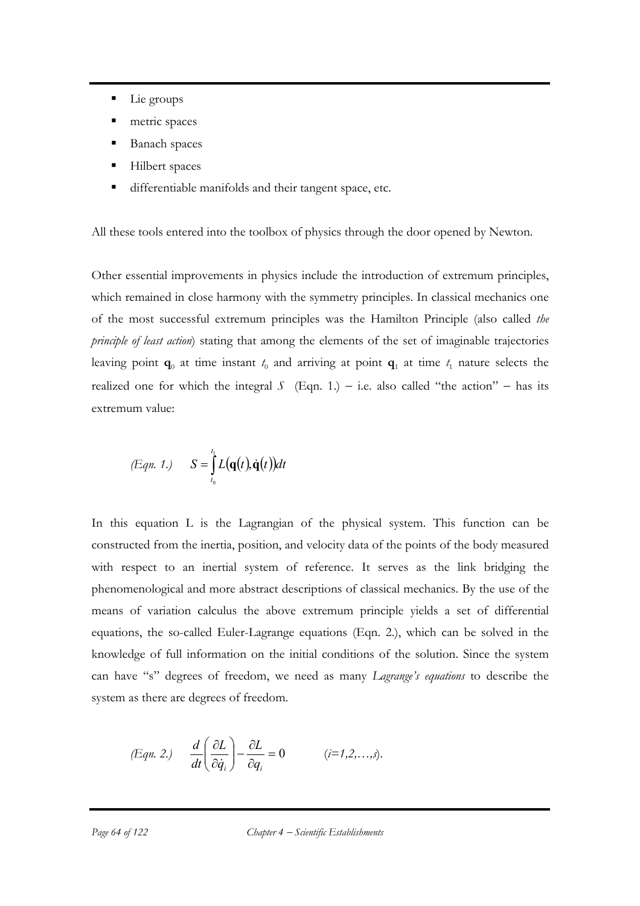- Lie groups
- metric spaces
- Banach spaces
- Hilbert spaces
- differentiable manifolds and their tangent space, etc.

All these tools entered into the toolbox of physics through the door opened by Newton.

Other essential improvements in physics include the introduction of extremum principles, which remained in close harmony with the symmetry principles. In classical mechanics one of the most successful extremum principles was the Hamilton Principle (also called *the principle of least action*) stating that among the elements of the set of imaginable trajectories leaving point $\mathbf{q}_0$ at time instant $t_0$ and arriving at point $\mathbf{q}_1$ at time $t_1$ nature selects the realized one for which the integral $S$ (Eqn. 1.) – i.e. also called "the action" – has its extremum value:

$$\text{(Eqn. 1.)} \qquad S = \int_{t_0}^{t_1} L(\mathbf{q}(t), \dot{\mathbf{q}}(t)) dt$$

In this equation L is the Lagrangian of the physical system. This function can be constructed from the inertia, position, and velocity data of the points of the body measured with respect to an inertial system of reference. It serves as the link bridging the phenomenological and more abstract descriptions of classical mechanics. By the use of the means of variation calculus the above extremum principle yields a set of differential equations, the so-called Euler-Lagrange equations (Eqn. 2.), which can be solved in the knowledge of full information on the initial conditions of the solution. Since the system can have "s" degrees of freedom, we need as many *Lagrange's equations* to describe the system as there are degrees of freedom.

$$\text{(Eqn. 2.)} \qquad \frac{d}{dt}\left(\frac{\partial L}{\partial \dot{q}_i}\right) - \frac{\partial L}{\partial q_i} = 0 \qquad (i=1,2,\ldots,s).$$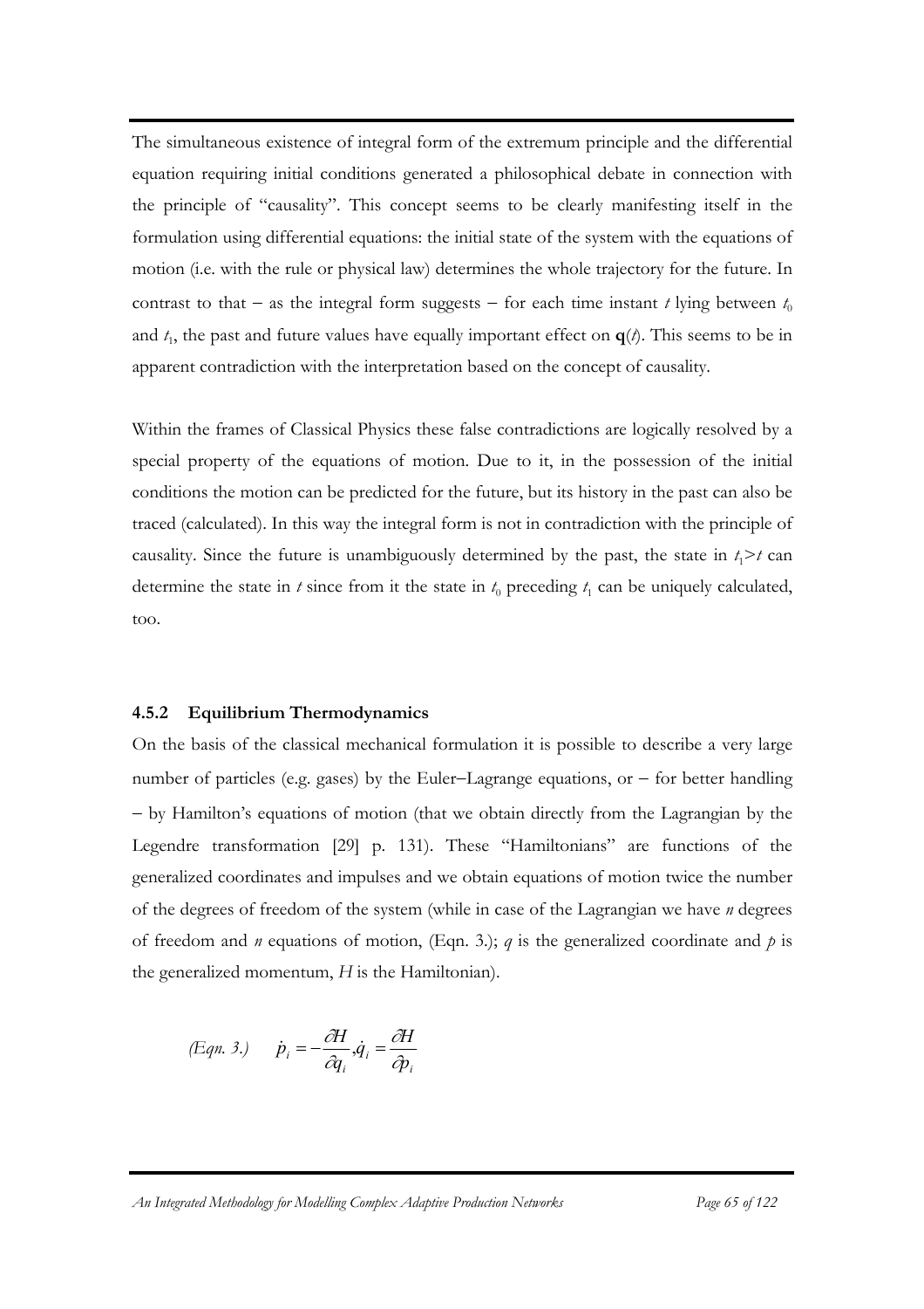The simultaneous existence of integral form of the extremum principle and the differential equation requiring initial conditions generated a philosophical debate in connection with the principle of "causality". This concept seems to be clearly manifesting itself in the formulation using differential equations: the initial state of the system with the equations of motion (i.e. with the rule or physical law) determines the whole trajectory for the future. In contrast to that − as the integral form suggests − for each time instant $t$ lying between $t_0$ and $t_1$, the past and future values have equally important effect on $\mathbf{q}(t)$. This seems to be in apparent contradiction with the interpretation based on the concept of causality.

Within the frames of Classical Physics these false contradictions are logically resolved by a special property of the equations of motion. Due to it, in the possession of the initial conditions the motion can be predicted for the future, but its history in the past can also be traced (calculated). In this way the integral form is not in contradiction with the principle of causality. Since the future is unambiguously determined by the past, the state in $t_1 > t$ can determine the state in $t$ since from it the state in $t_0$ preceding $t_1$ can be uniquely calculated, too.

### 4.5.2 Equilibrium Thermodynamics

On the basis of the classical mechanical formulation it is possible to describe a very large number of particles (e.g. gases) by the Euler−Lagrange equations, or − for better handling − by Hamilton's equations of motion (that we obtain directly from the Lagrangian by the Legendre transformation [29] p. 131). These "Hamiltonians" are functions of the generalized coordinates and impulses and we obtain equations of motion twice the number of the degrees of freedom of the system (while in case of the Lagrangian we have $n$ degrees of freedom and $n$ equations of motion, (Eqn. 3.); $q$ is the generalized coordinate and $p$ is the generalized momentum, $H$ is the Hamiltonian).

$$\textit{(Eqn. 3.)} \qquad \dot{p}_i = -\frac{\partial H}{\partial q_i}, \dot{q}_i = \frac{\partial H}{\partial p_i}$$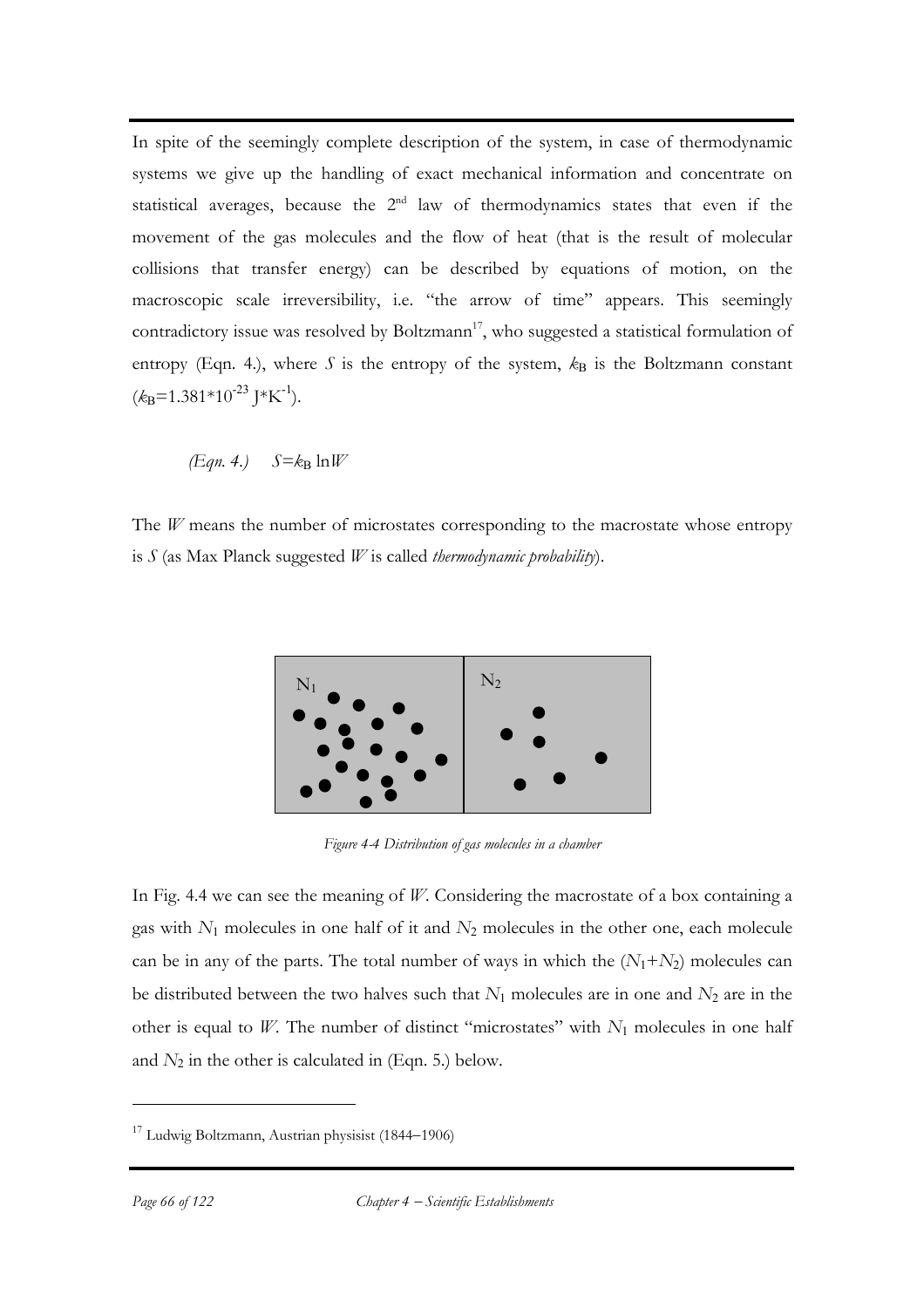In spite of the seemingly complete description of the system, in case of thermodynamic systems we give up the handling of exact mechanical information and concentrate on statistical averages, because the 2nd law of thermodynamics states that even if the movement of the gas molecules and the flow of heat (that is the result of molecular collisions that transfer energy) can be described by equations of motion, on the macroscopic scale irreversibility, i.e. "the arrow of time" appears. This seemingly contradictory issue was resolved by Boltzmann[17], who suggested a statistical formulation of entropy (Eqn. 4.), where $S$ is the entropy of the system, $k_B$ is the Boltzmann constant ($k_B$=1.381*10$^{-23}$ J*K$^{-1}$).

*(Eqn. 4.)* $S=k_B \ln W$

The $W$ means the number of microstates corresponding to the macrostate whose entropy is $S$ (as Max Planck suggested $W$ is called *thermodynamic probability*).

*Figure 4-4 Distribution of gas molecules in a chamber*

In Fig. 4.4 we can see the meaning of $W$. Considering the macrostate of a box containing a gas with $N_1$ molecules in one half of it and $N_2$ molecules in the other one, each molecule can be in any of the parts. The total number of ways in which the ($N_1$+$N_2$) molecules can be distributed between the two halves such that $N_1$ molecules are in one and $N_2$ are in the other is equal to $W$. The number of distinct "microstates" with $N_1$ molecules in one half and $N_2$ in the other is calculated in (Eqn. 5.) below.

[17] Ludwig Boltzmann, Austrian physisist (1844–1906)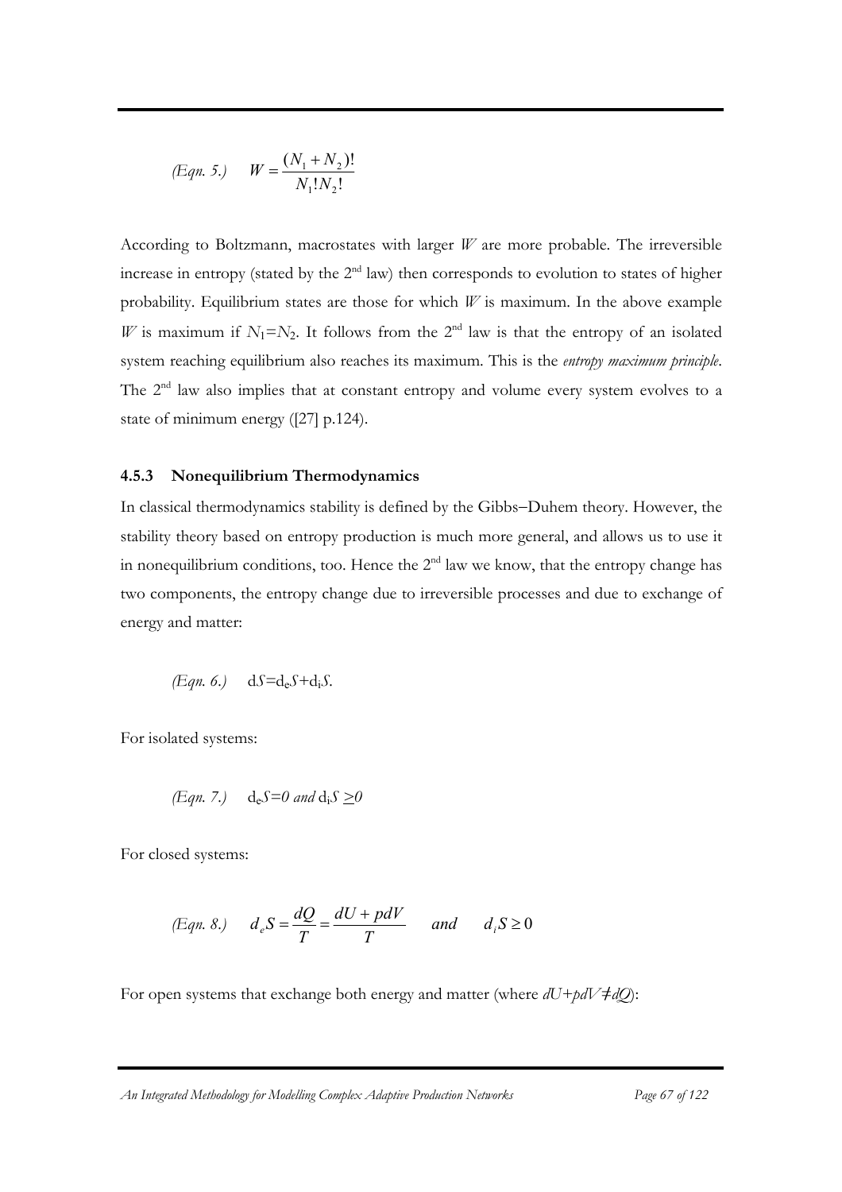$$(Eqn.\ 5.)\qquad W = \frac{(N_1 + N_2)!}{N_1! N_2!}$$

According to Boltzmann, macrostates with larger $W$ are more probable. The irreversible increase in entropy (stated by the 2nd law) then corresponds to evolution to states of higher probability. Equilibrium states are those for which $W$ is maximum. In the above example $W$ is maximum if $N_1 = N_2$. It follows from the 2nd law is that the entropy of an isolated system reaching equilibrium also reaches its maximum. This is the *entropy maximum principle*. The 2nd law also implies that at constant entropy and volume every system evolves to a state of minimum energy ([27] p.124).

### 4.5.3 Nonequilibrium Thermodynamics

In classical thermodynamics stability is defined by the Gibbs–Duhem theory. However, the stability theory based on entropy production is much more general, and allows us to use it in nonequilibrium conditions, too. Hence the 2nd law we know, that the entropy change has two components, the entropy change due to irreversible processes and due to exchange of energy and matter:

$$(Eqn.\ 6.)\qquad dS = d_eS + d_iS.$$

For isolated systems:

$$(Eqn.\ 7.)\qquad d_eS = 0 \text{ and } d_iS \geq 0$$

For closed systems:

$$(Eqn.\ 8.)\qquad d_eS = \frac{dQ}{T} = \frac{dU + pdV}{T} \qquad and \qquad d_iS \geq 0$$

For open systems that exchange both energy and matter (where $dU + pdV \neq dQ$):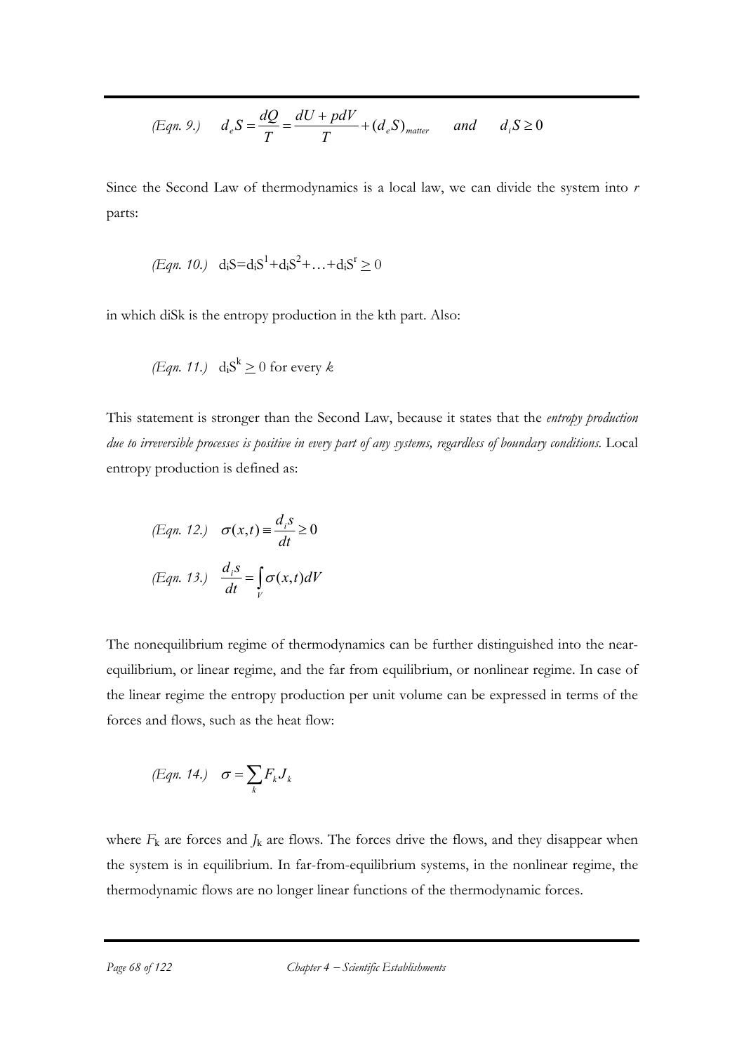$$(Eqn.\ 9.)\quad d_e S = \frac{dQ}{T} = \frac{dU + pdV}{T} + (d_e S)_{matter} \quad and \quad d_i S \geq 0$$

Since the Second Law of thermodynamics is a local law, we can divide the system into *r* parts:

$$(Eqn.\ 10.)\quad d_i S = d_i S^1 + d_i S^2 + \ldots + d_i S^r \geq 0$$

in which diSk is the entropy production in the kth part. Also:

$$(Eqn.\ 11.)\quad d_i S^k \geq 0 \text{ for every } k$$

This statement is stronger than the Second Law, because it states that the *entropy production due to irreversible processes is positive in every part of any systems, regardless of boundary conditions.* Local entropy production is defined as:

$$(Eqn.\ 12.)\quad \sigma(x,t) \equiv \frac{d_i s}{dt} \geq 0$$

$$(Eqn.\ 13.)\quad \frac{d_i s}{dt} = \int_V \sigma(x,t)dV$$

The nonequilibrium regime of thermodynamics can be further distinguished into the near-equilibrium, or linear regime, and the far from equilibrium, or nonlinear regime. In case of the linear regime the entropy production per unit volume can be expressed in terms of the forces and flows, such as the heat flow:

$$(Eqn.\ 14.)\quad \sigma = \sum_k F_k J_k$$

where $F_k$ are forces and $J_k$ are flows. The forces drive the flows, and they disappear when the system is in equilibrium. In far-from-equilibrium systems, in the nonlinear regime, the thermodynamic flows are no longer linear functions of the thermodynamic forces.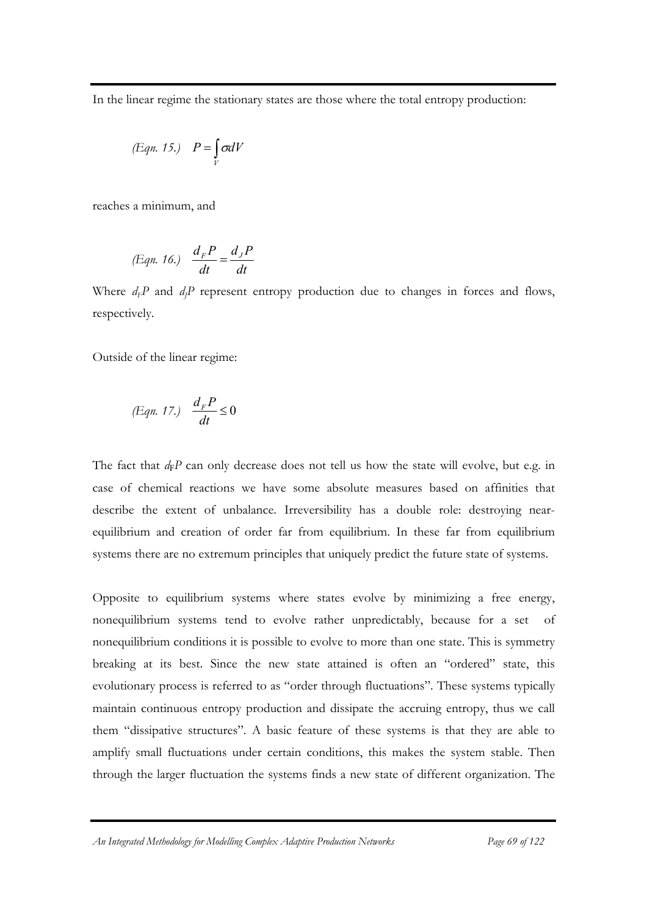In the linear regime the stationary states are those where the total entropy production:

$$(Eqn.\ 15.)\quad P = \int_V \sigma dV$$

reaches a minimum, and

$$(Eqn.\ 16.)\quad \frac{d_F P}{dt} = \frac{d_J P}{dt}$$

Where $d_F P$ and $d_J P$ represent entropy production due to changes in forces and flows, respectively.

Outside of the linear regime:

$$(Eqn.\ 17.)\quad \frac{d_F P}{dt} \leq 0$$

The fact that $d_F P$ can only decrease does not tell us how the state will evolve, but e.g. in case of chemical reactions we have some absolute measures based on affinities that describe the extent of unbalance. Irreversibility has a double role: destroying near-equilibrium and creation of order far from equilibrium. In these far from equilibrium systems there are no extremum principles that uniquely predict the future state of systems.

Opposite to equilibrium systems where states evolve by minimizing a free energy, nonequilibrium systems tend to evolve rather unpredictably, because for a set of nonequilibrium conditions it is possible to evolve to more than one state. This is symmetry breaking at its best. Since the new state attained is often an "ordered" state, this evolutionary process is referred to as "order through fluctuations". These systems typically maintain continuous entropy production and dissipate the accruing entropy, thus we call them "dissipative structures". A basic feature of these systems is that they are able to amplify small fluctuations under certain conditions, this makes the system stable. Then through the larger fluctuation the systems finds a new state of different organization. The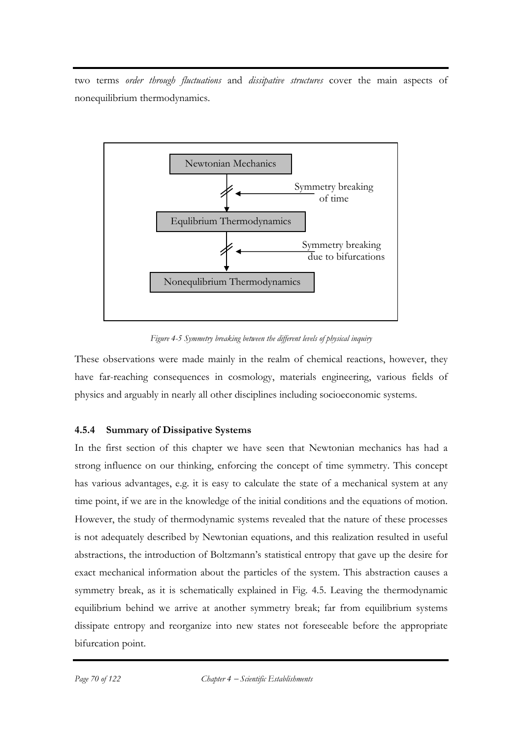two terms *order through fluctuations* and *dissipative structures* cover the main aspects of nonequilibrium thermodynamics.

*Figure 4-5 Symmetry breaking between the different levels of physical inquiry*

These observations were made mainly in the realm of chemical reactions, however, they have far-reaching consequences in cosmology, materials engineering, various fields of physics and arguably in nearly all other disciplines including socioeconomic systems.

### 4.5.4 Summary of Dissipative Systems

In the first section of this chapter we have seen that Newtonian mechanics has had a strong influence on our thinking, enforcing the concept of time symmetry. This concept has various advantages, e.g. it is easy to calculate the state of a mechanical system at any time point, if we are in the knowledge of the initial conditions and the equations of motion. However, the study of thermodynamic systems revealed that the nature of these processes is not adequately described by Newtonian equations, and this realization resulted in useful abstractions, the introduction of Boltzmann's statistical entropy that gave up the desire for exact mechanical information about the particles of the system. This abstraction causes a symmetry break, as it is schematically explained in Fig. 4.5. Leaving the thermodynamic equilibrium behind we arrive at another symmetry break; far from equilibrium systems dissipate entropy and reorganize into new states not foreseeable before the appropriate bifurcation point.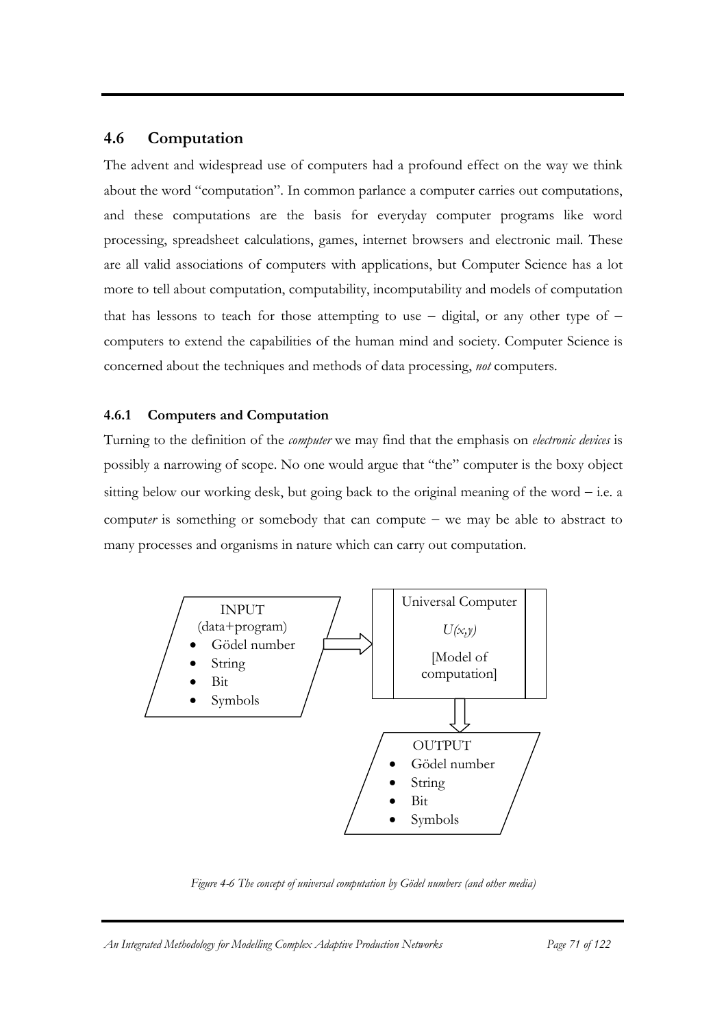## 4.6 Computation

The advent and widespread use of computers had a profound effect on the way we think about the word "computation". In common parlance a computer carries out computations, and these computations are the basis for everyday computer programs like word processing, spreadsheet calculations, games, internet browsers and electronic mail. These are all valid associations of computers with applications, but Computer Science has a lot more to tell about computation, computability, incomputability and models of computation that has lessons to teach for those attempting to use – digital, or any other type of – computers to extend the capabilities of the human mind and society. Computer Science is concerned about the techniques and methods of data processing, *not* computers.

### 4.6.1 Computers and Computation

Turning to the definition of the *computer* we may find that the emphasis on *electronic devices* is possibly a narrowing of scope. No one would argue that "the" computer is the boxy object sitting below our working desk, but going back to the original meaning of the word – i.e. a comput*er* is something or somebody that can compute – we may be able to abstract to many processes and organisms in nature which can carry out computation.

INPUT
(data+program)
- Gödel number
- String
- Bit
- Symbols

Universal Computer
$U(x,y)$
[Model of computation]

OUTPUT
- Gödel number
- String
- Bit
- Symbols

*Figure 4-6 The concept of universal computation by Gödel numbers (and other media)*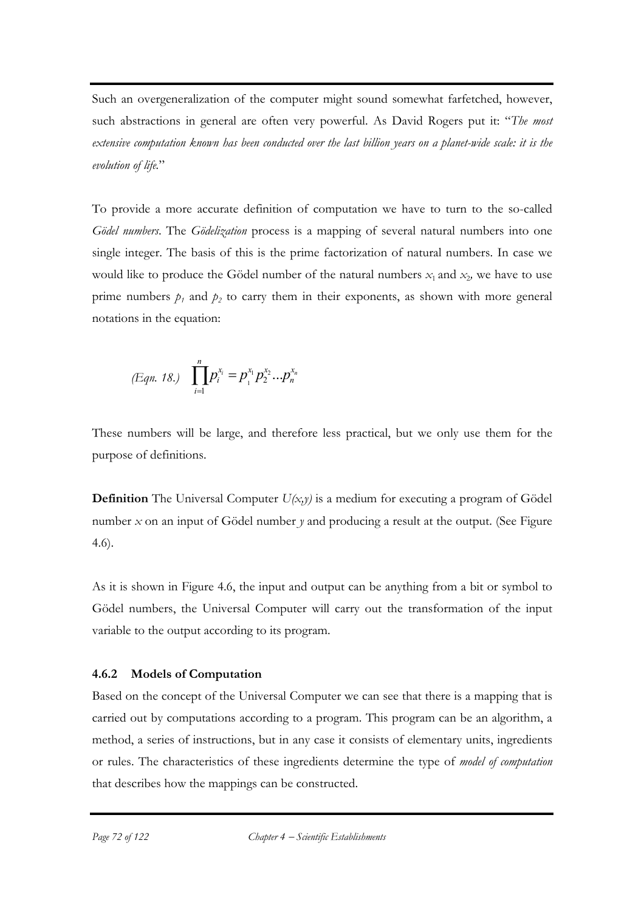Such an overgeneralization of the computer might sound somewhat farfetched, however, such abstractions in general are often very powerful. As David Rogers put it: "*The most extensive computation known has been conducted over the last billion years on a planet-wide scale: it is the evolution of life.*"

To provide a more accurate definition of computation we have to turn to the so-called *Gödel numbers*. The *Gödelization* process is a mapping of several natural numbers into one single integer. The basis of this is the prime factorization of natural numbers. In case we would like to produce the Gödel number of the natural numbers $x_1$ and $x_2$, we have to use prime numbers $p_1$ and $p_2$ to carry them in their exponents, as shown with more general notations in the equation:

$$\text{(Eqn. 18.)} \quad \prod_{i=1}^{n} p_i^{x_i} = p_1^{x_1} p_2^{x_2} \ldots p_n^{x_n}$$

These numbers will be large, and therefore less practical, but we only use them for the purpose of definitions.

**Definition** The Universal Computer $U(x,y)$ is a medium for executing a program of Gödel number $x$ on an input of Gödel number $y$ and producing a result at the output. (See Figure 4.6).

As it is shown in Figure 4.6, the input and output can be anything from a bit or symbol to Gödel numbers, the Universal Computer will carry out the transformation of the input variable to the output according to its program.

### 4.6.2 Models of Computation

Based on the concept of the Universal Computer we can see that there is a mapping that is carried out by computations according to a program. This program can be an algorithm, a method, a series of instructions, but in any case it consists of elementary units, ingredients or rules. The characteristics of these ingredients determine the type of *model of computation* that describes how the mappings can be constructed.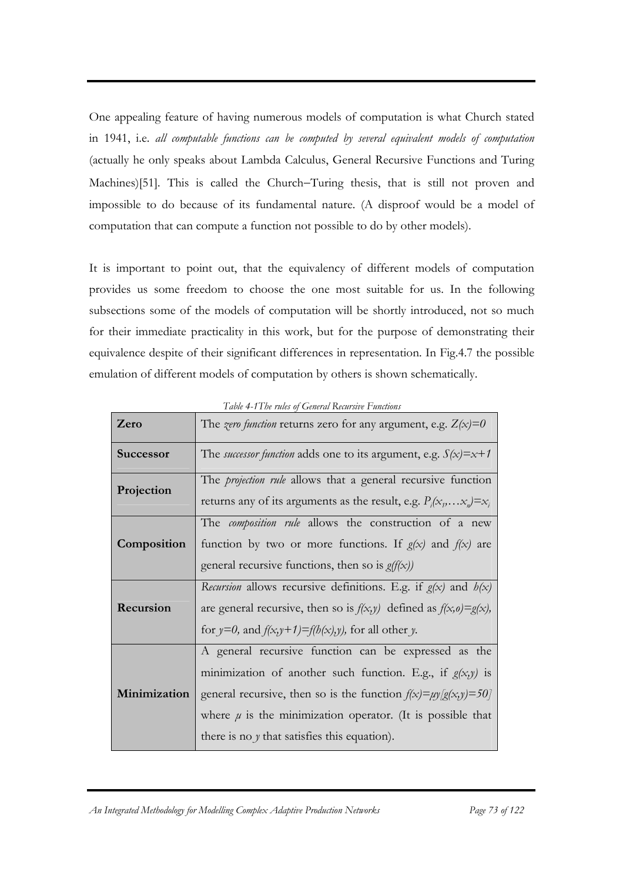One appealing feature of having numerous models of computation is what Church stated in 1941, i.e. *all computable functions can be computed by several equivalent models of computation* (actually he only speaks about Lambda Calculus, General Recursive Functions and Turing Machines)[51]. This is called the Church–Turing thesis, that is still not proven and impossible to do because of its fundamental nature. (A disproof would be a model of computation that can compute a function not possible to do by other models).

It is important to point out, that the equivalency of different models of computation provides us some freedom to choose the one most suitable for us. In the following subsections some of the models of computation will be shortly introduced, not so much for their immediate practicality in this work, but for the purpose of demonstrating their equivalence despite of their significant differences in representation. In Fig.4.7 the possible emulation of different models of computation by others is shown schematically.

*Table 4-1The rules of General Recursive Functions*

| | |
|---|---|
| **Zero** | The *zero function* returns zero for any argument, e.g. $Z(x)=0$ |
| **Successor** | The *successor function* adds one to its argument, e.g. $S(x)=x+1$ |
| **Projection** | The *projection rule* allows that a general recursive function returns any of its arguments as the result, e.g. $P_i(x_1,\ldots x_n)=x_i$ |
| **Composition** | The *composition rule* allows the construction of a new function by two or more functions. If $g(x)$ and $f(x)$ are general recursive functions, then so is $g(f(x))$ |
| **Recursion** | *Recursion* allows recursive definitions. E.g. if $g(x)$ and $h(x)$ are general recursive, then so is $f(x,y)$ defined as $f(x,o)=g(x)$, for $y=0$, and $f(x,y+1)=f(h(x),y)$, for all other $y$. |
| **Minimization** | A general recursive function can be expressed as the minimization of another such function. E.g., if $g(x,y)$ is general recursive, then so is the function $f(x)=\mu y[g(x,y)=50]$ where $\mu$ is the minimization operator. (It is possible that there is no $y$ that satisfies this equation). |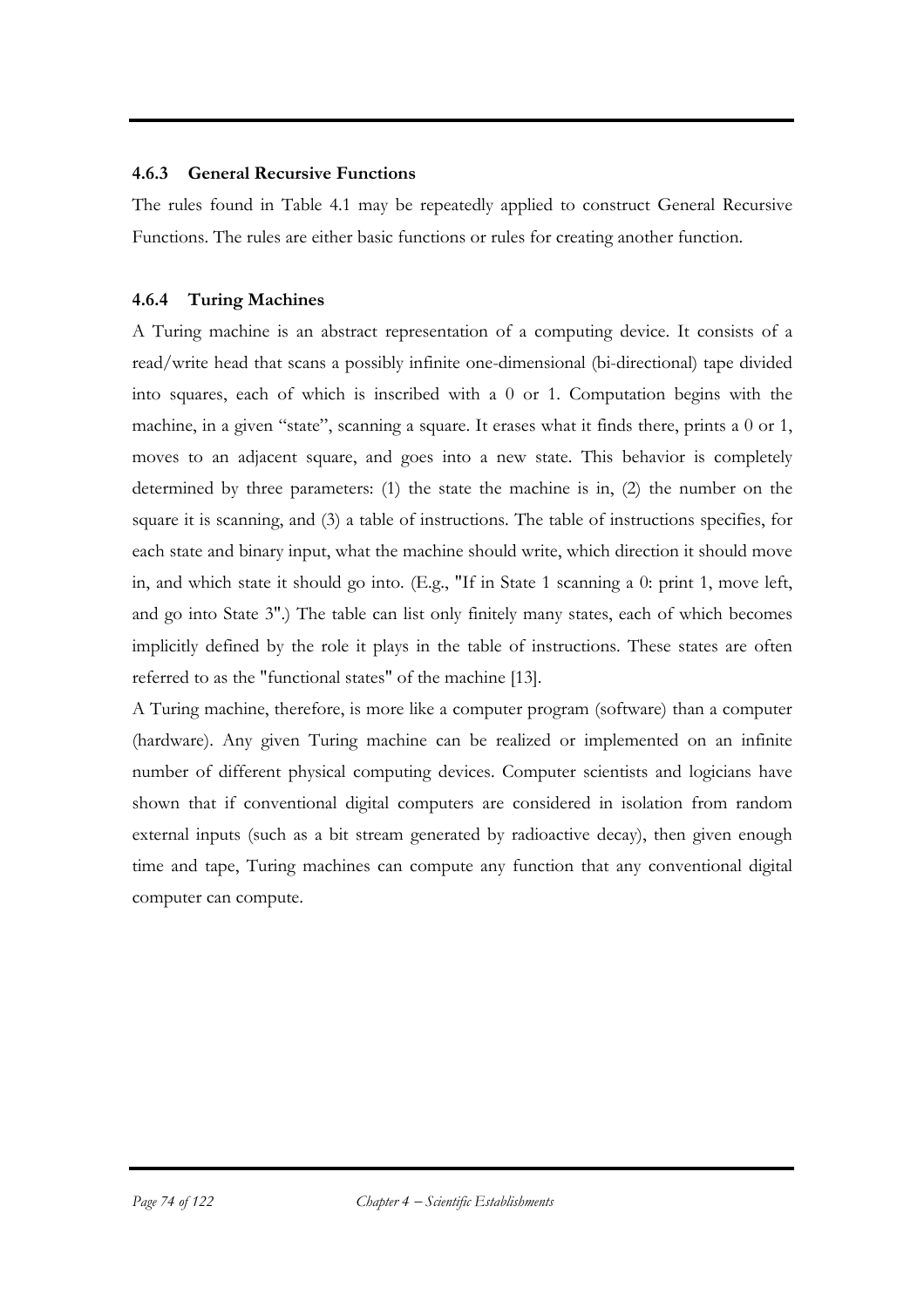### 4.6.3 General Recursive Functions

The rules found in Table 4.1 may be repeatedly applied to construct General Recursive Functions. The rules are either basic functions or rules for creating another function.

### 4.6.4 Turing Machines

A Turing machine is an abstract representation of a computing device. It consists of a read/write head that scans a possibly infinite one-dimensional (bi-directional) tape divided into squares, each of which is inscribed with a 0 or 1. Computation begins with the machine, in a given "state", scanning a square. It erases what it finds there, prints a 0 or 1, moves to an adjacent square, and goes into a new state. This behavior is completely determined by three parameters: (1) the state the machine is in, (2) the number on the square it is scanning, and (3) a table of instructions. The table of instructions specifies, for each state and binary input, what the machine should write, which direction it should move in, and which state it should go into. (E.g., "If in State 1 scanning a 0: print 1, move left, and go into State 3".) The table can list only finitely many states, each of which becomes implicitly defined by the role it plays in the table of instructions. These states are often referred to as the "functional states" of the machine [13].

A Turing machine, therefore, is more like a computer program (software) than a computer (hardware). Any given Turing machine can be realized or implemented on an infinite number of different physical computing devices. Computer scientists and logicians have shown that if conventional digital computers are considered in isolation from random external inputs (such as a bit stream generated by radioactive decay), then given enough time and tape, Turing machines can compute any function that any conventional digital computer can compute.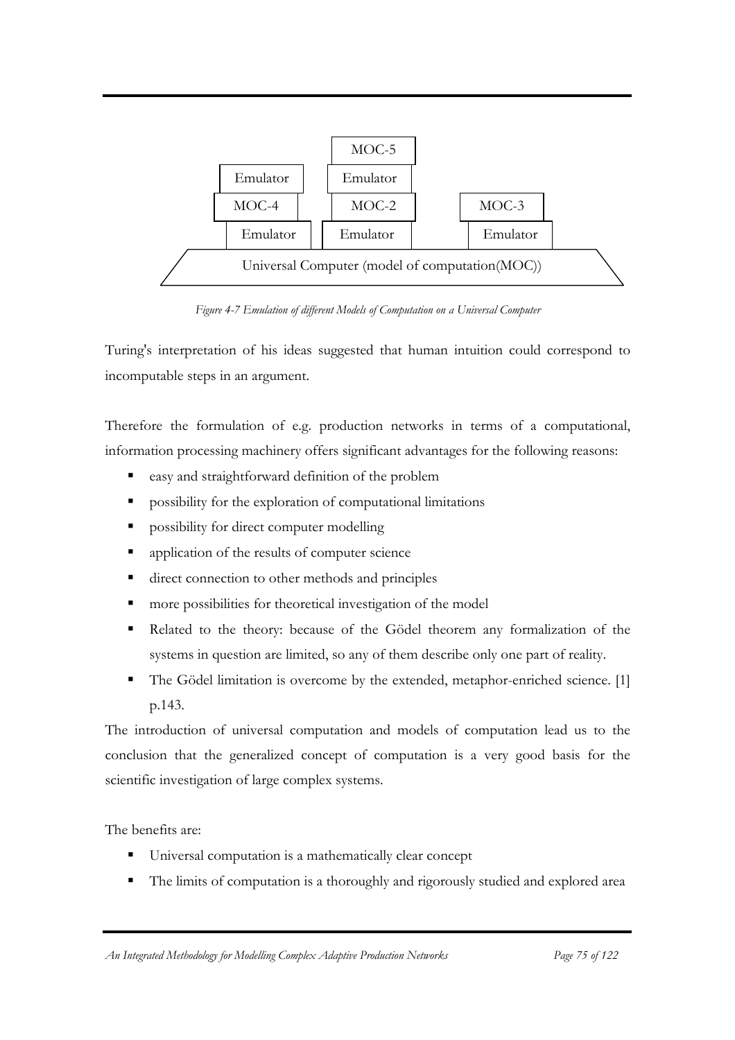| | MOC-5 | |
|---|---|---|
| Emulator | Emulator | |
| MOC-4 | MOC-2 | MOC-3 |
| Emulator | Emulator | Emulator |
| Universal Computer (model of computation(MOC)) | | |

*Figure 4-7 Emulation of different Models of Computation on a Universal Computer*

Turing's interpretation of his ideas suggested that human intuition could correspond to incomputable steps in an argument.

Therefore the formulation of e.g. production networks in terms of a computational, information processing machinery offers significant advantages for the following reasons:

- easy and straightforward definition of the problem
- possibility for the exploration of computational limitations
- possibility for direct computer modelling
- application of the results of computer science
- direct connection to other methods and principles
- more possibilities for theoretical investigation of the model
- Related to the theory: because of the Gödel theorem any formalization of the systems in question are limited, so any of them describe only one part of reality.
- The Gödel limitation is overcome by the extended, metaphor-enriched science. [1] p.143.

The introduction of universal computation and models of computation lead us to the conclusion that the generalized concept of computation is a very good basis for the scientific investigation of large complex systems.

The benefits are:

- Universal computation is a mathematically clear concept
- The limits of computation is a thoroughly and rigorously studied and explored area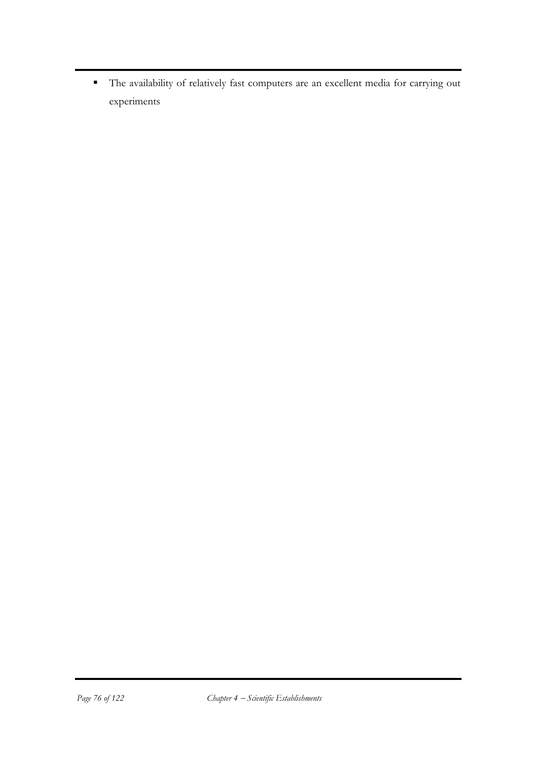- The availability of relatively fast computers are an excellent media for carrying out experiments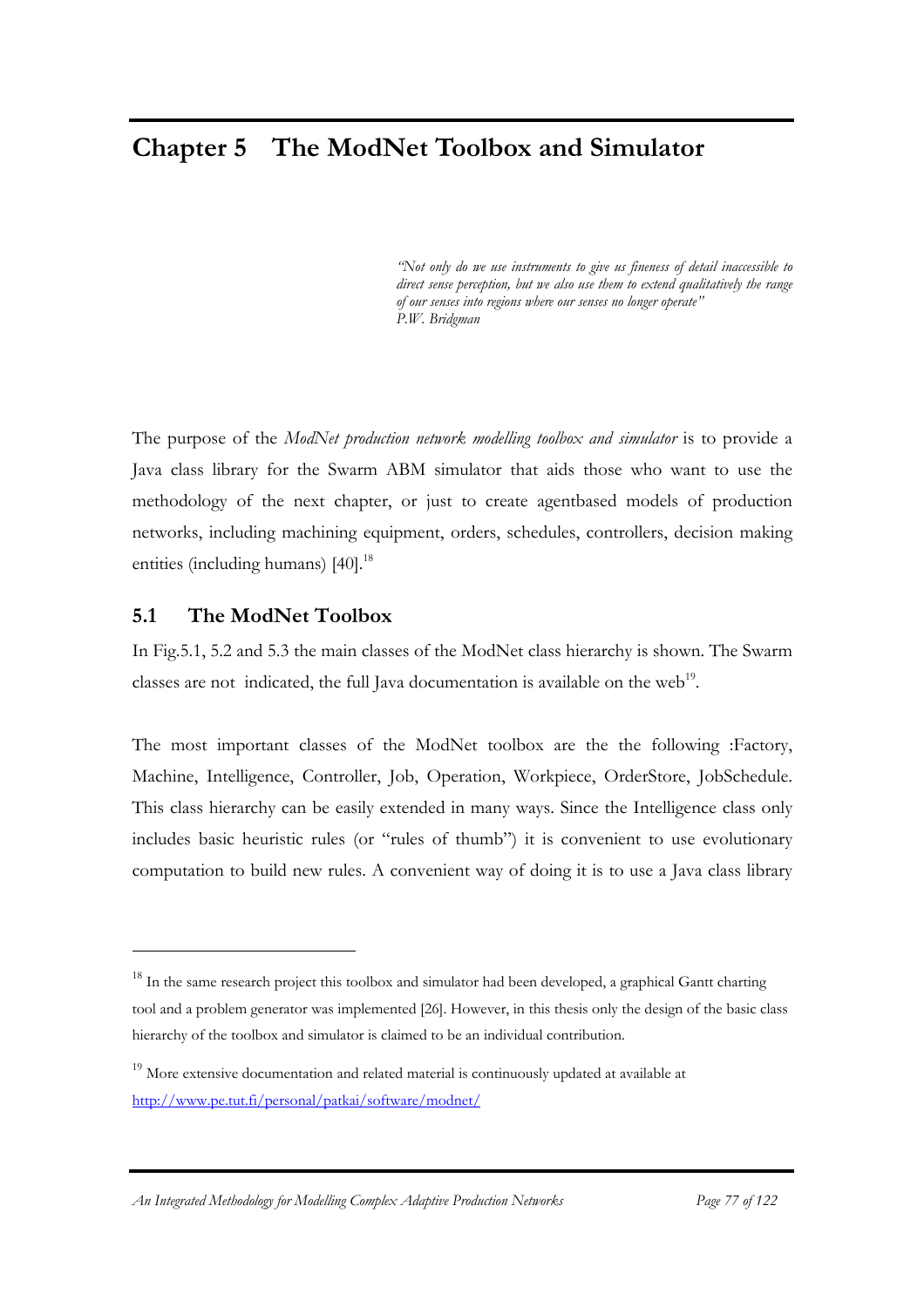# Chapter 5 The ModNet Toolbox and Simulator

> *"Not only do we use instruments to give us fineness of detail inaccessible to direct sense perception, but we also use them to extend qualitatively the range of our senses into regions where our senses no longer operate"*
> *P.W. Bridgman*

The purpose of the *ModNet production network modelling toolbox and simulator* is to provide a Java class library for the Swarm ABM simulator that aids those who want to use the methodology of the next chapter, or just to create agentbased models of production networks, including machining equipment, orders, schedules, controllers, decision making entities (including humans) [40].[18]

## 5.1 The ModNet Toolbox

In Fig.5.1, 5.2 and 5.3 the main classes of the ModNet class hierarchy is shown. The Swarm classes are not indicated, the full Java documentation is available on the web[19].

The most important classes of the ModNet toolbox are the the following :Factory, Machine, Intelligence, Controller, Job, Operation, Workpiece, OrderStore, JobSchedule. This class hierarchy can be easily extended in many ways. Since the Intelligence class only includes basic heuristic rules (or "rules of thumb") it is convenient to use evolutionary computation to build new rules. A convenient way of doing it is to use a Java class library

---

[18] In the same research project this toolbox and simulator had been developed, a graphical Gantt charting tool and a problem generator was implemented [26]. However, in this thesis only the design of the basic class hierarchy of the toolbox and simulator is claimed to be an individual contribution.

[19] More extensive documentation and related material is continuously updated at available at http://www.pe.tut.fi/personal/patkai/software/modnet/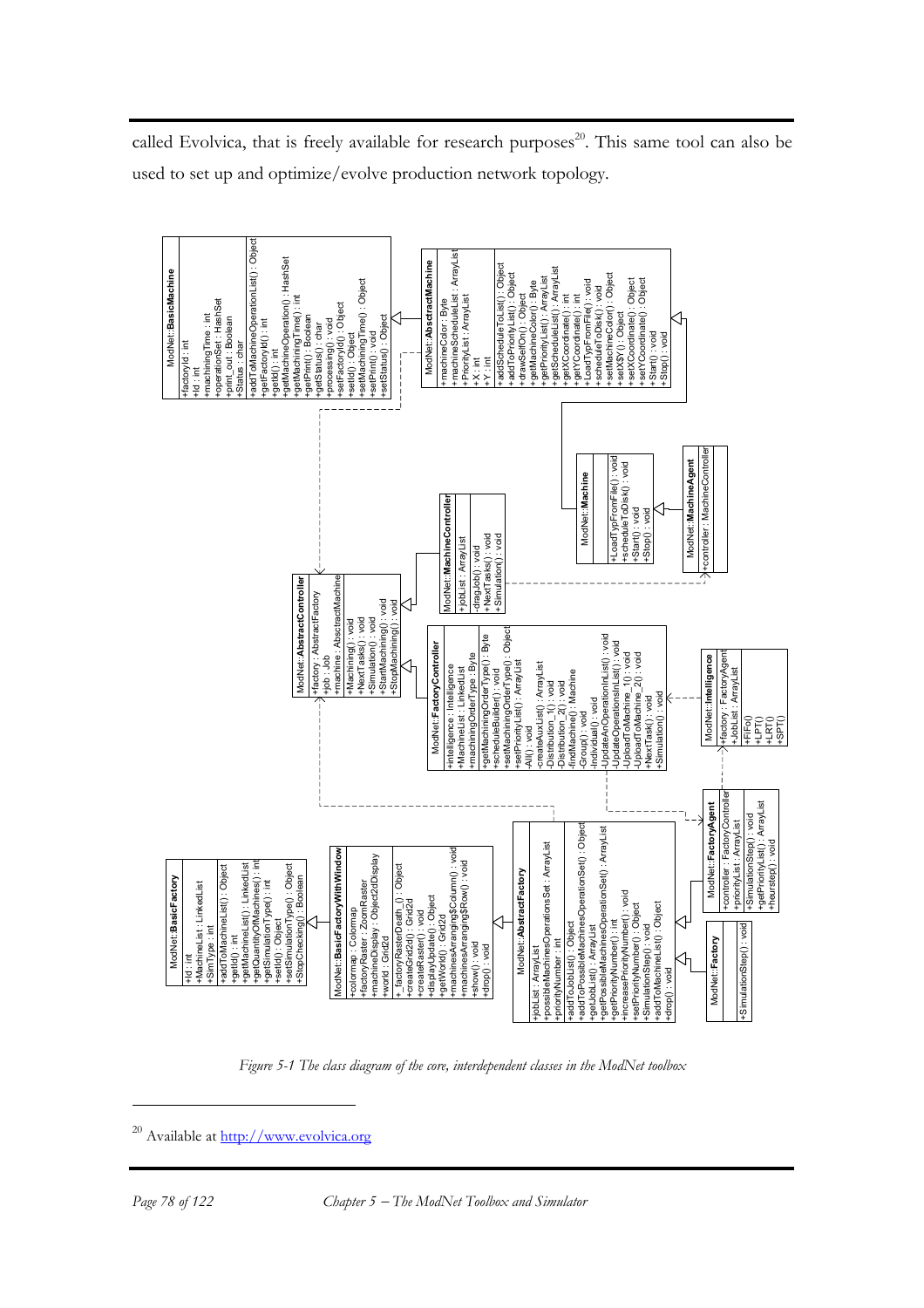called Evolvica, that is freely available for research purposes[20]. This same tool can also be used to set up and optimize/evolve production network topology.

*Figure 5-1 The class diagram of the core, interdependent classes in the ModNet toolbox*

---

[20] Available at http://www.evolvica.org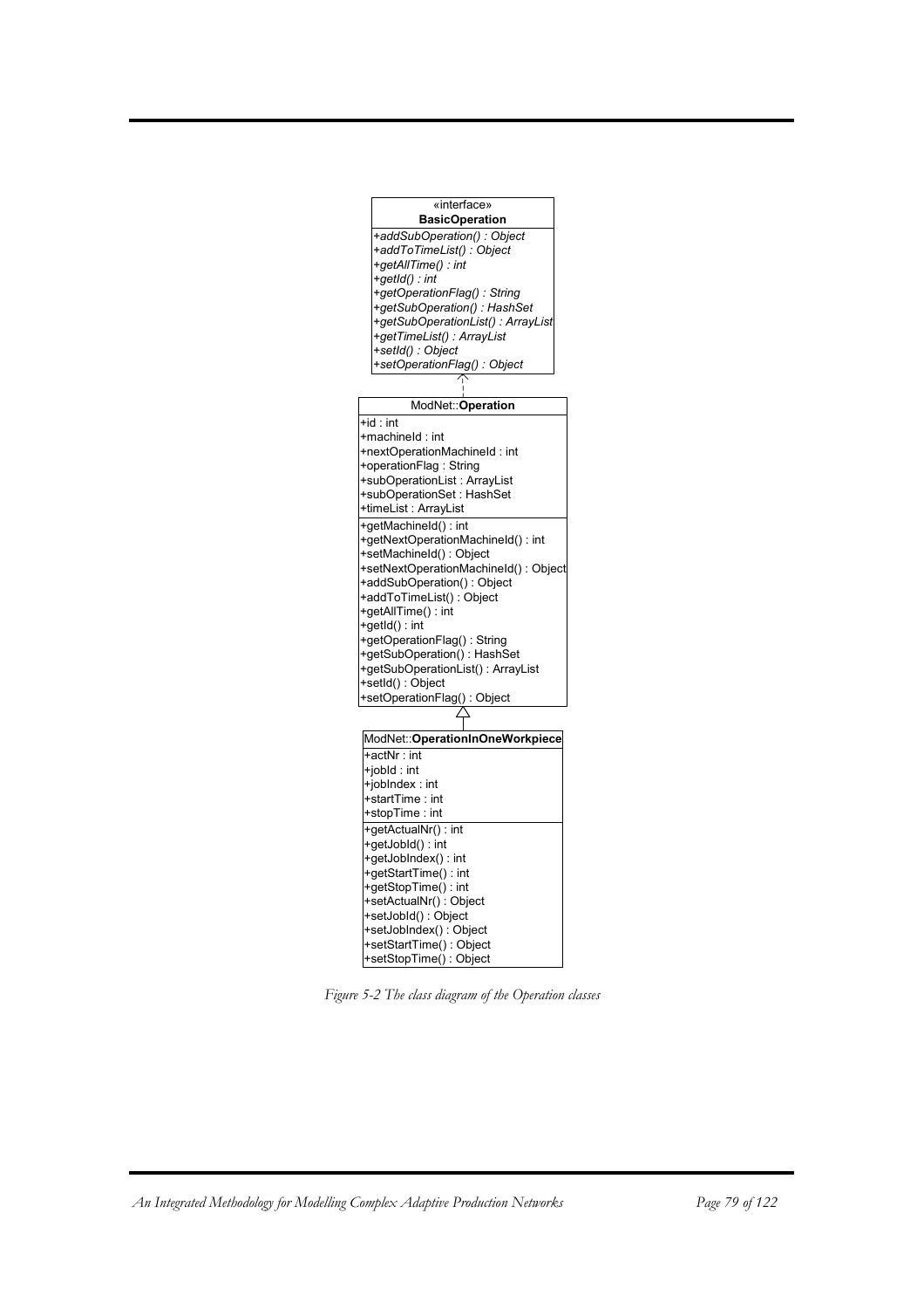```
«interface»
BasicOperation
---------------------------------
+addSubOperation() : Object
+addToTimeList() : Object
+getAllTime() : int
+getId() : int
+getOperationFlag() : String
+getSubOperation() : HashSet
+getSubOperationList() : ArrayList
+getTimeList() : ArrayList
+setId() : Object
+setOperationFlag() : Object
```

```
ModNet::Operation
---------------------------------
+id : int
+machineId : int
+nextOperationMachineId : int
+operationFlag : String
+subOperationList : ArrayList
+subOperationSet : HashSet
+timeList : ArrayList
---------------------------------
+getMachineId() : int
+getNextOperationMachineId() : int
+setMachineId() : Object
+setNextOperationMachineId() : Object
+addSubOperation() : Object
+addToTimeList() : Object
+getAllTime() : int
+getId() : int
+getOperationFlag() : String
+getSubOperation() : HashSet
+getSubOperationList() : ArrayList
+setId() : Object
+setOperationFlag() : Object
```

```
ModNet::OperationInOneWorkpiece
---------------------------------
+actNr : int
+jobId : int
+jobIndex : int
+startTime : int
+stopTime : int
---------------------------------
+getActualNr() : int
+getJobId() : int
+getJobIndex() : int
+getStartTime() : int
+getStopTime() : int
+setActualNr() : Object
+setJobId() : Object
+setJobIndex() : Object
+setStartTime() : Object
+setStopTime() : Object
```

*Figure 5-2 The class diagram of the Operation classes*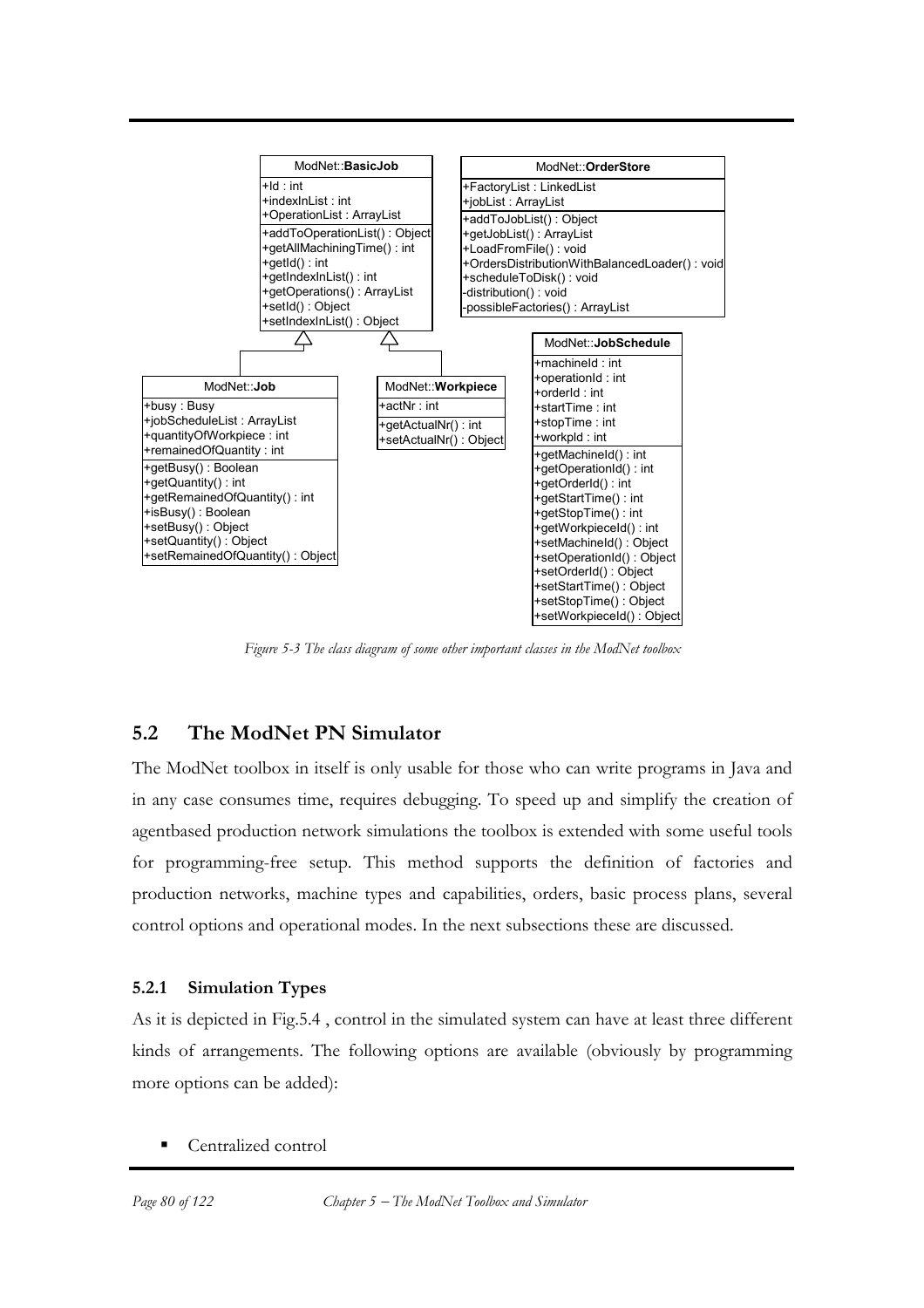ModNet::**BasicJob**

+Id : int
+indexInList : int
+OperationList : ArrayList

+addToOperationList() : Object
+getAllMachiningTime() : int
+getId() : int
+getIndexInList() : int
+getOperations() : ArrayList
+setId() : Object
+setIndexInList() : Object

ModNet::**OrderStore**

+FactoryList : LinkedList
+jobList : ArrayList

+addToJobList() : Object
+getJobList() : ArrayList
+LoadFromFile() : void
+OrdersDistributionWithBalancedLoader() : void
+scheduleToDisk() : void
-distribution() : void
-possibleFactories() : ArrayList

ModNet::**Job**

+busy : Busy
+jobScheduleList : ArrayList
+quantityOfWorkpiece : int
+remainedOfQuantity : int

+getBusy() : Boolean
+getQuantity() : int
+getRemainedOfQuantity() : int
+isBusy() : Boolean
+setBusy() : Object
+setQuantity() : Object
+setRemainedOfQuantity() : Object

ModNet::**Workpiece**

+actNr : int

+getActualNr() : int
+setActualNr() : Object

ModNet::**JobSchedule**

+machineId : int
+operationId : int
+orderId : int
+startTime : int
+stopTime : int
+workpId : int

+getMachineId() : int
+getOperationId() : int
+getOrderId() : int
+getStartTime() : int
+getStopTime() : int
+getWorkpieceId() : int
+setMachineId() : Object
+setOperationId() : Object
+setOrderId() : Object
+setStartTime() : Object
+setStopTime() : Object
+setWorkpieceId() : Object

*Figure 5-3 The class diagram of some other important classes in the ModNet toolbox*

## 5.2 The ModNet PN Simulator

The ModNet toolbox in itself is only usable for those who can write programs in Java and in any case consumes time, requires debugging. To speed up and simplify the creation of agentbased production network simulations the toolbox is extended with some useful tools for programming-free setup. This method supports the definition of factories and production networks, machine types and capabilities, orders, basic process plans, several control options and operational modes. In the next subsections these are discussed.

### 5.2.1 Simulation Types

As it is depicted in Fig.5.4 , control in the simulated system can have at least three different kinds of arrangements. The following options are available (obviously by programming more options can be added):

- Centralized control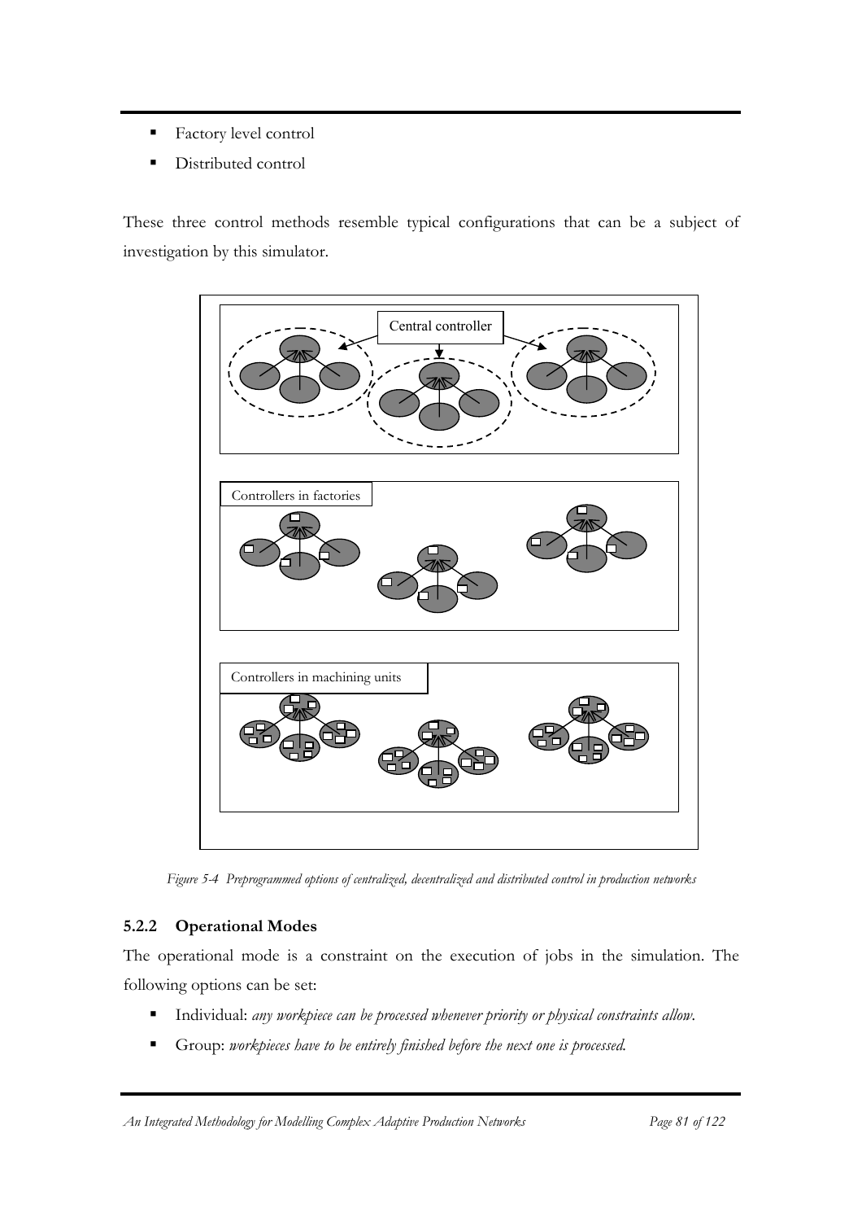- Factory level control
- Distributed control

These three control methods resemble typical configurations that can be a subject of investigation by this simulator.

Central controller

Controllers in factories

Controllers in machining units

*Figure 5-4 Preprogrammed options of centralized, decentralized and distributed control in production networks*

### 5.2.2 Operational Modes

The operational mode is a constraint on the execution of jobs in the simulation. The following options can be set:

- Individual: *any workpiece can be processed whenever priority or physical constraints allow.*
- Group: *workpieces have to be entirely finished before the next one is processed.*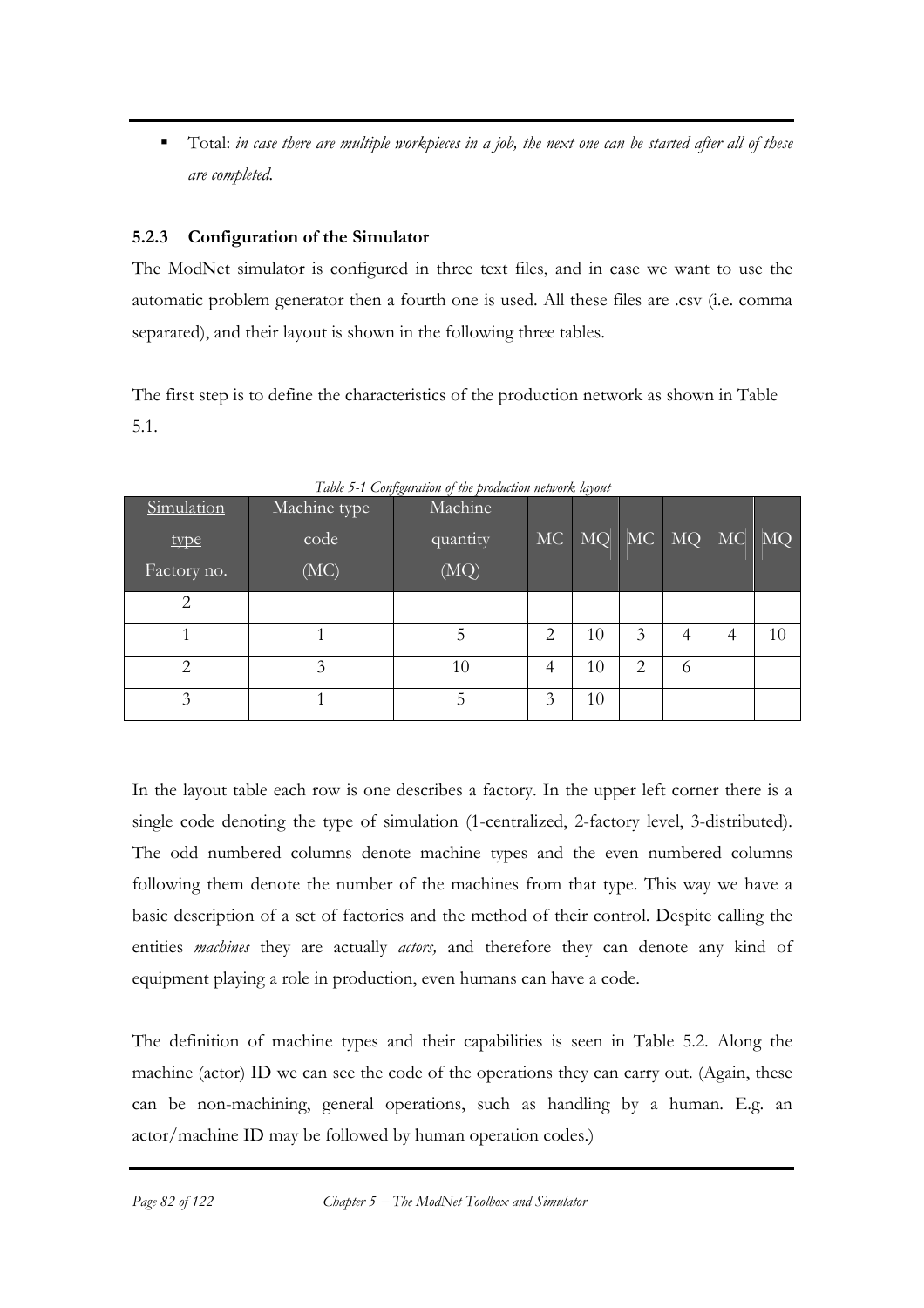- Total: *in case there are multiple workpieces in a job, the next one can be started after all of these are completed.*

### 5.2.3 Configuration of the Simulator

The ModNet simulator is configured in three text files, and in case we want to use the automatic problem generator then a fourth one is used. All these files are .csv (i.e. comma separated), and their layout is shown in the following three tables.

The first step is to define the characteristics of the production network as shown in Table 5.1.

*Table 5-1 Configuration of the production network layout*

| Simulation type<br>Factory no. | Machine type code (MC) | Machine quantity (MQ) | MC | MQ | MC | MQ | MC | MQ |
|---|---|---|---|---|---|---|---|---|
| 2 | | | | | | | | |
| 1 | 1 | 5 | 2 | 10 | 3 | 4 | 4 | 10 |
| 2 | 3 | 10 | 4 | 10 | 2 | 6 | | |
| 3 | 1 | 5 | 3 | 10 | | | | |

In the layout table each row is one describes a factory. In the upper left corner there is a single code denoting the type of simulation (1-centralized, 2-factory level, 3-distributed). The odd numbered columns denote machine types and the even numbered columns following them denote the number of the machines from that type. This way we have a basic description of a set of factories and the method of their control. Despite calling the entities *machines* they are actually *actors,* and therefore they can denote any kind of equipment playing a role in production, even humans can have a code.

The definition of machine types and their capabilities is seen in Table 5.2. Along the machine (actor) ID we can see the code of the operations they can carry out. (Again, these can be non-machining, general operations, such as handling by a human. E.g. an actor/machine ID may be followed by human operation codes.)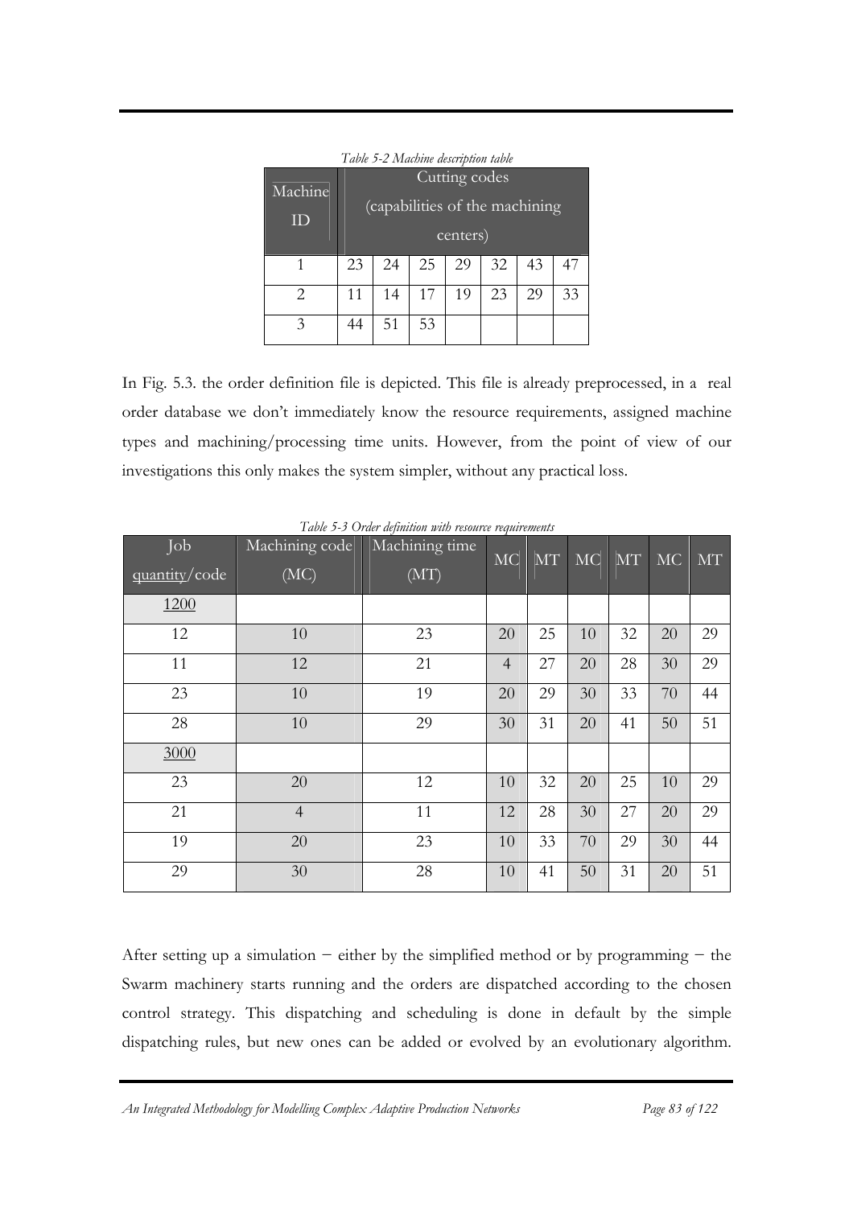*Table 5-2 Machine description table*

| Machine ID | Cutting codes (capabilities of the machining centers) | | | | | | |
|---|---|---|---|---|---|---|---|
| 1 | 23 | 24 | 25 | 29 | 32 | 43 | 47 |
| 2 | 11 | 14 | 17 | 19 | 23 | 29 | 33 |
| 3 | 44 | 51 | 53 | | | | |

In Fig. 5.3. the order definition file is depicted. This file is already preprocessed, in a real order database we don't immediately know the resource requirements, assigned machine types and machining/processing time units. However, from the point of view of our investigations this only makes the system simpler, without any practical loss.

*Table 5-3 Order definition with resource requirements*

| Job quantity/code | Machining code (MC) | Machining time (MT) | MC | MT | MC | MT | MC | MT |
|---|---|---|---|---|---|---|---|---|
| 1200 | | | | | | | | |
| 12 | 10 | 23 | 20 | 25 | 10 | 32 | 20 | 29 |
| 11 | 12 | 21 | 4 | 27 | 20 | 28 | 30 | 29 |
| 23 | 10 | 19 | 20 | 29 | 30 | 33 | 70 | 44 |
| 28 | 10 | 29 | 30 | 31 | 20 | 41 | 50 | 51 |
| 3000 | | | | | | | | |
| 23 | 20 | 12 | 10 | 32 | 20 | 25 | 10 | 29 |
| 21 | 4 | 11 | 12 | 28 | 30 | 27 | 20 | 29 |
| 19 | 20 | 23 | 10 | 33 | 70 | 29 | 30 | 44 |
| 29 | 30 | 28 | 10 | 41 | 50 | 31 | 20 | 51 |

After setting up a simulation − either by the simplified method or by programming − the Swarm machinery starts running and the orders are dispatched according to the chosen control strategy. This dispatching and scheduling is done in default by the simple dispatching rules, but new ones can be added or evolved by an evolutionary algorithm.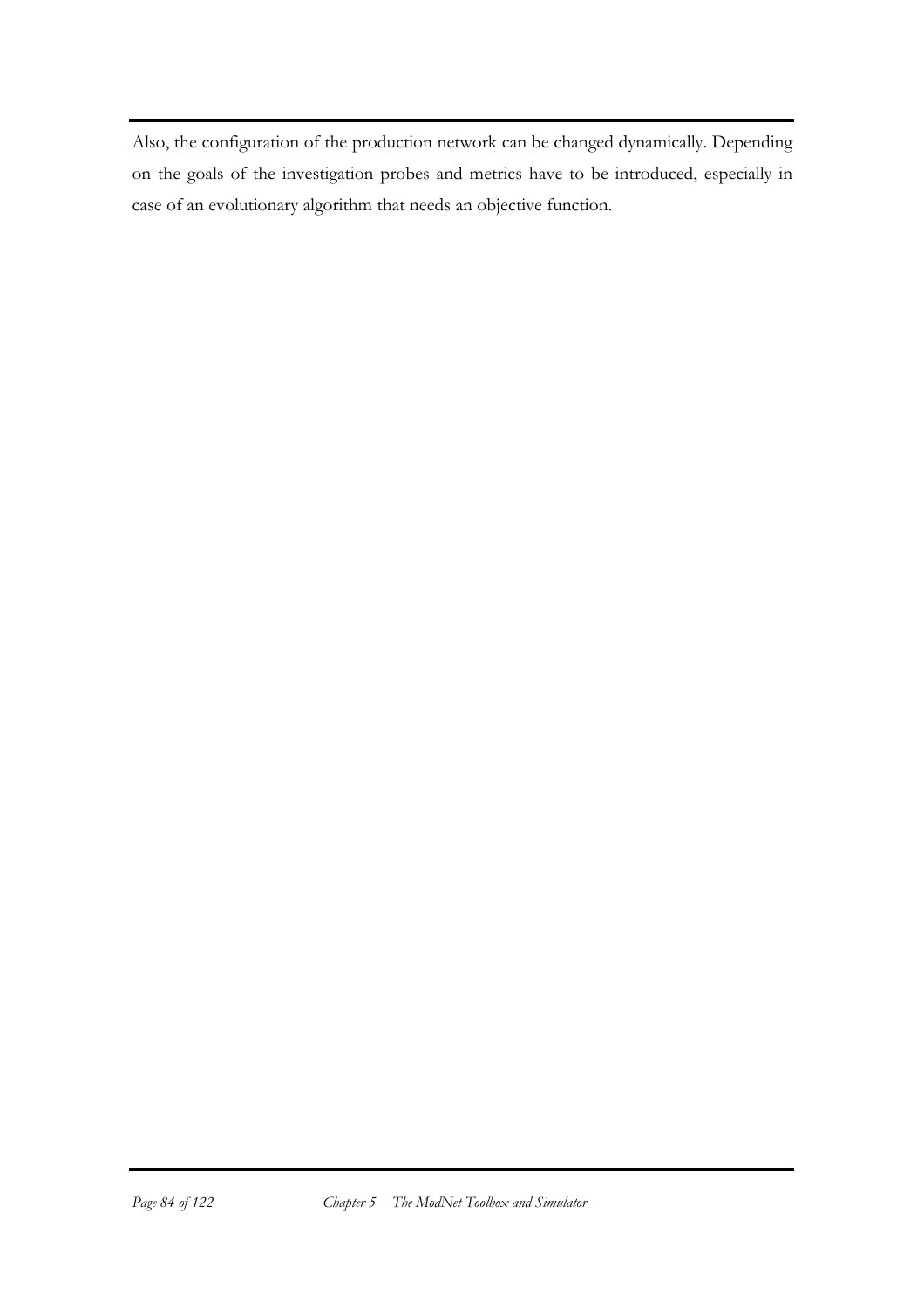Also, the configuration of the production network can be changed dynamically. Depending on the goals of the investigation probes and metrics have to be introduced, especially in case of an evolutionary algorithm that needs an objective function.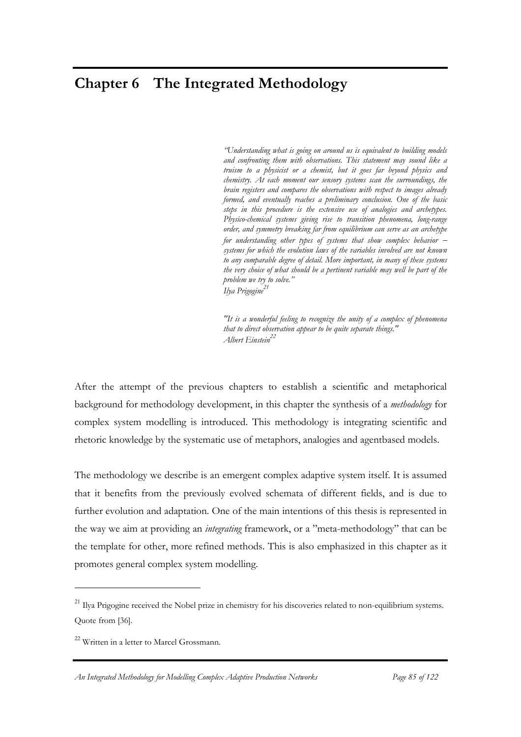# Chapter 6 The Integrated Methodology

> *"Understanding what is going on around us is equivalent to building models and confronting them with observations. This statement may sound like a truism to a physicist or a chemist, but it goes far beyond physics and chemistry. At each moment our sensory systems scan the surroundings, the brain registers and compares the observations with respect to images already formed, and eventually reaches a preliminary conclusion. One of the basic steps in this procedure is the extensive use of analogies and archetypes. Physico-chemical systems giving rise to transition phenomena, long-range order, and symmetry breaking far from equilibrium can serve as an archetype for understanding other types of systems that show complex behavior – systems for which the evolution laws of the variables involved are not known to any comparable degree of detail. More important, in many of these systems the very choice of what should be a pertinent variable may well be part of the problem we try to solve."*
> *Ilya Prigogine*[21]

> *"It is a wonderful feeling to recognize the unity of a complex of phenomena that to direct observation appear to be quite separate things."*
> *Albert Einstein*[22]

After the attempt of the previous chapters to establish a scientific and metaphorical background for methodology development, in this chapter the synthesis of a *methodology* for complex system modelling is introduced. This methodology is integrating scientific and rhetoric knowledge by the systematic use of metaphors, analogies and agentbased models.

The methodology we describe is an emergent complex adaptive system itself. It is assumed that it benefits from the previously evolved schemata of different fields, and is due to further evolution and adaptation. One of the main intentions of this thesis is represented in the way we aim at providing an *integrating* framework, or a "meta-methodology" that can be the template for other, more refined methods. This is also emphasized in this chapter as it promotes general complex system modelling.

---

[21] Ilya Prigogine received the Nobel prize in chemistry for his discoveries related to non-equilibrium systems. Quote from [36].

[22] Written in a letter to Marcel Grossmann.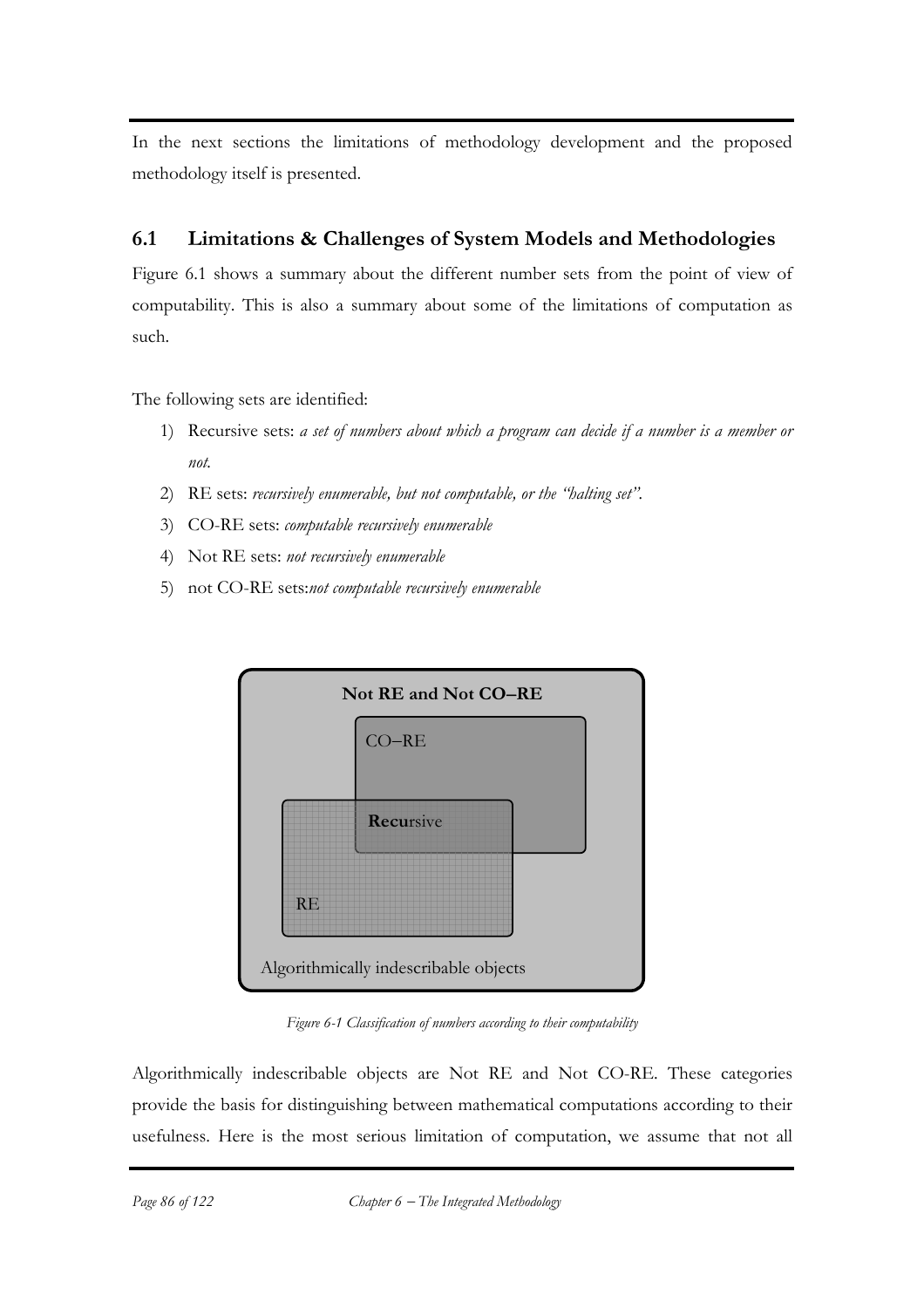In the next sections the limitations of methodology development and the proposed methodology itself is presented.

## 6.1 Limitations & Challenges of System Models and Methodologies

Figure 6.1 shows a summary about the different number sets from the point of view of computability. This is also a summary about some of the limitations of computation as such.

The following sets are identified:

1) Recursive sets: *a set of numbers about which a program can decide if a number is a member or not.*
2) RE sets: *recursively enumerable, but not computable, or the "halting set".*
3) CO-RE sets: *computable recursively enumerable*
4) Not RE sets: *not recursively enumerable*
5) not CO-RE sets:*not computable recursively enumerable*

**Not RE and Not CO–RE**

CO–RE

**Recur**sive

RE

Algorithmically indescribable objects

*Figure 6-1 Classification of numbers according to their computability*

Algorithmically indescribable objects are Not RE and Not CO-RE. These categories provide the basis for distinguishing between mathematical computations according to their usefulness. Here is the most serious limitation of computation, we assume that not all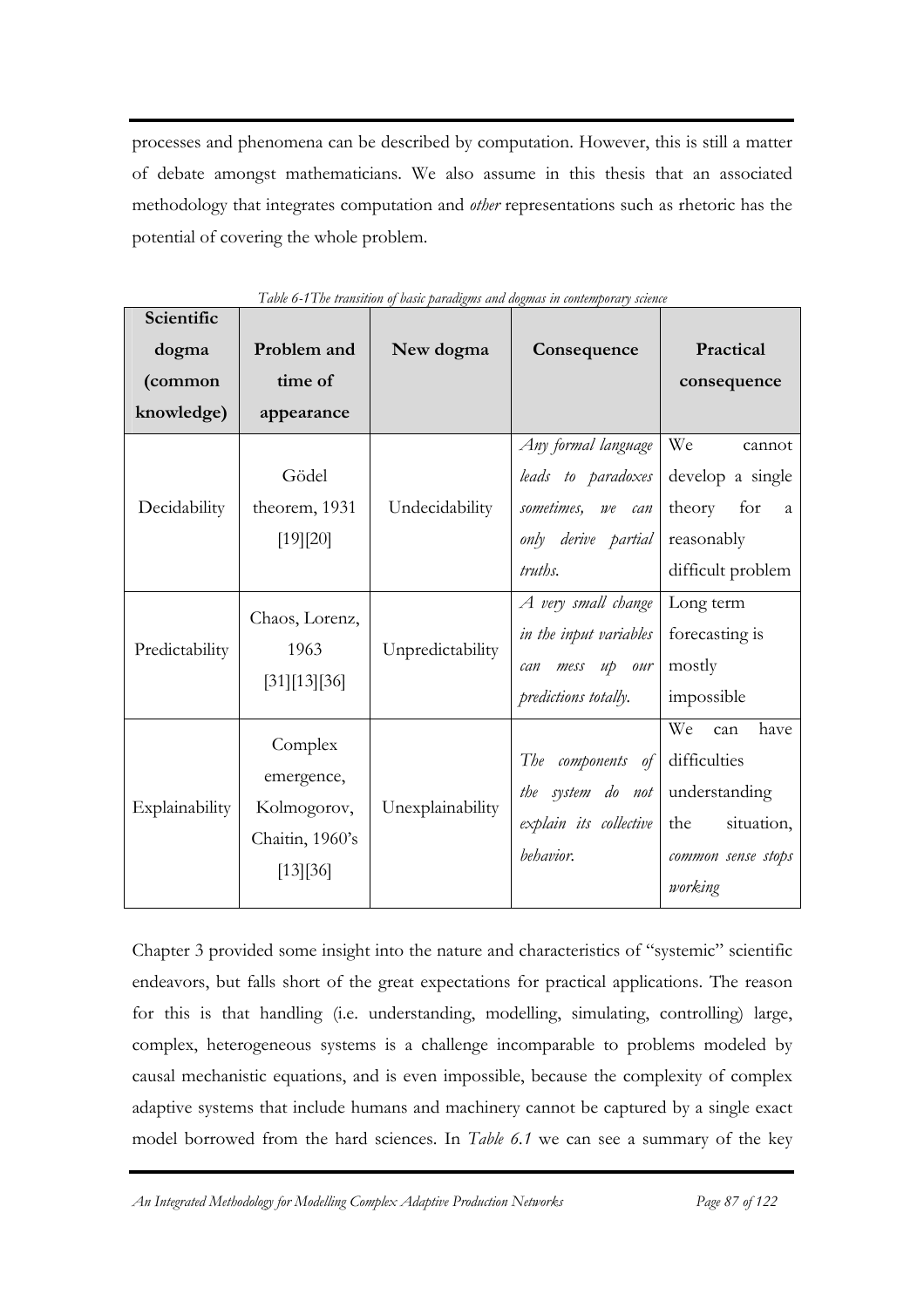processes and phenomena can be described by computation. However, this is still a matter of debate amongst mathematicians. We also assume in this thesis that an associated methodology that integrates computation and *other* representations such as rhetoric has the potential of covering the whole problem.

*Table 6-1The transition of basic paradigms and dogmas in contemporary science*

| Scientific dogma (common knowledge) | Problem and time of appearance | New dogma | Consequence | Practical consequence |
|---|---|---|---|---|
| Decidability | Gödel theorem, 1931 [19][20] | Undecidability | *Any formal language leads to paradoxes sometimes, we can only derive partial truths.* | We cannot develop a single theory for a reasonably difficult problem |
| Predictability | Chaos, Lorenz, 1963 [31][13][36] | Unpredictability | *A very small change in the input variables can mess up our predictions totally.* | Long term forecasting is mostly impossible |
| Explainability | Complex emergence, Kolmogorov, Chaitin, 1960's [13][36] | Unexplainability | *The components of the system do not explain its collective behavior.* | We can have difficulties understanding the situation, *common sense stops working* |

Chapter 3 provided some insight into the nature and characteristics of "systemic" scientific endeavors, but falls short of the great expectations for practical applications. The reason for this is that handling (i.e. understanding, modelling, simulating, controlling) large, complex, heterogeneous systems is a challenge incomparable to problems modeled by causal mechanistic equations, and is even impossible, because the complexity of complex adaptive systems that include humans and machinery cannot be captured by a single exact model borrowed from the hard sciences. In *Table 6.1* we can see a summary of the key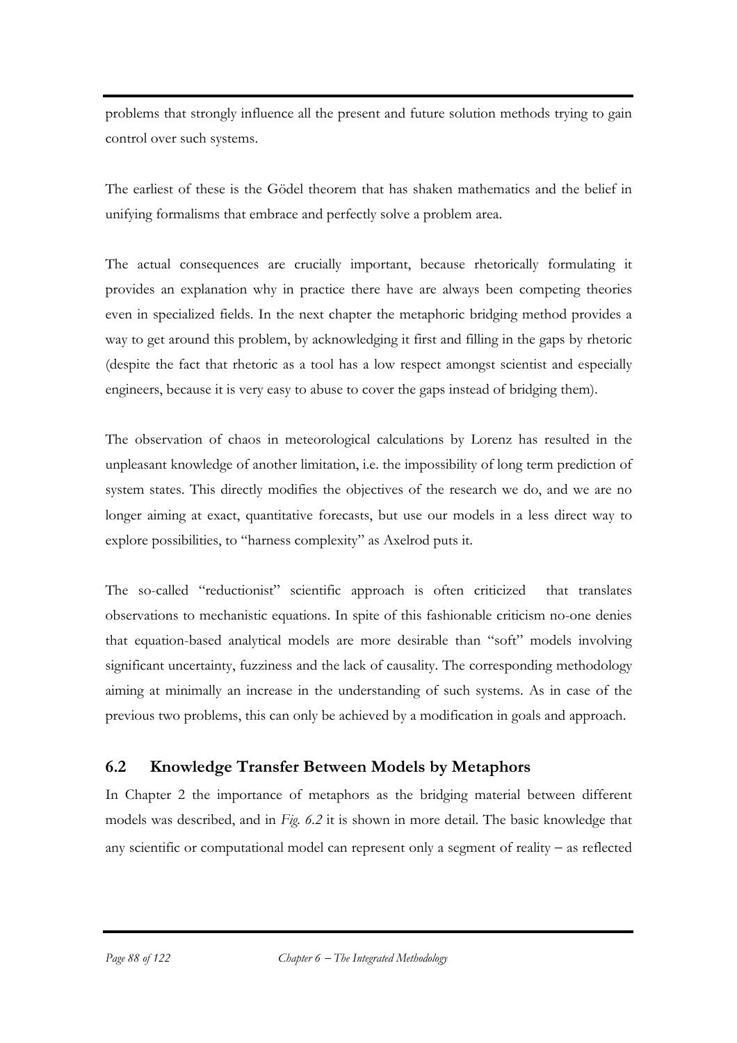problems that strongly influence all the present and future solution methods trying to gain control over such systems.

The earliest of these is the Gödel theorem that has shaken mathematics and the belief in unifying formalisms that embrace and perfectly solve a problem area.

The actual consequences are crucially important, because rhetorically formulating it provides an explanation why in practice there have are always been competing theories even in specialized fields. In the next chapter the metaphoric bridging method provides a way to get around this problem, by acknowledging it first and filling in the gaps by rhetoric (despite the fact that rhetoric as a tool has a low respect amongst scientist and especially engineers, because it is very easy to abuse to cover the gaps instead of bridging them).

The observation of chaos in meteorological calculations by Lorenz has resulted in the unpleasant knowledge of another limitation, i.e. the impossibility of long term prediction of system states. This directly modifies the objectives of the research we do, and we are no longer aiming at exact, quantitative forecasts, but use our models in a less direct way to explore possibilities, to "harness complexity" as Axelrod puts it.

The so-called "reductionist" scientific approach is often criticized that translates observations to mechanistic equations. In spite of this fashionable criticism no-one denies that equation-based analytical models are more desirable than "soft" models involving significant uncertainty, fuzziness and the lack of causality. The corresponding methodology aiming at minimally an increase in the understanding of such systems. As in case of the previous two problems, this can only be achieved by a modification in goals and approach.

## 6.2 Knowledge Transfer Between Models by Metaphors

In Chapter 2 the importance of metaphors as the bridging material between different models was described, and in *Fig. 6.2* it is shown in more detail. The basic knowledge that any scientific or computational model can represent only a segment of reality – as reflected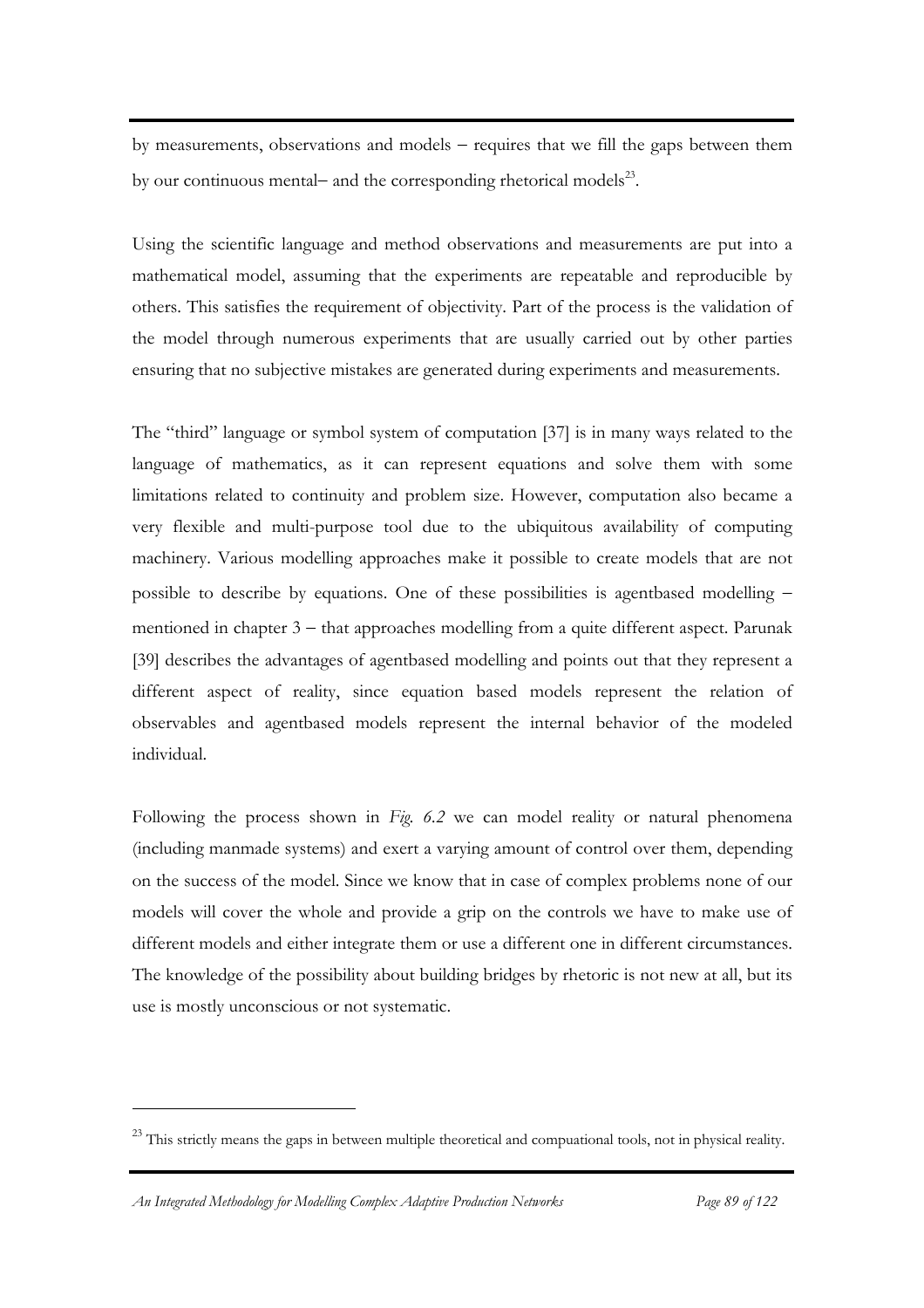by measurements, observations and models – requires that we fill the gaps between them by our continuous mental– and the corresponding rhetorical models[23].

Using the scientific language and method observations and measurements are put into a mathematical model, assuming that the experiments are repeatable and reproducible by others. This satisfies the requirement of objectivity. Part of the process is the validation of the model through numerous experiments that are usually carried out by other parties ensuring that no subjective mistakes are generated during experiments and measurements.

The "third" language or symbol system of computation [37] is in many ways related to the language of mathematics, as it can represent equations and solve them with some limitations related to continuity and problem size. However, computation also became a very flexible and multi-purpose tool due to the ubiquitous availability of computing machinery. Various modelling approaches make it possible to create models that are not possible to describe by equations. One of these possibilities is agentbased modelling – mentioned in chapter 3 – that approaches modelling from a quite different aspect. Parunak [39] describes the advantages of agentbased modelling and points out that they represent a different aspect of reality, since equation based models represent the relation of observables and agentbased models represent the internal behavior of the modeled individual.

Following the process shown in *Fig. 6.2* we can model reality or natural phenomena (including manmade systems) and exert a varying amount of control over them, depending on the success of the model. Since we know that in case of complex problems none of our models will cover the whole and provide a grip on the controls we have to make use of different models and either integrate them or use a different one in different circumstances. The knowledge of the possibility about building bridges by rhetoric is not new at all, but its use is mostly unconscious or not systematic.

---

[23] This strictly means the gaps in between multiple theoretical and compuational tools, not in physical reality.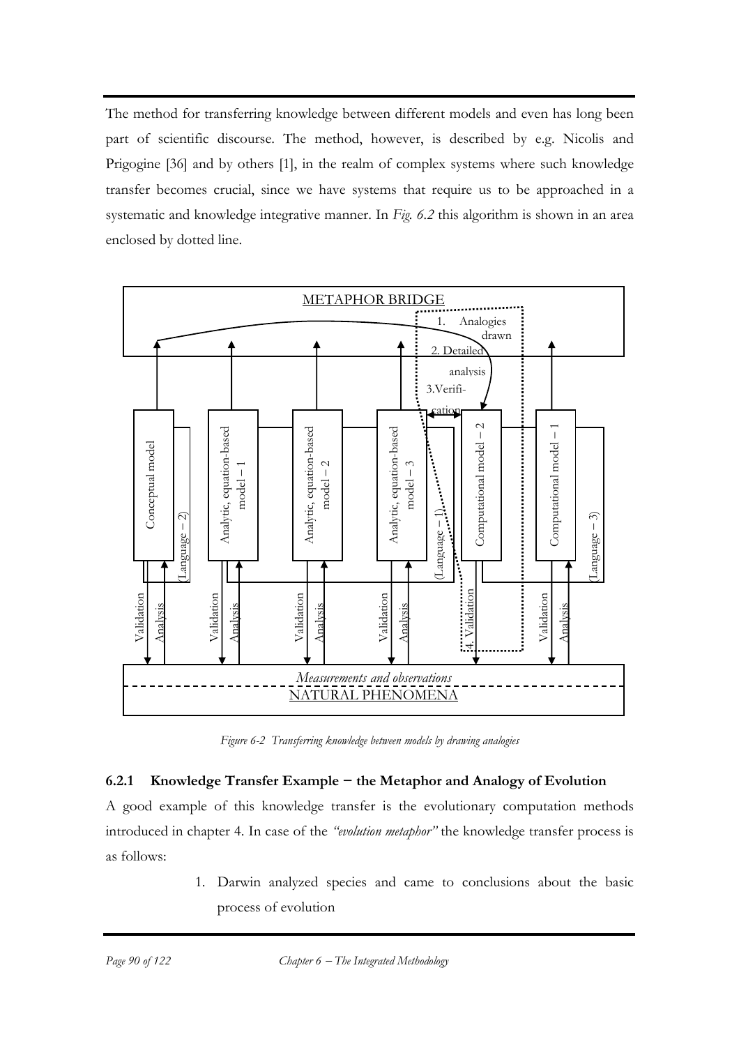The method for transferring knowledge between different models and even has long been part of scientific discourse. The method, however, is described by e.g. Nicolis and Prigogine [36] and by others [1], in the realm of complex systems where such knowledge transfer becomes crucial, since we have systems that require us to be approached in a systematic and knowledge integrative manner. In *Fig. 6.2* this algorithm is shown in an area enclosed by dotted line.

*Figure 6-2 Transferring knowledge between models by drawing analogies*

### 6.2.1 Knowledge Transfer Example – the Metaphor and Analogy of Evolution

A good example of this knowledge transfer is the evolutionary computation methods introduced in chapter 4. In case of the *"evolution metaphor"* the knowledge transfer process is as follows:

1. Darwin analyzed species and came to conclusions about the basic process of evolution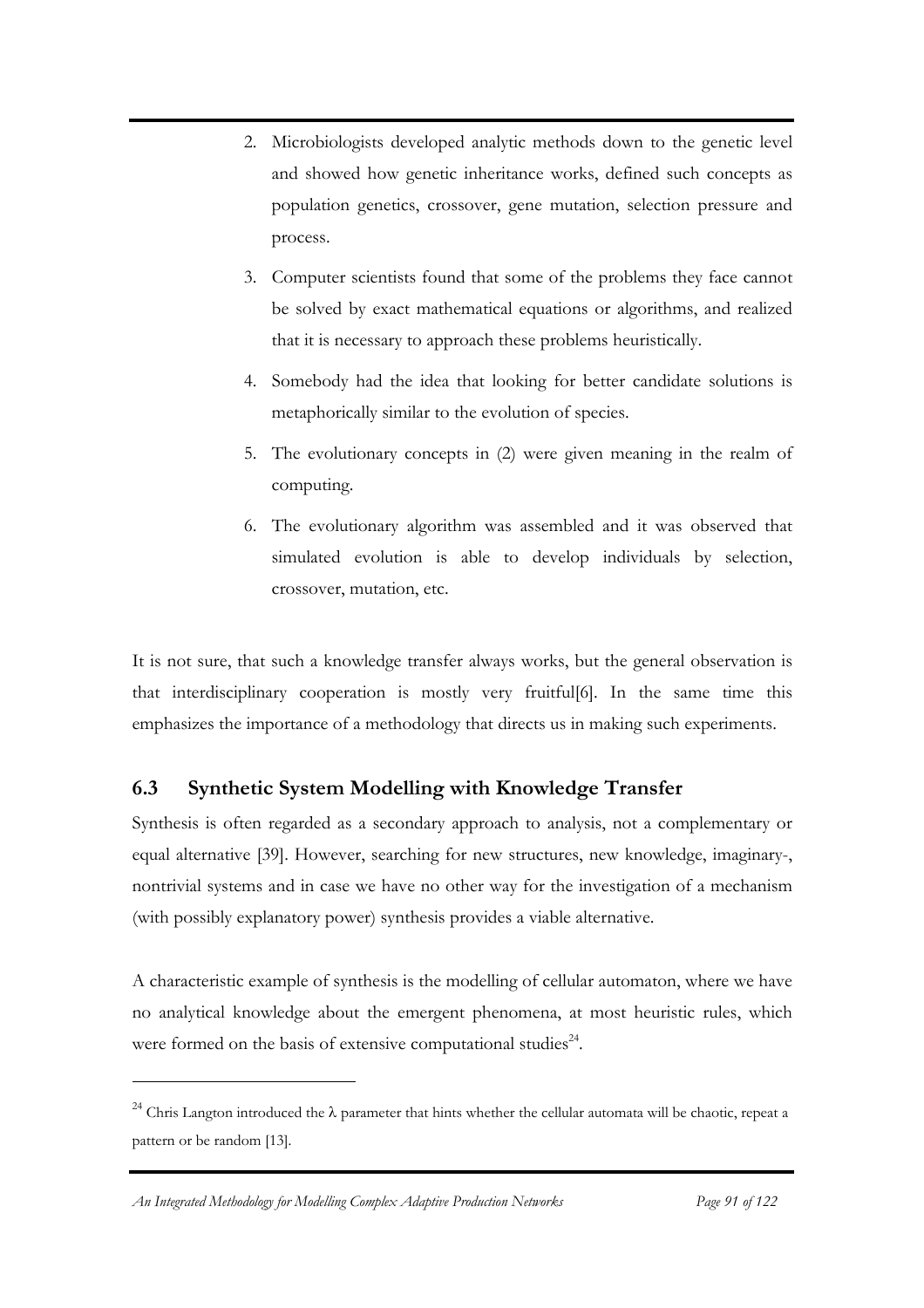2. Microbiologists developed analytic methods down to the genetic level and showed how genetic inheritance works, defined such concepts as population genetics, crossover, gene mutation, selection pressure and process.
3. Computer scientists found that some of the problems they face cannot be solved by exact mathematical equations or algorithms, and realized that it is necessary to approach these problems heuristically.
4. Somebody had the idea that looking for better candidate solutions is metaphorically similar to the evolution of species.
5. The evolutionary concepts in (2) were given meaning in the realm of computing.
6. The evolutionary algorithm was assembled and it was observed that simulated evolution is able to develop individuals by selection, crossover, mutation, etc.

It is not sure, that such a knowledge transfer always works, but the general observation is that interdisciplinary cooperation is mostly very fruitful[6]. In the same time this emphasizes the importance of a methodology that directs us in making such experiments.

## 6.3 Synthetic System Modelling with Knowledge Transfer

Synthesis is often regarded as a secondary approach to analysis, not a complementary or equal alternative [39]. However, searching for new structures, new knowledge, imaginary-, nontrivial systems and in case we have no other way for the investigation of a mechanism (with possibly explanatory power) synthesis provides a viable alternative.

A characteristic example of synthesis is the modelling of cellular automaton, where we have no analytical knowledge about the emergent phenomena, at most heuristic rules, which were formed on the basis of extensive computational studies[24].

---

[24] Chris Langton introduced the $\lambda$ parameter that hints whether the cellular automata will be chaotic, repeat a pattern or be random [13].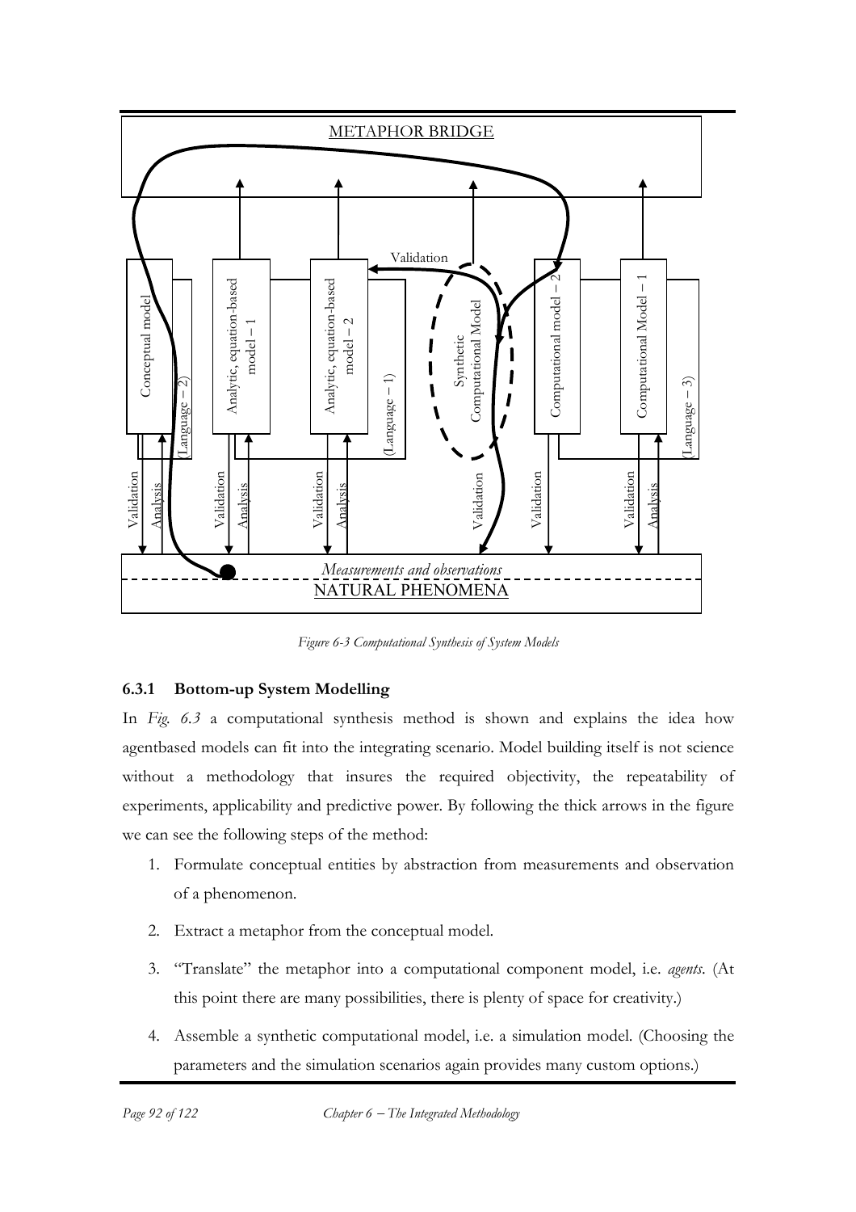Figure 6-3 Computational Synthesis of System Models

### 6.3.1 Bottom-up System Modelling

In *Fig. 6.3* a computational synthesis method is shown and explains the idea how agentbased models can fit into the integrating scenario. Model building itself is not science without a methodology that insures the required objectivity, the repeatability of experiments, applicability and predictive power. By following the thick arrows in the figure we can see the following steps of the method:

1. Formulate conceptual entities by abstraction from measurements and observation of a phenomenon.
2. Extract a metaphor from the conceptual model.
3. "Translate" the metaphor into a computational component model, i.e. *agents*. (At this point there are many possibilities, there is plenty of space for creativity.)
4. Assemble a synthetic computational model, i.e. a simulation model. (Choosing the parameters and the simulation scenarios again provides many custom options.)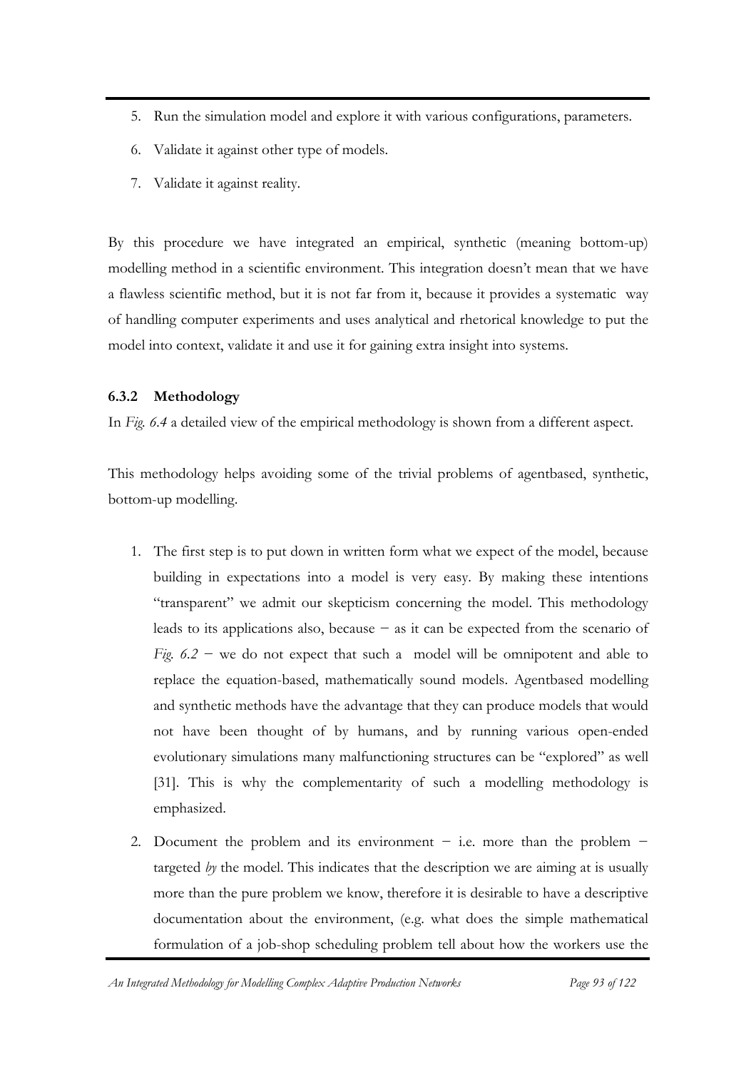5. Run the simulation model and explore it with various configurations, parameters.
6. Validate it against other type of models.
7. Validate it against reality.

By this procedure we have integrated an empirical, synthetic (meaning bottom-up) modelling method in a scientific environment. This integration doesn't mean that we have a flawless scientific method, but it is not far from it, because it provides a systematic way of handling computer experiments and uses analytical and rhetorical knowledge to put the model into context, validate it and use it for gaining extra insight into systems.

### 6.3.2 Methodology

In *Fig. 6.4* a detailed view of the empirical methodology is shown from a different aspect.

This methodology helps avoiding some of the trivial problems of agentbased, synthetic, bottom-up modelling.

1. The first step is to put down in written form what we expect of the model, because building in expectations into a model is very easy. By making these intentions "transparent" we admit our skepticism concerning the model. This methodology leads to its applications also, because − as it can be expected from the scenario of *Fig. 6.2* − we do not expect that such a model will be omnipotent and able to replace the equation-based, mathematically sound models. Agentbased modelling and synthetic methods have the advantage that they can produce models that would not have been thought of by humans, and by running various open-ended evolutionary simulations many malfunctioning structures can be "explored" as well [31]. This is why the complementarity of such a modelling methodology is emphasized.
2. Document the problem and its environment − i.e. more than the problem − targeted *by* the model. This indicates that the description we are aiming at is usually more than the pure problem we know, therefore it is desirable to have a descriptive documentation about the environment, (e.g. what does the simple mathematical formulation of a job-shop scheduling problem tell about how the workers use the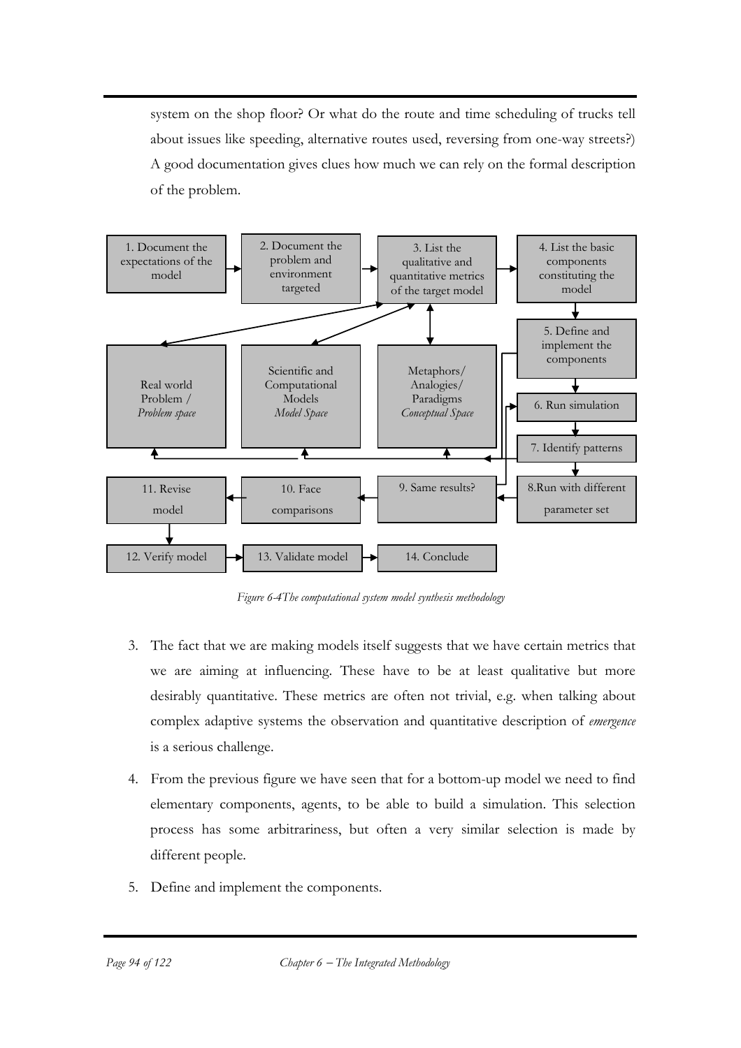system on the shop floor? Or what do the route and time scheduling of trucks tell about issues like speeding, alternative routes used, reversing from one-way streets?) A good documentation gives clues how much we can rely on the formal description of the problem.

*Figure 6-4The computational system model synthesis methodology*

3. The fact that we are making models itself suggests that we have certain metrics that we are aiming at influencing. These have to be at least qualitative but more desirably quantitative. These metrics are often not trivial, e.g. when talking about complex adaptive systems the observation and quantitative description of *emergence* is a serious challenge.
4. From the previous figure we have seen that for a bottom-up model we need to find elementary components, agents, to be able to build a simulation. This selection process has some arbitrariness, but often a very similar selection is made by different people.
5. Define and implement the components.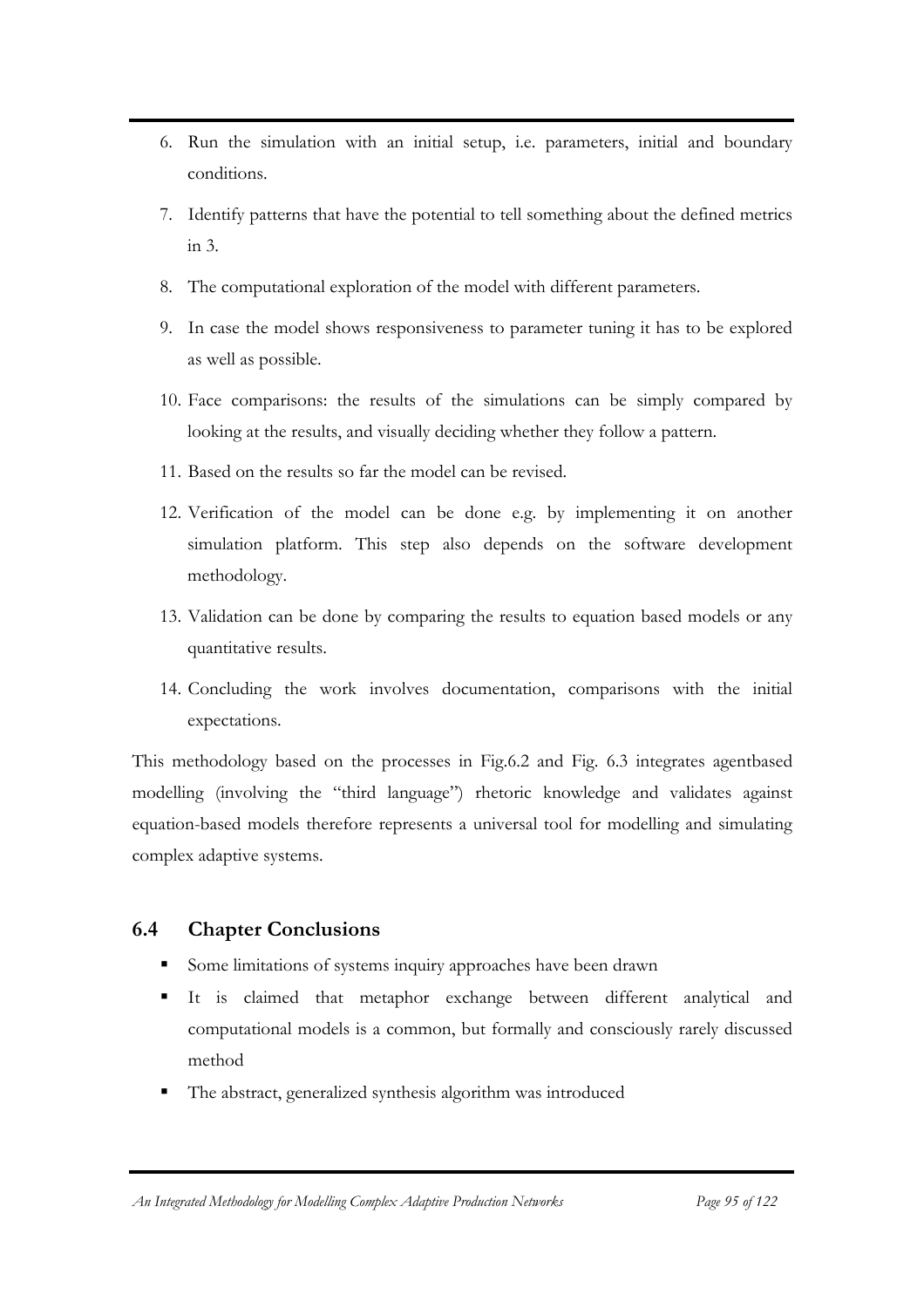6. Run the simulation with an initial setup, i.e. parameters, initial and boundary conditions.
7. Identify patterns that have the potential to tell something about the defined metrics in 3.
8. The computational exploration of the model with different parameters.
9. In case the model shows responsiveness to parameter tuning it has to be explored as well as possible.
10. Face comparisons: the results of the simulations can be simply compared by looking at the results, and visually deciding whether they follow a pattern.
11. Based on the results so far the model can be revised.
12. Verification of the model can be done e.g. by implementing it on another simulation platform. This step also depends on the software development methodology.
13. Validation can be done by comparing the results to equation based models or any quantitative results.
14. Concluding the work involves documentation, comparisons with the initial expectations.

This methodology based on the processes in Fig.6.2 and Fig. 6.3 integrates agentbased modelling (involving the "third language") rhetoric knowledge and validates against equation-based models therefore represents a universal tool for modelling and simulating complex adaptive systems.

## 6.4 Chapter Conclusions

- Some limitations of systems inquiry approaches have been drawn
- It is claimed that metaphor exchange between different analytical and computational models is a common, but formally and consciously rarely discussed method
- The abstract, generalized synthesis algorithm was introduced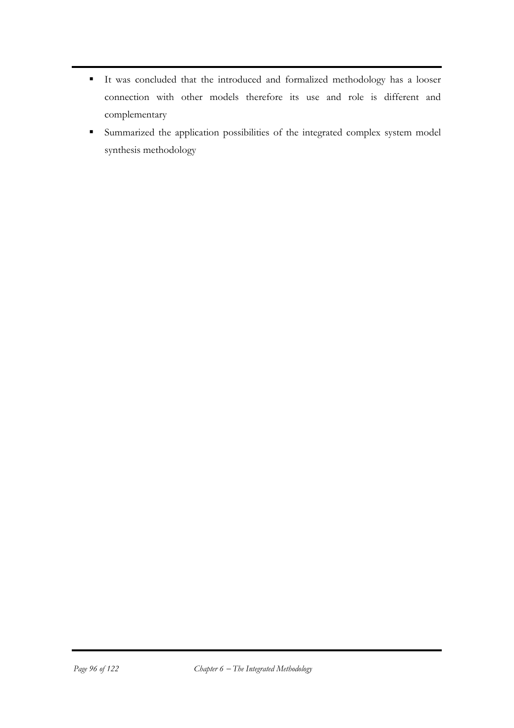- It was concluded that the introduced and formalized methodology has a looser connection with other models therefore its use and role is different and complementary
- Summarized the application possibilities of the integrated complex system model synthesis methodology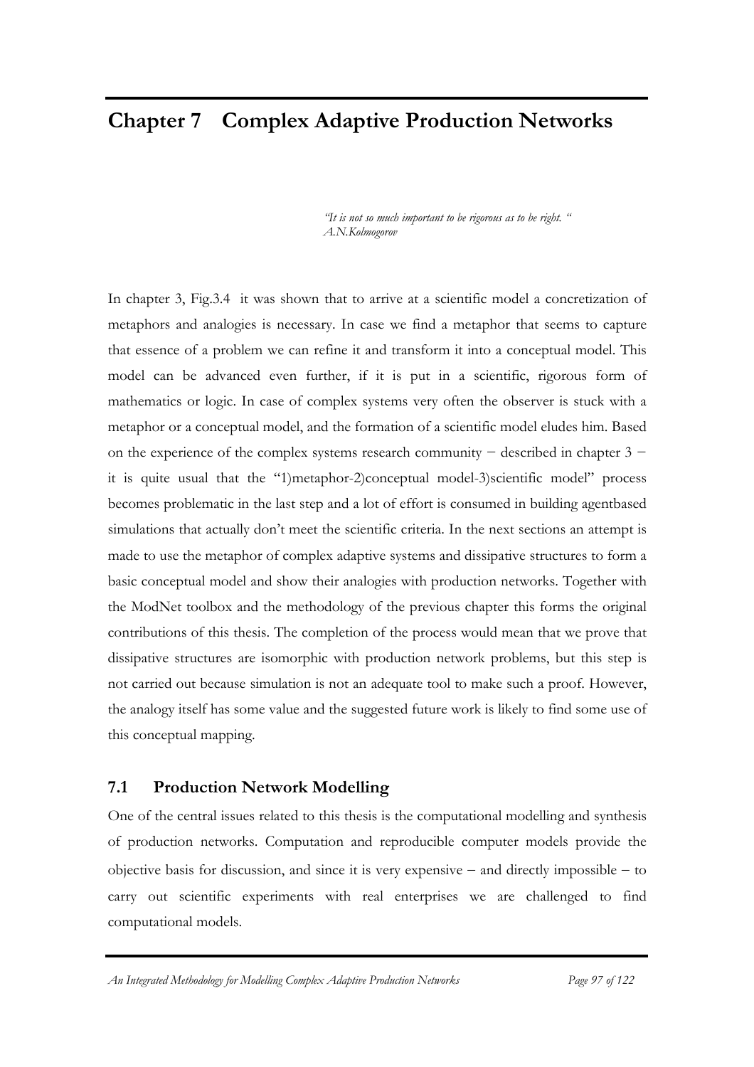# Chapter 7 Complex Adaptive Production Networks

> *"It is not so much important to be rigorous as to be right. "*
> *A.N.Kolmogorov*

In chapter 3, Fig.3.4 it was shown that to arrive at a scientific model a concretization of metaphors and analogies is necessary. In case we find a metaphor that seems to capture that essence of a problem we can refine it and transform it into a conceptual model. This model can be advanced even further, if it is put in a scientific, rigorous form of mathematics or logic. In case of complex systems very often the observer is stuck with a metaphor or a conceptual model, and the formation of a scientific model eludes him. Based on the experience of the complex systems research community − described in chapter 3 − it is quite usual that the "1)metaphor-2)conceptual model-3)scientific model" process becomes problematic in the last step and a lot of effort is consumed in building agentbased simulations that actually don't meet the scientific criteria. In the next sections an attempt is made to use the metaphor of complex adaptive systems and dissipative structures to form a basic conceptual model and show their analogies with production networks. Together with the ModNet toolbox and the methodology of the previous chapter this forms the original contributions of this thesis. The completion of the process would mean that we prove that dissipative structures are isomorphic with production network problems, but this step is not carried out because simulation is not an adequate tool to make such a proof. However, the analogy itself has some value and the suggested future work is likely to find some use of this conceptual mapping.

## 7.1 Production Network Modelling

One of the central issues related to this thesis is the computational modelling and synthesis of production networks. Computation and reproducible computer models provide the objective basis for discussion, and since it is very expensive – and directly impossible – to carry out scientific experiments with real enterprises we are challenged to find computational models.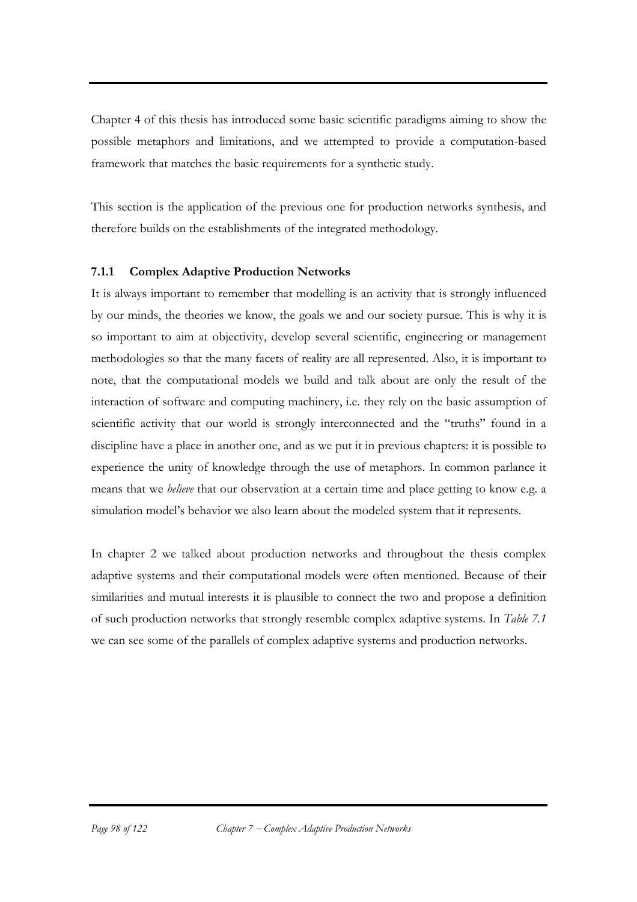Chapter 4 of this thesis has introduced some basic scientific paradigms aiming to show the possible metaphors and limitations, and we attempted to provide a computation-based framework that matches the basic requirements for a synthetic study.

This section is the application of the previous one for production networks synthesis, and therefore builds on the establishments of the integrated methodology.

### 7.1.1 Complex Adaptive Production Networks

It is always important to remember that modelling is an activity that is strongly influenced by our minds, the theories we know, the goals we and our society pursue. This is why it is so important to aim at objectivity, develop several scientific, engineering or management methodologies so that the many facets of reality are all represented. Also, it is important to note, that the computational models we build and talk about are only the result of the interaction of software and computing machinery, i.e. they rely on the basic assumption of scientific activity that our world is strongly interconnected and the "truths" found in a discipline have a place in another one, and as we put it in previous chapters: it is possible to experience the unity of knowledge through the use of metaphors. In common parlance it means that we *believe* that our observation at a certain time and place getting to know e.g. a simulation model's behavior we also learn about the modeled system that it represents.

In chapter 2 we talked about production networks and throughout the thesis complex adaptive systems and their computational models were often mentioned. Because of their similarities and mutual interests it is plausible to connect the two and propose a definition of such production networks that strongly resemble complex adaptive systems. In *Table 7.1* we can see some of the parallels of complex adaptive systems and production networks.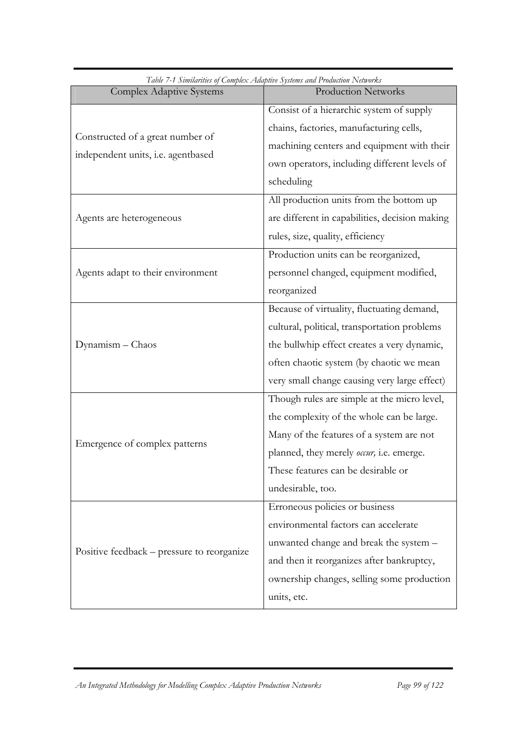*Table 7-1 Similarities of Complex Adaptive Systems and Production Networks*

| Complex Adaptive Systems | Production Networks |
|---|---|
| Constructed of a great number of independent units, i.e. agentbased | Consist of a hierarchic system of supply chains, factories, manufacturing cells, machining centers and equipment with their own operators, including different levels of scheduling |
| Agents are heterogeneous | All production units from the bottom up are different in capabilities, decision making rules, size, quality, efficiency |
| Agents adapt to their environment | Production units can be reorganized, personnel changed, equipment modified, reorganized |
| Dynamism – Chaos | Because of virtuality, fluctuating demand, cultural, political, transportation problems the bullwhip effect creates a very dynamic, often chaotic system (by chaotic we mean very small change causing very large effect) |
| Emergence of complex patterns | Though rules are simple at the micro level, the complexity of the whole can be large. Many of the features of a system are not planned, they merely *occur,* i.e. emerge. These features can be desirable or undesirable, too. |
| Positive feedback – pressure to reorganize | Erroneous policies or business environmental factors can accelerate unwanted change and break the system – and then it reorganizes after bankruptcy, ownership changes, selling some production units, etc. |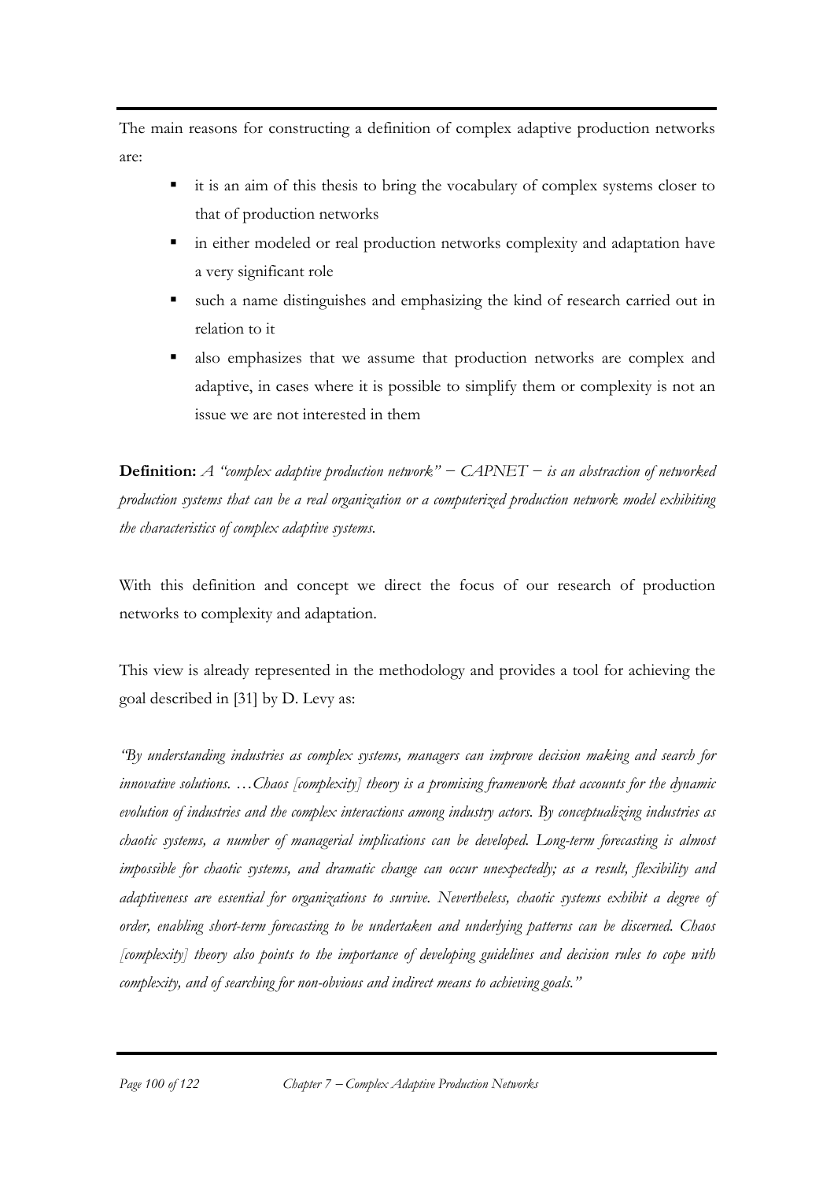The main reasons for constructing a definition of complex adaptive production networks are:

- it is an aim of this thesis to bring the vocabulary of complex systems closer to that of production networks
- in either modeled or real production networks complexity and adaptation have a very significant role
- such a name distinguishes and emphasizing the kind of research carried out in relation to it
- also emphasizes that we assume that production networks are complex and adaptive, in cases where it is possible to simplify them or complexity is not an issue we are not interested in them

**Definition:** *A "complex adaptive production network" – CAPNET – is an abstraction of networked production systems that can be a real organization or a computerized production network model exhibiting the characteristics of complex adaptive systems.*

With this definition and concept we direct the focus of our research of production networks to complexity and adaptation.

This view is already represented in the methodology and provides a tool for achieving the goal described in [31] by D. Levy as:

*"By understanding industries as complex systems, managers can improve decision making and search for innovative solutions. …Chaos [complexity] theory is a promising framework that accounts for the dynamic evolution of industries and the complex interactions among industry actors. By conceptualizing industries as chaotic systems, a number of managerial implications can be developed. Long-term forecasting is almost impossible for chaotic systems, and dramatic change can occur unexpectedly; as a result, flexibility and adaptiveness are essential for organizations to survive. Nevertheless, chaotic systems exhibit a degree of order, enabling short-term forecasting to be undertaken and underlying patterns can be discerned. Chaos [complexity] theory also points to the importance of developing guidelines and decision rules to cope with complexity, and of searching for non-obvious and indirect means to achieving goals."*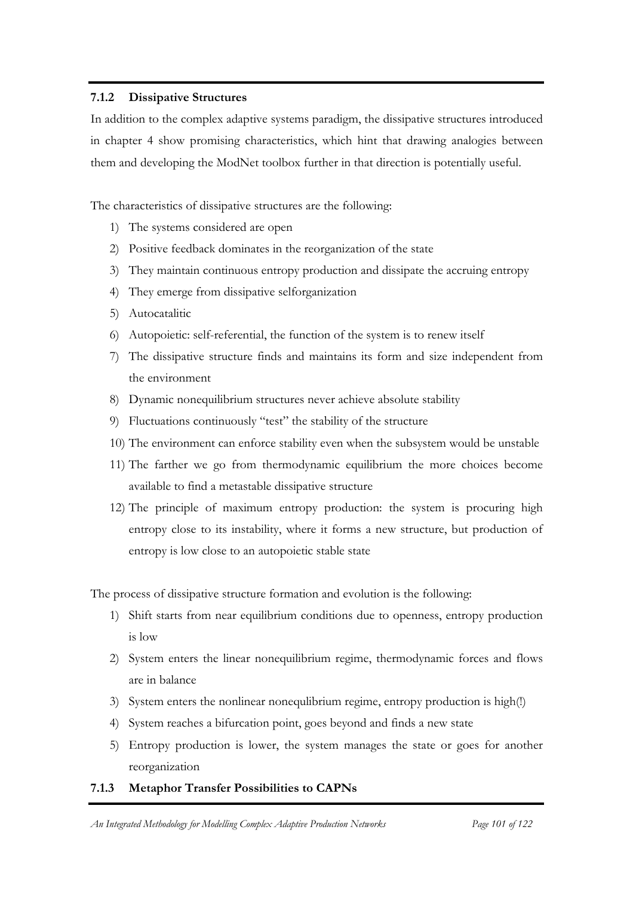### 7.1.2 Dissipative Structures

In addition to the complex adaptive systems paradigm, the dissipative structures introduced in chapter 4 show promising characteristics, which hint that drawing analogies between them and developing the ModNet toolbox further in that direction is potentially useful.

The characteristics of dissipative structures are the following:

1) The systems considered are open
2) Positive feedback dominates in the reorganization of the state
3) They maintain continuous entropy production and dissipate the accruing entropy
4) They emerge from dissipative selforganization
5) Autocatalitic
6) Autopoietic: self-referential, the function of the system is to renew itself
7) The dissipative structure finds and maintains its form and size independent from the environment
8) Dynamic nonequilibrium structures never achieve absolute stability
9) Fluctuations continuously "test" the stability of the structure
10) The environment can enforce stability even when the subsystem would be unstable
11) The farther we go from thermodynamic equilibrium the more choices become available to find a metastable dissipative structure
12) The principle of maximum entropy production: the system is procuring high entropy close to its instability, where it forms a new structure, but production of entropy is low close to an autopoietic stable state

The process of dissipative structure formation and evolution is the following:

1) Shift starts from near equilibrium conditions due to openness, entropy production is low
2) System enters the linear nonequilibrium regime, thermodynamic forces and flows are in balance
3) System enters the nonlinear nonequlibrium regime, entropy production is high(!)
4) System reaches a bifurcation point, goes beyond and finds a new state
5) Entropy production is lower, the system manages the state or goes for another reorganization

### 7.1.3 Metaphor Transfer Possibilities to CAPNs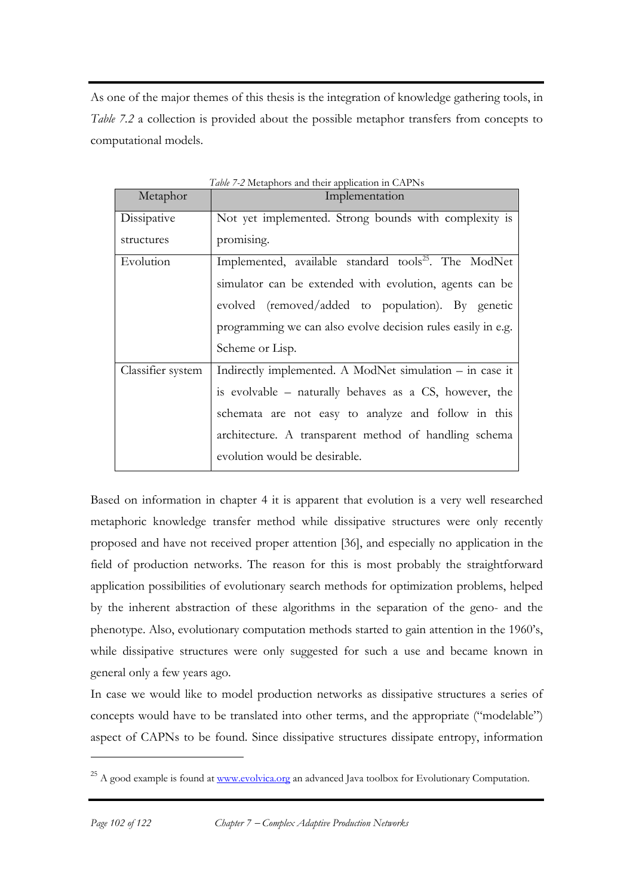As one of the major themes of this thesis is the integration of knowledge gathering tools, in *Table 7.2* a collection is provided about the possible metaphor transfers from concepts to computational models.

*Table 7-2* Metaphors and their application in CAPNs

| Metaphor | Implementation |
| --- | --- |
| Dissipative structures | Not yet implemented. Strong bounds with complexity is promising. |
| Evolution | Implemented, available standard tools[25]. The ModNet simulator can be extended with evolution, agents can be evolved (removed/added to population). By genetic programming we can also evolve decision rules easily in e.g. Scheme or Lisp. |
| Classifier system | Indirectly implemented. A ModNet simulation – in case it is evolvable – naturally behaves as a CS, however, the schemata are not easy to analyze and follow in this architecture. A transparent method of handling schema evolution would be desirable. |

Based on information in chapter 4 it is apparent that evolution is a very well researched metaphoric knowledge transfer method while dissipative structures were only recently proposed and have not received proper attention [36], and especially no application in the field of production networks. The reason for this is most probably the straightforward application possibilities of evolutionary search methods for optimization problems, helped by the inherent abstraction of these algorithms in the separation of the geno- and the phenotype. Also, evolutionary computation methods started to gain attention in the 1960's, while dissipative structures were only suggested for such a use and became known in general only a few years ago.

In case we would like to model production networks as dissipative structures a series of concepts would have to be translated into other terms, and the appropriate ("modelable") aspect of CAPNs to be found. Since dissipative structures dissipate entropy, information

[25] A good example is found at www.evolvica.org an advanced Java toolbox for Evolutionary Computation.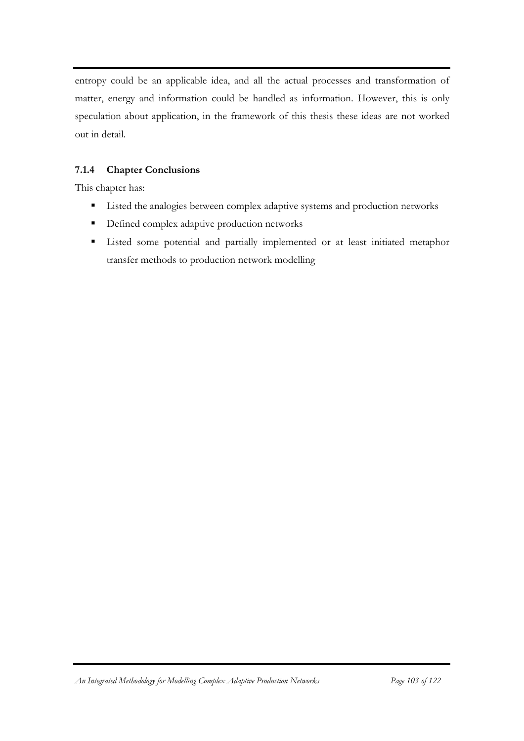entropy could be an applicable idea, and all the actual processes and transformation of matter, energy and information could be handled as information. However, this is only speculation about application, in the framework of this thesis these ideas are not worked out in detail.

### 7.1.4 Chapter Conclusions

This chapter has:

- Listed the analogies between complex adaptive systems and production networks
- Defined complex adaptive production networks
- Listed some potential and partially implemented or at least initiated metaphor transfer methods to production network modelling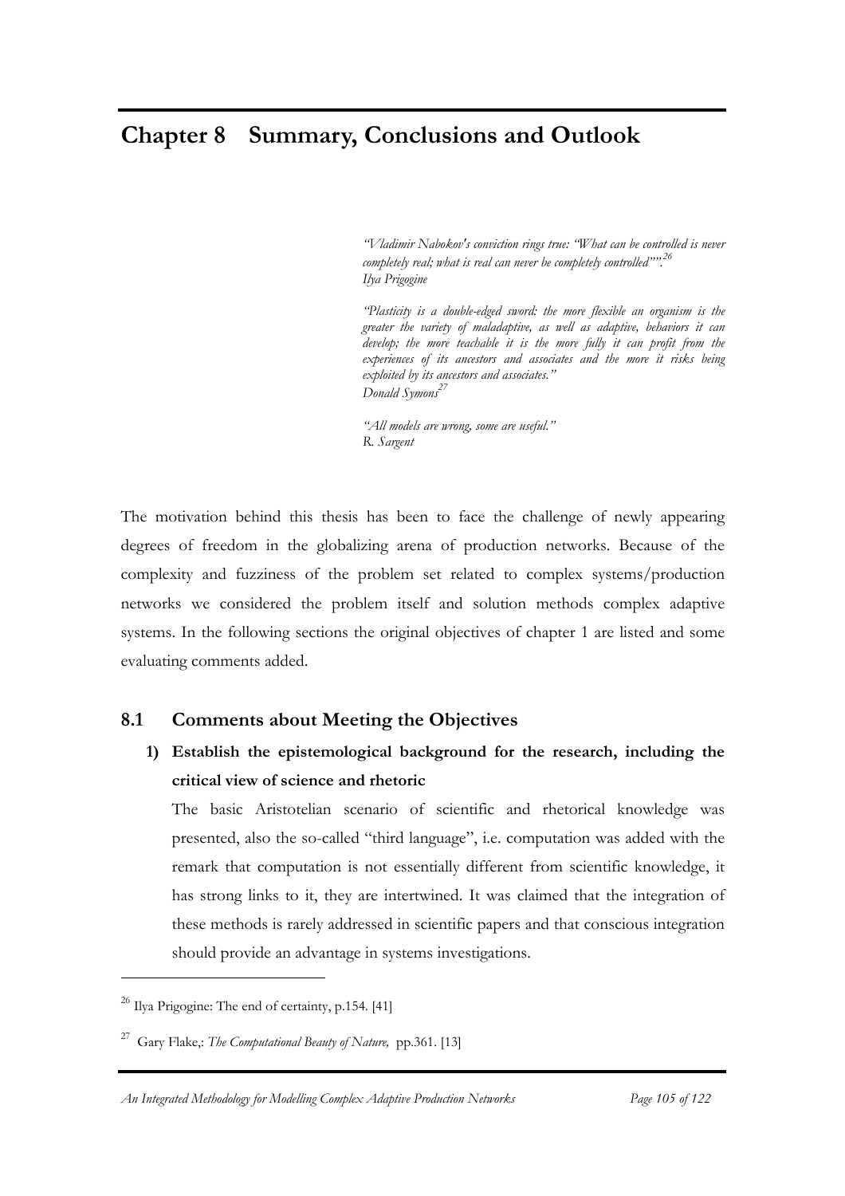# Chapter 8 Summary, Conclusions and Outlook

> *"Vladimir Nabokov's conviction rings true: "What can be controlled is never completely real; what is real can never be completely controlled"".*[26]
> *Ilya Prigogine*
>
> *"Plasticity is a double-edged sword: the more flexible an organism is the greater the variety of maladaptive, as well as adaptive, behaviors it can develop; the more teachable it is the more fully it can profit from the experiences of its ancestors and associates and the more it risks being exploited by its ancestors and associates."*
> *Donald Symons*[27]
>
> *"All models are wrong, some are useful."*
> *R. Sargent*

The motivation behind this thesis has been to face the challenge of newly appearing degrees of freedom in the globalizing arena of production networks. Because of the complexity and fuzziness of the problem set related to complex systems/production networks we considered the problem itself and solution methods complex adaptive systems. In the following sections the original objectives of chapter 1 are listed and some evaluating comments added.

## 8.1 Comments about Meeting the Objectives

**1) Establish the epistemological background for the research, including the critical view of science and rhetoric**

The basic Aristotelian scenario of scientific and rhetorical knowledge was presented, also the so-called "third language", i.e. computation was added with the remark that computation is not essentially different from scientific knowledge, it has strong links to it, they are intertwined. It was claimed that the integration of these methods is rarely addressed in scientific papers and that conscious integration should provide an advantage in systems investigations.

---

[26] Ilya Prigogine: The end of certainty, p.154. [41]

[27] Gary Flake,: *The Computational Beauty of Nature,* pp.361. [13]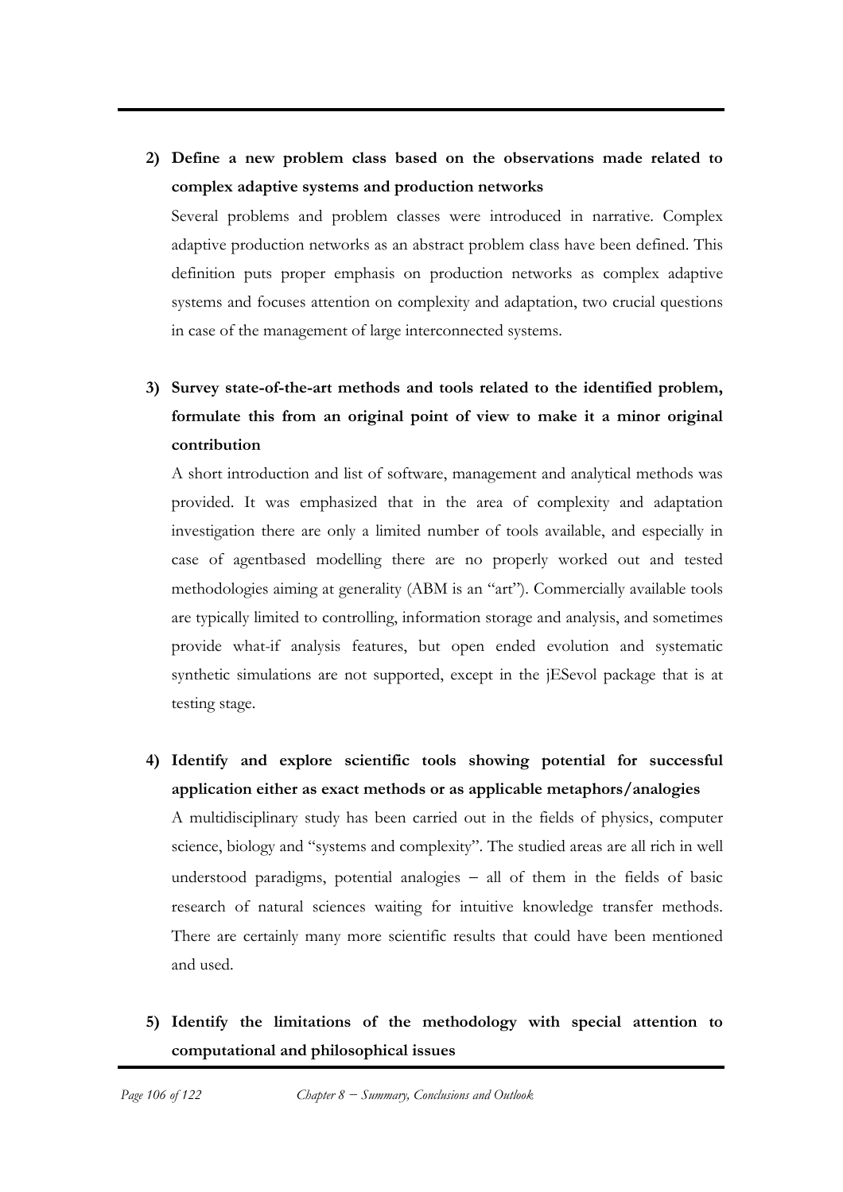**2) Define a new problem class based on the observations made related to complex adaptive systems and production networks**

Several problems and problem classes were introduced in narrative. Complex adaptive production networks as an abstract problem class have been defined. This definition puts proper emphasis on production networks as complex adaptive systems and focuses attention on complexity and adaptation, two crucial questions in case of the management of large interconnected systems.

**3) Survey state-of-the-art methods and tools related to the identified problem, formulate this from an original point of view to make it a minor original contribution**

A short introduction and list of software, management and analytical methods was provided. It was emphasized that in the area of complexity and adaptation investigation there are only a limited number of tools available, and especially in case of agentbased modelling there are no properly worked out and tested methodologies aiming at generality (ABM is an "art"). Commercially available tools are typically limited to controlling, information storage and analysis, and sometimes provide what-if analysis features, but open ended evolution and systematic synthetic simulations are not supported, except in the jESevol package that is at testing stage.

**4) Identify and explore scientific tools showing potential for successful application either as exact methods or as applicable metaphors/analogies**

A multidisciplinary study has been carried out in the fields of physics, computer science, biology and "systems and complexity". The studied areas are all rich in well understood paradigms, potential analogies – all of them in the fields of basic research of natural sciences waiting for intuitive knowledge transfer methods. There are certainly many more scientific results that could have been mentioned and used.

**5) Identify the limitations of the methodology with special attention to computational and philosophical issues**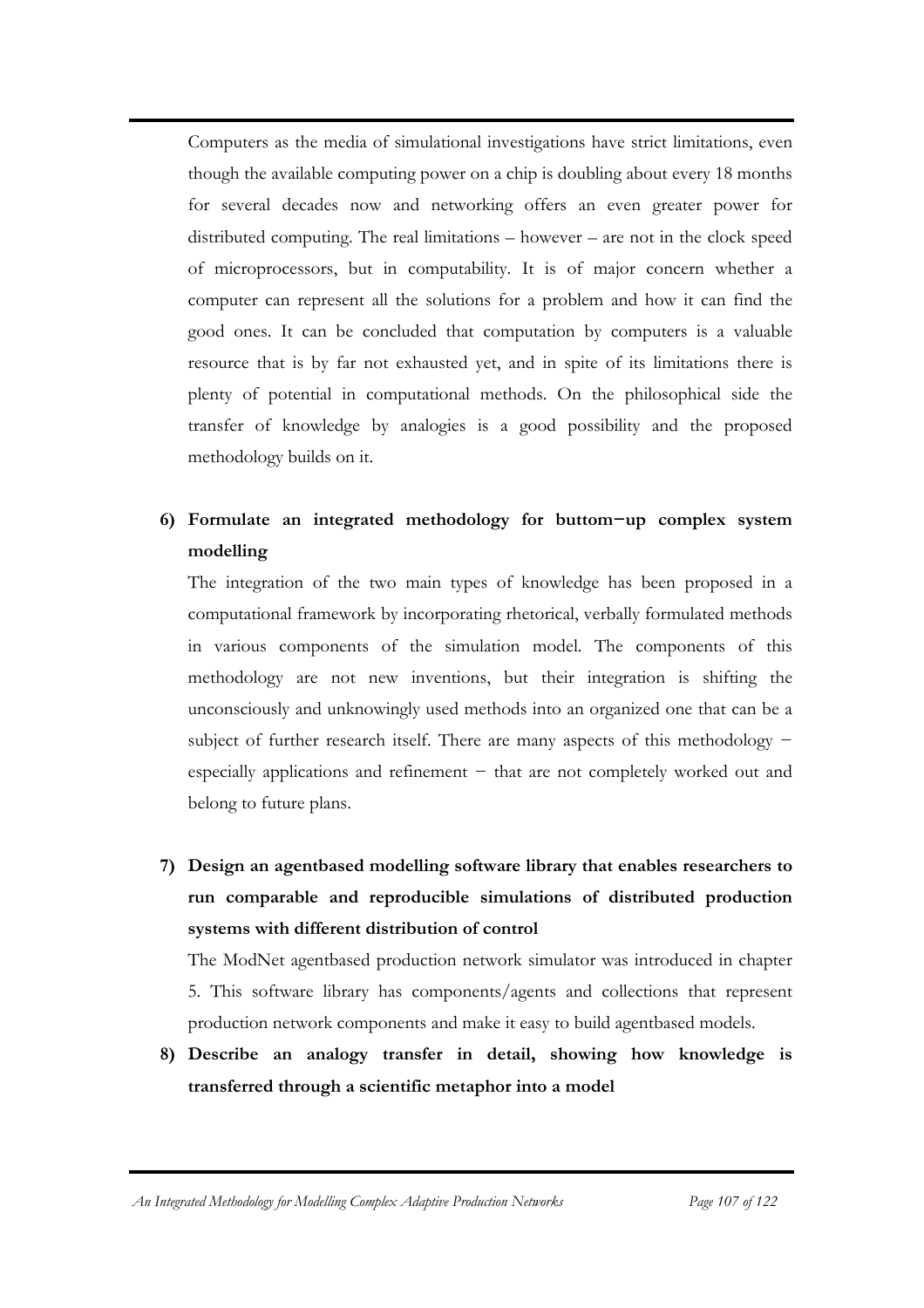Computers as the media of simulational investigations have strict limitations, even though the available computing power on a chip is doubling about every 18 months for several decades now and networking offers an even greater power for distributed computing. The real limitations – however – are not in the clock speed of microprocessors, but in computability. It is of major concern whether a computer can represent all the solutions for a problem and how it can find the good ones. It can be concluded that computation by computers is a valuable resource that is by far not exhausted yet, and in spite of its limitations there is plenty of potential in computational methods. On the philosophical side the transfer of knowledge by analogies is a good possibility and the proposed methodology builds on it.

6) **Formulate an integrated methodology for buttom−up complex system modelling**

The integration of the two main types of knowledge has been proposed in a computational framework by incorporating rhetorical, verbally formulated methods in various components of the simulation model. The components of this methodology are not new inventions, but their integration is shifting the unconsciously and unknowingly used methods into an organized one that can be a subject of further research itself. There are many aspects of this methodology − especially applications and refinement − that are not completely worked out and belong to future plans.

7) **Design an agentbased modelling software library that enables researchers to run comparable and reproducible simulations of distributed production systems with different distribution of control**

The ModNet agentbased production network simulator was introduced in chapter 5. This software library has components/agents and collections that represent production network components and make it easy to build agentbased models.

8) **Describe an analogy transfer in detail, showing how knowledge is transferred through a scientific metaphor into a model**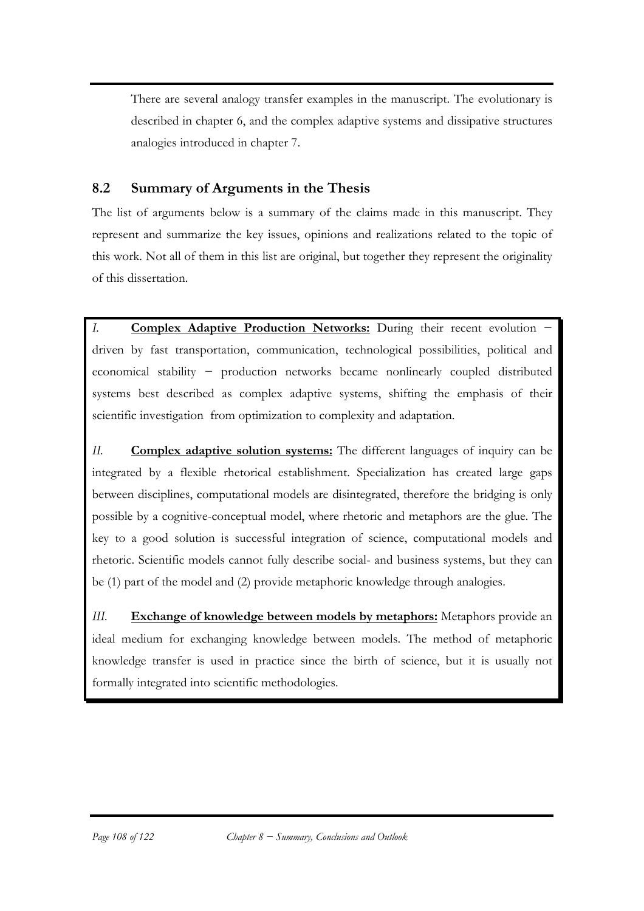There are several analogy transfer examples in the manuscript. The evolutionary is described in chapter 6, and the complex adaptive systems and dissipative structures analogies introduced in chapter 7.

## 8.2 Summary of Arguments in the Thesis

The list of arguments below is a summary of the claims made in this manuscript. They represent and summarize the key issues, opinions and realizations related to the topic of this work. Not all of them in this list are original, but together they represent the originality of this dissertation.

*I.* **Complex Adaptive Production Networks:** During their recent evolution − driven by fast transportation, communication, technological possibilities, political and economical stability − production networks became nonlinearly coupled distributed systems best described as complex adaptive systems, shifting the emphasis of their scientific investigation from optimization to complexity and adaptation.

*II.* **Complex adaptive solution systems:** The different languages of inquiry can be integrated by a flexible rhetorical establishment. Specialization has created large gaps between disciplines, computational models are disintegrated, therefore the bridging is only possible by a cognitive-conceptual model, where rhetoric and metaphors are the glue. The key to a good solution is successful integration of science, computational models and rhetoric. Scientific models cannot fully describe social- and business systems, but they can be (1) part of the model and (2) provide metaphoric knowledge through analogies.

*III.* **Exchange of knowledge between models by metaphors:** Metaphors provide an ideal medium for exchanging knowledge between models. The method of metaphoric knowledge transfer is used in practice since the birth of science, but it is usually not formally integrated into scientific methodologies.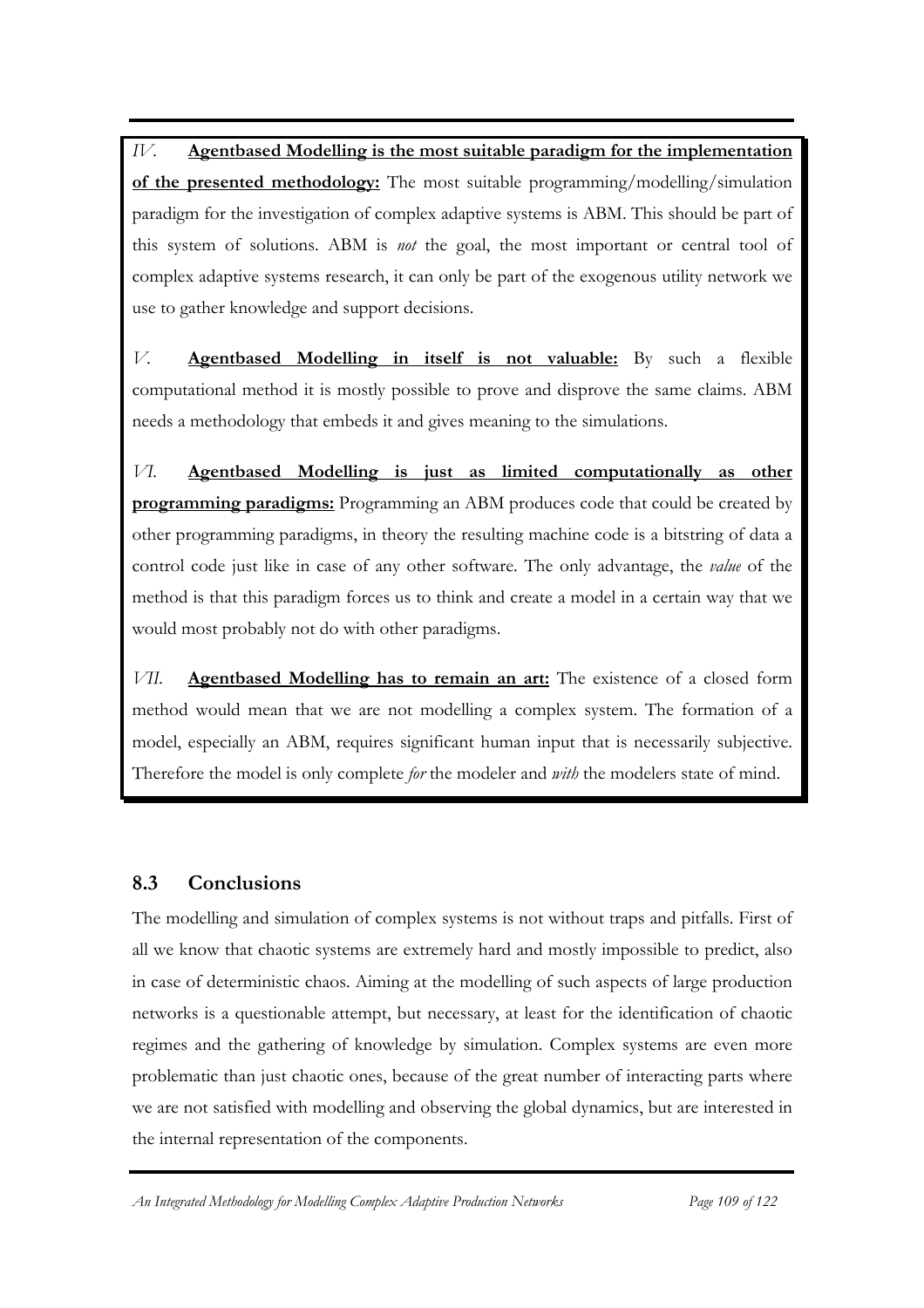*IV.* **Agentbased Modelling is the most suitable paradigm for the implementation of the presented methodology:** The most suitable programming/modelling/simulation paradigm for the investigation of complex adaptive systems is ABM. This should be part of this system of solutions. ABM is *not* the goal, the most important or central tool of complex adaptive systems research, it can only be part of the exogenous utility network we use to gather knowledge and support decisions.

*V.* **Agentbased Modelling in itself is not valuable:** By such a flexible computational method it is mostly possible to prove and disprove the same claims. ABM needs a methodology that embeds it and gives meaning to the simulations.

*VI.* **Agentbased Modelling is just as limited computationally as other programming paradigms:** Programming an ABM produces code that could be created by other programming paradigms, in theory the resulting machine code is a bitstring of data a control code just like in case of any other software. The only advantage, the *value* of the method is that this paradigm forces us to think and create a model in a certain way that we would most probably not do with other paradigms.

*VII.* **Agentbased Modelling has to remain an art:** The existence of a closed form method would mean that we are not modelling a complex system. The formation of a model, especially an ABM, requires significant human input that is necessarily subjective. Therefore the model is only complete *for* the modeler and *with* the modelers state of mind.

## 8.3 Conclusions

The modelling and simulation of complex systems is not without traps and pitfalls. First of all we know that chaotic systems are extremely hard and mostly impossible to predict, also in case of deterministic chaos. Aiming at the modelling of such aspects of large production networks is a questionable attempt, but necessary, at least for the identification of chaotic regimes and the gathering of knowledge by simulation. Complex systems are even more problematic than just chaotic ones, because of the great number of interacting parts where we are not satisfied with modelling and observing the global dynamics, but are interested in the internal representation of the components.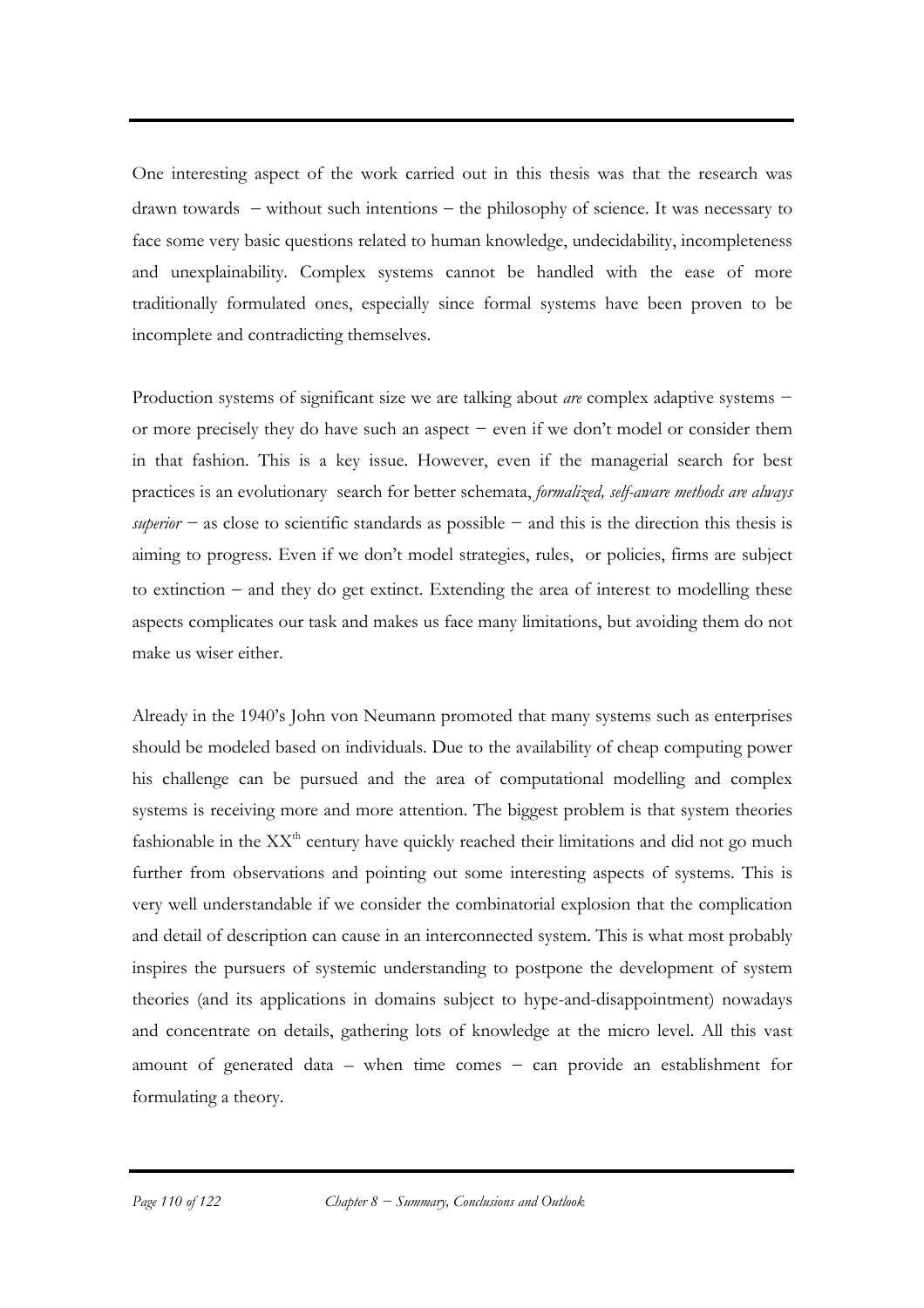One interesting aspect of the work carried out in this thesis was that the research was drawn towards – without such intentions – the philosophy of science. It was necessary to face some very basic questions related to human knowledge, undecidability, incompleteness and unexplainability. Complex systems cannot be handled with the ease of more traditionally formulated ones, especially since formal systems have been proven to be incomplete and contradicting themselves.

Production systems of significant size we are talking about *are* complex adaptive systems – or more precisely they do have such an aspect – even if we don't model or consider them in that fashion. This is a key issue. However, even if the managerial search for best practices is an evolutionary search for better schemata, *formalized, self-aware methods are always superior* – as close to scientific standards as possible – and this is the direction this thesis is aiming to progress. Even if we don't model strategies, rules, or policies, firms are subject to extinction – and they do get extinct. Extending the area of interest to modelling these aspects complicates our task and makes us face many limitations, but avoiding them do not make us wiser either.

Already in the 1940's John von Neumann promoted that many systems such as enterprises should be modeled based on individuals. Due to the availability of cheap computing power his challenge can be pursued and the area of computational modelling and complex systems is receiving more and more attention. The biggest problem is that system theories fashionable in the XX$^{th}$ century have quickly reached their limitations and did not go much further from observations and pointing out some interesting aspects of systems. This is very well understandable if we consider the combinatorial explosion that the complication and detail of description can cause in an interconnected system. This is what most probably inspires the pursuers of systemic understanding to postpone the development of system theories (and its applications in domains subject to hype-and-disappointment) nowadays and concentrate on details, gathering lots of knowledge at the micro level. All this vast amount of generated data – when time comes – can provide an establishment for formulating a theory.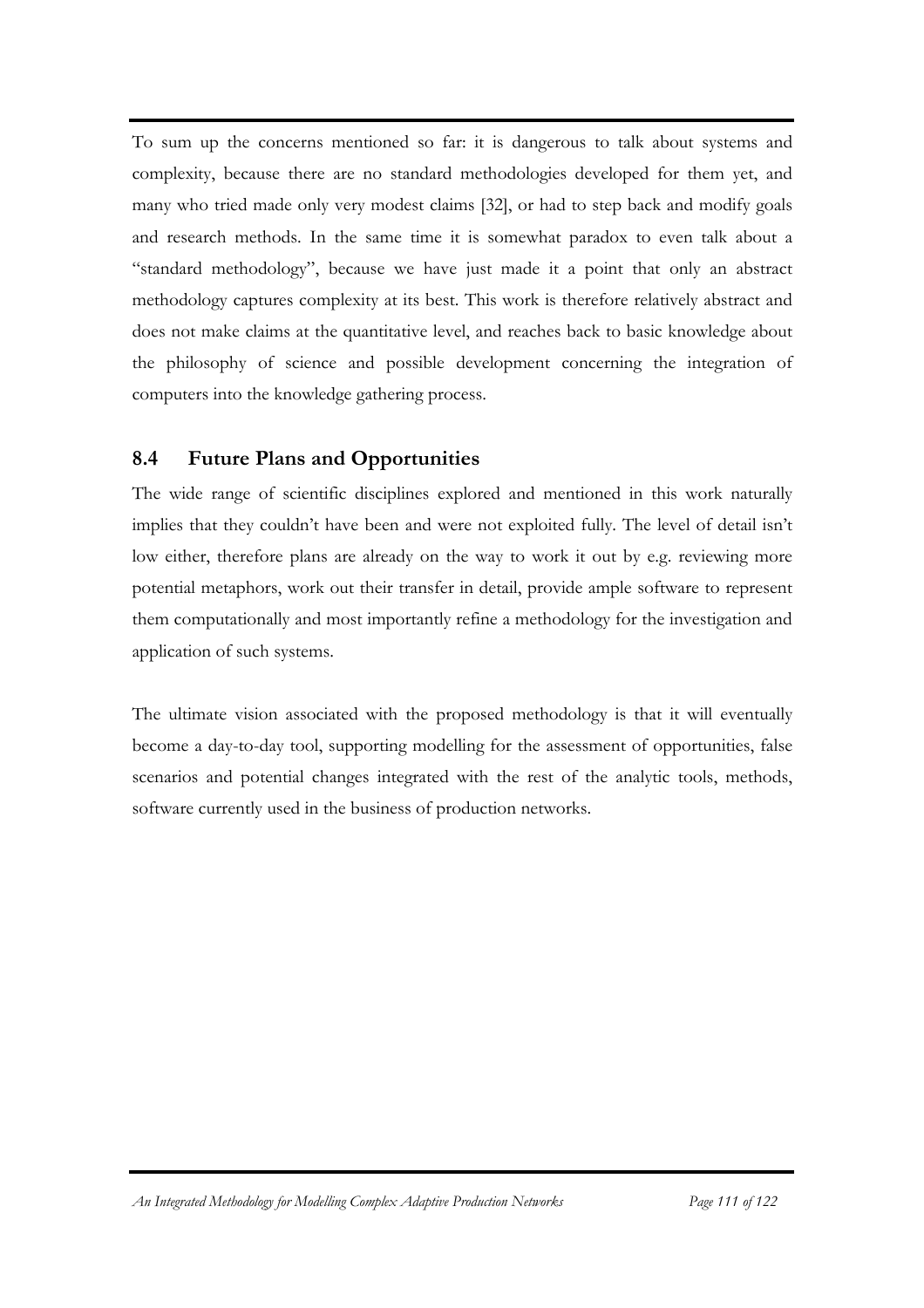To sum up the concerns mentioned so far: it is dangerous to talk about systems and complexity, because there are no standard methodologies developed for them yet, and many who tried made only very modest claims [32], or had to step back and modify goals and research methods. In the same time it is somewhat paradox to even talk about a "standard methodology", because we have just made it a point that only an abstract methodology captures complexity at its best. This work is therefore relatively abstract and does not make claims at the quantitative level, and reaches back to basic knowledge about the philosophy of science and possible development concerning the integration of computers into the knowledge gathering process.

## 8.4 Future Plans and Opportunities

The wide range of scientific disciplines explored and mentioned in this work naturally implies that they couldn't have been and were not exploited fully. The level of detail isn't low either, therefore plans are already on the way to work it out by e.g. reviewing more potential metaphors, work out their transfer in detail, provide ample software to represent them computationally and most importantly refine a methodology for the investigation and application of such systems.

The ultimate vision associated with the proposed methodology is that it will eventually become a day-to-day tool, supporting modelling for the assessment of opportunities, false scenarios and potential changes integrated with the rest of the analytic tools, methods, software currently used in the business of production networks.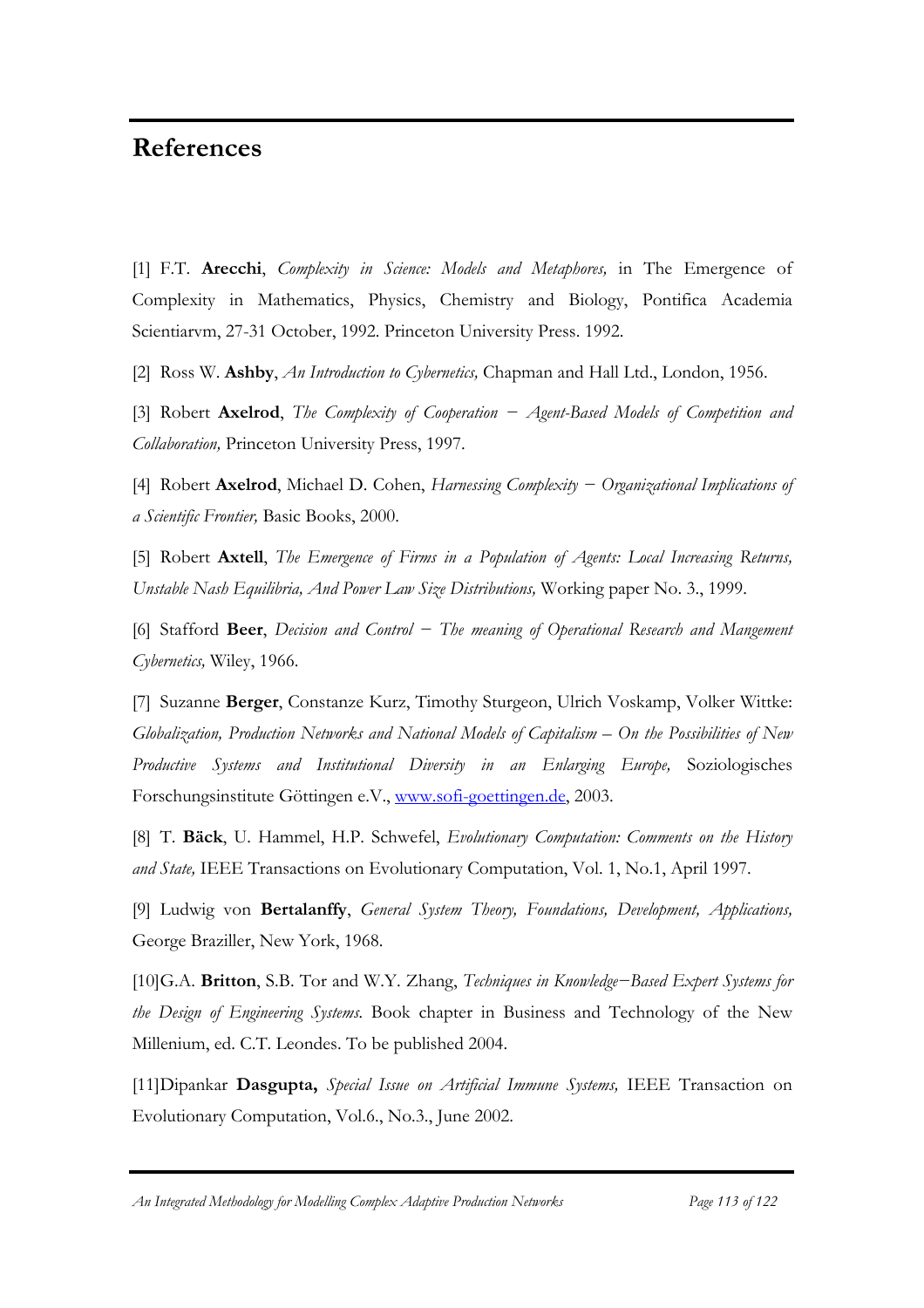## References

[1] F.T. **Arecchi**, *Complexity in Science: Models and Metaphores,* in The Emergence of Complexity in Mathematics, Physics, Chemistry and Biology, Pontifica Academia Scientiarvm, 27-31 October, 1992. Princeton University Press. 1992.

[2] Ross W. **Ashby**, *An Introduction to Cybernetics,* Chapman and Hall Ltd., London, 1956.

[3] Robert **Axelrod**, *The Complexity of Cooperation – Agent-Based Models of Competition and Collaboration,* Princeton University Press, 1997.

[4] Robert **Axelrod**, Michael D. Cohen, *Harnessing Complexity – Organizational Implications of a Scientific Frontier,* Basic Books, 2000.

[5] Robert **Axtell**, *The Emergence of Firms in a Population of Agents: Local Increasing Returns, Unstable Nash Equilibria, And Power Law Size Distributions,* Working paper No. 3., 1999.

[6] Stafford **Beer**, *Decision and Control – The meaning of Operational Research and Mangement Cybernetics,* Wiley, 1966.

[7] Suzanne **Berger**, Constanze Kurz, Timothy Sturgeon, Ulrich Voskamp, Volker Wittke: *Globalization, Production Networks and National Models of Capitalism – On the Possibilities of New Productive Systems and Institutional Diversity in an Enlarging Europe,* Soziologisches Forschungsinstitute Göttingen e.V., www.sofi-goettingen.de, 2003.

[8] T. **Bäck**, U. Hammel, H.P. Schwefel, *Evolutionary Computation: Comments on the History and State,* IEEE Transactions on Evolutionary Computation, Vol. 1, No.1, April 1997.

[9] Ludwig von **Bertalanffy**, *General System Theory, Foundations, Development, Applications,* George Braziller, New York, 1968.

[10]G.A. **Britton**, S.B. Tor and W.Y. Zhang, *Techniques in Knowledge–Based Expert Systems for the Design of Engineering Systems.* Book chapter in Business and Technology of the New Millenium, ed. C.T. Leondes. To be published 2004.

[11]Dipankar **Dasgupta,** *Special Issue on Artificial Immune Systems,* IEEE Transaction on Evolutionary Computation, Vol.6., No.3., June 2002.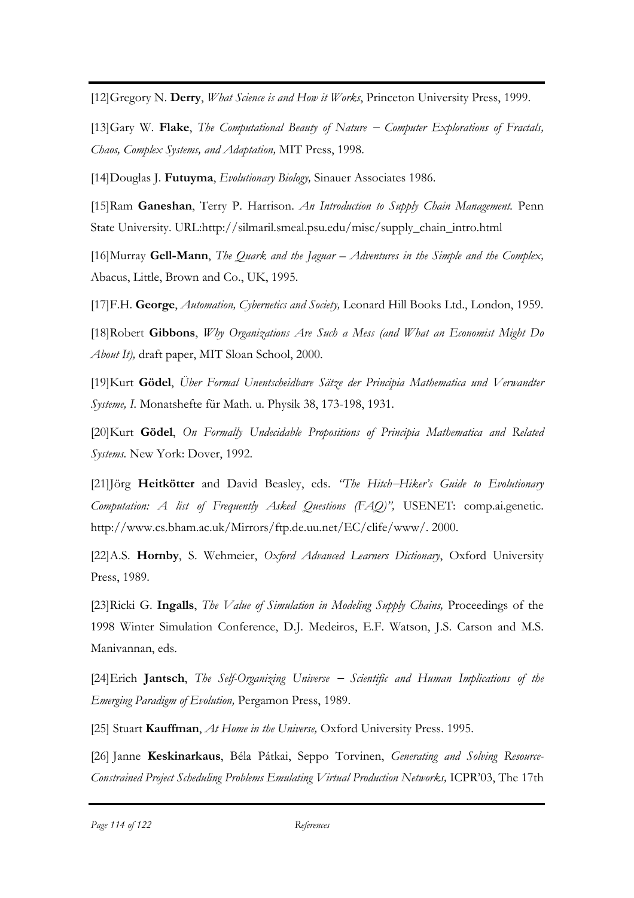[12]Gregory N. **Derry**, *What Science is and How it Works*, Princeton University Press, 1999.

[13]Gary W. **Flake**, *The Computational Beauty of Nature – Computer Explorations of Fractals, Chaos, Complex Systems, and Adaptation,* MIT Press, 1998.

[14]Douglas J. **Futuyma**, *Evolutionary Biology,* Sinauer Associates 1986.

[15]Ram **Ganeshan**, Terry P. Harrison. *An Introduction to Supply Chain Management.* Penn State University. URL:http://silmaril.smeal.psu.edu/misc/supply_chain_intro.html

[16]Murray **Gell-Mann**, *The Quark and the Jaguar – Adventures in the Simple and the Complex,* Abacus, Little, Brown and Co., UK, 1995.

[17]F.H. **George**, *Automation, Cybernetics and Society,* Leonard Hill Books Ltd., London, 1959.

[18]Robert **Gibbons**, *Why Organizations Are Such a Mess (and What an Economist Might Do About It),* draft paper, MIT Sloan School, 2000.

[19]Kurt **Gödel**, *Über Formal Unentscheidbare Sätze der Principia Mathematica und Verwandter Systeme, I.* Monatshefte für Math. u. Physik 38, 173-198, 1931.

[20]Kurt **Gödel**, *On Formally Undecidable Propositions of Principia Mathematica and Related Systems.* New York: Dover, 1992.

[21]Jörg **Heitkötter** and David Beasley, eds. *"The Hitch–Hiker's Guide to Evolutionary Computation: A list of Frequently Asked Questions (FAQ)",* USENET: comp.ai.genetic. http://www.cs.bham.ac.uk/Mirrors/ftp.de.uu.net/EC/clife/www/. 2000.

[22]A.S. **Hornby**, S. Wehmeier, *Oxford Advanced Learners Dictionary*, Oxford University Press, 1989.

[23]Ricki G. **Ingalls**, *The Value of Simulation in Modeling Supply Chains,* Proceedings of the 1998 Winter Simulation Conference, D.J. Medeiros, E.F. Watson, J.S. Carson and M.S. Manivannan, eds.

[24]Erich **Jantsch**, *The Self-Organizing Universe – Scientific and Human Implications of the Emerging Paradigm of Evolution,* Pergamon Press, 1989.

[25] Stuart **Kauffman**, *At Home in the Universe,* Oxford University Press. 1995.

[26] Janne **Keskinarkaus**, Béla Pátkai, Seppo Torvinen, *Generating and Solving Resource-Constrained Project Scheduling Problems Emulating Virtual Production Networks,* ICPR'03, The 17th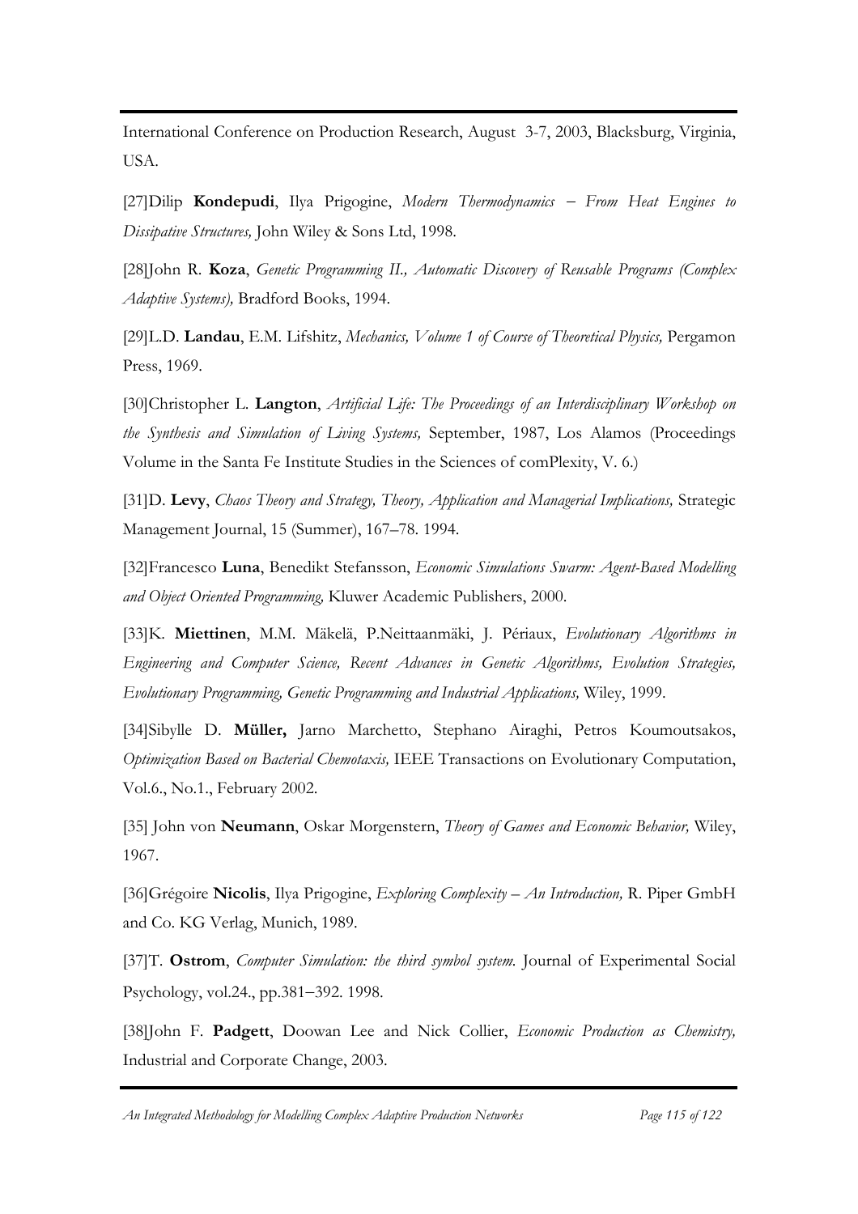International Conference on Production Research, August 3-7, 2003, Blacksburg, Virginia, USA.

[27]Dilip **Kondepudi**, Ilya Prigogine, *Modern Thermodynamics – From Heat Engines to Dissipative Structures,* John Wiley & Sons Ltd, 1998.

[28]John R. **Koza**, *Genetic Programming II., Automatic Discovery of Reusable Programs (Complex Adaptive Systems),* Bradford Books, 1994.

[29]L.D. **Landau**, E.M. Lifshitz, *Mechanics, Volume 1 of Course of Theoretical Physics,* Pergamon Press, 1969.

[30]Christopher L. **Langton**, *Artificial Life: The Proceedings of an Interdisciplinary Workshop on the Synthesis and Simulation of Living Systems,* September, 1987, Los Alamos (Proceedings Volume in the Santa Fe Institute Studies in the Sciences of comPlexity, V. 6.)

[31]D. **Levy**, *Chaos Theory and Strategy, Theory, Application and Managerial Implications,* Strategic Management Journal, 15 (Summer), 167–78. 1994.

[32]Francesco **Luna**, Benedikt Stefansson, *Economic Simulations Swarm: Agent-Based Modelling and Object Oriented Programming,* Kluwer Academic Publishers, 2000.

[33]K. **Miettinen**, M.M. Mäkelä, P.Neittaanmäki, J. Périaux, *Evolutionary Algorithms in Engineering and Computer Science, Recent Advances in Genetic Algorithms, Evolution Strategies, Evolutionary Programming, Genetic Programming and Industrial Applications,* Wiley, 1999.

[34]Sibylle D. **Müller,** Jarno Marchetto, Stephano Airaghi, Petros Koumoutsakos, *Optimization Based on Bacterial Chemotaxis,* IEEE Transactions on Evolutionary Computation, Vol.6., No.1., February 2002.

[35] John von **Neumann**, Oskar Morgenstern, *Theory of Games and Economic Behavior,* Wiley, 1967.

[36]Grégoire **Nicolis**, Ilya Prigogine, *Exploring Complexity – An Introduction,* R. Piper GmbH and Co. KG Verlag, Munich, 1989.

[37]T. **Ostrom**, *Computer Simulation: the third symbol system.* Journal of Experimental Social Psychology, vol.24., pp.381–392. 1998.

[38]John F. **Padgett**, Doowan Lee and Nick Collier, *Economic Production as Chemistry,* Industrial and Corporate Change, 2003.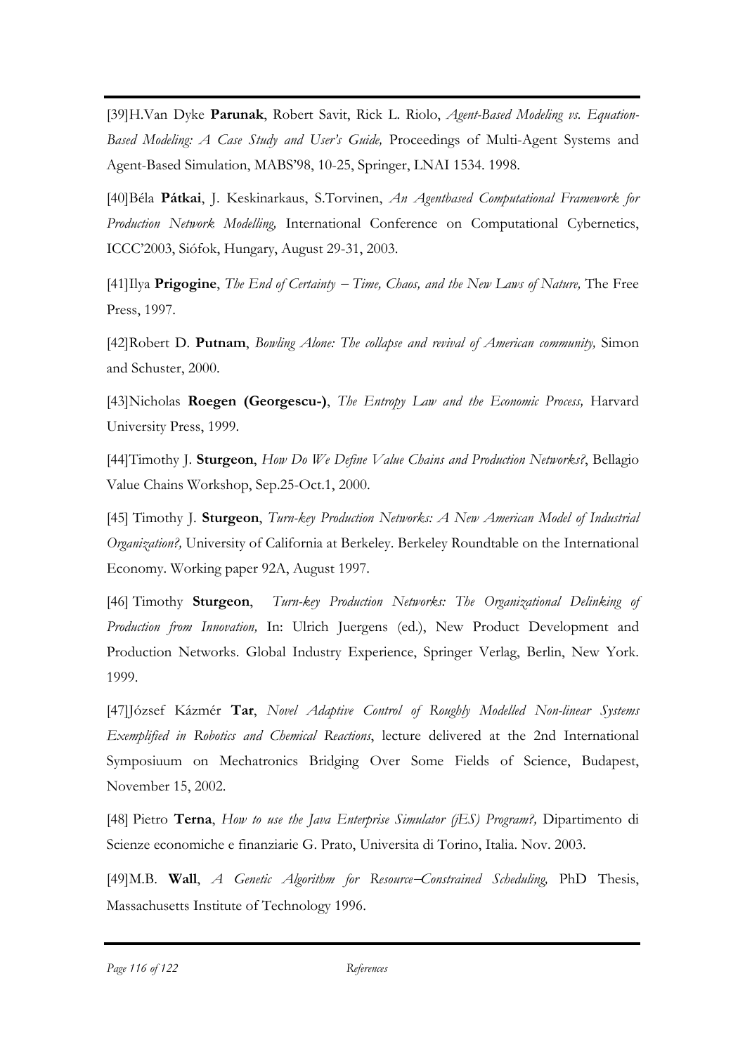[39]H.Van Dyke **Parunak**, Robert Savit, Rick L. Riolo, *Agent-Based Modeling vs. Equation-Based Modeling: A Case Study and User's Guide,* Proceedings of Multi-Agent Systems and Agent-Based Simulation, MABS'98, 10-25, Springer, LNAI 1534. 1998.

[40]Béla **Pátkai**, J. Keskinarkaus, S.Torvinen, *An Agentbased Computational Framework for Production Network Modelling,* International Conference on Computational Cybernetics, ICCC'2003, Siófok, Hungary, August 29-31, 2003.

[41]Ilya **Prigogine**, *The End of Certainty – Time, Chaos, and the New Laws of Nature,* The Free Press, 1997.

[42]Robert D. **Putnam**, *Bowling Alone: The collapse and revival of American community,* Simon and Schuster, 2000.

[43]Nicholas **Roegen (Georgescu-)**, *The Entropy Law and the Economic Process,* Harvard University Press, 1999.

[44]Timothy J. **Sturgeon**, *How Do We Define Value Chains and Production Networks?*, Bellagio Value Chains Workshop, Sep.25-Oct.1, 2000.

[45] Timothy J. **Sturgeon**, *Turn-key Production Networks: A New American Model of Industrial Organization?,* University of California at Berkeley. Berkeley Roundtable on the International Economy. Working paper 92A, August 1997.

[46] Timothy **Sturgeon**, *Turn-key Production Networks: The Organizational Delinking of Production from Innovation,* In: Ulrich Juergens (ed.), New Product Development and Production Networks. Global Industry Experience, Springer Verlag, Berlin, New York. 1999.

[47]József Kázmér **Tar**, *Novel Adaptive Control of Roughly Modelled Non-linear Systems Exemplified in Robotics and Chemical Reactions*, lecture delivered at the 2nd International Symposiuum on Mechatronics Bridging Over Some Fields of Science, Budapest, November 15, 2002.

[48] Pietro **Terna**, *How to use the Java Enterprise Simulator (jES) Program?,* Dipartimento di Scienze economiche e finanziarie G. Prato, Universita di Torino, Italia. Nov. 2003.

[49]M.B. **Wall**, *A Genetic Algorithm for Resource–Constrained Scheduling,* PhD Thesis, Massachusetts Institute of Technology 1996.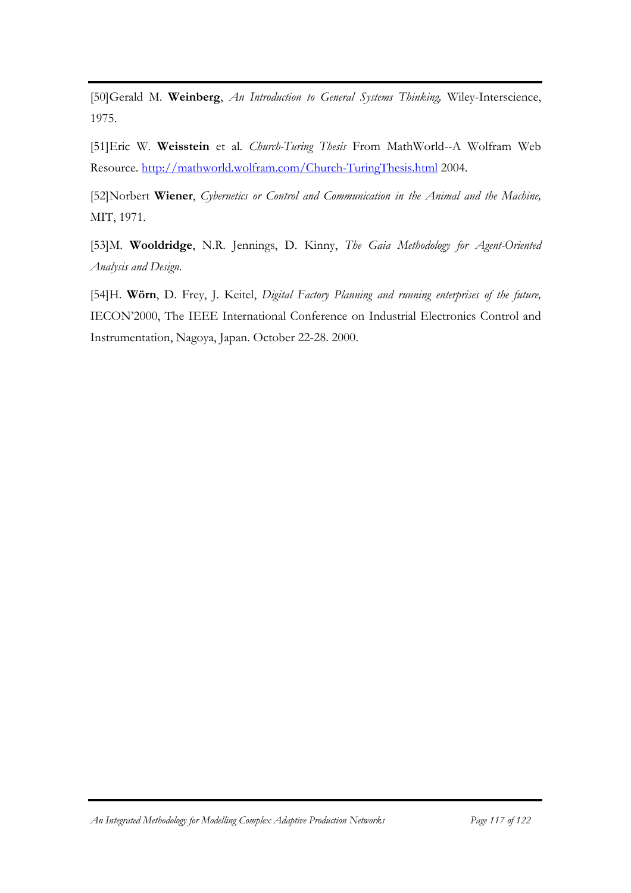[50]Gerald M. **Weinberg**, *An Introduction to General Systems Thinking,* Wiley-Interscience, 1975.

[51]Eric W. **Weisstein** et al. *Church-Turing Thesis* From MathWorld--A Wolfram Web Resource. http://mathworld.wolfram.com/Church-TuringThesis.html 2004.

[52]Norbert **Wiener**, *Cybernetics or Control and Communication in the Animal and the Machine,* MIT, 1971.

[53]M. **Wooldridge**, N.R. Jennings, D. Kinny, *The Gaia Methodology for Agent-Oriented Analysis and Design.*

[54]H. **Wörn**, D. Frey, J. Keitel, *Digital Factory Planning and running enterprises of the future,* IECON'2000, The IEEE International Conference on Industrial Electronics Control and Instrumentation, Nagoya, Japan. October 22-28. 2000.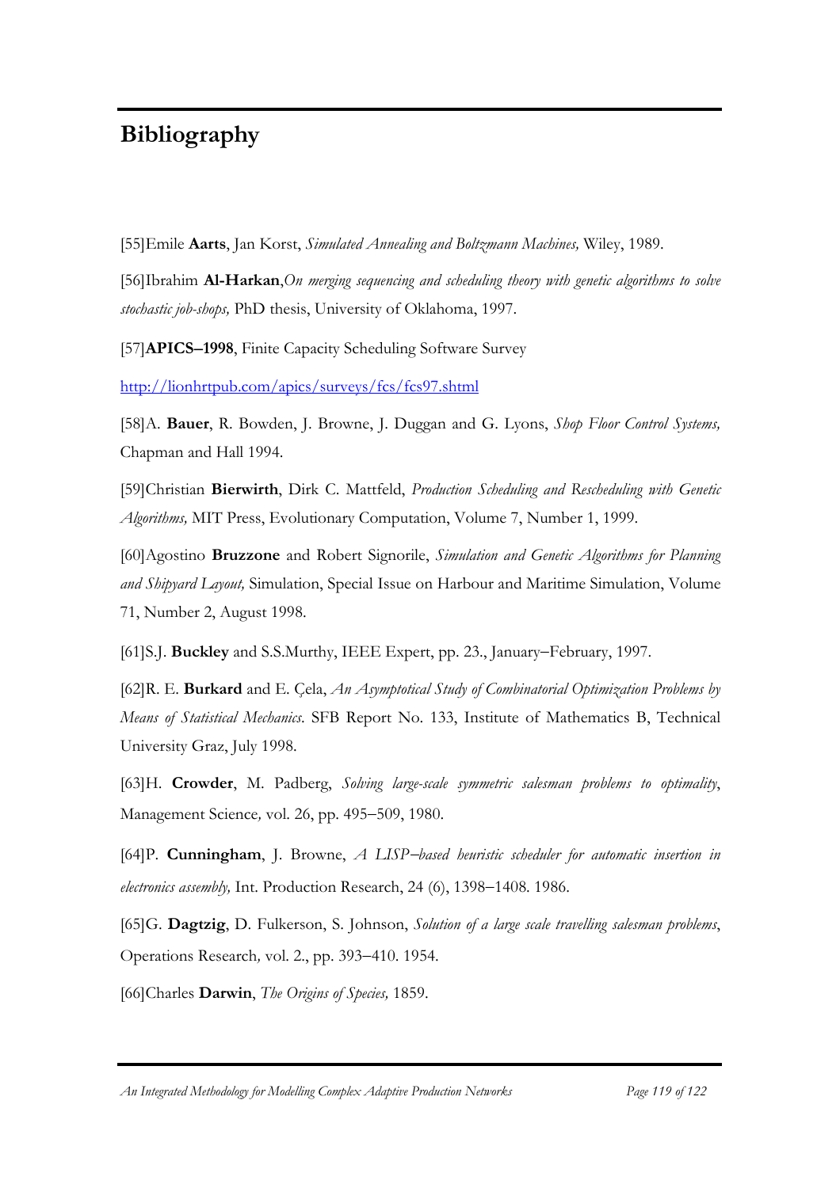# Bibliography

[55]Emile **Aarts**, Jan Korst, *Simulated Annealing and Boltzmann Machines,* Wiley, 1989.

[56]Ibrahim **Al-Harkan**,*On merging sequencing and scheduling theory with genetic algorithms to solve stochastic job-shops,* PhD thesis, University of Oklahoma, 1997.

[57]**APICS–1998**, Finite Capacity Scheduling Software Survey

http://lionhrtpub.com/apics/surveys/fcs/fcs97.shtml

[58]A. **Bauer**, R. Bowden, J. Browne, J. Duggan and G. Lyons, *Shop Floor Control Systems,* Chapman and Hall 1994.

[59]Christian **Bierwirth**, Dirk C. Mattfeld, *Production Scheduling and Rescheduling with Genetic Algorithms,* MIT Press, Evolutionary Computation, Volume 7, Number 1, 1999.

[60]Agostino **Bruzzone** and Robert Signorile, *Simulation and Genetic Algorithms for Planning and Shipyard Layout,* Simulation, Special Issue on Harbour and Maritime Simulation, Volume 71, Number 2, August 1998.

[61]S.J. **Buckley** and S.S.Murthy, IEEE Expert, pp. 23., January–February, 1997.

[62]R. E. **Burkard** and E. Çela, *An Asymptotical Study of Combinatorial Optimization Problems by Means of Statistical Mechanics*. SFB Report No. 133, Institute of Mathematics B, Technical University Graz, July 1998.

[63]H. **Crowder**, M. Padberg, *Solving large-scale symmetric salesman problems to optimality*, Management Science*,* vol. 26, pp. 495–509, 1980.

[64]P. **Cunningham**, J. Browne, *A LISP–based heuristic scheduler for automatic insertion in electronics assembly,* Int. Production Research, 24 (6), 1398–1408. 1986.

[65]G. **Dagtzig**, D. Fulkerson, S. Johnson, *Solution of a large scale travelling salesman problems*, Operations Research*,* vol. 2., pp. 393–410. 1954.

[66]Charles **Darwin**, *The Origins of Species,* 1859.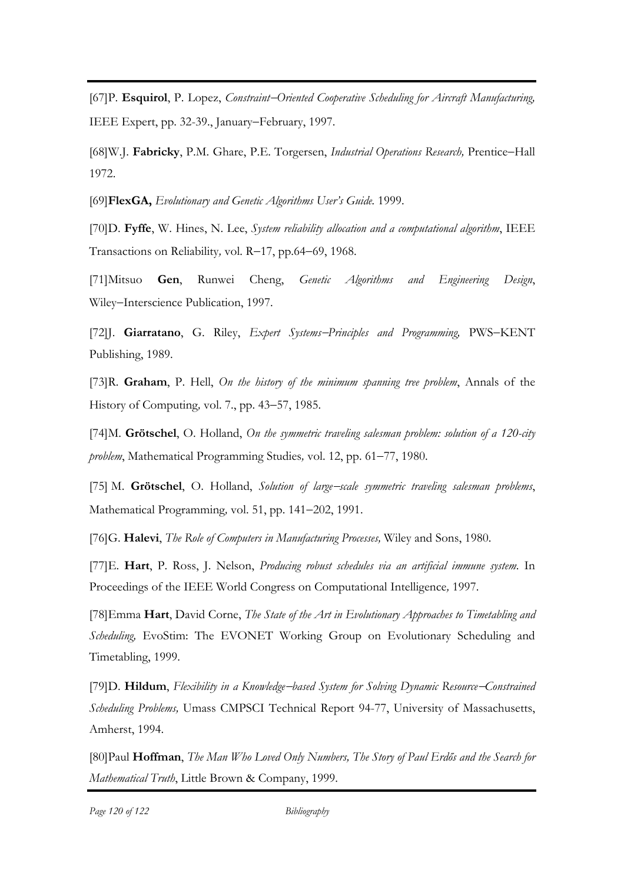[67]P. **Esquirol**, P. Lopez, *Constraint–Oriented Cooperative Scheduling for Aircraft Manufacturing,* IEEE Expert, pp. 32-39., January–February, 1997.

[68]W.J. **Fabricky**, P.M. Ghare, P.E. Torgersen, *Industrial Operations Research,* Prentice–Hall 1972.

[69]**FlexGA,** *Evolutionary and Genetic Algorithms User's Guide.* 1999.

[70]D. **Fyffe**, W. Hines, N. Lee, *System reliability allocation and a computational algorithm*, IEEE Transactions on Reliability*,* vol. R–17, pp.64–69, 1968.

[71]Mitsuo **Gen**, Runwei Cheng, *Genetic Algorithms and Engineering Design*, Wiley–Interscience Publication, 1997.

[72]J. **Giarratano**, G. Riley, *Expert Systems–Principles and Programming,* PWS–KENT Publishing, 1989.

[73]R. **Graham**, P. Hell, *On the history of the minimum spanning tree problem*, Annals of the History of Computing*,* vol. 7., pp. 43–57, 1985.

[74]M. **Grötschel**, O. Holland, *On the symmetric traveling salesman problem: solution of a 120-city problem*, Mathematical Programming Studies*,* vol. 12, pp. 61–77, 1980.

[75] M. **Grötschel**, O. Holland, *Solution of large–scale symmetric traveling salesman problems*, Mathematical Programming*,* vol. 51, pp. 141–202, 1991.

[76]G. **Halevi**, *The Role of Computers in Manufacturing Processes,* Wiley and Sons, 1980.

[77]E. **Hart**, P. Ross, J. Nelson, *Producing robust schedules via an artificial immune system.* In Proceedings of the IEEE World Congress on Computational Intelligence*,* 1997.

[78]Emma **Hart**, David Corne, *The State of the Art in Evolutionary Approaches to Timetabling and Scheduling,* EvoStim: The EVONET Working Group on Evolutionary Scheduling and Timetabling, 1999.

[79]D. **Hildum**, *Flexibility in a Knowledge–based System for Solving Dynamic Resource–Constrained Scheduling Problems,* Umass CMPSCI Technical Report 94-77, University of Massachusetts, Amherst, 1994.

[80]Paul **Hoffman**, *The Man Who Loved Only Numbers, The Story of Paul Erdős and the Search for Mathematical Truth*, Little Brown & Company, 1999.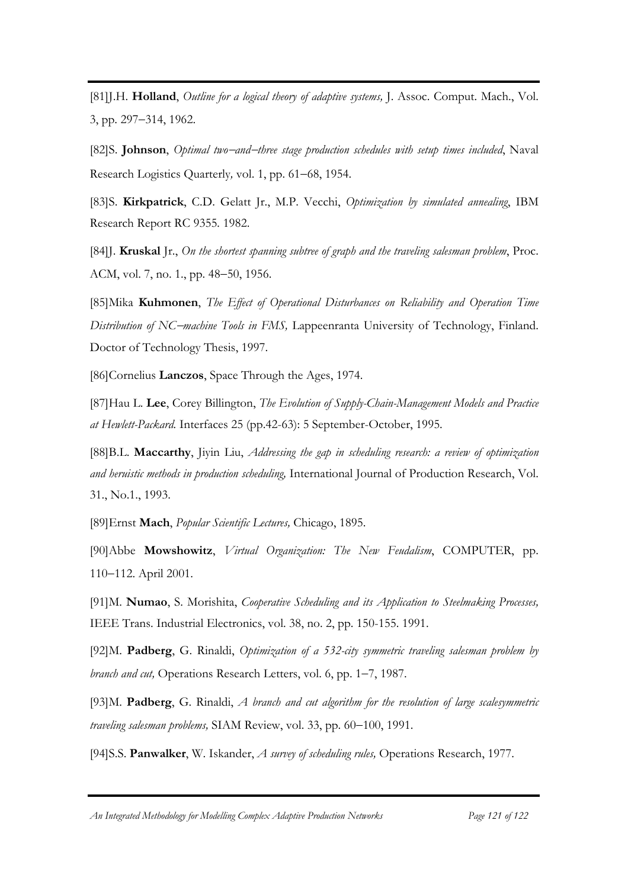[81]J.H. **Holland**, *Outline for a logical theory of adaptive systems,* J. Assoc. Comput. Mach., Vol. 3, pp. 297–314, 1962.

[82]S. **Johnson**, *Optimal two–and–three stage production schedules with setup times included*, Naval Research Logistics Quarterly*,* vol. 1, pp. 61–68, 1954.

[83]S. **Kirkpatrick**, C.D. Gelatt Jr., M.P. Vecchi, *Optimization by simulated annealing*, IBM Research Report RC 9355. 1982.

[84]J. **Kruskal** Jr., *On the shortest spanning subtree of graph and the traveling salesman problem*, Proc. ACM, vol. 7, no. 1., pp. 48–50, 1956.

[85]Mika **Kuhmonen**, *The Effect of Operational Disturbances on Reliability and Operation Time Distribution of NC–machine Tools in FMS,* Lappeenranta University of Technology, Finland. Doctor of Technology Thesis, 1997.

[86]Cornelius **Lanczos**, Space Through the Ages, 1974.

[87]Hau L. **Lee**, Corey Billington, *The Evolution of Supply-Chain-Management Models and Practice at Hewlett-Packard.* Interfaces 25 (pp.42-63): 5 September-October, 1995.

[88]B.L. **Maccarthy**, Jiyin Liu, *Addressing the gap in scheduling research: a review of optimization and heruistic methods in production scheduling,* International Journal of Production Research, Vol. 31., No.1., 1993.

[89]Ernst **Mach**, *Popular Scientific Lectures,* Chicago, 1895.

[90]Abbe **Mowshowitz**, *Virtual Organization: The New Feudalism*, COMPUTER, pp. 110–112. April 2001.

[91]M. **Numao**, S. Morishita, *Cooperative Scheduling and its Application to Steelmaking Processes,* IEEE Trans. Industrial Electronics, vol. 38, no. 2, pp. 150-155. 1991.

[92]M. **Padberg**, G. Rinaldi, *Optimization of a 532-city symmetric traveling salesman problem by branch and cut,* Operations Research Letters, vol. 6, pp. 1–7, 1987.

[93]M. **Padberg**, G. Rinaldi, *A branch and cut algorithm for the resolution of large scalesymmetric traveling salesman problems,* SIAM Review, vol. 33, pp. 60–100, 1991.

[94]S.S. **Panwalker**, W. Iskander, *A survey of scheduling rules,* Operations Research, 1977.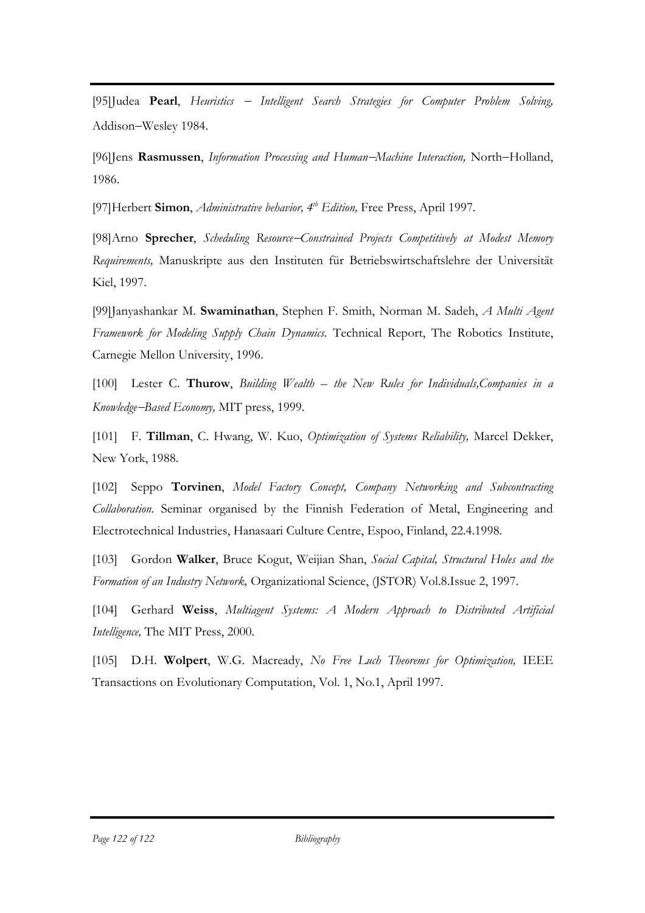[95]Judea **Pearl**, *Heuristics – Intelligent Search Strategies for Computer Problem Solving,* Addison–Wesley 1984.

[96]Jens **Rasmussen**, *Information Processing and Human–Machine Interaction,* North–Holland, 1986.

[97]Herbert **Simon**, *Administrative behavior, 4th Edition,* Free Press, April 1997.

[98]Arno **Sprecher**, *Scheduling Resource–Constrained Projects Competitively at Modest Memory Requirements,* Manuskripte aus den Instituten für Betriebswirtschaftslehre der Universität Kiel, 1997.

[99]Janyashankar M. **Swaminathan**, Stephen F. Smith, Norman M. Sadeh, *A Multi Agent Framework for Modeling Supply Chain Dynamics.* Technical Report, The Robotics Institute, Carnegie Mellon University, 1996.

[100] Lester C. **Thurow**, *Building Wealth – the New Rules for Individuals,Companies in a Knowledge–Based Economy,* MIT press, 1999.

[101] F. **Tillman**, C. Hwang, W. Kuo, *Optimization of Systems Reliability,* Marcel Dekker, New York, 1988.

[102] Seppo **Torvinen**, *Model Factory Concept, Company Networking and Subcontracting Collaboration.* Seminar organised by the Finnish Federation of Metal, Engineering and Electrotechnical Industries, Hanasaari Culture Centre, Espoo, Finland, 22.4.1998.

[103] Gordon **Walker**, Bruce Kogut, Weijian Shan, *Social Capital, Structural Holes and the Formation of an Industry Network,* Organizational Science, (JSTOR) Vol.8.Issue 2, 1997.

[104] Gerhard **Weiss**, *Multiagent Systems: A Modern Approach to Distributed Artificial Intelligence,* The MIT Press, 2000.

[105] D.H. **Wolpert**, W.G. Macready, *No Free Luch Theorems for Optimization,* IEEE Transactions on Evolutionary Computation, Vol. 1, No.1, April 1997.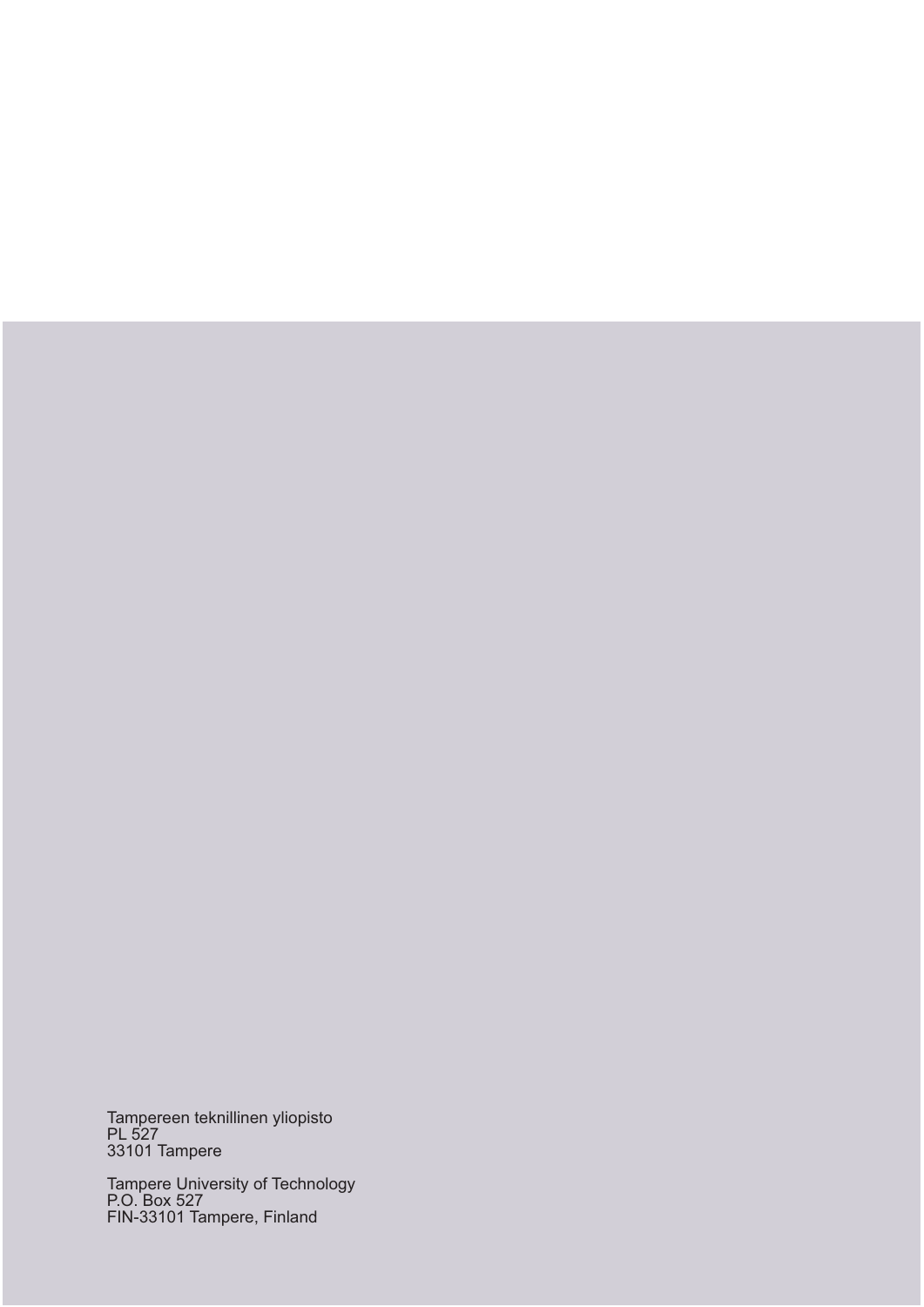Tampereen teknillinen yliopisto
PL 527
33101 Tampere

Tampere University of Technology
P.O. Box 527
FIN-33101 Tampere, Finland